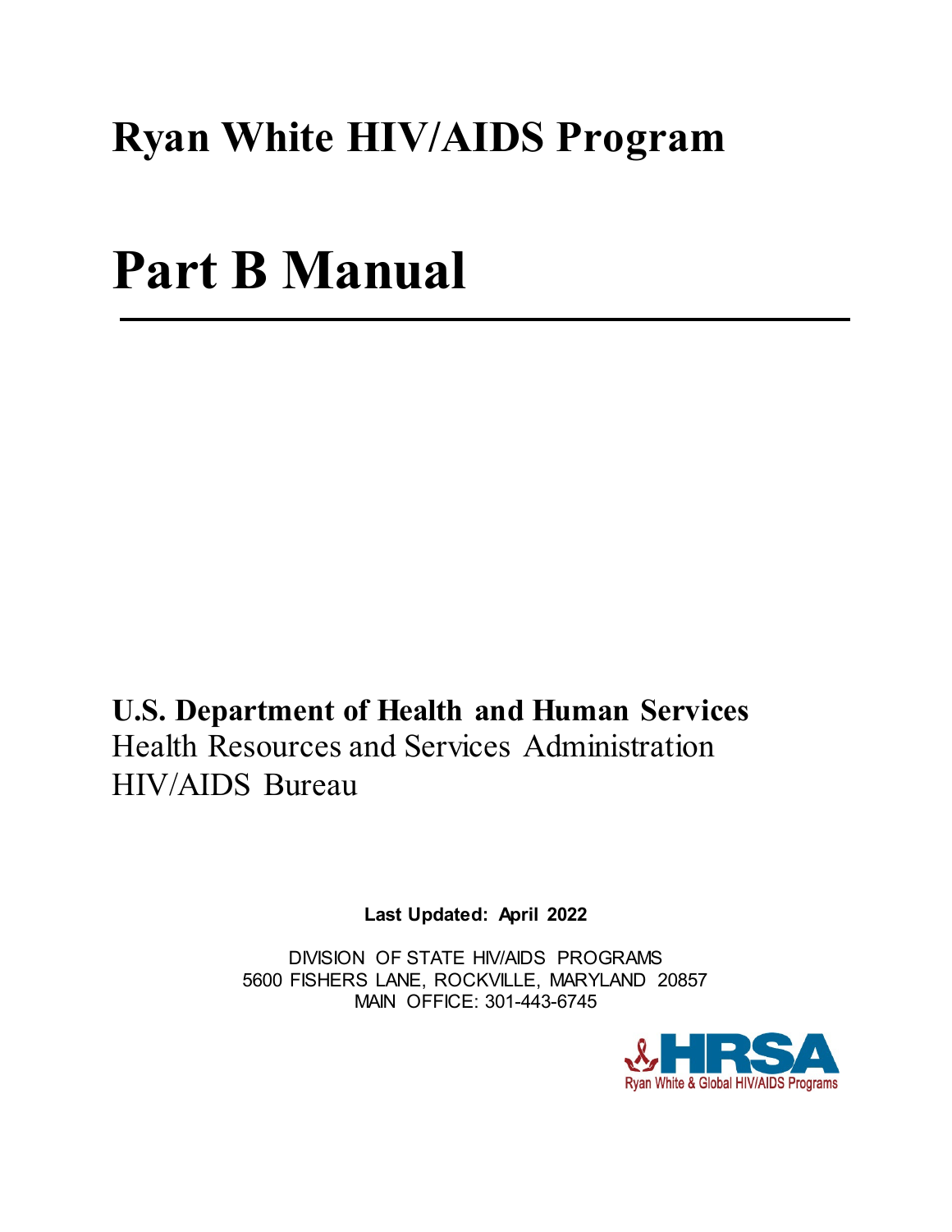# Ryan White HIV/AIDS Program

# Part B Manual

---

**U.S. Department of Health and Human Services**
Health Resources and Services Administration
HIV/AIDS Bureau

**Last Updated: April 2022**

DIVISION OF STATE HIV/AIDS PROGRAMS
5600 FISHERS LANE, ROCKVILLE, MARYLAND 20857
MAIN OFFICE: 301-443-6745

HRSA
Ryan White & Global HIV/AIDS Programs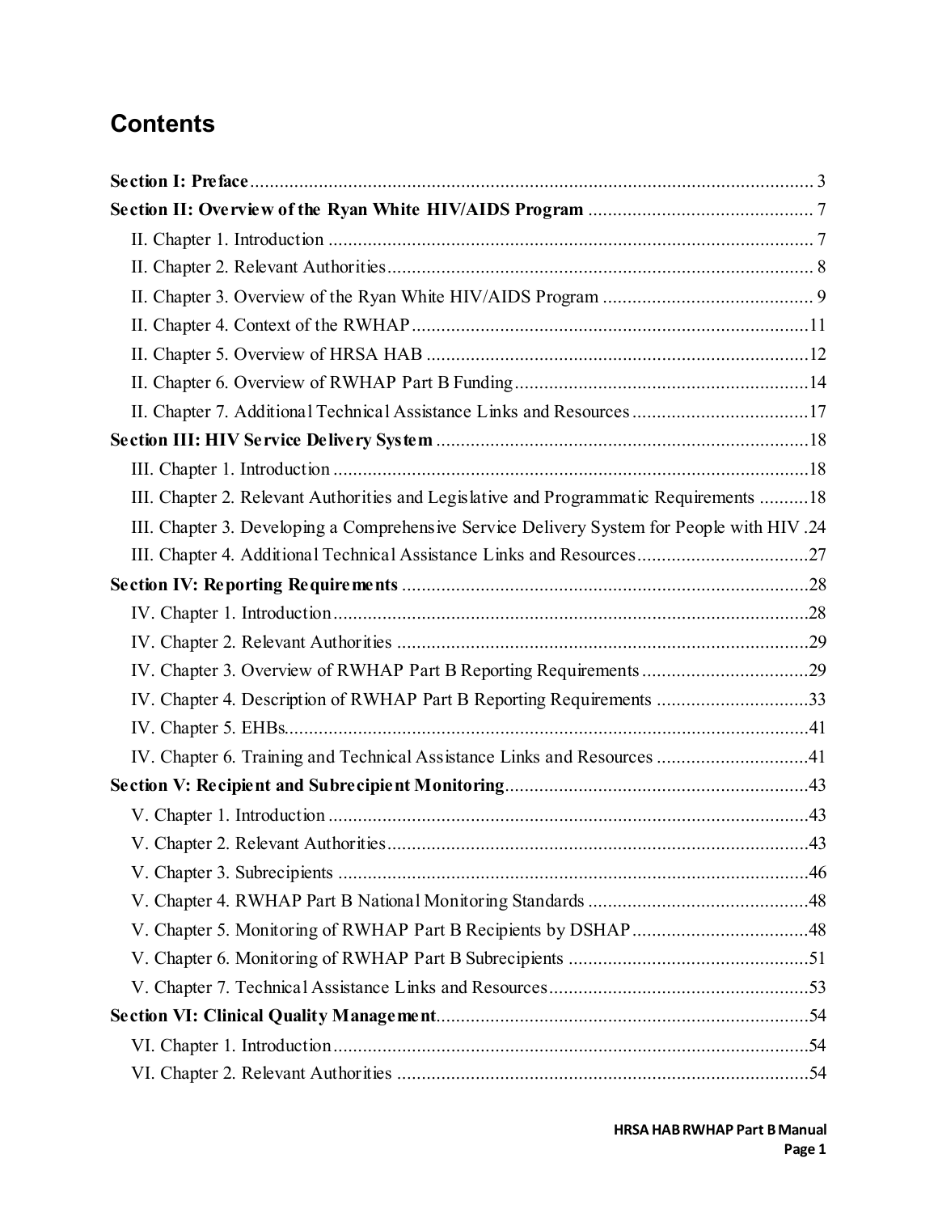# Contents

**Section I: Preface** .......... 3

**Section II: Overview of the Ryan White HIV/AIDS Program** .......... 7

- II. Chapter 1. Introduction .......... 7
- II. Chapter 2. Relevant Authorities .......... 8
- II. Chapter 3. Overview of the Ryan White HIV/AIDS Program .......... 9
- II. Chapter 4. Context of the RWHAP .......... 11
- II. Chapter 5. Overview of HRSA HAB .......... 12
- II. Chapter 6. Overview of RWHAP Part B Funding .......... 14
- II. Chapter 7. Additional Technical Assistance Links and Resources .......... 17

**Section III: HIV Service Delivery System** .......... 18

- III. Chapter 1. Introduction .......... 18
- III. Chapter 2. Relevant Authorities and Legislative and Programmatic Requirements .......... 18
- III. Chapter 3. Developing a Comprehensive Service Delivery System for People with HIV .24
- III. Chapter 4. Additional Technical Assistance Links and Resources .......... 27

**Section IV: Reporting Requirements** .......... 28

- IV. Chapter 1. Introduction .......... 28
- IV. Chapter 2. Relevant Authorities .......... 29
- IV. Chapter 3. Overview of RWHAP Part B Reporting Requirements .......... 29
- IV. Chapter 4. Description of RWHAP Part B Reporting Requirements .......... 33
- IV. Chapter 5. EHBs .......... 41
- IV. Chapter 6. Training and Technical Assistance Links and Resources .......... 41

**Section V: Recipient and Subrecipient Monitoring** .......... 43

- V. Chapter 1. Introduction .......... 43
- V. Chapter 2. Relevant Authorities .......... 43
- V. Chapter 3. Subrecipients .......... 46
- V. Chapter 4. RWHAP Part B National Monitoring Standards .......... 48
- V. Chapter 5. Monitoring of RWHAP Part B Recipients by DSHAP .......... 48
- V. Chapter 6. Monitoring of RWHAP Part B Subrecipients .......... 51
- V. Chapter 7. Technical Assistance Links and Resources .......... 53

**Section VI: Clinical Quality Management** .......... 54

- VI. Chapter 1. Introduction .......... 54
- VI. Chapter 2. Relevant Authorities .......... 54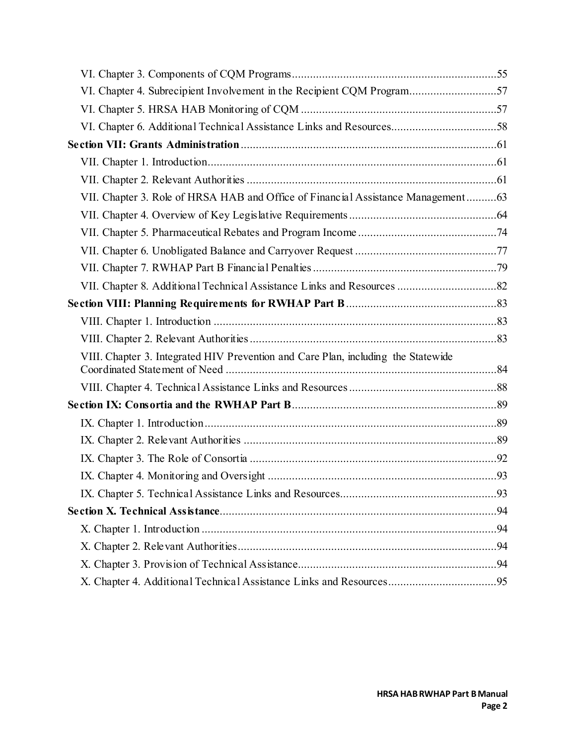VI. Chapter 3. Components of CQM Programs....................................................................55

VI. Chapter 4. Subrecipient Involvement in the Recipient CQM Program.............................57

VI. Chapter 5. HRSA HAB Monitoring of CQM ..................................................................57

VI. Chapter 6. Additional Technical Assistance Links and Resources....................................58

**Section VII: Grants Administration**.......................................................................................61

VII. Chapter 1. Introduction..................................................................................................61

VII. Chapter 2. Relevant Authorities ....................................................................................61

VII. Chapter 3. Role of HRSA HAB and Office of Financial Assistance Management..........63

VII. Chapter 4. Overview of Key Legislative Requirements..................................................64

VII. Chapter 5. Pharmaceutical Rebates and Program Income ..............................................74

VII. Chapter 6. Unobligated Balance and Carryover Request ...............................................77

VII. Chapter 7. RWHAP Part B Financial Penalties.............................................................79

VII. Chapter 8. Additional Technical Assistance Links and Resources .................................82

**Section VIII: Planning Requirements for RWHAP Part B**..................................................83

VIII. Chapter 1. Introduction ...............................................................................................83

VIII. Chapter 2. Relevant Authorities..................................................................................83

VIII. Chapter 3. Integrated HIV Prevention and Care Plan, including the Statewide Coordinated Statement of Need ...........................................................................................84

VIII. Chapter 4. Technical Assistance Links and Resources.................................................88

**Section IX: Consortia and the RWHAP Part B**....................................................................89

IX. Chapter 1. Introduction..................................................................................................89

IX. Chapter 2. Relevant Authorities .....................................................................................89

IX. Chapter 3. The Role of Consortia ..................................................................................92

IX. Chapter 4. Monitoring and Oversight .............................................................................93

IX. Chapter 5. Technical Assistance Links and Resources.....................................................93

**Section X. Technical Assistance**............................................................................................94

X. Chapter 1. Introduction ...................................................................................................94

X. Chapter 2. Relevant Authorities.......................................................................................94

X. Chapter 3. Provision of Technical Assistance..................................................................94

X. Chapter 4. Additional Technical Assistance Links and Resources....................................95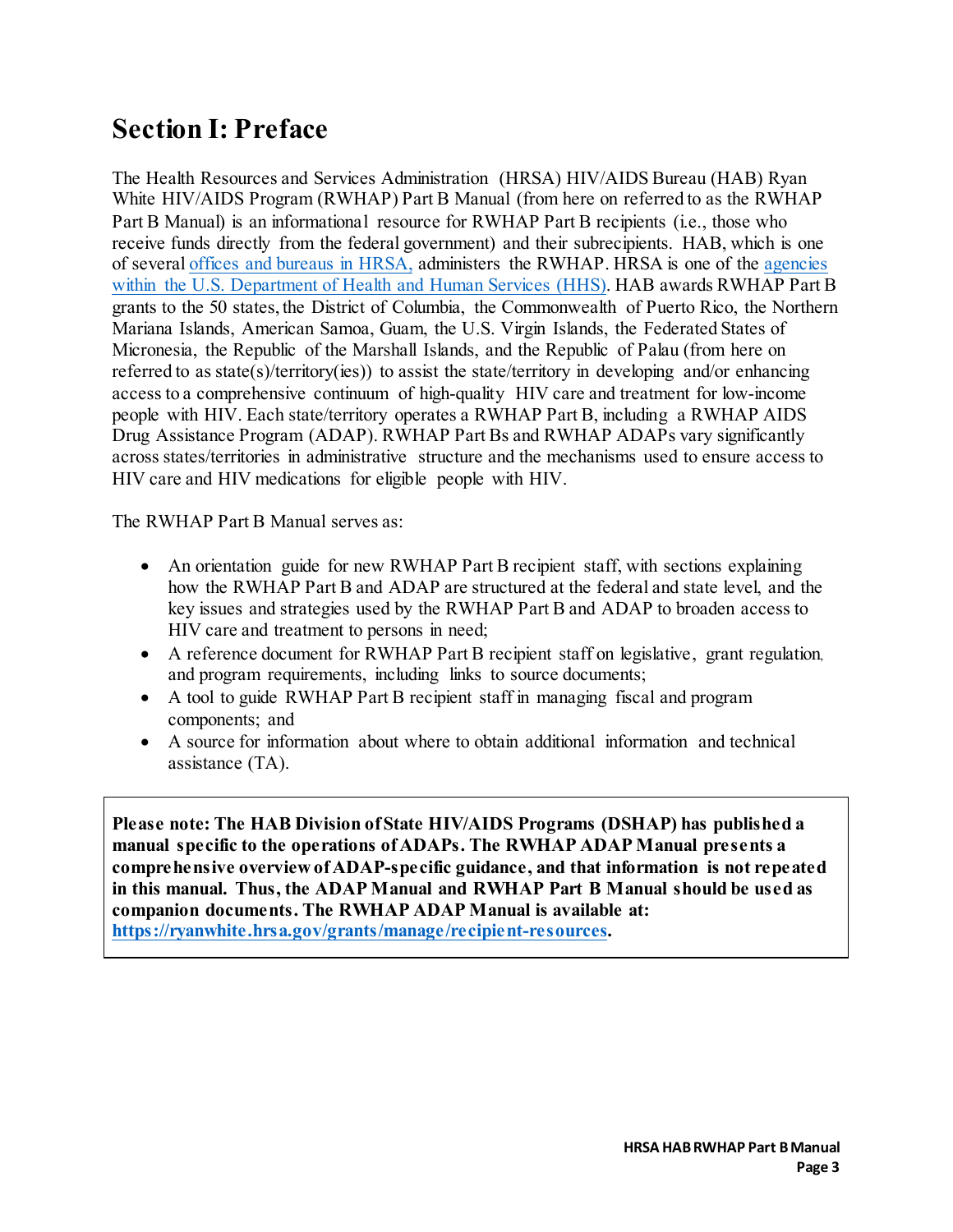# Section I: Preface

The Health Resources and Services Administration (HRSA) HIV/AIDS Bureau (HAB) Ryan White HIV/AIDS Program (RWHAP) Part B Manual (from here on referred to as the RWHAP Part B Manual) is an informational resource for RWHAP Part B recipients (i.e., those who receive funds directly from the federal government) and their subrecipients. HAB, which is one of several [offices and bureaus in HRSA,](https://www.hrsa.gov) administers the RWHAP. HRSA is one of the [agencies within the U.S. Department of Health and Human Services (HHS)](https://www.hhs.gov). HAB awards RWHAP Part B grants to the 50 states, the District of Columbia, the Commonwealth of Puerto Rico, the Northern Mariana Islands, American Samoa, Guam, the U.S. Virgin Islands, the Federated States of Micronesia, the Republic of the Marshall Islands, and the Republic of Palau (from here on referred to as state(s)/territory(ies)) to assist the state/territory in developing and/or enhancing access to a comprehensive continuum of high-quality HIV care and treatment for low-income people with HIV. Each state/territory operates a RWHAP Part B, including a RWHAP AIDS Drug Assistance Program (ADAP). RWHAP Part Bs and RWHAP ADAPs vary significantly across states/territories in administrative structure and the mechanisms used to ensure access to HIV care and HIV medications for eligible people with HIV.

The RWHAP Part B Manual serves as:

- An orientation guide for new RWHAP Part B recipient staff, with sections explaining how the RWHAP Part B and ADAP are structured at the federal and state level, and the key issues and strategies used by the RWHAP Part B and ADAP to broaden access to HIV care and treatment to persons in need;
- A reference document for RWHAP Part B recipient staff on legislative, grant regulation, and program requirements, including links to source documents;
- A tool to guide RWHAP Part B recipient staff in managing fiscal and program components; and
- A source for information about where to obtain additional information and technical assistance (TA).

**Please note: The HAB Division of State HIV/AIDS Programs (DSHAP) has published a manual specific to the operations of ADAPs. The RWHAP ADAP Manual presents a comprehensive overview of ADAP-specific guidance, and that information is not repeated in this manual. Thus, the ADAP Manual and RWHAP Part B Manual should be used as companion documents. The RWHAP ADAP Manual is available at: [https://ryanwhite.hrsa.gov/grants/manage/recipient-resources](https://ryanwhite.hrsa.gov/grants/manage/recipient-resources).**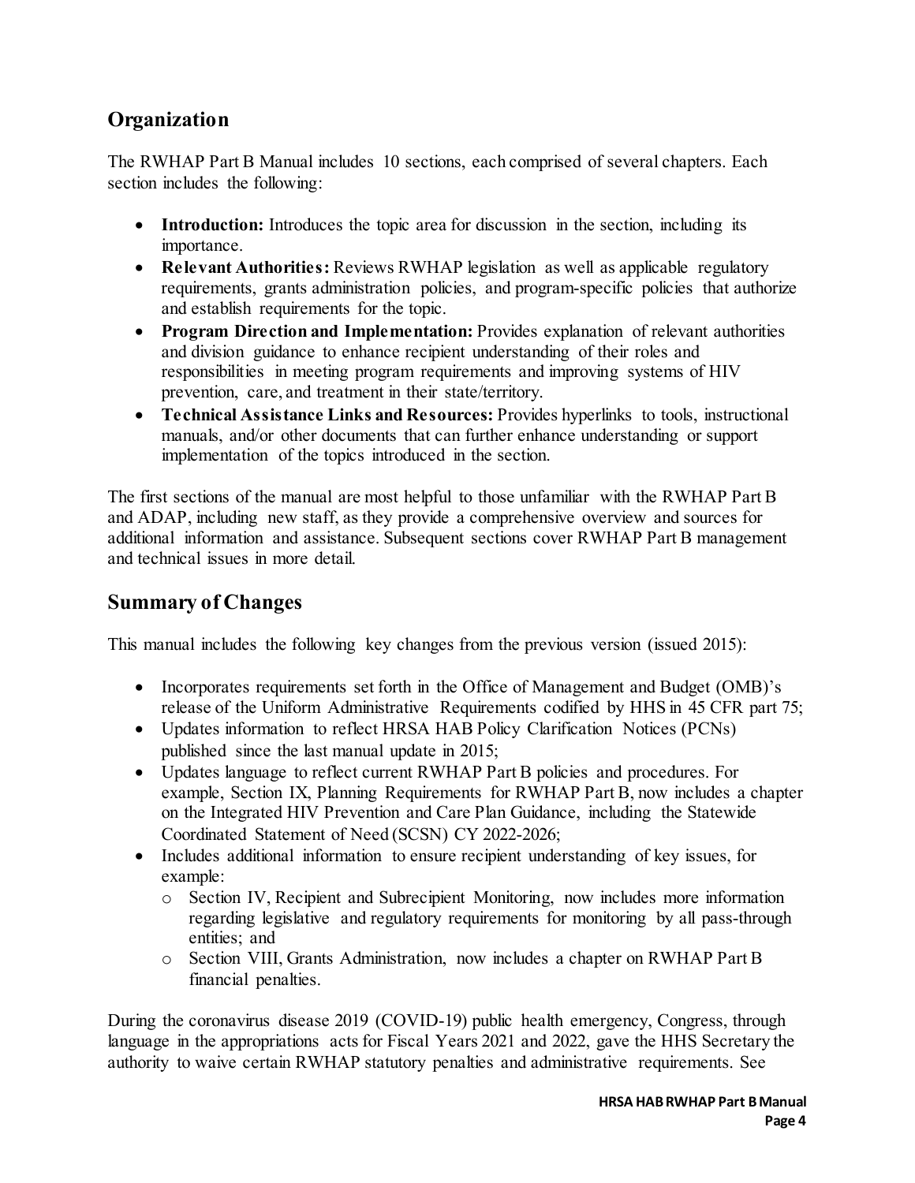## Organization

The RWHAP Part B Manual includes 10 sections, each comprised of several chapters. Each section includes the following:

- **Introduction:** Introduces the topic area for discussion in the section, including its importance.
- **Relevant Authorities:** Reviews RWHAP legislation as well as applicable regulatory requirements, grants administration policies, and program-specific policies that authorize and establish requirements for the topic.
- **Program Direction and Implementation:** Provides explanation of relevant authorities and division guidance to enhance recipient understanding of their roles and responsibilities in meeting program requirements and improving systems of HIV prevention, care, and treatment in their state/territory.
- **Technical Assistance Links and Resources:** Provides hyperlinks to tools, instructional manuals, and/or other documents that can further enhance understanding or support implementation of the topics introduced in the section.

The first sections of the manual are most helpful to those unfamiliar with the RWHAP Part B and ADAP, including new staff, as they provide a comprehensive overview and sources for additional information and assistance. Subsequent sections cover RWHAP Part B management and technical issues in more detail.

## Summary of Changes

This manual includes the following key changes from the previous version (issued 2015):

- Incorporates requirements set forth in the Office of Management and Budget (OMB)'s release of the Uniform Administrative Requirements codified by HHS in 45 CFR part 75;
- Updates information to reflect HRSA HAB Policy Clarification Notices (PCNs) published since the last manual update in 2015;
- Updates language to reflect current RWHAP Part B policies and procedures. For example, Section IX, Planning Requirements for RWHAP Part B, now includes a chapter on the Integrated HIV Prevention and Care Plan Guidance, including the Statewide Coordinated Statement of Need (SCSN) CY 2022-2026;
- Includes additional information to ensure recipient understanding of key issues, for example:
  - Section IV, Recipient and Subrecipient Monitoring, now includes more information regarding legislative and regulatory requirements for monitoring by all pass-through entities; and
  - Section VIII, Grants Administration, now includes a chapter on RWHAP Part B financial penalties.

During the coronavirus disease 2019 (COVID-19) public health emergency, Congress, through language in the appropriations acts for Fiscal Years 2021 and 2022, gave the HHS Secretary the authority to waive certain RWHAP statutory penalties and administrative requirements. See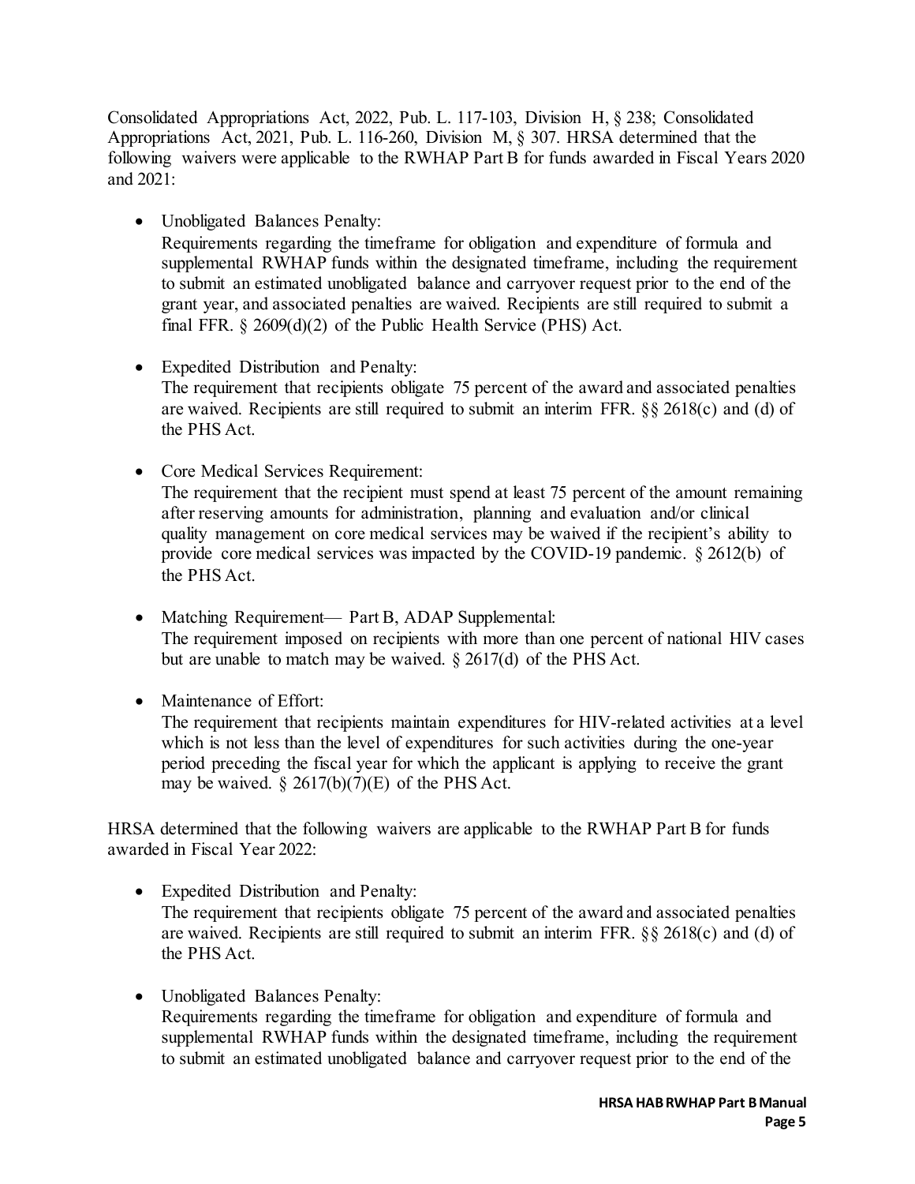Consolidated Appropriations Act, 2022, Pub. L. 117-103, Division H, § 238; Consolidated Appropriations Act, 2021, Pub. L. 116-260, Division M, § 307. HRSA determined that the following waivers were applicable to the RWHAP Part B for funds awarded in Fiscal Years 2020 and 2021:

- Unobligated Balances Penalty:
  Requirements regarding the timeframe for obligation and expenditure of formula and supplemental RWHAP funds within the designated timeframe, including the requirement to submit an estimated unobligated balance and carryover request prior to the end of the grant year, and associated penalties are waived. Recipients are still required to submit a final FFR. § 2609(d)(2) of the Public Health Service (PHS) Act.

- Expedited Distribution and Penalty:
  The requirement that recipients obligate 75 percent of the award and associated penalties are waived. Recipients are still required to submit an interim FFR. §§ 2618(c) and (d) of the PHS Act.

- Core Medical Services Requirement:
  The requirement that the recipient must spend at least 75 percent of the amount remaining after reserving amounts for administration, planning and evaluation and/or clinical quality management on core medical services may be waived if the recipient's ability to provide core medical services was impacted by the COVID-19 pandemic. § 2612(b) of the PHS Act.

- Matching Requirement— Part B, ADAP Supplemental:
  The requirement imposed on recipients with more than one percent of national HIV cases but are unable to match may be waived. § 2617(d) of the PHS Act.

- Maintenance of Effort:
  The requirement that recipients maintain expenditures for HIV-related activities at a level which is not less than the level of expenditures for such activities during the one-year period preceding the fiscal year for which the applicant is applying to receive the grant may be waived. § 2617(b)(7)(E) of the PHS Act.

HRSA determined that the following waivers are applicable to the RWHAP Part B for funds awarded in Fiscal Year 2022:

- Expedited Distribution and Penalty:
  The requirement that recipients obligate 75 percent of the award and associated penalties are waived. Recipients are still required to submit an interim FFR. §§ 2618(c) and (d) of the PHS Act.

- Unobligated Balances Penalty:
  Requirements regarding the timeframe for obligation and expenditure of formula and supplemental RWHAP funds within the designated timeframe, including the requirement to submit an estimated unobligated balance and carryover request prior to the end of the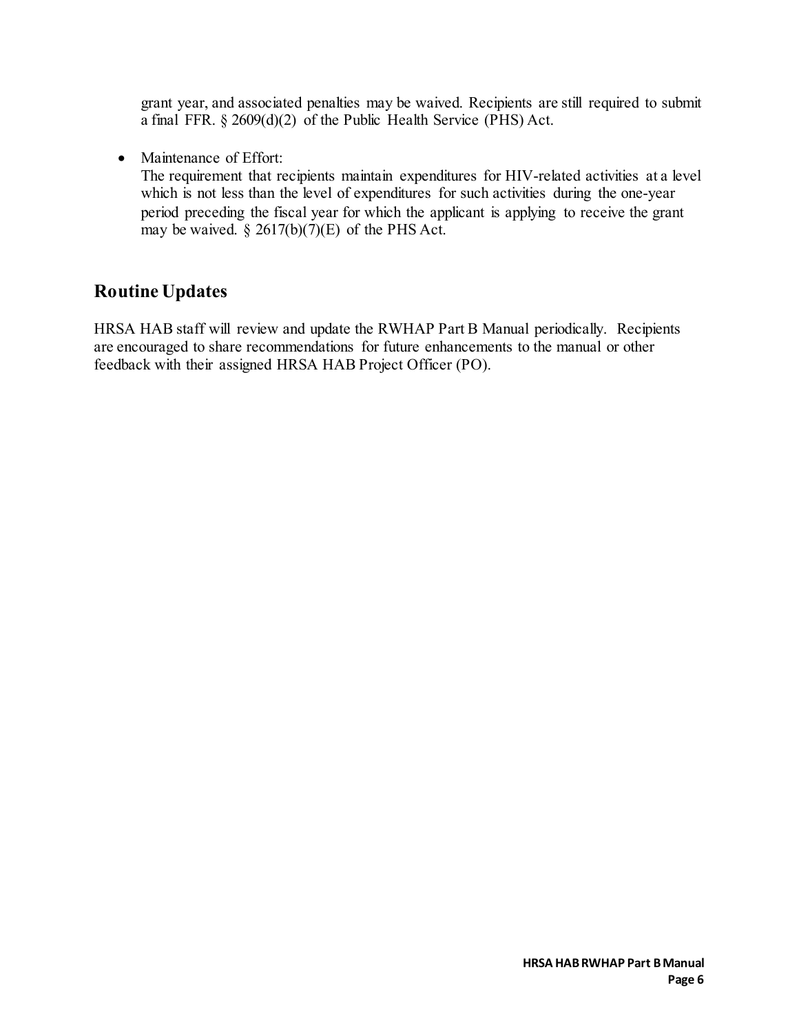grant year, and associated penalties may be waived. Recipients are still required to submit a final FFR. § 2609(d)(2) of the Public Health Service (PHS) Act.

- Maintenance of Effort:
  The requirement that recipients maintain expenditures for HIV-related activities at a level which is not less than the level of expenditures for such activities during the one-year period preceding the fiscal year for which the applicant is applying to receive the grant may be waived. § 2617(b)(7)(E) of the PHS Act.

## Routine Updates

HRSA HAB staff will review and update the RWHAP Part B Manual periodically. Recipients are encouraged to share recommendations for future enhancements to the manual or other feedback with their assigned HRSA HAB Project Officer (PO).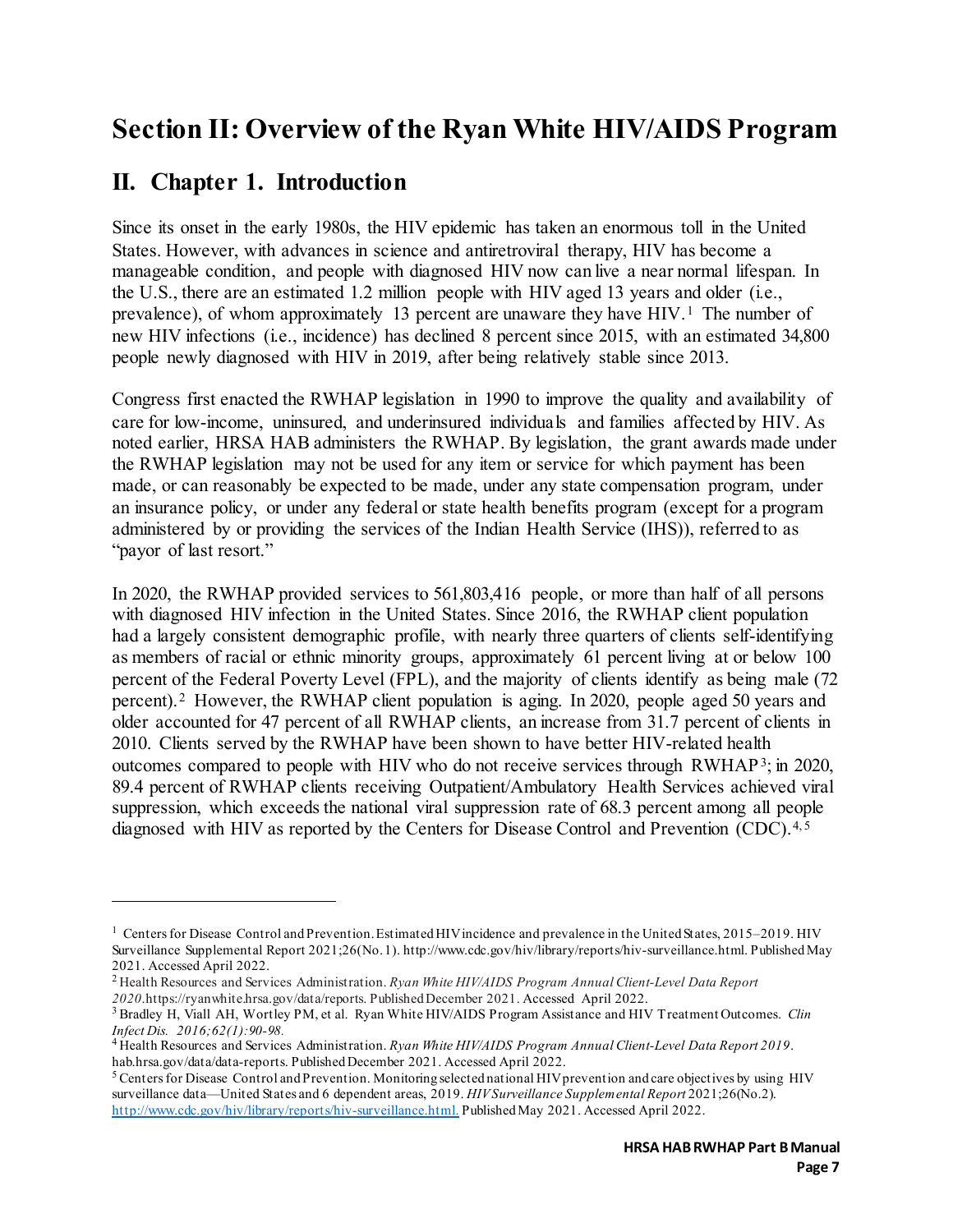# Section II: Overview of the Ryan White HIV/AIDS Program

## II. Chapter 1. Introduction

Since its onset in the early 1980s, the HIV epidemic has taken an enormous toll in the United States. However, with advances in science and antiretroviral therapy, HIV has become a manageable condition, and people with diagnosed HIV now can live a near normal lifespan. In the U.S., there are an estimated 1.2 million people with HIV aged 13 years and older (i.e., prevalence), of whom approximately 13 percent are unaware they have HIV.[1] The number of new HIV infections (i.e., incidence) has declined 8 percent since 2015, with an estimated 34,800 people newly diagnosed with HIV in 2019, after being relatively stable since 2013.

Congress first enacted the RWHAP legislation in 1990 to improve the quality and availability of care for low-income, uninsured, and underinsured individuals and families affected by HIV. As noted earlier, HRSA HAB administers the RWHAP. By legislation, the grant awards made under the RWHAP legislation may not be used for any item or service for which payment has been made, or can reasonably be expected to be made, under any state compensation program, under an insurance policy, or under any federal or state health benefits program (except for a program administered by or providing the services of the Indian Health Service (IHS)), referred to as "payor of last resort."

In 2020, the RWHAP provided services to 561,803,416 people, or more than half of all persons with diagnosed HIV infection in the United States. Since 2016, the RWHAP client population had a largely consistent demographic profile, with nearly three quarters of clients self-identifying as members of racial or ethnic minority groups, approximately 61 percent living at or below 100 percent of the Federal Poverty Level (FPL), and the majority of clients identify as being male (72 percent).[2] However, the RWHAP client population is aging. In 2020, people aged 50 years and older accounted for 47 percent of all RWHAP clients, an increase from 31.7 percent of clients in 2010. Clients served by the RWHAP have been shown to have better HIV-related health outcomes compared to people with HIV who do not receive services through RWHAP[3]; in 2020, 89.4 percent of RWHAP clients receiving Outpatient/Ambulatory Health Services achieved viral suppression, which exceeds the national viral suppression rate of 68.3 percent among all people diagnosed with HIV as reported by the Centers for Disease Control and Prevention (CDC).[4,5]

---

[1] Centers for Disease Control and Prevention. Estimated HIV incidence and prevalence in the United States, 2015–2019. HIV Surveillance Supplemental Report 2021;26(No. 1). http://www.cdc.gov/hiv/library/reports/hiv-surveillance.html. Published May 2021. Accessed April 2022.

[2] Health Resources and Services Administration. *Ryan White HIV/AIDS Program Annual Client-Level Data Report 2020*. https://ryanwhite.hrsa.gov/data/reports. Published December 2021. Accessed April 2022.

[3] Bradley H, Viall AH, Wortley PM, et al. Ryan White HIV/AIDS Program Assistance and HIV Treatment Outcomes. *Clin Infect Dis. 2016;62(1):90-98.*

[4] Health Resources and Services Administration. *Ryan White HIV/AIDS Program Annual Client-Level Data Report 2019*. hab.hrsa.gov/data/data-reports. Published December 2021. Accessed April 2022.

[5] Centers for Disease Control and Prevention. Monitoring selected national HIV prevention and care objectives by using HIV surveillance data—United States and 6 dependent areas, 2019. *HIV Surveillance Supplemental Report* 2021;26(No.2). http://www.cdc.gov/hiv/library/reports/hiv-surveillance.html. Published May 2021. Accessed April 2022.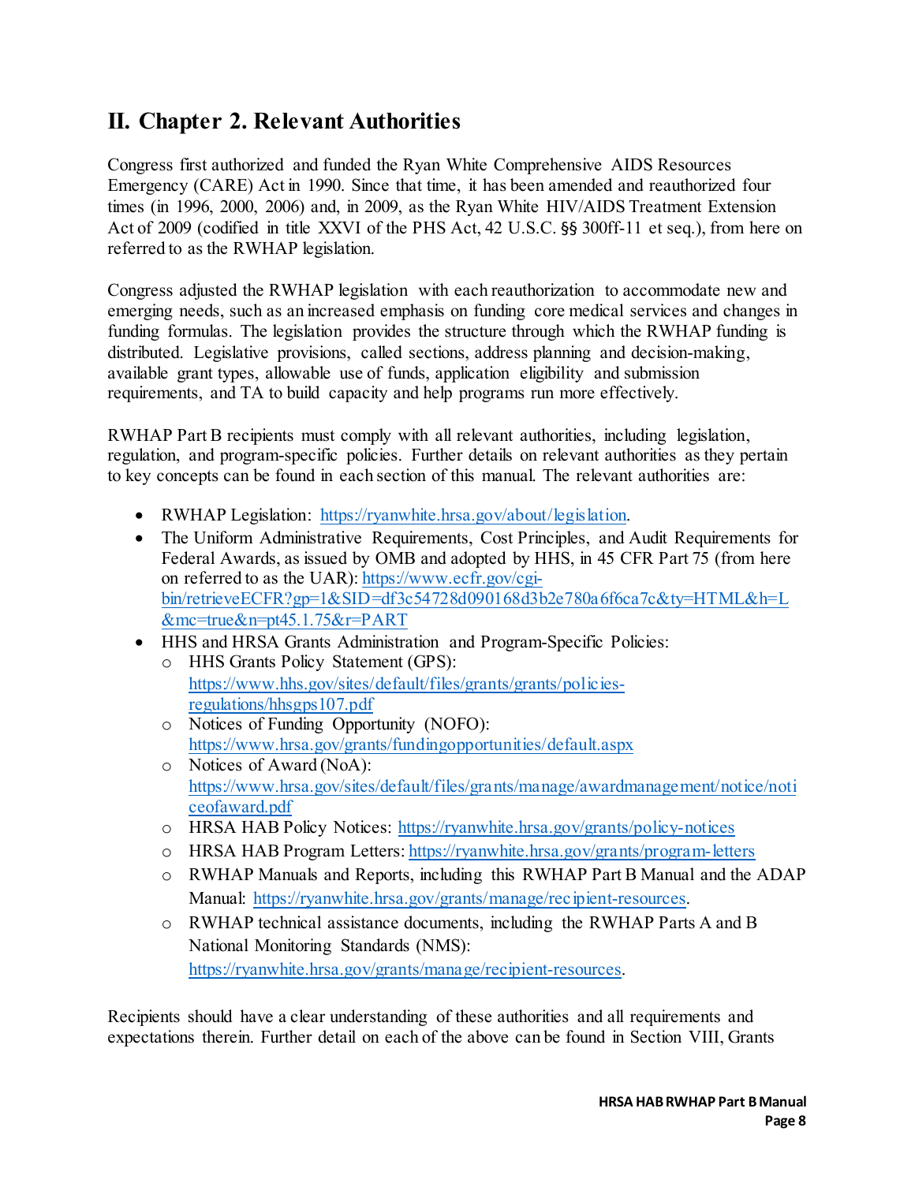## II. Chapter 2. Relevant Authorities

Congress first authorized and funded the Ryan White Comprehensive AIDS Resources Emergency (CARE) Act in 1990. Since that time, it has been amended and reauthorized four times (in 1996, 2000, 2006) and, in 2009, as the Ryan White HIV/AIDS Treatment Extension Act of 2009 (codified in title XXVI of the PHS Act, 42 U.S.C. §§ 300ff-11 et seq.), from here on referred to as the RWHAP legislation.

Congress adjusted the RWHAP legislation with each reauthorization to accommodate new and emerging needs, such as an increased emphasis on funding core medical services and changes in funding formulas. The legislation provides the structure through which the RWHAP funding is distributed. Legislative provisions, called sections, address planning and decision-making, available grant types, allowable use of funds, application eligibility and submission requirements, and TA to build capacity and help programs run more effectively.

RWHAP Part B recipients must comply with all relevant authorities, including legislation, regulation, and program-specific policies. Further details on relevant authorities as they pertain to key concepts can be found in each section of this manual. The relevant authorities are:

- RWHAP Legislation: https://ryanwhite.hrsa.gov/about/legislation.
- The Uniform Administrative Requirements, Cost Principles, and Audit Requirements for Federal Awards, as issued by OMB and adopted by HHS, in 45 CFR Part 75 (from here on referred to as the UAR): https://www.ecfr.gov/cgi-bin/retrieveECFR?gp=1&SID=df3c54728d090168d3b2e780a6f6ca7c&ty=HTML&h=L&mc=true&n=pt45.1.75&r=PART
- HHS and HRSA Grants Administration and Program-Specific Policies:
  - HHS Grants Policy Statement (GPS): https://www.hhs.gov/sites/default/files/grants/grants/policies-regulations/hhsgps107.pdf
  - Notices of Funding Opportunity (NOFO): https://www.hrsa.gov/grants/fundingopportunities/default.aspx
  - Notices of Award (NoA): https://www.hrsa.gov/sites/default/files/grants/manage/awardmanagement/notice/noticeofaward.pdf
  - HRSA HAB Policy Notices: https://ryanwhite.hrsa.gov/grants/policy-notices
  - HRSA HAB Program Letters: https://ryanwhite.hrsa.gov/grants/program-letters
  - RWHAP Manuals and Reports, including this RWHAP Part B Manual and the ADAP Manual: https://ryanwhite.hrsa.gov/grants/manage/recipient-resources.
  - RWHAP technical assistance documents, including the RWHAP Parts A and B National Monitoring Standards (NMS): https://ryanwhite.hrsa.gov/grants/manage/recipient-resources.

Recipients should have a clear understanding of these authorities and all requirements and expectations therein. Further detail on each of the above can be found in Section VIII, Grants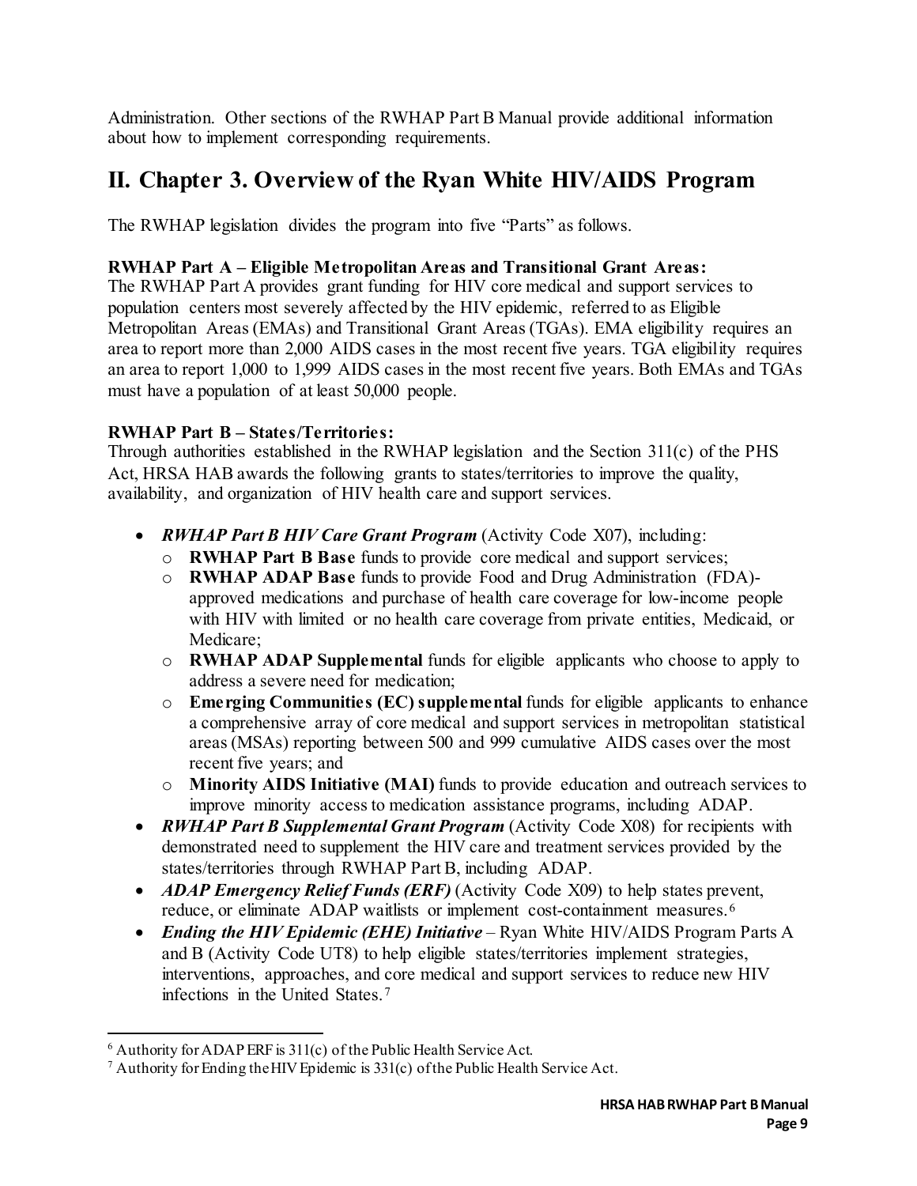Administration. Other sections of the RWHAP Part B Manual provide additional information about how to implement corresponding requirements.

# II. Chapter 3. Overview of the Ryan White HIV/AIDS Program

The RWHAP legislation divides the program into five "Parts" as follows.

**RWHAP Part A – Eligible Metropolitan Areas and Transitional Grant Areas:**
The RWHAP Part A provides grant funding for HIV core medical and support services to population centers most severely affected by the HIV epidemic, referred to as Eligible Metropolitan Areas (EMAs) and Transitional Grant Areas (TGAs). EMA eligibility requires an area to report more than 2,000 AIDS cases in the most recent five years. TGA eligibility requires an area to report 1,000 to 1,999 AIDS cases in the most recent five years. Both EMAs and TGAs must have a population of at least 50,000 people.

**RWHAP Part B – States/Territories:**
Through authorities established in the RWHAP legislation and the Section 311(c) of the PHS Act, HRSA HAB awards the following grants to states/territories to improve the quality, availability, and organization of HIV health care and support services.

- ***RWHAP Part B HIV Care Grant Program*** (Activity Code X07), including:
  - **RWHAP Part B Base** funds to provide core medical and support services;
  - **RWHAP ADAP Base** funds to provide Food and Drug Administration (FDA)-approved medications and purchase of health care coverage for low-income people with HIV with limited or no health care coverage from private entities, Medicaid, or Medicare;
  - **RWHAP ADAP Supplemental** funds for eligible applicants who choose to apply to address a severe need for medication;
  - **Emerging Communities (EC) supplemental** funds for eligible applicants to enhance a comprehensive array of core medical and support services in metropolitan statistical areas (MSAs) reporting between 500 and 999 cumulative AIDS cases over the most recent five years; and
  - **Minority AIDS Initiative (MAI)** funds to provide education and outreach services to improve minority access to medication assistance programs, including ADAP.
- ***RWHAP Part B Supplemental Grant Program*** (Activity Code X08) for recipients with demonstrated need to supplement the HIV care and treatment services provided by the states/territories through RWHAP Part B, including ADAP.
- ***ADAP Emergency Relief Funds (ERF)*** (Activity Code X09) to help states prevent, reduce, or eliminate ADAP waitlists or implement cost-containment measures.[6]
- ***Ending the HIV Epidemic (EHE) Initiative*** – Ryan White HIV/AIDS Program Parts A and B (Activity Code UT8) to help eligible states/territories implement strategies, interventions, approaches, and core medical and support services to reduce new HIV infections in the United States.[7]

[6] Authority for ADAP ERF is 311(c) of the Public Health Service Act.

[7] Authority for Ending the HIV Epidemic is 331(c) of the Public Health Service Act.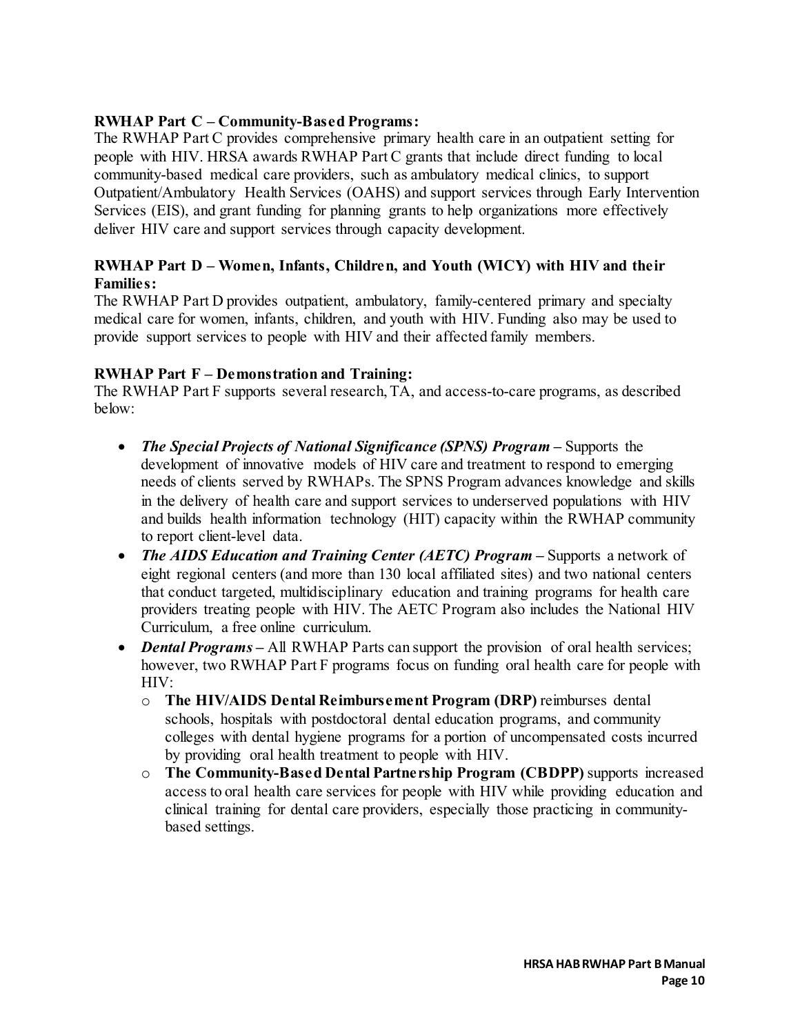**RWHAP Part C – Community-Based Programs:**

The RWHAP Part C provides comprehensive primary health care in an outpatient setting for people with HIV. HRSA awards RWHAP Part C grants that include direct funding to local community-based medical care providers, such as ambulatory medical clinics, to support Outpatient/Ambulatory Health Services (OAHS) and support services through Early Intervention Services (EIS), and grant funding for planning grants to help organizations more effectively deliver HIV care and support services through capacity development.

**RWHAP Part D – Women, Infants, Children, and Youth (WICY) with HIV and their Families:**

The RWHAP Part D provides outpatient, ambulatory, family-centered primary and specialty medical care for women, infants, children, and youth with HIV. Funding also may be used to provide support services to people with HIV and their affected family members.

**RWHAP Part F – Demonstration and Training:**

The RWHAP Part F supports several research, TA, and access-to-care programs, as described below:

- ***The Special Projects of National Significance (SPNS) Program*** **–** Supports the development of innovative models of HIV care and treatment to respond to emerging needs of clients served by RWHAPs. The SPNS Program advances knowledge and skills in the delivery of health care and support services to underserved populations with HIV and builds health information technology (HIT) capacity within the RWHAP community to report client-level data.
- ***The AIDS Education and Training Center (AETC) Program*** **–** Supports a network of eight regional centers (and more than 130 local affiliated sites) and two national centers that conduct targeted, multidisciplinary education and training programs for health care providers treating people with HIV. The AETC Program also includes the National HIV Curriculum, a free online curriculum.
- ***Dental Programs*** **–** All RWHAP Parts can support the provision of oral health services; however, two RWHAP Part F programs focus on funding oral health care for people with HIV:
  - **The HIV/AIDS Dental Reimbursement Program (DRP)** reimburses dental schools, hospitals with postdoctoral dental education programs, and community colleges with dental hygiene programs for a portion of uncompensated costs incurred by providing oral health treatment to people with HIV.
  - **The Community-Based Dental Partnership Program (CBDPP)** supports increased access to oral health care services for people with HIV while providing education and clinical training for dental care providers, especially those practicing in community-based settings.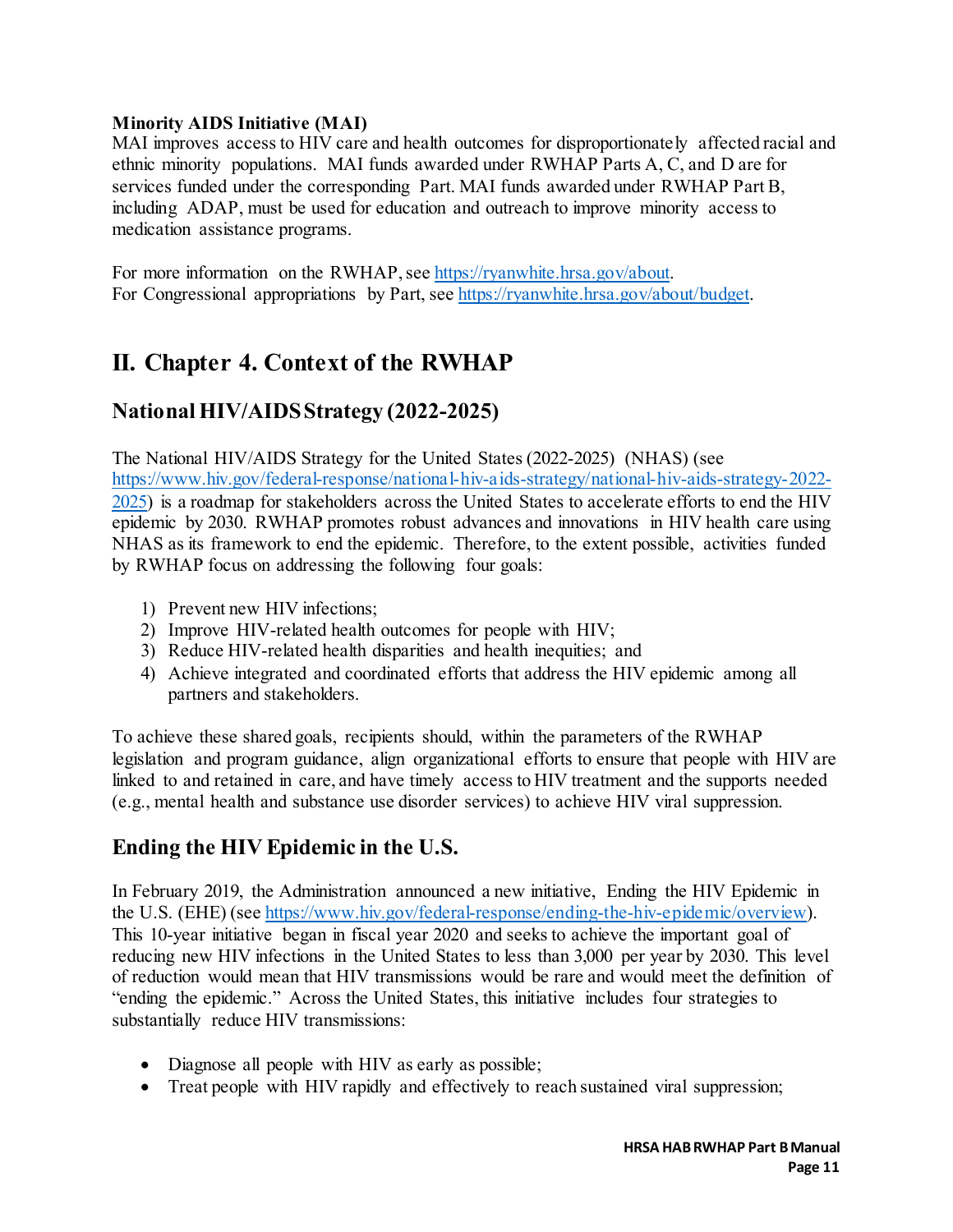**Minority AIDS Initiative (MAI)**
MAI improves access to HIV care and health outcomes for disproportionately affected racial and ethnic minority populations. MAI funds awarded under RWHAP Parts A, C, and D are for services funded under the corresponding Part. MAI funds awarded under RWHAP Part B, including ADAP, must be used for education and outreach to improve minority access to medication assistance programs.

For more information on the RWHAP, see https://ryanwhite.hrsa.gov/about.
For Congressional appropriations by Part, see https://ryanwhite.hrsa.gov/about/budget.

# II. Chapter 4. Context of the RWHAP

## National HIV/AIDS Strategy (2022-2025)

The National HIV/AIDS Strategy for the United States (2022-2025) (NHAS) (see https://www.hiv.gov/federal-response/national-hiv-aids-strategy/national-hiv-aids-strategy-2022-2025) is a roadmap for stakeholders across the United States to accelerate efforts to end the HIV epidemic by 2030. RWHAP promotes robust advances and innovations in HIV health care using NHAS as its framework to end the epidemic. Therefore, to the extent possible, activities funded by RWHAP focus on addressing the following four goals:

1) Prevent new HIV infections;
2) Improve HIV-related health outcomes for people with HIV;
3) Reduce HIV-related health disparities and health inequities; and
4) Achieve integrated and coordinated efforts that address the HIV epidemic among all partners and stakeholders.

To achieve these shared goals, recipients should, within the parameters of the RWHAP legislation and program guidance, align organizational efforts to ensure that people with HIV are linked to and retained in care, and have timely access to HIV treatment and the supports needed (e.g., mental health and substance use disorder services) to achieve HIV viral suppression.

## Ending the HIV Epidemic in the U.S.

In February 2019, the Administration announced a new initiative, Ending the HIV Epidemic in the U.S. (EHE) (see https://www.hiv.gov/federal-response/ending-the-hiv-epidemic/overview). This 10-year initiative began in fiscal year 2020 and seeks to achieve the important goal of reducing new HIV infections in the United States to less than 3,000 per year by 2030. This level of reduction would mean that HIV transmissions would be rare and would meet the definition of "ending the epidemic." Across the United States, this initiative includes four strategies to substantially reduce HIV transmissions:

- Diagnose all people with HIV as early as possible;
- Treat people with HIV rapidly and effectively to reach sustained viral suppression;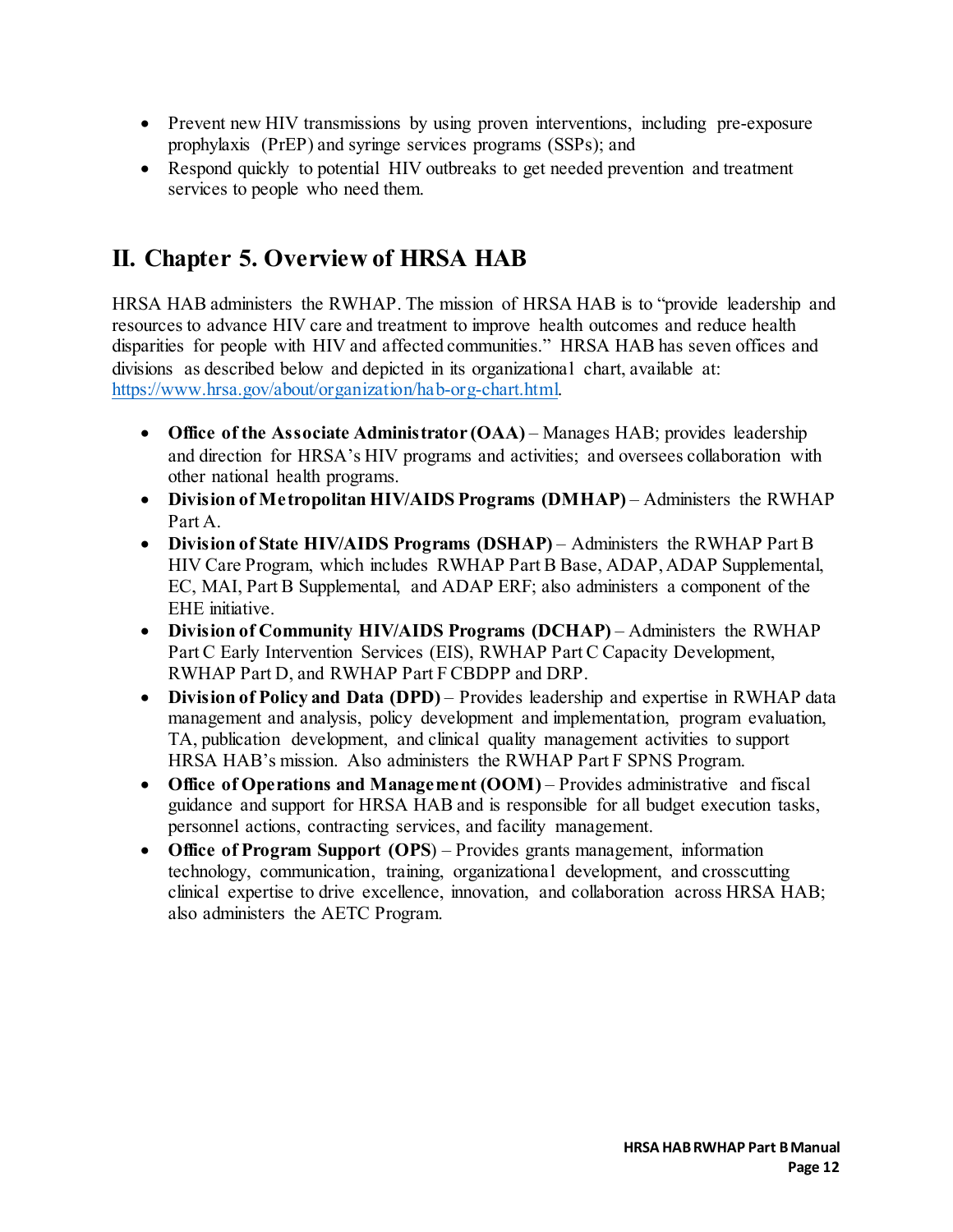- Prevent new HIV transmissions by using proven interventions, including pre-exposure prophylaxis (PrEP) and syringe services programs (SSPs); and
- Respond quickly to potential HIV outbreaks to get needed prevention and treatment services to people who need them.

## II. Chapter 5. Overview of HRSA HAB

HRSA HAB administers the RWHAP. The mission of HRSA HAB is to "provide leadership and resources to advance HIV care and treatment to improve health outcomes and reduce health disparities for people with HIV and affected communities." HRSA HAB has seven offices and divisions as described below and depicted in its organizational chart, available at: https://www.hrsa.gov/about/organization/hab-org-chart.html.

- **Office of the Associate Administrator (OAA)** – Manages HAB; provides leadership and direction for HRSA's HIV programs and activities; and oversees collaboration with other national health programs.
- **Division of Metropolitan HIV/AIDS Programs (DMHAP)** – Administers the RWHAP Part A.
- **Division of State HIV/AIDS Programs (DSHAP)** – Administers the RWHAP Part B HIV Care Program, which includes RWHAP Part B Base, ADAP, ADAP Supplemental, EC, MAI, Part B Supplemental, and ADAP ERF; also administers a component of the EHE initiative.
- **Division of Community HIV/AIDS Programs (DCHAP)** – Administers the RWHAP Part C Early Intervention Services (EIS), RWHAP Part C Capacity Development, RWHAP Part D, and RWHAP Part F CBDPP and DRP.
- **Division of Policy and Data (DPD)** – Provides leadership and expertise in RWHAP data management and analysis, policy development and implementation, program evaluation, TA, publication development, and clinical quality management activities to support HRSA HAB's mission. Also administers the RWHAP Part F SPNS Program.
- **Office of Operations and Management (OOM)** – Provides administrative and fiscal guidance and support for HRSA HAB and is responsible for all budget execution tasks, personnel actions, contracting services, and facility management.
- **Office of Program Support (OPS)** – Provides grants management, information technology, communication, training, organizational development, and crosscutting clinical expertise to drive excellence, innovation, and collaboration across HRSA HAB; also administers the AETC Program.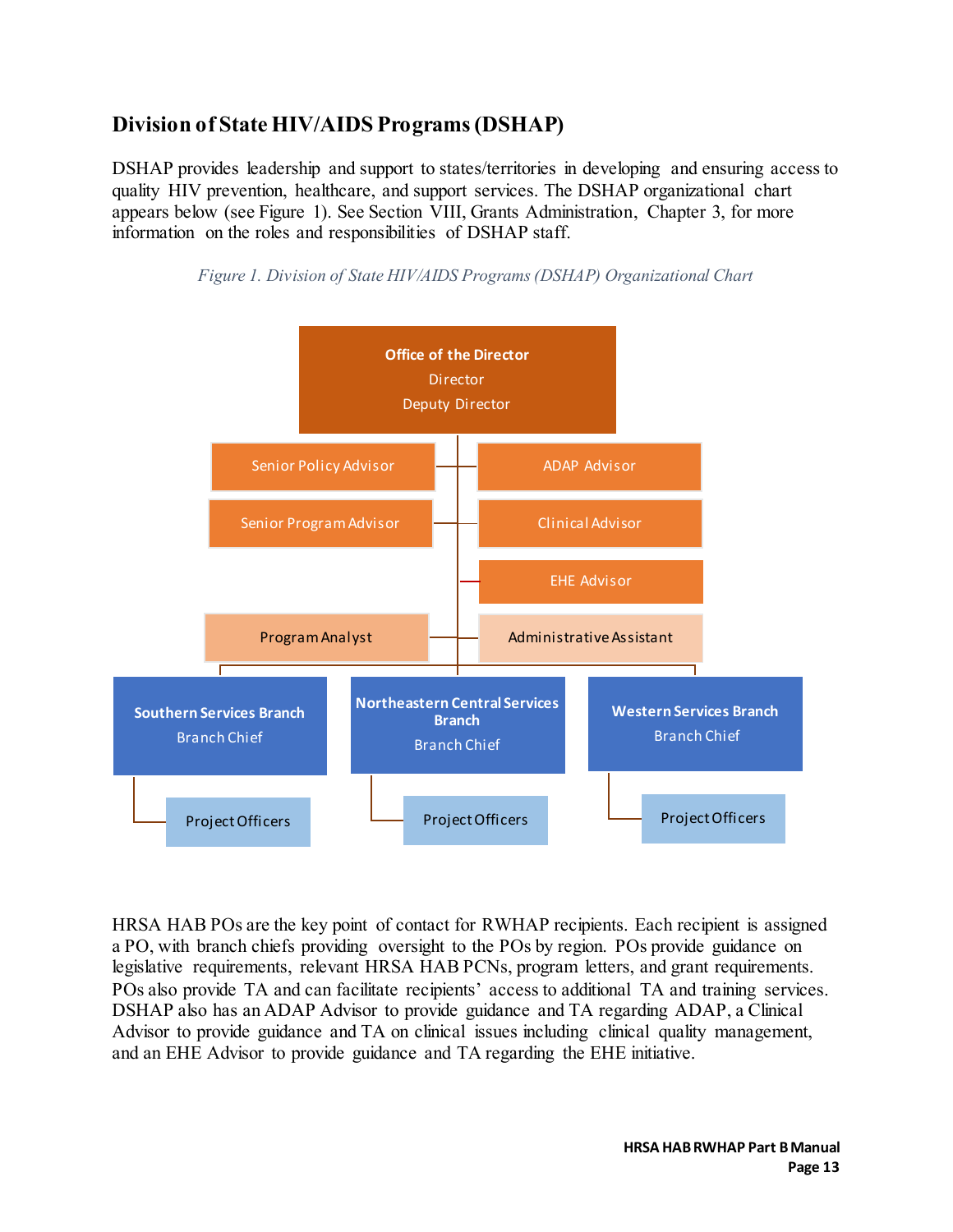## Division of State HIV/AIDS Programs (DSHAP)

DSHAP provides leadership and support to states/territories in developing and ensuring access to quality HIV prevention, healthcare, and support services. The DSHAP organizational chart appears below (see Figure 1). See Section VIII, Grants Administration, Chapter 3, for more information on the roles and responsibilities of DSHAP staff.

*Figure 1. Division of State HIV/AIDS Programs (DSHAP) Organizational Chart*

- **Office of the Director**
  - Director
  - Deputy Director
  - Senior Policy Advisor
  - ADAP Advisor
  - Senior Program Advisor
  - Clinical Advisor
  - EHE Advisor
  - Program Analyst
  - Administrative Assistant
  - **Southern Services Branch**
    - Branch Chief
    - Project Officers
  - **Northeastern Central Services Branch**
    - Branch Chief
    - Project Officers
  - **Western Services Branch**
    - Branch Chief
    - Project Officers

HRSA HAB POs are the key point of contact for RWHAP recipients. Each recipient is assigned a PO, with branch chiefs providing oversight to the POs by region. POs provide guidance on legislative requirements, relevant HRSA HAB PCNs, program letters, and grant requirements. POs also provide TA and can facilitate recipients' access to additional TA and training services. DSHAP also has an ADAP Advisor to provide guidance and TA regarding ADAP, a Clinical Advisor to provide guidance and TA on clinical issues including clinical quality management, and an EHE Advisor to provide guidance and TA regarding the EHE initiative.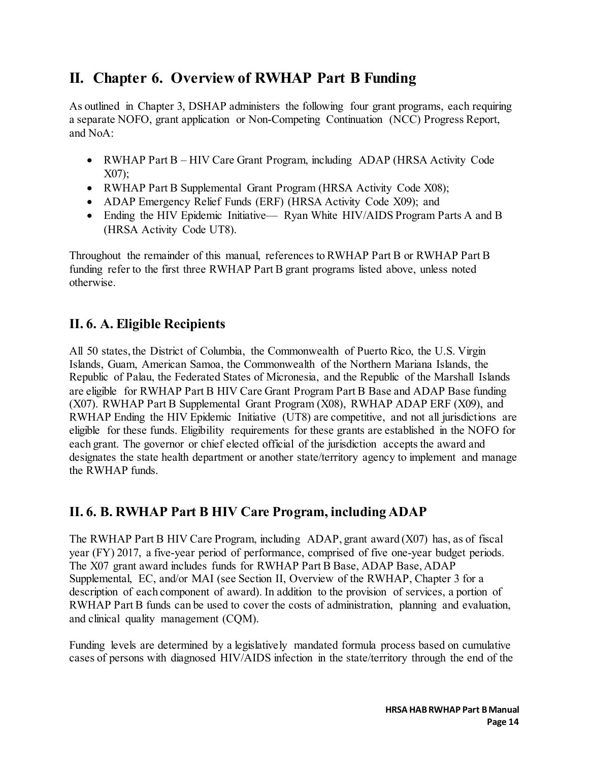## II. Chapter 6. Overview of RWHAP Part B Funding

As outlined in Chapter 3, DSHAP administers the following four grant programs, each requiring a separate NOFO, grant application or Non-Competing Continuation (NCC) Progress Report, and NoA:

- RWHAP Part B – HIV Care Grant Program, including ADAP (HRSA Activity Code X07);
- RWHAP Part B Supplemental Grant Program (HRSA Activity Code X08);
- ADAP Emergency Relief Funds (ERF) (HRSA Activity Code X09); and
- Ending the HIV Epidemic Initiative— Ryan White HIV/AIDS Program Parts A and B (HRSA Activity Code UT8).

Throughout the remainder of this manual, references to RWHAP Part B or RWHAP Part B funding refer to the first three RWHAP Part B grant programs listed above, unless noted otherwise.

## II. 6. A. Eligible Recipients

All 50 states, the District of Columbia, the Commonwealth of Puerto Rico, the U.S. Virgin Islands, Guam, American Samoa, the Commonwealth of the Northern Mariana Islands, the Republic of Palau, the Federated States of Micronesia, and the Republic of the Marshall Islands are eligible for RWHAP Part B HIV Care Grant Program Part B Base and ADAP Base funding (X07). RWHAP Part B Supplemental Grant Program (X08), RWHAP ADAP ERF (X09), and RWHAP Ending the HIV Epidemic Initiative (UT8) are competitive, and not all jurisdictions are eligible for these funds. Eligibility requirements for these grants are established in the NOFO for each grant. The governor or chief elected official of the jurisdiction accepts the award and designates the state health department or another state/territory agency to implement and manage the RWHAP funds.

## II. 6. B. RWHAP Part B HIV Care Program, including ADAP

The RWHAP Part B HIV Care Program, including ADAP, grant award (X07) has, as of fiscal year (FY) 2017, a five-year period of performance, comprised of five one-year budget periods. The X07 grant award includes funds for RWHAP Part B Base, ADAP Base, ADAP Supplemental, EC, and/or MAI (see Section II, Overview of the RWHAP, Chapter 3 for a description of each component of award). In addition to the provision of services, a portion of RWHAP Part B funds can be used to cover the costs of administration, planning and evaluation, and clinical quality management (CQM).

Funding levels are determined by a legislatively mandated formula process based on cumulative cases of persons with diagnosed HIV/AIDS infection in the state/territory through the end of the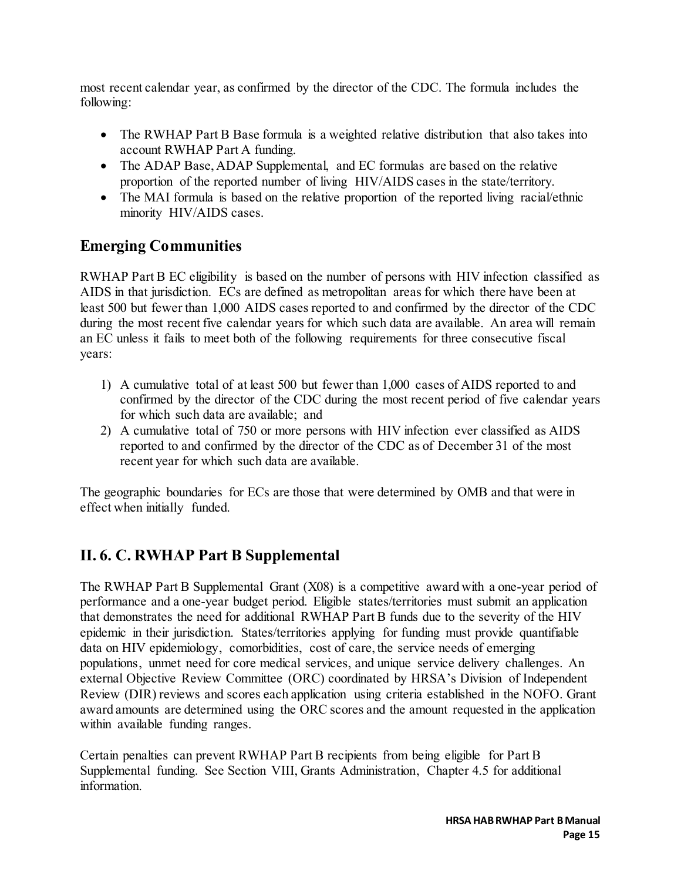most recent calendar year, as confirmed by the director of the CDC. The formula includes the following:

- The RWHAP Part B Base formula is a weighted relative distribution that also takes into account RWHAP Part A funding.
- The ADAP Base, ADAP Supplemental, and EC formulas are based on the relative proportion of the reported number of living HIV/AIDS cases in the state/territory.
- The MAI formula is based on the relative proportion of the reported living racial/ethnic minority HIV/AIDS cases.

## Emerging Communities

RWHAP Part B EC eligibility is based on the number of persons with HIV infection classified as AIDS in that jurisdiction. ECs are defined as metropolitan areas for which there have been at least 500 but fewer than 1,000 AIDS cases reported to and confirmed by the director of the CDC during the most recent five calendar years for which such data are available. An area will remain an EC unless it fails to meet both of the following requirements for three consecutive fiscal years:

1) A cumulative total of at least 500 but fewer than 1,000 cases of AIDS reported to and confirmed by the director of the CDC during the most recent period of five calendar years for which such data are available; and
2) A cumulative total of 750 or more persons with HIV infection ever classified as AIDS reported to and confirmed by the director of the CDC as of December 31 of the most recent year for which such data are available.

The geographic boundaries for ECs are those that were determined by OMB and that were in effect when initially funded.

## II. 6. C. RWHAP Part B Supplemental

The RWHAP Part B Supplemental Grant (X08) is a competitive award with a one-year period of performance and a one-year budget period. Eligible states/territories must submit an application that demonstrates the need for additional RWHAP Part B funds due to the severity of the HIV epidemic in their jurisdiction. States/territories applying for funding must provide quantifiable data on HIV epidemiology, comorbidities, cost of care, the service needs of emerging populations, unmet need for core medical services, and unique service delivery challenges. An external Objective Review Committee (ORC) coordinated by HRSA's Division of Independent Review (DIR) reviews and scores each application using criteria established in the NOFO. Grant award amounts are determined using the ORC scores and the amount requested in the application within available funding ranges.

Certain penalties can prevent RWHAP Part B recipients from being eligible for Part B Supplemental funding. See Section VIII, Grants Administration, Chapter 4.5 for additional information.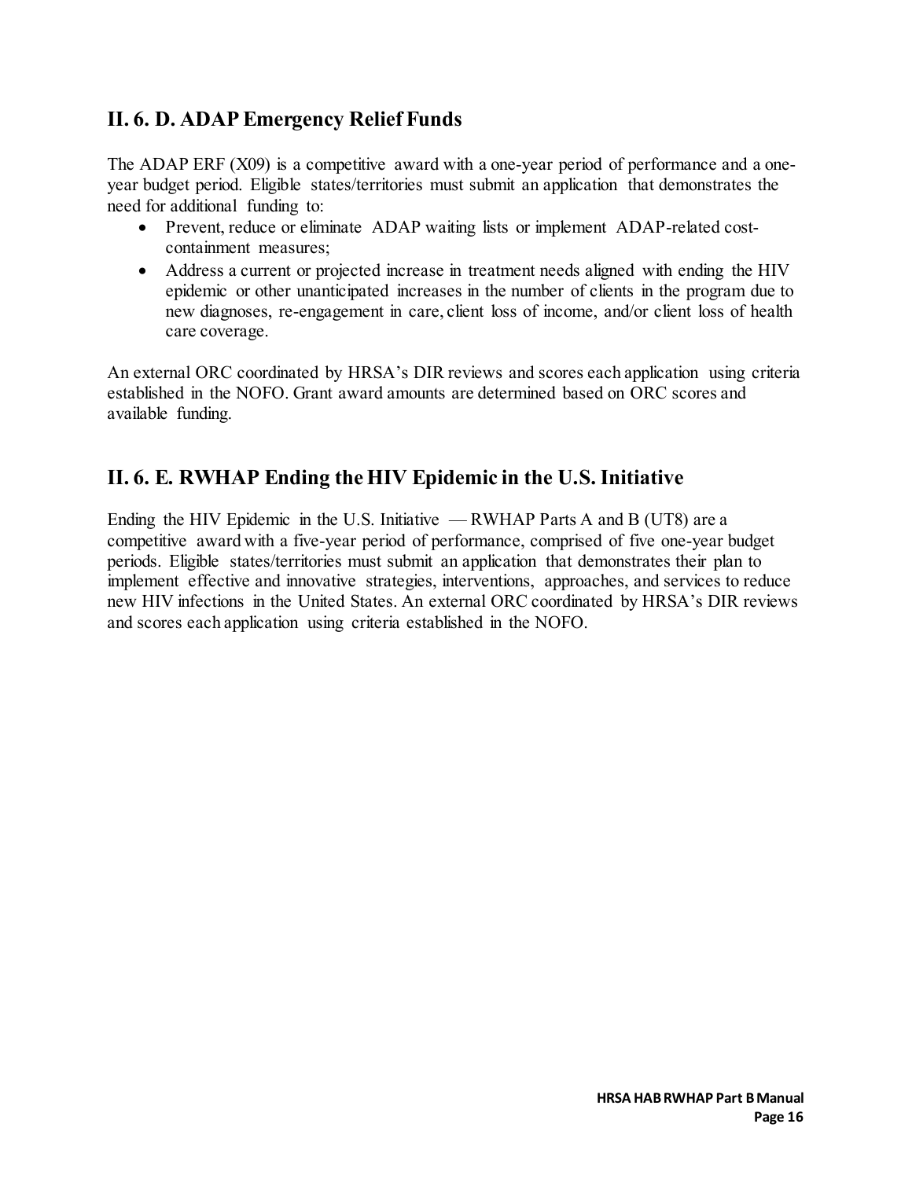## II. 6. D. ADAP Emergency Relief Funds

The ADAP ERF (X09) is a competitive award with a one-year period of performance and a one-year budget period. Eligible states/territories must submit an application that demonstrates the need for additional funding to:

- Prevent, reduce or eliminate ADAP waiting lists or implement ADAP-related cost-containment measures;
- Address a current or projected increase in treatment needs aligned with ending the HIV epidemic or other unanticipated increases in the number of clients in the program due to new diagnoses, re-engagement in care, client loss of income, and/or client loss of health care coverage.

An external ORC coordinated by HRSA's DIR reviews and scores each application using criteria established in the NOFO. Grant award amounts are determined based on ORC scores and available funding.

## II. 6. E. RWHAP Ending the HIV Epidemic in the U.S. Initiative

Ending the HIV Epidemic in the U.S. Initiative — RWHAP Parts A and B (UT8) are a competitive award with a five-year period of performance, comprised of five one-year budget periods. Eligible states/territories must submit an application that demonstrates their plan to implement effective and innovative strategies, interventions, approaches, and services to reduce new HIV infections in the United States. An external ORC coordinated by HRSA's DIR reviews and scores each application using criteria established in the NOFO.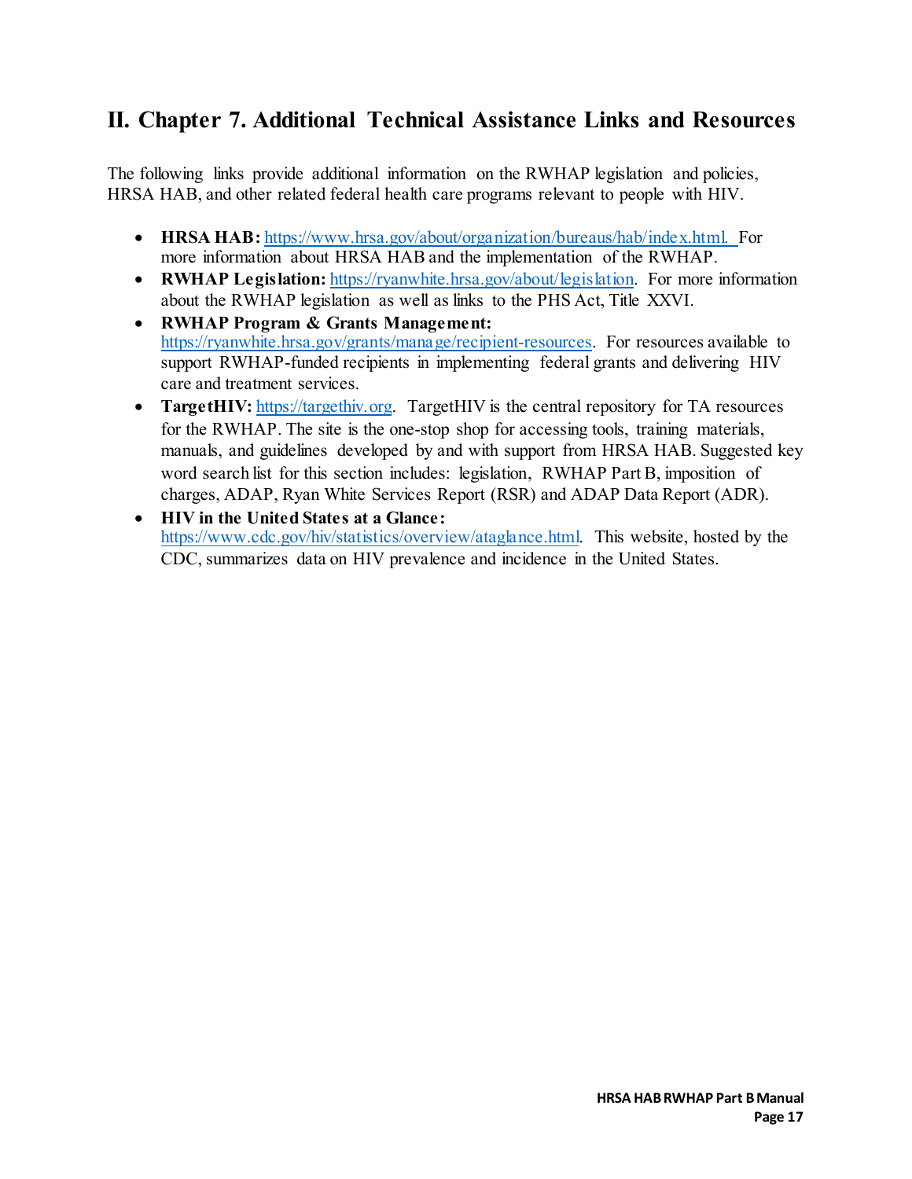## II. Chapter 7. Additional Technical Assistance Links and Resources

The following links provide additional information on the RWHAP legislation and policies, HRSA HAB, and other related federal health care programs relevant to people with HIV.

- **HRSA HAB:** https://www.hrsa.gov/about/organization/bureaus/hab/index.html. For more information about HRSA HAB and the implementation of the RWHAP.
- **RWHAP Legislation:** https://ryanwhite.hrsa.gov/about/legislation. For more information about the RWHAP legislation as well as links to the PHS Act, Title XXVI.
- **RWHAP Program & Grants Management:** https://ryanwhite.hrsa.gov/grants/manage/recipient-resources. For resources available to support RWHAP-funded recipients in implementing federal grants and delivering HIV care and treatment services.
- **TargetHIV:** https://targethiv.org. TargetHIV is the central repository for TA resources for the RWHAP. The site is the one-stop shop for accessing tools, training materials, manuals, and guidelines developed by and with support from HRSA HAB. Suggested key word search list for this section includes: legislation, RWHAP Part B, imposition of charges, ADAP, Ryan White Services Report (RSR) and ADAP Data Report (ADR).
- **HIV in the United States at a Glance:** https://www.cdc.gov/hiv/statistics/overview/ataglance.html. This website, hosted by the CDC, summarizes data on HIV prevalence and incidence in the United States.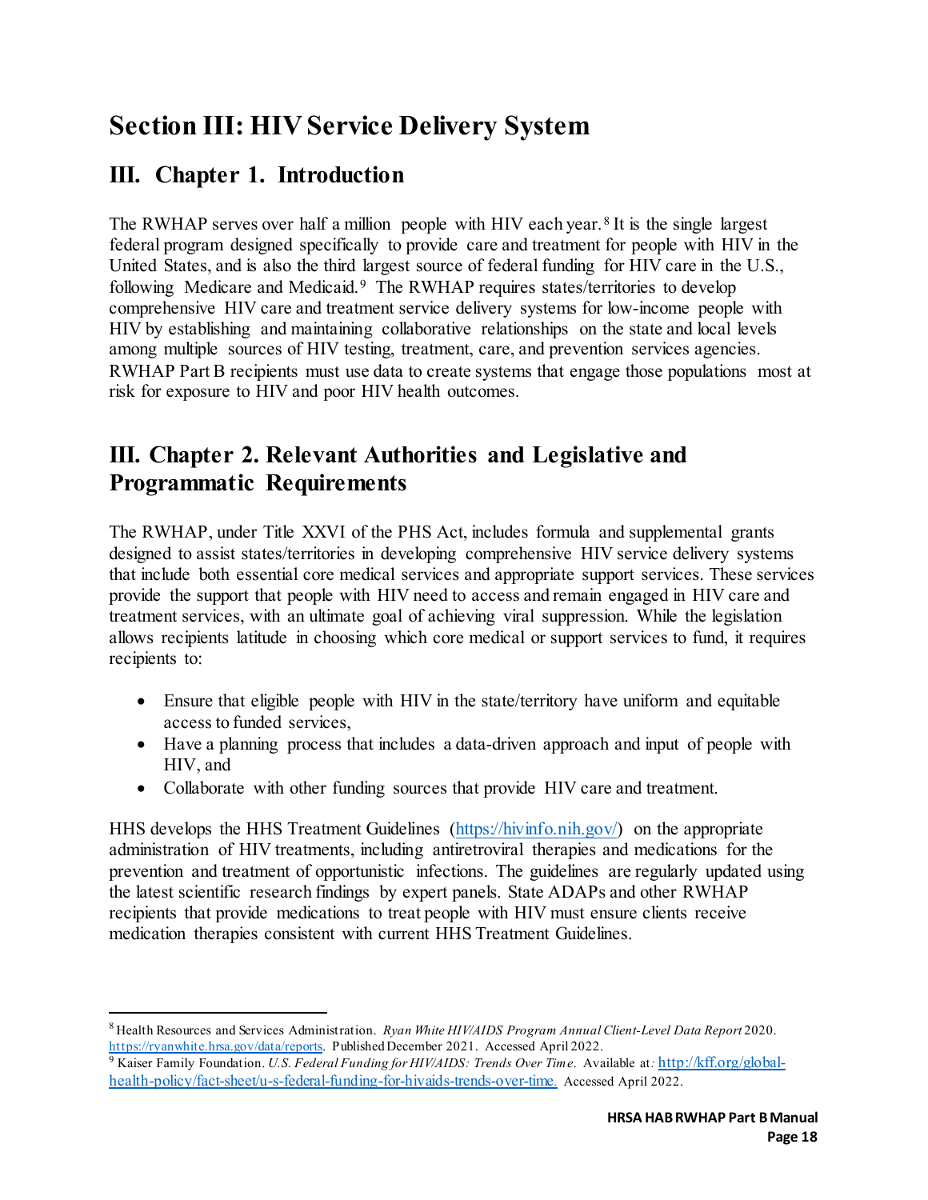# Section III: HIV Service Delivery System

## III. Chapter 1. Introduction

The RWHAP serves over half a million people with HIV each year.[8] It is the single largest federal program designed specifically to provide care and treatment for people with HIV in the United States, and is also the third largest source of federal funding for HIV care in the U.S., following Medicare and Medicaid.[9] The RWHAP requires states/territories to develop comprehensive HIV care and treatment service delivery systems for low-income people with HIV by establishing and maintaining collaborative relationships on the state and local levels among multiple sources of HIV testing, treatment, care, and prevention services agencies. RWHAP Part B recipients must use data to create systems that engage those populations most at risk for exposure to HIV and poor HIV health outcomes.

## III. Chapter 2. Relevant Authorities and Legislative and Programmatic Requirements

The RWHAP, under Title XXVI of the PHS Act, includes formula and supplemental grants designed to assist states/territories in developing comprehensive HIV service delivery systems that include both essential core medical services and appropriate support services. These services provide the support that people with HIV need to access and remain engaged in HIV care and treatment services, with an ultimate goal of achieving viral suppression. While the legislation allows recipients latitude in choosing which core medical or support services to fund, it requires recipients to:

- Ensure that eligible people with HIV in the state/territory have uniform and equitable access to funded services,
- Have a planning process that includes a data-driven approach and input of people with HIV, and
- Collaborate with other funding sources that provide HIV care and treatment.

HHS develops the HHS Treatment Guidelines (https://hivinfo.nih.gov/) on the appropriate administration of HIV treatments, including antiretroviral therapies and medications for the prevention and treatment of opportunistic infections. The guidelines are regularly updated using the latest scientific research findings by expert panels. State ADAPs and other RWHAP recipients that provide medications to treat people with HIV must ensure clients receive medication therapies consistent with current HHS Treatment Guidelines.

---

[8] Health Resources and Services Administration. *Ryan White HIV/AIDS Program Annual Client-Level Data Report* 2020. https://ryanwhite.hrsa.gov/data/reports. Published December 2021. Accessed April 2022.

[9] Kaiser Family Foundation. *U.S. Federal Funding for HIV/AIDS: Trends Over Time*. Available at: http://kff.org/global-health-policy/fact-sheet/u-s-federal-funding-for-hivaids-trends-over-time. Accessed April 2022.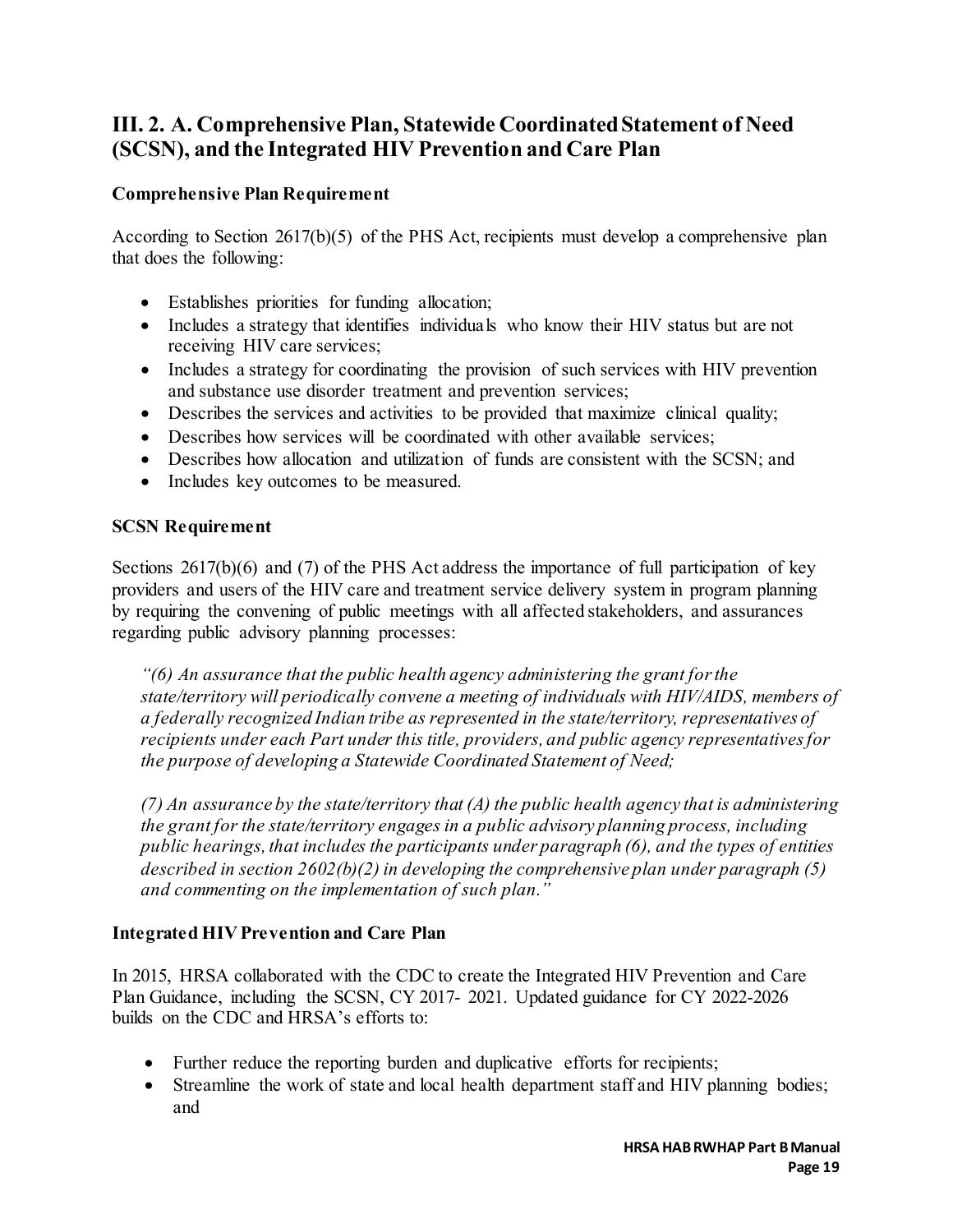## III. 2. A. Comprehensive Plan, Statewide Coordinated Statement of Need (SCSN), and the Integrated HIV Prevention and Care Plan

### Comprehensive Plan Requirement

According to Section 2617(b)(5) of the PHS Act, recipients must develop a comprehensive plan that does the following:

- Establishes priorities for funding allocation;
- Includes a strategy that identifies individuals who know their HIV status but are not receiving HIV care services;
- Includes a strategy for coordinating the provision of such services with HIV prevention and substance use disorder treatment and prevention services;
- Describes the services and activities to be provided that maximize clinical quality;
- Describes how services will be coordinated with other available services;
- Describes how allocation and utilization of funds are consistent with the SCSN; and
- Includes key outcomes to be measured.

### SCSN Requirement

Sections 2617(b)(6) and (7) of the PHS Act address the importance of full participation of key providers and users of the HIV care and treatment service delivery system in program planning by requiring the convening of public meetings with all affected stakeholders, and assurances regarding public advisory planning processes:

*"(6) An assurance that the public health agency administering the grant for the state/territory will periodically convene a meeting of individuals with HIV/AIDS, members of a federally recognized Indian tribe as represented in the state/territory, representatives of recipients under each Part under this title, providers, and public agency representatives for the purpose of developing a Statewide Coordinated Statement of Need;*

*(7) An assurance by the state/territory that (A) the public health agency that is administering the grant for the state/territory engages in a public advisory planning process, including public hearings, that includes the participants under paragraph (6), and the types of entities described in section 2602(b)(2) in developing the comprehensive plan under paragraph (5) and commenting on the implementation of such plan."*

### Integrated HIV Prevention and Care Plan

In 2015, HRSA collaborated with the CDC to create the Integrated HIV Prevention and Care Plan Guidance, including the SCSN, CY 2017- 2021. Updated guidance for CY 2022-2026 builds on the CDC and HRSA's efforts to:

- Further reduce the reporting burden and duplicative efforts for recipients;
- Streamline the work of state and local health department staff and HIV planning bodies; and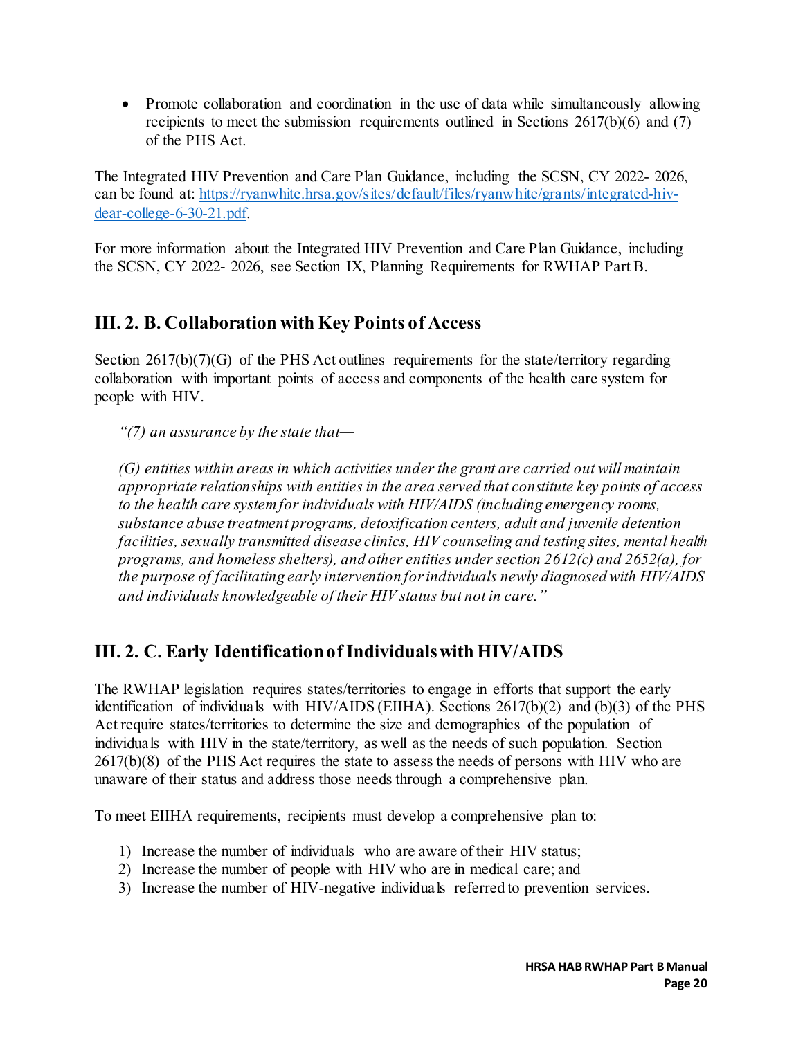- Promote collaboration and coordination in the use of data while simultaneously allowing recipients to meet the submission requirements outlined in Sections 2617(b)(6) and (7) of the PHS Act.

The Integrated HIV Prevention and Care Plan Guidance, including the SCSN, CY 2022- 2026, can be found at: [https://ryanwhite.hrsa.gov/sites/default/files/ryanwhite/grants/integrated-hiv-dear-college-6-30-21.pdf](https://ryanwhite.hrsa.gov/sites/default/files/ryanwhite/grants/integrated-hiv-dear-college-6-30-21.pdf).

For more information about the Integrated HIV Prevention and Care Plan Guidance, including the SCSN, CY 2022- 2026, see Section IX, Planning Requirements for RWHAP Part B.

## III. 2. B. Collaboration with Key Points of Access

Section 2617(b)(7)(G) of the PHS Act outlines requirements for the state/territory regarding collaboration with important points of access and components of the health care system for people with HIV.

> *"(7) an assurance by the state that—*
>
> *(G) entities within areas in which activities under the grant are carried out will maintain appropriate relationships with entities in the area served that constitute key points of access to the health care system for individuals with HIV/AIDS (including emergency rooms, substance abuse treatment programs, detoxification centers, adult and juvenile detention facilities, sexually transmitted disease clinics, HIV counseling and testing sites, mental health programs, and homeless shelters), and other entities under section 2612(c) and 2652(a), for the purpose of facilitating early intervention for individuals newly diagnosed with HIV/AIDS and individuals knowledgeable of their HIV status but not in care."*

## III. 2. C. Early Identification of Individuals with HIV/AIDS

The RWHAP legislation requires states/territories to engage in efforts that support the early identification of individuals with HIV/AIDS (EIIHA). Sections 2617(b)(2) and (b)(3) of the PHS Act require states/territories to determine the size and demographics of the population of individuals with HIV in the state/territory, as well as the needs of such population. Section 2617(b)(8) of the PHS Act requires the state to assess the needs of persons with HIV who are unaware of their status and address those needs through a comprehensive plan.

To meet EIIHA requirements, recipients must develop a comprehensive plan to:

1) Increase the number of individuals who are aware of their HIV status;
2) Increase the number of people with HIV who are in medical care; and
3) Increase the number of HIV-negative individuals referred to prevention services.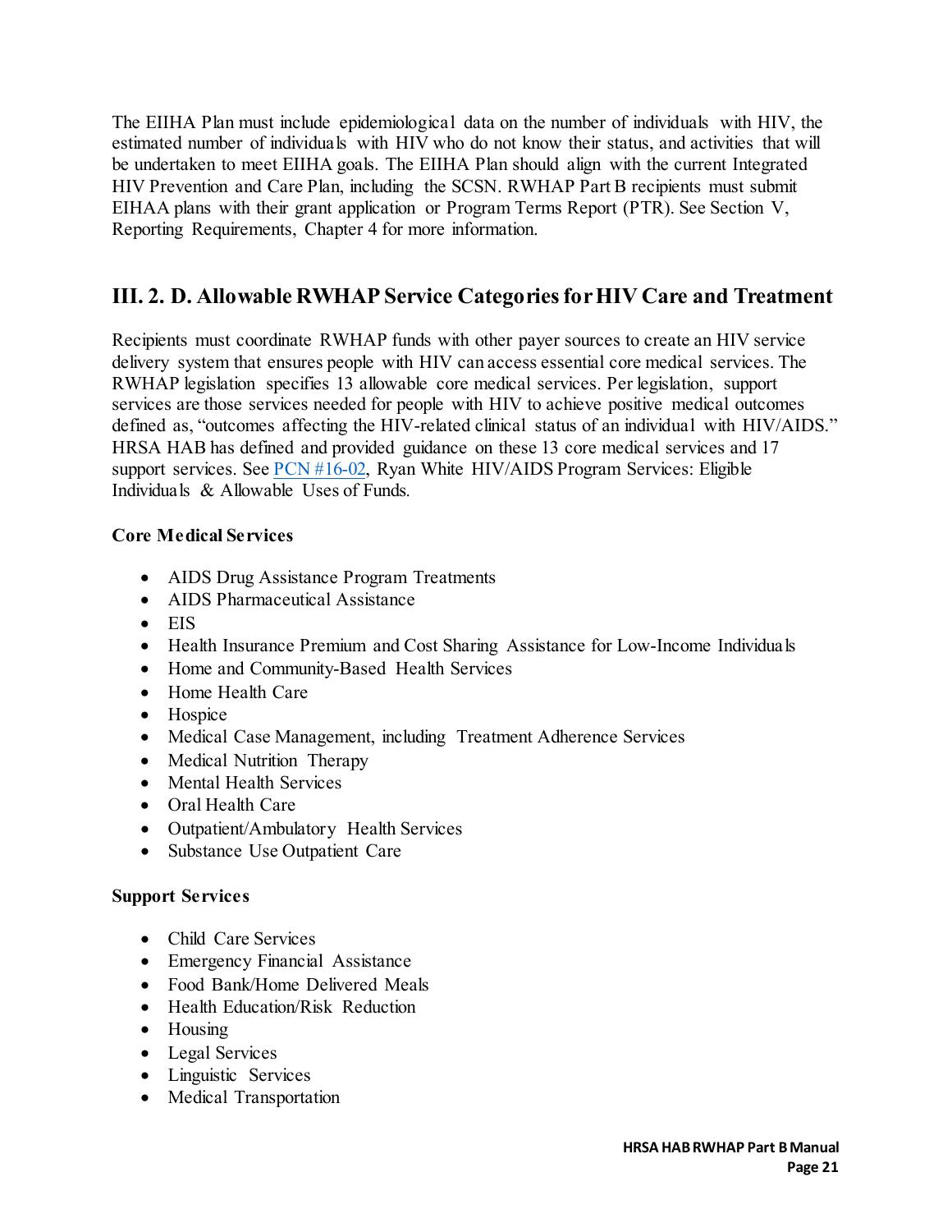The EIIHA Plan must include epidemiological data on the number of individuals with HIV, the estimated number of individuals with HIV who do not know their status, and activities that will be undertaken to meet EIIHA goals. The EIIHA Plan should align with the current Integrated HIV Prevention and Care Plan, including the SCSN. RWHAP Part B recipients must submit EIHAA plans with their grant application or Program Terms Report (PTR). See Section V, Reporting Requirements, Chapter 4 for more information.

## III. 2. D. Allowable RWHAP Service Categories for HIV Care and Treatment

Recipients must coordinate RWHAP funds with other payer sources to create an HIV service delivery system that ensures people with HIV can access essential core medical services. The RWHAP legislation specifies 13 allowable core medical services. Per legislation, support services are those services needed for people with HIV to achieve positive medical outcomes defined as, "outcomes affecting the HIV-related clinical status of an individual with HIV/AIDS." HRSA HAB has defined and provided guidance on these 13 core medical services and 17 support services. See PCN #16-02, Ryan White HIV/AIDS Program Services: Eligible Individuals & Allowable Uses of Funds.

**Core Medical Services**

- AIDS Drug Assistance Program Treatments
- AIDS Pharmaceutical Assistance
- EIS
- Health Insurance Premium and Cost Sharing Assistance for Low-Income Individuals
- Home and Community-Based Health Services
- Home Health Care
- Hospice
- Medical Case Management, including Treatment Adherence Services
- Medical Nutrition Therapy
- Mental Health Services
- Oral Health Care
- Outpatient/Ambulatory Health Services
- Substance Use Outpatient Care

**Support Services**

- Child Care Services
- Emergency Financial Assistance
- Food Bank/Home Delivered Meals
- Health Education/Risk Reduction
- Housing
- Legal Services
- Linguistic Services
- Medical Transportation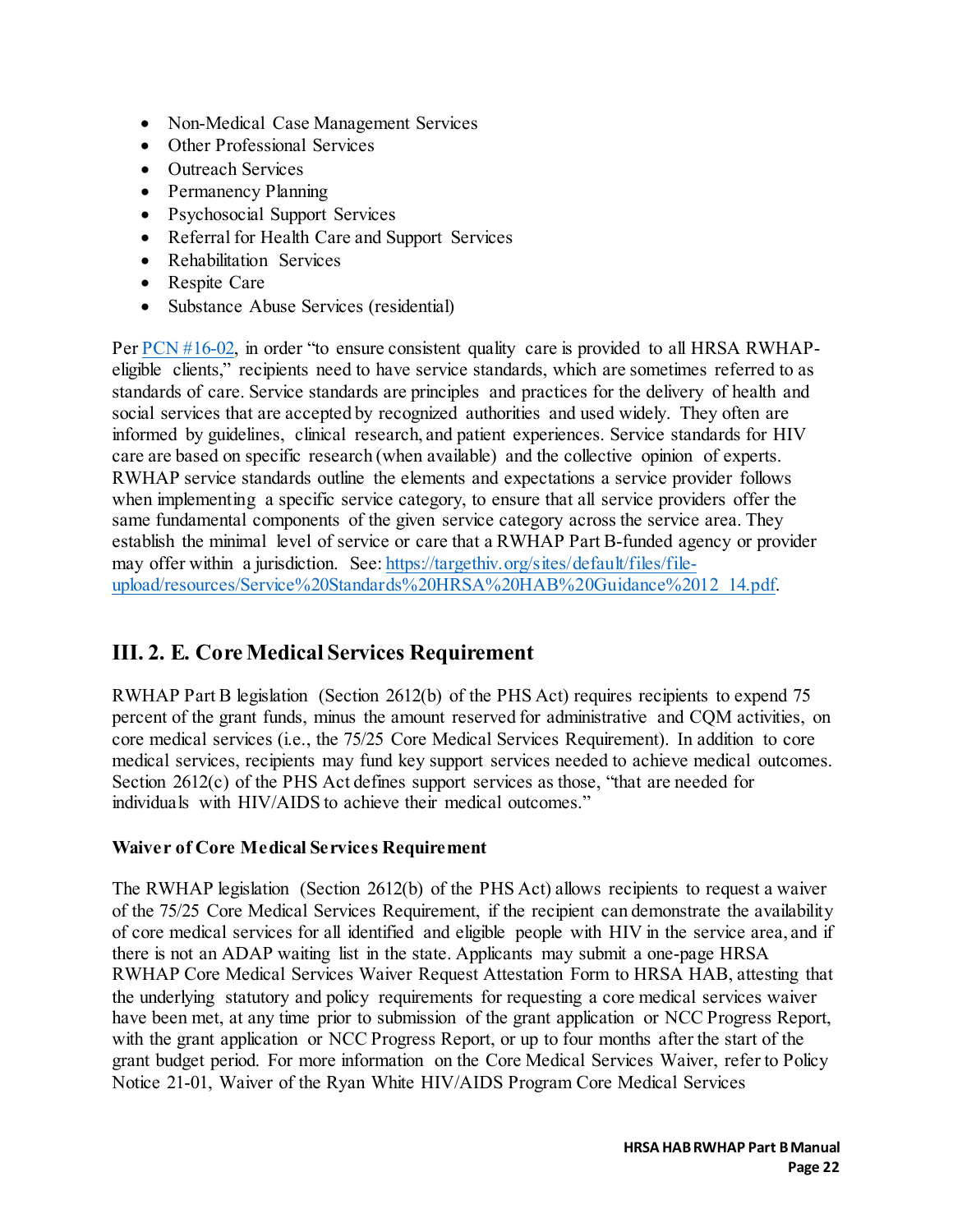- Non-Medical Case Management Services
- Other Professional Services
- Outreach Services
- Permanency Planning
- Psychosocial Support Services
- Referral for Health Care and Support Services
- Rehabilitation Services
- Respite Care
- Substance Abuse Services (residential)

Per [PCN #16-02](), in order "to ensure consistent quality care is provided to all HRSA RWHAP-eligible clients," recipients need to have service standards, which are sometimes referred to as standards of care. Service standards are principles and practices for the delivery of health and social services that are accepted by recognized authorities and used widely. They often are informed by guidelines, clinical research, and patient experiences. Service standards for HIV care are based on specific research (when available) and the collective opinion of experts. RWHAP service standards outline the elements and expectations a service provider follows when implementing a specific service category, to ensure that all service providers offer the same fundamental components of the given service category across the service area. They establish the minimal level of service or care that a RWHAP Part B-funded agency or provider may offer within a jurisdiction. See: https://targethiv.org/sites/default/files/file-upload/resources/Service%20Standards%20HRSA%20HAB%20Guidance%2012_14.pdf.

## III. 2. E. Core Medical Services Requirement

RWHAP Part B legislation (Section 2612(b) of the PHS Act) requires recipients to expend 75 percent of the grant funds, minus the amount reserved for administrative and CQM activities, on core medical services (i.e., the 75/25 Core Medical Services Requirement). In addition to core medical services, recipients may fund key support services needed to achieve medical outcomes. Section 2612(c) of the PHS Act defines support services as those, "that are needed for individuals with HIV/AIDS to achieve their medical outcomes."

**Waiver of Core Medical Services Requirement**

The RWHAP legislation (Section 2612(b) of the PHS Act) allows recipients to request a waiver of the 75/25 Core Medical Services Requirement, if the recipient can demonstrate the availability of core medical services for all identified and eligible people with HIV in the service area, and if there is not an ADAP waiting list in the state. Applicants may submit a one-page HRSA RWHAP Core Medical Services Waiver Request Attestation Form to HRSA HAB, attesting that the underlying statutory and policy requirements for requesting a core medical services waiver have been met, at any time prior to submission of the grant application or NCC Progress Report, with the grant application or NCC Progress Report, or up to four months after the start of the grant budget period. For more information on the Core Medical Services Waiver, refer to Policy Notice 21-01, Waiver of the Ryan White HIV/AIDS Program Core Medical Services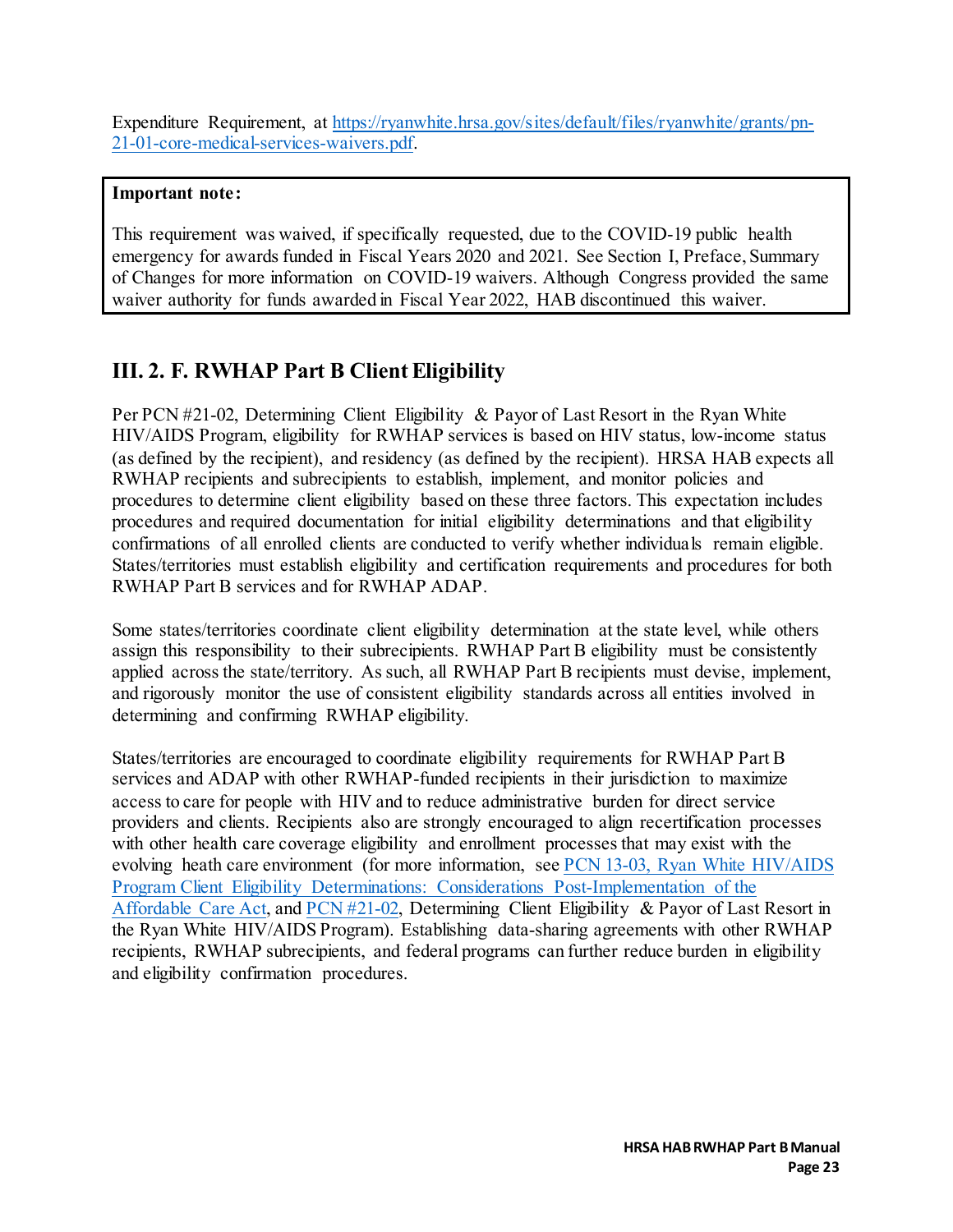Expenditure Requirement, at [https://ryanwhite.hrsa.gov/sites/default/files/ryanwhite/grants/pn-21-01-core-medical-services-waivers.pdf](https://ryanwhite.hrsa.gov/sites/default/files/ryanwhite/grants/pn-21-01-core-medical-services-waivers.pdf).

> **Important note:**
>
> This requirement was waived, if specifically requested, due to the COVID-19 public health emergency for awards funded in Fiscal Years 2020 and 2021. See Section I, Preface, Summary of Changes for more information on COVID-19 waivers. Although Congress provided the same waiver authority for funds awarded in Fiscal Year 2022, HAB discontinued this waiver.

## III. 2. F. RWHAP Part B Client Eligibility

Per PCN #21-02, Determining Client Eligibility & Payor of Last Resort in the Ryan White HIV/AIDS Program, eligibility for RWHAP services is based on HIV status, low-income status (as defined by the recipient), and residency (as defined by the recipient). HRSA HAB expects all RWHAP recipients and subrecipients to establish, implement, and monitor policies and procedures to determine client eligibility based on these three factors. This expectation includes procedures and required documentation for initial eligibility determinations and that eligibility confirmations of all enrolled clients are conducted to verify whether individuals remain eligible. States/territories must establish eligibility and certification requirements and procedures for both RWHAP Part B services and for RWHAP ADAP.

Some states/territories coordinate client eligibility determination at the state level, while others assign this responsibility to their subrecipients. RWHAP Part B eligibility must be consistently applied across the state/territory. As such, all RWHAP Part B recipients must devise, implement, and rigorously monitor the use of consistent eligibility standards across all entities involved in determining and confirming RWHAP eligibility.

States/territories are encouraged to coordinate eligibility requirements for RWHAP Part B services and ADAP with other RWHAP-funded recipients in their jurisdiction to maximize access to care for people with HIV and to reduce administrative burden for direct service providers and clients. Recipients also are strongly encouraged to align recertification processes with other health care coverage eligibility and enrollment processes that may exist with the evolving health care environment (for more information, see PCN 13-03, Ryan White HIV/AIDS Program Client Eligibility Determinations: Considerations Post-Implementation of the Affordable Care Act, and PCN #21-02, Determining Client Eligibility & Payor of Last Resort in the Ryan White HIV/AIDS Program). Establishing data-sharing agreements with other RWHAP recipients, RWHAP subrecipients, and federal programs can further reduce burden in eligibility and eligibility confirmation procedures.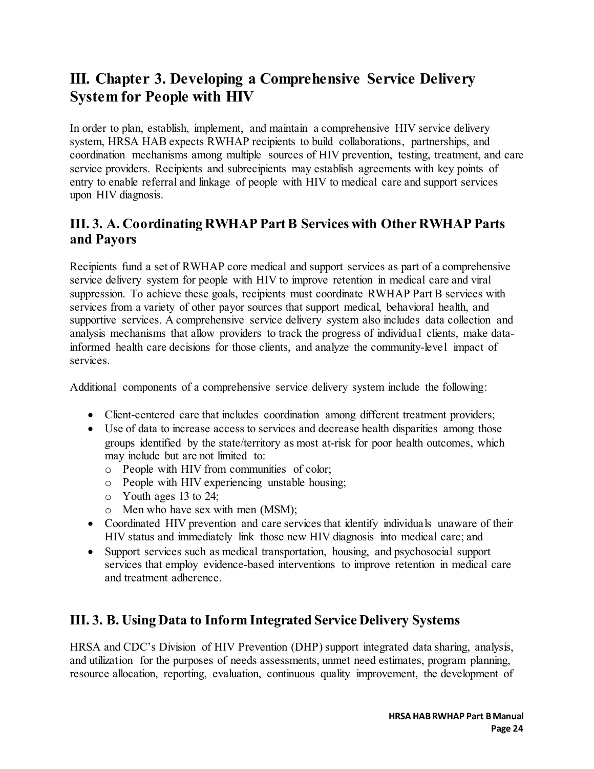# III. Chapter 3. Developing a Comprehensive Service Delivery System for People with HIV

In order to plan, establish, implement, and maintain a comprehensive HIV service delivery system, HRSA HAB expects RWHAP recipients to build collaborations, partnerships, and coordination mechanisms among multiple sources of HIV prevention, testing, treatment, and care service providers. Recipients and subrecipients may establish agreements with key points of entry to enable referral and linkage of people with HIV to medical care and support services upon HIV diagnosis.

## III. 3. A. Coordinating RWHAP Part B Services with Other RWHAP Parts and Payors

Recipients fund a set of RWHAP core medical and support services as part of a comprehensive service delivery system for people with HIV to improve retention in medical care and viral suppression. To achieve these goals, recipients must coordinate RWHAP Part B services with services from a variety of other payor sources that support medical, behavioral health, and supportive services. A comprehensive service delivery system also includes data collection and analysis mechanisms that allow providers to track the progress of individual clients, make data-informed health care decisions for those clients, and analyze the community-level impact of services.

Additional components of a comprehensive service delivery system include the following:

- Client-centered care that includes coordination among different treatment providers;
- Use of data to increase access to services and decrease health disparities among those groups identified by the state/territory as most at-risk for poor health outcomes, which may include but are not limited to:
  - People with HIV from communities of color;
  - People with HIV experiencing unstable housing;
  - Youth ages 13 to 24;
  - Men who have sex with men (MSM);
- Coordinated HIV prevention and care services that identify individuals unaware of their HIV status and immediately link those new HIV diagnosis into medical care; and
- Support services such as medical transportation, housing, and psychosocial support services that employ evidence-based interventions to improve retention in medical care and treatment adherence.

## III. 3. B. Using Data to Inform Integrated Service Delivery Systems

HRSA and CDC's Division of HIV Prevention (DHP) support integrated data sharing, analysis, and utilization for the purposes of needs assessments, unmet need estimates, program planning, resource allocation, reporting, evaluation, continuous quality improvement, the development of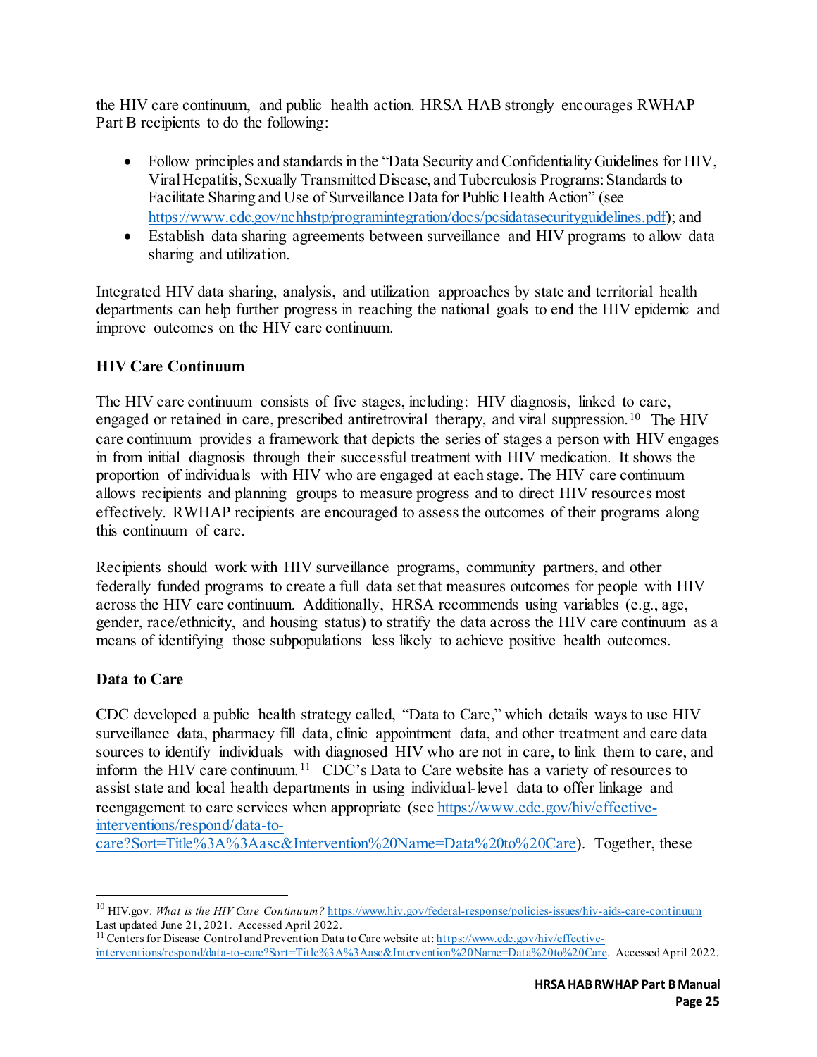the HIV care continuum, and public health action. HRSA HAB strongly encourages RWHAP Part B recipients to do the following:

- Follow principles and standards in the "Data Security and Confidentiality Guidelines for HIV, Viral Hepatitis, Sexually Transmitted Disease, and Tuberculosis Programs: Standards to Facilitate Sharing and Use of Surveillance Data for Public Health Action" (see https://www.cdc.gov/nchhstp/programintegration/docs/pcsidatasecurityguidelines.pdf); and
- Establish data sharing agreements between surveillance and HIV programs to allow data sharing and utilization.

Integrated HIV data sharing, analysis, and utilization approaches by state and territorial health departments can help further progress in reaching the national goals to end the HIV epidemic and improve outcomes on the HIV care continuum.

**HIV Care Continuum**

The HIV care continuum consists of five stages, including: HIV diagnosis, linked to care, engaged or retained in care, prescribed antiretroviral therapy, and viral suppression.[10] The HIV care continuum provides a framework that depicts the series of stages a person with HIV engages in from initial diagnosis through their successful treatment with HIV medication. It shows the proportion of individuals with HIV who are engaged at each stage. The HIV care continuum allows recipients and planning groups to measure progress and to direct HIV resources most effectively. RWHAP recipients are encouraged to assess the outcomes of their programs along this continuum of care.

Recipients should work with HIV surveillance programs, community partners, and other federally funded programs to create a full data set that measures outcomes for people with HIV across the HIV care continuum. Additionally, HRSA recommends using variables (e.g., age, gender, race/ethnicity, and housing status) to stratify the data across the HIV care continuum as a means of identifying those subpopulations less likely to achieve positive health outcomes.

**Data to Care**

CDC developed a public health strategy called, "Data to Care," which details ways to use HIV surveillance data, pharmacy fill data, clinic appointment data, and other treatment and care data sources to identify individuals with diagnosed HIV who are not in care, to link them to care, and inform the HIV care continuum.[11] CDC's Data to Care website has a variety of resources to assist state and local health departments in using individual-level data to offer linkage and reengagement to care services when appropriate (see https://www.cdc.gov/hiv/effective-interventions/respond/data-to-care?Sort=Title%3A%3Aasc&Intervention%20Name=Data%20to%20Care). Together, these

---

[10] HIV.gov. *What is the HIV Care Continuum?* https://www.hiv.gov/federal-response/policies-issues/hiv-aids-care-continuum Last updated June 21, 2021. Accessed April 2022.

[11] Centers for Disease Control and Prevention Data to Care website at: https://www.cdc.gov/hiv/effective-interventions/respond/data-to-care?Sort=Title%3A%3Aasc&Intervention%20Name=Data%20to%20Care. Accessed April 2022.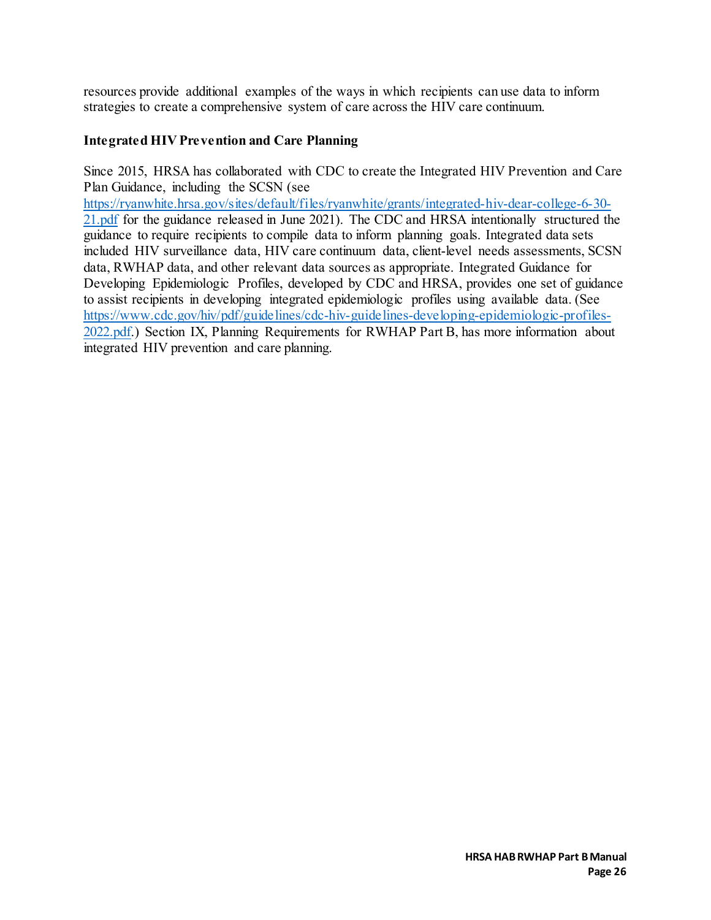resources provide additional examples of the ways in which recipients can use data to inform strategies to create a comprehensive system of care across the HIV care continuum.

### Integrated HIV Prevention and Care Planning

Since 2015, HRSA has collaborated with CDC to create the Integrated HIV Prevention and Care Plan Guidance, including the SCSN (see https://ryanwhite.hrsa.gov/sites/default/files/ryanwhite/grants/integrated-hiv-dear-college-6-30-21.pdf for the guidance released in June 2021). The CDC and HRSA intentionally structured the guidance to require recipients to compile data to inform planning goals. Integrated data sets included HIV surveillance data, HIV care continuum data, client-level needs assessments, SCSN data, RWHAP data, and other relevant data sources as appropriate. Integrated Guidance for Developing Epidemiologic Profiles, developed by CDC and HRSA, provides one set of guidance to assist recipients in developing integrated epidemiologic profiles using available data. (See https://www.cdc.gov/hiv/pdf/guidelines/cdc-hiv-guidelines-developing-epidemiologic-profiles-2022.pdf.) Section IX, Planning Requirements for RWHAP Part B, has more information about integrated HIV prevention and care planning.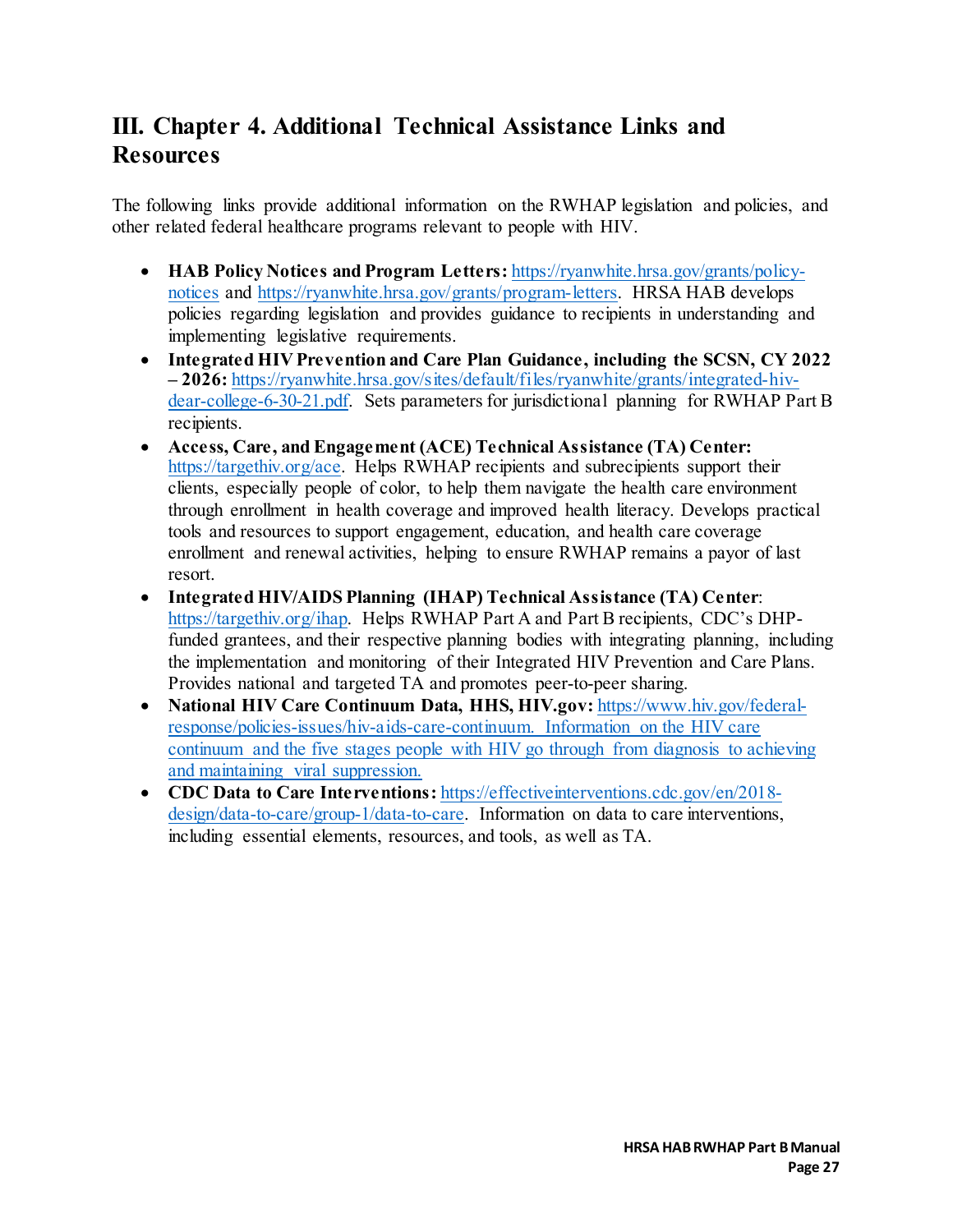# III. Chapter 4. Additional Technical Assistance Links and Resources

The following links provide additional information on the RWHAP legislation and policies, and other related federal healthcare programs relevant to people with HIV.

- **HAB Policy Notices and Program Letters:** https://ryanwhite.hrsa.gov/grants/policy-notices and https://ryanwhite.hrsa.gov/grants/program-letters. HRSA HAB develops policies regarding legislation and provides guidance to recipients in understanding and implementing legislative requirements.
- **Integrated HIV Prevention and Care Plan Guidance, including the SCSN, CY 2022 – 2026:** https://ryanwhite.hrsa.gov/sites/default/files/ryanwhite/grants/integrated-hiv-dear-college-6-30-21.pdf. Sets parameters for jurisdictional planning for RWHAP Part B recipients.
- **Access, Care, and Engagement (ACE) Technical Assistance (TA) Center:** https://targethiv.org/ace. Helps RWHAP recipients and subrecipients support their clients, especially people of color, to help them navigate the health care environment through enrollment in health coverage and improved health literacy. Develops practical tools and resources to support engagement, education, and health care coverage enrollment and renewal activities, helping to ensure RWHAP remains a payor of last resort.
- **Integrated HIV/AIDS Planning (IHAP) Technical Assistance (TA) Center**: https://targethiv.org/ihap. Helps RWHAP Part A and Part B recipients, CDC's DHP-funded grantees, and their respective planning bodies with integrating planning, including the implementation and monitoring of their Integrated HIV Prevention and Care Plans. Provides national and targeted TA and promotes peer-to-peer sharing.
- **National HIV Care Continuum Data, HHS, HIV.gov:** https://www.hiv.gov/federal-response/policies-issues/hiv-aids-care-continuum. Information on the HIV care continuum and the five stages people with HIV go through from diagnosis to achieving and maintaining viral suppression.
- **CDC Data to Care Interventions:** https://effectiveinterventions.cdc.gov/en/2018-design/data-to-care/group-1/data-to-care. Information on data to care interventions, including essential elements, resources, and tools, as well as TA.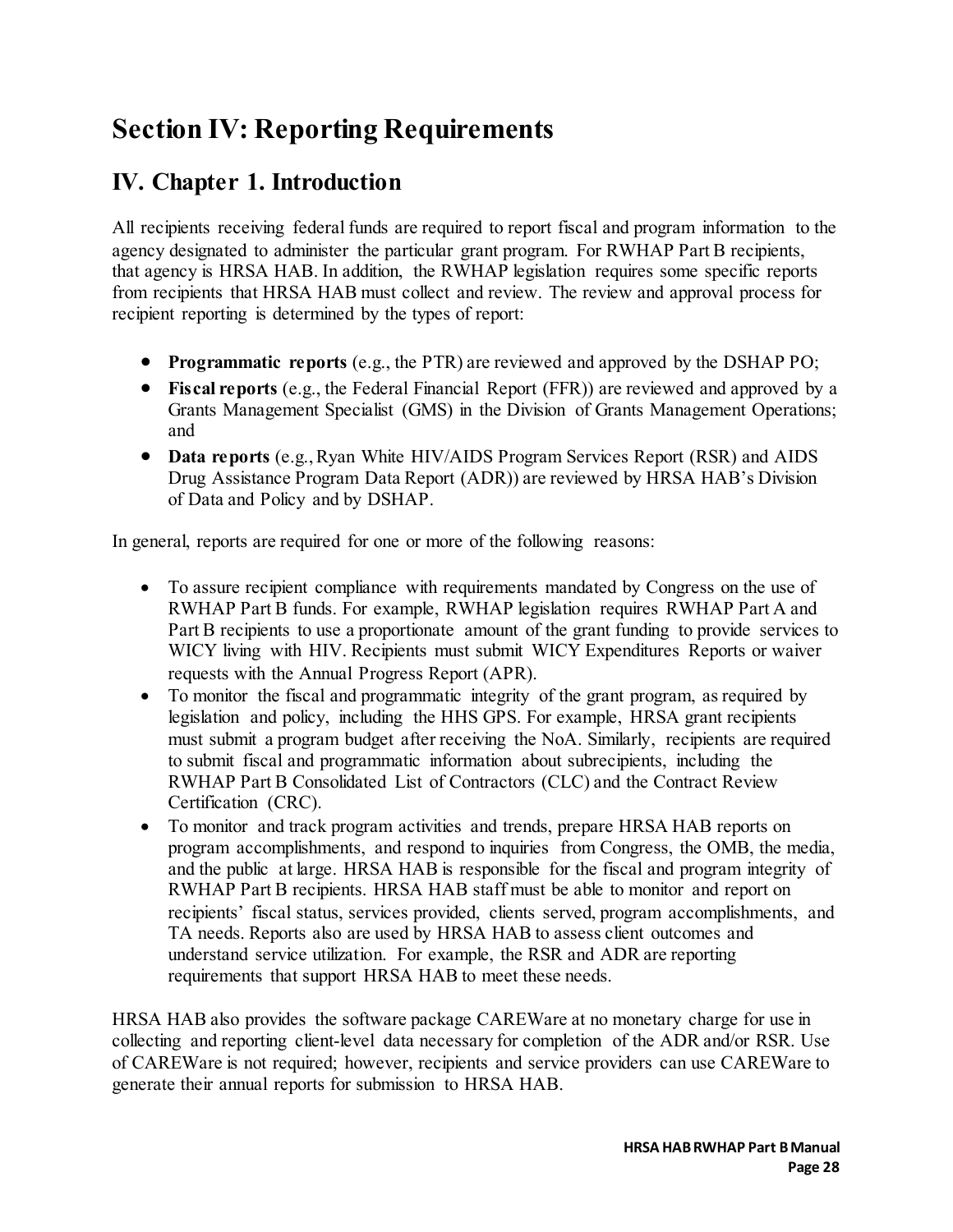# Section IV: Reporting Requirements

## IV. Chapter 1. Introduction

All recipients receiving federal funds are required to report fiscal and program information to the agency designated to administer the particular grant program. For RWHAP Part B recipients, that agency is HRSA HAB. In addition, the RWHAP legislation requires some specific reports from recipients that HRSA HAB must collect and review. The review and approval process for recipient reporting is determined by the types of report:

- **Programmatic reports** (e.g., the PTR) are reviewed and approved by the DSHAP PO;
- **Fiscal reports** (e.g., the Federal Financial Report (FFR)) are reviewed and approved by a Grants Management Specialist (GMS) in the Division of Grants Management Operations; and
- **Data reports** (e.g., Ryan White HIV/AIDS Program Services Report (RSR) and AIDS Drug Assistance Program Data Report (ADR)) are reviewed by HRSA HAB's Division of Data and Policy and by DSHAP.

In general, reports are required for one or more of the following reasons:

- To assure recipient compliance with requirements mandated by Congress on the use of RWHAP Part B funds. For example, RWHAP legislation requires RWHAP Part A and Part B recipients to use a proportionate amount of the grant funding to provide services to WICY living with HIV. Recipients must submit WICY Expenditures Reports or waiver requests with the Annual Progress Report (APR).
- To monitor the fiscal and programmatic integrity of the grant program, as required by legislation and policy, including the HHS GPS. For example, HRSA grant recipients must submit a program budget after receiving the NoA. Similarly, recipients are required to submit fiscal and programmatic information about subrecipients, including the RWHAP Part B Consolidated List of Contractors (CLC) and the Contract Review Certification (CRC).
- To monitor and track program activities and trends, prepare HRSA HAB reports on program accomplishments, and respond to inquiries from Congress, the OMB, the media, and the public at large. HRSA HAB is responsible for the fiscal and program integrity of RWHAP Part B recipients. HRSA HAB staff must be able to monitor and report on recipients' fiscal status, services provided, clients served, program accomplishments, and TA needs. Reports also are used by HRSA HAB to assess client outcomes and understand service utilization. For example, the RSR and ADR are reporting requirements that support HRSA HAB to meet these needs.

HRSA HAB also provides the software package CAREWare at no monetary charge for use in collecting and reporting client-level data necessary for completion of the ADR and/or RSR. Use of CAREWare is not required; however, recipients and service providers can use CAREWare to generate their annual reports for submission to HRSA HAB.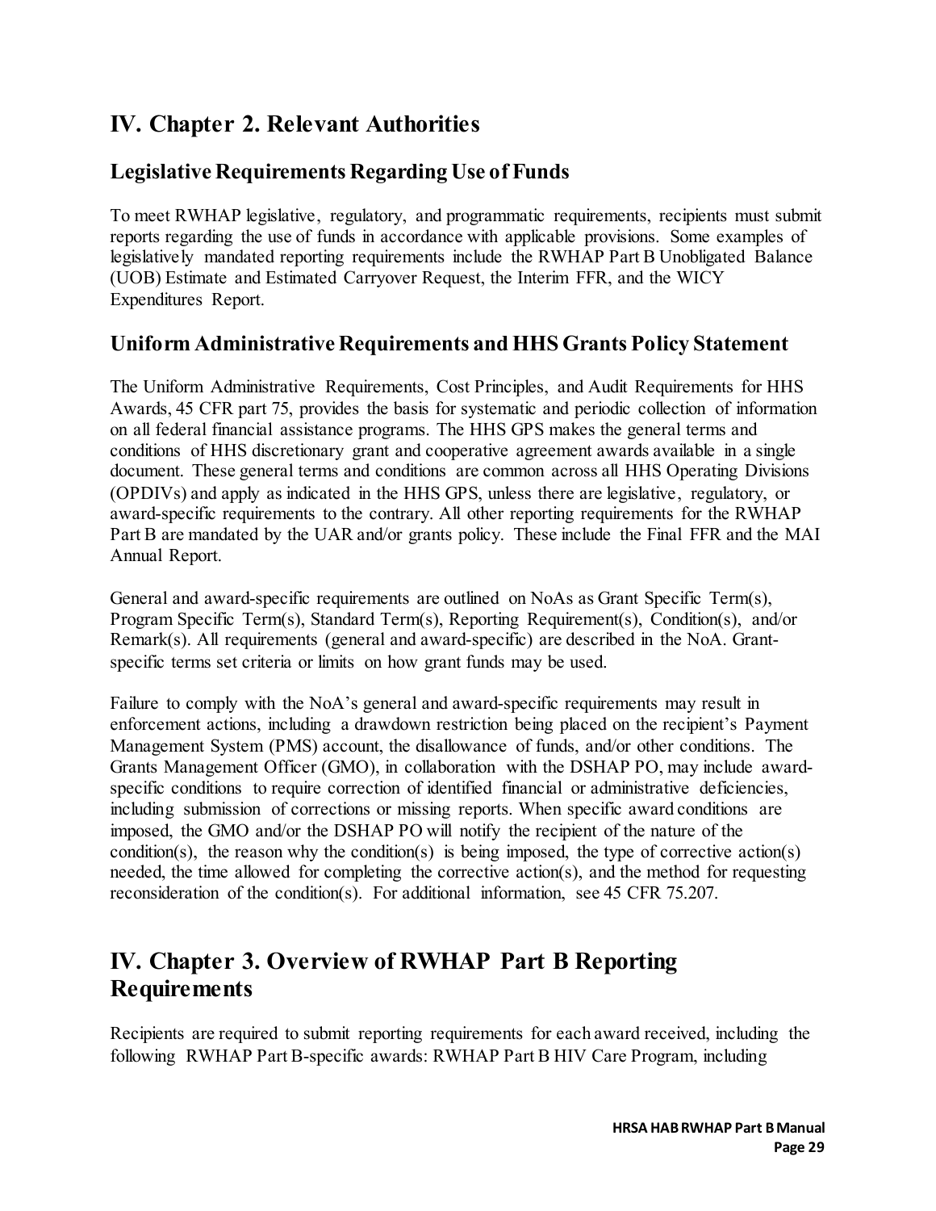# IV. Chapter 2. Relevant Authorities

## Legislative Requirements Regarding Use of Funds

To meet RWHAP legislative, regulatory, and programmatic requirements, recipients must submit reports regarding the use of funds in accordance with applicable provisions. Some examples of legislatively mandated reporting requirements include the RWHAP Part B Unobligated Balance (UOB) Estimate and Estimated Carryover Request, the Interim FFR, and the WICY Expenditures Report.

## Uniform Administrative Requirements and HHS Grants Policy Statement

The Uniform Administrative Requirements, Cost Principles, and Audit Requirements for HHS Awards, 45 CFR part 75, provides the basis for systematic and periodic collection of information on all federal financial assistance programs. The HHS GPS makes the general terms and conditions of HHS discretionary grant and cooperative agreement awards available in a single document. These general terms and conditions are common across all HHS Operating Divisions (OPDIVs) and apply as indicated in the HHS GPS, unless there are legislative, regulatory, or award-specific requirements to the contrary. All other reporting requirements for the RWHAP Part B are mandated by the UAR and/or grants policy. These include the Final FFR and the MAI Annual Report.

General and award-specific requirements are outlined on NoAs as Grant Specific Term(s), Program Specific Term(s), Standard Term(s), Reporting Requirement(s), Condition(s), and/or Remark(s). All requirements (general and award-specific) are described in the NoA. Grant-specific terms set criteria or limits on how grant funds may be used.

Failure to comply with the NoA's general and award-specific requirements may result in enforcement actions, including a drawdown restriction being placed on the recipient's Payment Management System (PMS) account, the disallowance of funds, and/or other conditions. The Grants Management Officer (GMO), in collaboration with the DSHAP PO, may include award-specific conditions to require correction of identified financial or administrative deficiencies, including submission of corrections or missing reports. When specific award conditions are imposed, the GMO and/or the DSHAP PO will notify the recipient of the nature of the condition(s), the reason why the condition(s) is being imposed, the type of corrective action(s) needed, the time allowed for completing the corrective action(s), and the method for requesting reconsideration of the condition(s). For additional information, see 45 CFR 75.207.

# IV. Chapter 3. Overview of RWHAP Part B Reporting Requirements

Recipients are required to submit reporting requirements for each award received, including the following RWHAP Part B-specific awards: RWHAP Part B HIV Care Program, including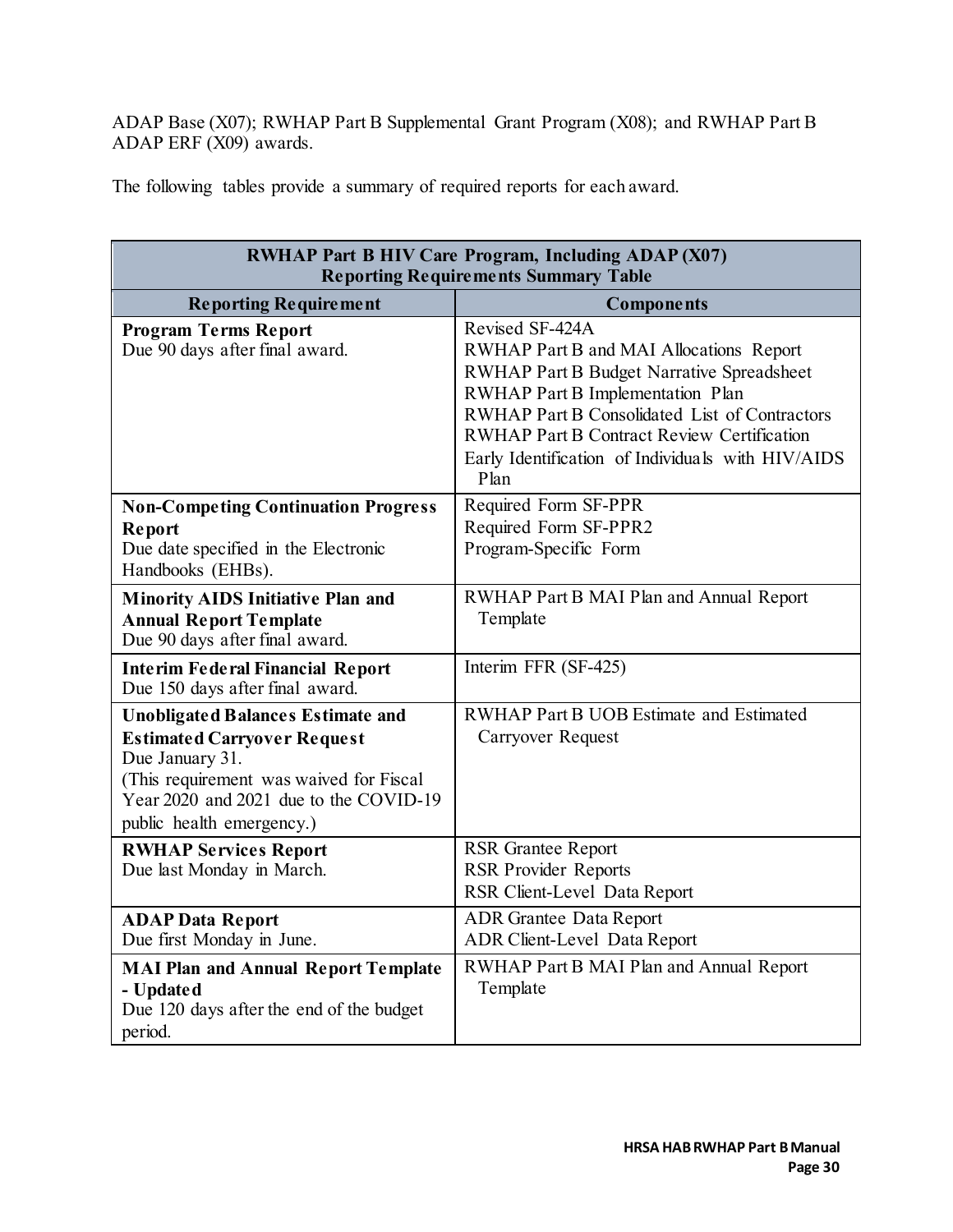ADAP Base (X07); RWHAP Part B Supplemental Grant Program (X08); and RWHAP Part B ADAP ERF (X09) awards.

The following tables provide a summary of required reports for each award.

| **RWHAP Part B HIV Care Program, Including ADAP (X07) Reporting Requirements Summary Table** | |
|---|---|
| **Reporting Requirement** | **Components** |
| **Program Terms Report**<br>Due 90 days after final award. | Revised SF-424A<br>RWHAP Part B and MAI Allocations Report<br>RWHAP Part B Budget Narrative Spreadsheet<br>RWHAP Part B Implementation Plan<br>RWHAP Part B Consolidated List of Contractors<br>RWHAP Part B Contract Review Certification<br>Early Identification of Individuals with HIV/AIDS Plan |
| **Non-Competing Continuation Progress Report**<br>Due date specified in the Electronic Handbooks (EHBs). | Required Form SF-PPR<br>Required Form SF-PPR2<br>Program-Specific Form |
| **Minority AIDS Initiative Plan and Annual Report Template**<br>Due 90 days after final award. | RWHAP Part B MAI Plan and Annual Report Template |
| **Interim Federal Financial Report**<br>Due 150 days after final award. | Interim FFR (SF-425) |
| **Unobligated Balances Estimate and Estimated Carryover Request**<br>Due January 31.<br>(This requirement was waived for Fiscal Year 2020 and 2021 due to the COVID-19 public health emergency.) | RWHAP Part B UOB Estimate and Estimated Carryover Request |
| **RWHAP Services Report**<br>Due last Monday in March. | RSR Grantee Report<br>RSR Provider Reports<br>RSR Client-Level Data Report |
| **ADAP Data Report**<br>Due first Monday in June. | ADR Grantee Data Report<br>ADR Client-Level Data Report |
| **MAI Plan and Annual Report Template - Updated**<br>Due 120 days after the end of the budget period. | RWHAP Part B MAI Plan and Annual Report Template |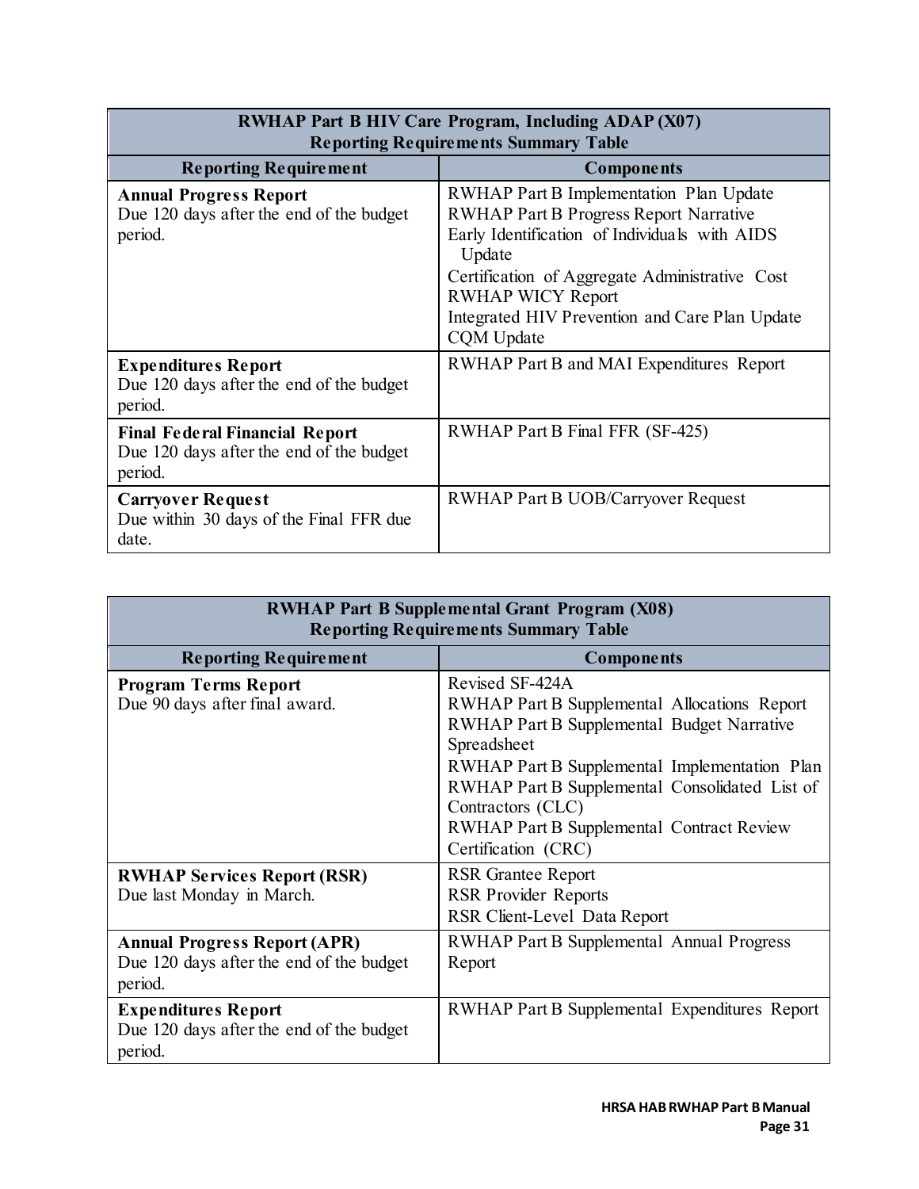| RWHAP Part B HIV Care Program, Including ADAP (X07) Reporting Requirements Summary Table | |
|---|---|
| **Reporting Requirement** | **Components** |
| **Annual Progress Report**<br>Due 120 days after the end of the budget period. | RWHAP Part B Implementation Plan Update<br>RWHAP Part B Progress Report Narrative<br>Early Identification of Individuals with AIDS Update<br>Certification of Aggregate Administrative Cost<br>RWHAP WICY Report<br>Integrated HIV Prevention and Care Plan Update<br>CQM Update |
| **Expenditures Report**<br>Due 120 days after the end of the budget period. | RWHAP Part B and MAI Expenditures Report |
| **Final Federal Financial Report**<br>Due 120 days after the end of the budget period. | RWHAP Part B Final FFR (SF-425) |
| **Carryover Request**<br>Due within 30 days of the Final FFR due date. | RWHAP Part B UOB/Carryover Request |

| RWHAP Part B Supplemental Grant Program (X08) Reporting Requirements Summary Table | |
|---|---|
| **Reporting Requirement** | **Components** |
| **Program Terms Report**<br>Due 90 days after final award. | Revised SF-424A<br>RWHAP Part B Supplemental Allocations Report<br>RWHAP Part B Supplemental Budget Narrative Spreadsheet<br>RWHAP Part B Supplemental Implementation Plan<br>RWHAP Part B Supplemental Consolidated List of Contractors (CLC)<br>RWHAP Part B Supplemental Contract Review Certification (CRC) |
| **RWHAP Services Report (RSR)**<br>Due last Monday in March. | RSR Grantee Report<br>RSR Provider Reports<br>RSR Client-Level Data Report |
| **Annual Progress Report (APR)**<br>Due 120 days after the end of the budget period. | RWHAP Part B Supplemental Annual Progress Report |
| **Expenditures Report**<br>Due 120 days after the end of the budget period. | RWHAP Part B Supplemental Expenditures Report |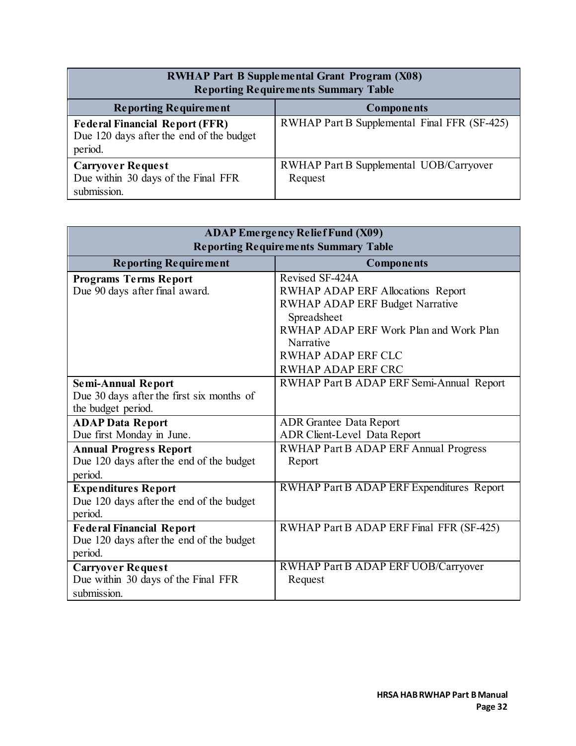| RWHAP Part B Supplemental Grant Program (X08)<br>Reporting Requirements Summary Table | |
|---|---|
| **Reporting Requirement** | **Components** |
| **Federal Financial Report (FFR)**<br>Due 120 days after the end of the budget period. | RWHAP Part B Supplemental Final FFR (SF-425) |
| **Carryover Request**<br>Due within 30 days of the Final FFR submission. | RWHAP Part B Supplemental UOB/Carryover Request |

| ADAP Emergency Relief Fund (X09)<br>Reporting Requirements Summary Table | |
|---|---|
| **Reporting Requirement** | **Components** |
| **Programs Terms Report**<br>Due 90 days after final award. | Revised SF-424A<br>RWHAP ADAP ERF Allocations Report<br>RWHAP ADAP ERF Budget Narrative Spreadsheet<br>RWHAP ADAP ERF Work Plan and Work Plan Narrative<br>RWHAP ADAP ERF CLC<br>RWHAP ADAP ERF CRC |
| **Semi-Annual Report**<br>Due 30 days after the first six months of the budget period. | RWHAP Part B ADAP ERF Semi-Annual Report |
| **ADAP Data Report**<br>Due first Monday in June. | ADR Grantee Data Report<br>ADR Client-Level Data Report |
| **Annual Progress Report**<br>Due 120 days after the end of the budget period. | RWHAP Part B ADAP ERF Annual Progress Report |
| **Expenditures Report**<br>Due 120 days after the end of the budget period. | RWHAP Part B ADAP ERF Expenditures Report |
| **Federal Financial Report**<br>Due 120 days after the end of the budget period. | RWHAP Part B ADAP ERF Final FFR (SF-425) |
| **Carryover Request**<br>Due within 30 days of the Final FFR submission. | RWHAP Part B ADAP ERF UOB/Carryover Request |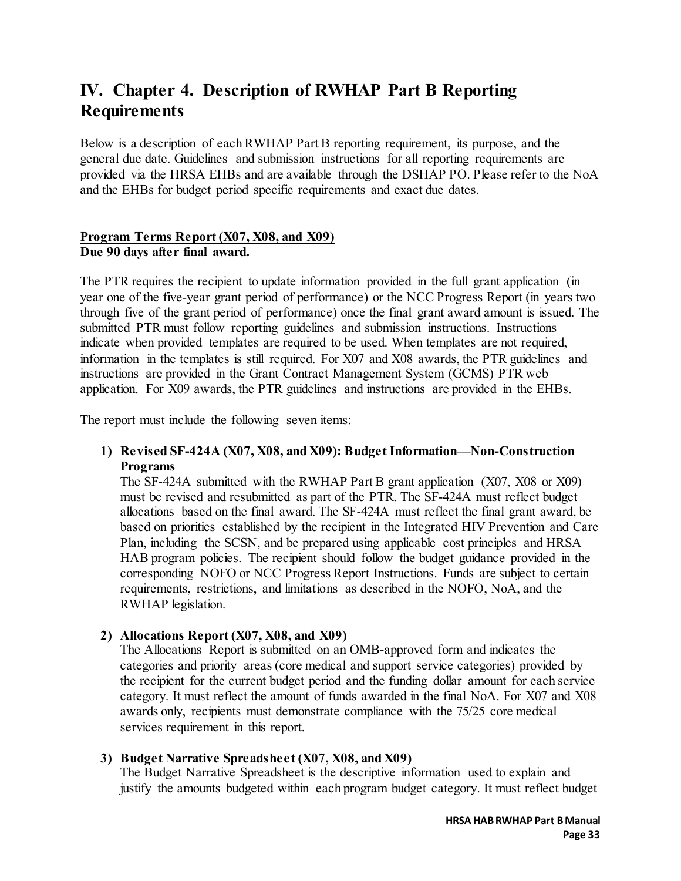# IV. Chapter 4. Description of RWHAP Part B Reporting Requirements

Below is a description of each RWHAP Part B reporting requirement, its purpose, and the general due date. Guidelines and submission instructions for all reporting requirements are provided via the HRSA EHBs and are available through the DSHAP PO. Please refer to the NoA and the EHBs for budget period specific requirements and exact due dates.

<u>**Program Terms Report (X07, X08, and X09)**</u>
**Due 90 days after final award.**

The PTR requires the recipient to update information provided in the full grant application (in year one of the five-year grant period of performance) or the NCC Progress Report (in years two through five of the grant period of performance) once the final grant award amount is issued. The submitted PTR must follow reporting guidelines and submission instructions. Instructions indicate when provided templates are required to be used. When templates are not required, information in the templates is still required. For X07 and X08 awards, the PTR guidelines and instructions are provided in the Grant Contract Management System (GCMS) PTR web application. For X09 awards, the PTR guidelines and instructions are provided in the EHBs.

The report must include the following seven items:

1) **Revised SF-424A (X07, X08, and X09): Budget Information—Non-Construction Programs**
   The SF-424A submitted with the RWHAP Part B grant application (X07, X08 or X09) must be revised and resubmitted as part of the PTR. The SF-424A must reflect budget allocations based on the final award. The SF-424A must reflect the final grant award, be based on priorities established by the recipient in the Integrated HIV Prevention and Care Plan, including the SCSN, and be prepared using applicable cost principles and HRSA HAB program policies. The recipient should follow the budget guidance provided in the corresponding NOFO or NCC Progress Report Instructions. Funds are subject to certain requirements, restrictions, and limitations as described in the NOFO, NoA, and the RWHAP legislation.

2) **Allocations Report (X07, X08, and X09)**
   The Allocations Report is submitted on an OMB-approved form and indicates the categories and priority areas (core medical and support service categories) provided by the recipient for the current budget period and the funding dollar amount for each service category. It must reflect the amount of funds awarded in the final NoA. For X07 and X08 awards only, recipients must demonstrate compliance with the 75/25 core medical services requirement in this report.

3) **Budget Narrative Spreadsheet (X07, X08, and X09)**
   The Budget Narrative Spreadsheet is the descriptive information used to explain and justify the amounts budgeted within each program budget category. It must reflect budget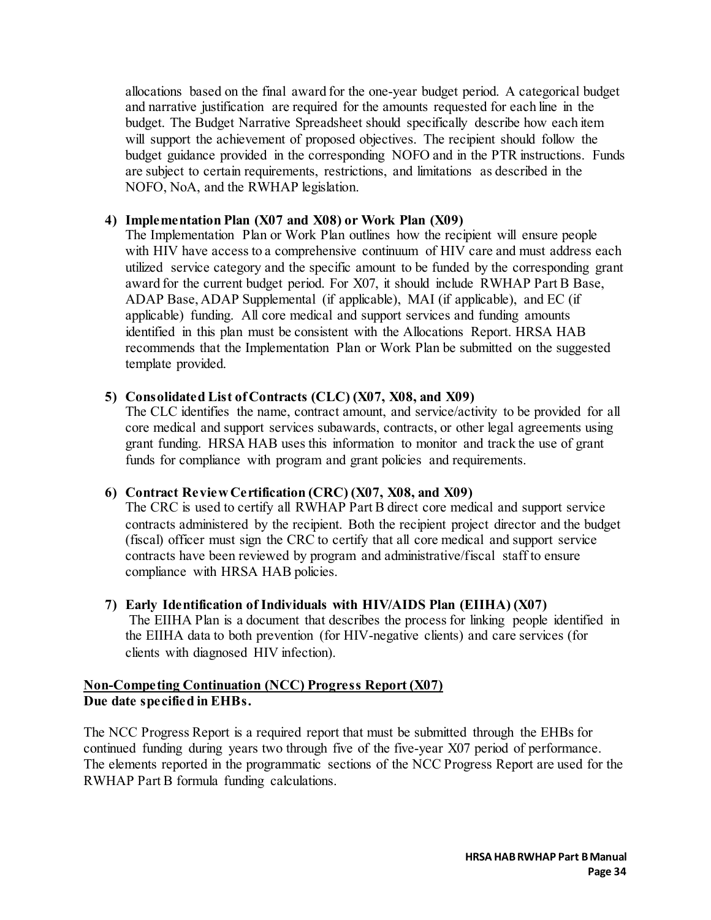allocations based on the final award for the one-year budget period. A categorical budget and narrative justification are required for the amounts requested for each line in the budget. The Budget Narrative Spreadsheet should specifically describe how each item will support the achievement of proposed objectives. The recipient should follow the budget guidance provided in the corresponding NOFO and in the PTR instructions. Funds are subject to certain requirements, restrictions, and limitations as described in the NOFO, NoA, and the RWHAP legislation.

4) **Implementation Plan (X07 and X08) or Work Plan (X09)**
The Implementation Plan or Work Plan outlines how the recipient will ensure people with HIV have access to a comprehensive continuum of HIV care and must address each utilized service category and the specific amount to be funded by the corresponding grant award for the current budget period. For X07, it should include RWHAP Part B Base, ADAP Base, ADAP Supplemental (if applicable), MAI (if applicable), and EC (if applicable) funding. All core medical and support services and funding amounts identified in this plan must be consistent with the Allocations Report. HRSA HAB recommends that the Implementation Plan or Work Plan be submitted on the suggested template provided.

5) **Consolidated List of Contracts (CLC) (X07, X08, and X09)**
The CLC identifies the name, contract amount, and service/activity to be provided for all core medical and support services subawards, contracts, or other legal agreements using grant funding. HRSA HAB uses this information to monitor and track the use of grant funds for compliance with program and grant policies and requirements.

6) **Contract Review Certification (CRC) (X07, X08, and X09)**
The CRC is used to certify all RWHAP Part B direct core medical and support service contracts administered by the recipient. Both the recipient project director and the budget (fiscal) officer must sign the CRC to certify that all core medical and support service contracts have been reviewed by program and administrative/fiscal staff to ensure compliance with HRSA HAB policies.

7) **Early Identification of Individuals with HIV/AIDS Plan (EIIHA) (X07)**
The EIIHA Plan is a document that describes the process for linking people identified in the EIIHA data to both prevention (for HIV-negative clients) and care services (for clients with diagnosed HIV infection).

**Non-Competing Continuation (NCC) Progress Report (X07)**
**Due date specified in EHBs.**

The NCC Progress Report is a required report that must be submitted through the EHBs for continued funding during years two through five of the five-year X07 period of performance. The elements reported in the programmatic sections of the NCC Progress Report are used for the RWHAP Part B formula funding calculations.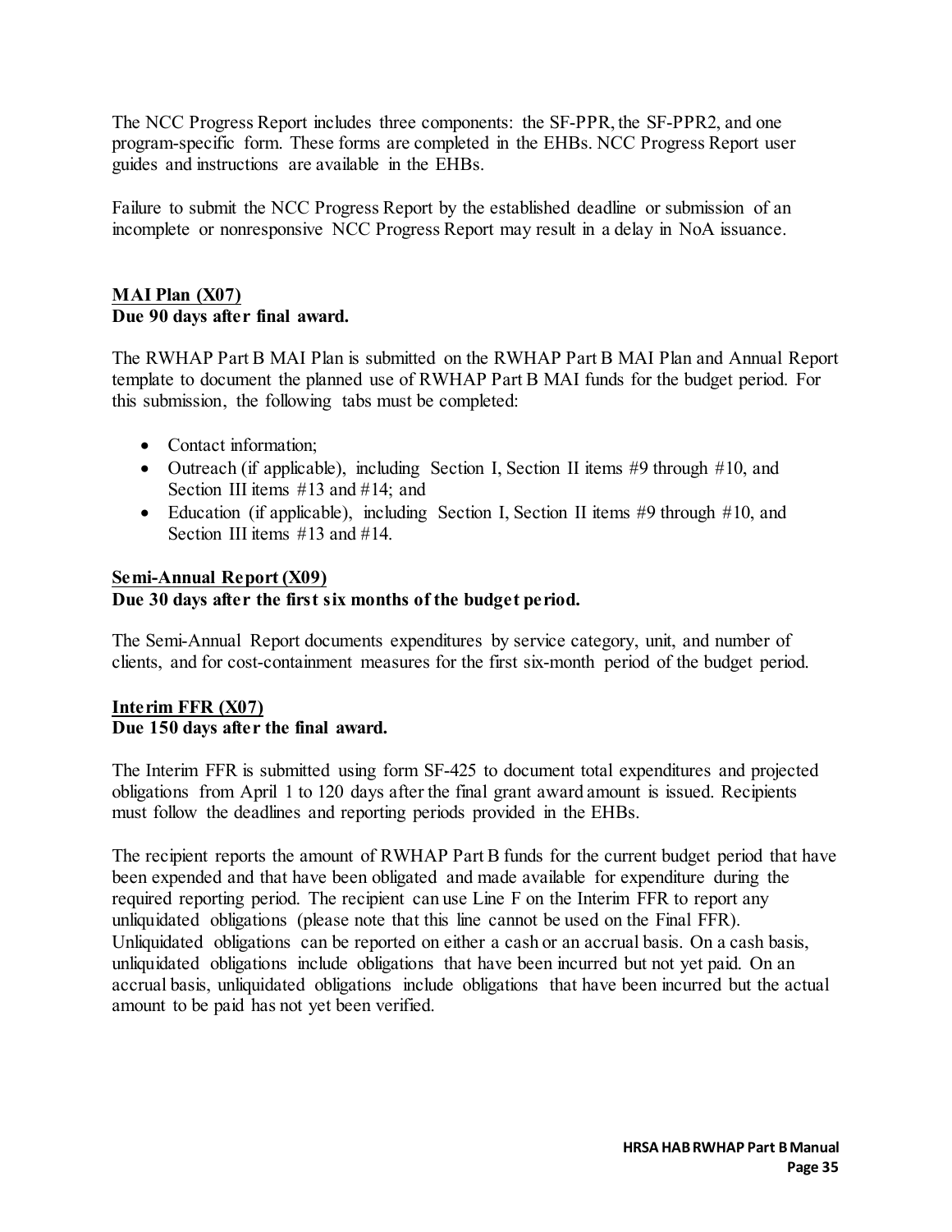The NCC Progress Report includes three components: the SF-PPR, the SF-PPR2, and one program-specific form. These forms are completed in the EHBs. NCC Progress Report user guides and instructions are available in the EHBs.

Failure to submit the NCC Progress Report by the established deadline or submission of an incomplete or nonresponsive NCC Progress Report may result in a delay in NoA issuance.

**MAI Plan (X07)**
**Due 90 days after final award.**

The RWHAP Part B MAI Plan is submitted on the RWHAP Part B MAI Plan and Annual Report template to document the planned use of RWHAP Part B MAI funds for the budget period. For this submission, the following tabs must be completed:

- Contact information;
- Outreach (if applicable), including Section I, Section II items #9 through #10, and Section III items #13 and #14; and
- Education (if applicable), including Section I, Section II items #9 through #10, and Section III items #13 and #14.

**Semi-Annual Report (X09)**
**Due 30 days after the first six months of the budget period.**

The Semi-Annual Report documents expenditures by service category, unit, and number of clients, and for cost-containment measures for the first six-month period of the budget period.

**Interim FFR (X07)**
**Due 150 days after the final award.**

The Interim FFR is submitted using form SF-425 to document total expenditures and projected obligations from April 1 to 120 days after the final grant award amount is issued. Recipients must follow the deadlines and reporting periods provided in the EHBs.

The recipient reports the amount of RWHAP Part B funds for the current budget period that have been expended and that have been obligated and made available for expenditure during the required reporting period. The recipient can use Line F on the Interim FFR to report any unliquidated obligations (please note that this line cannot be used on the Final FFR). Unliquidated obligations can be reported on either a cash or an accrual basis. On a cash basis, unliquidated obligations include obligations that have been incurred but not yet paid. On an accrual basis, unliquidated obligations include obligations that have been incurred but the actual amount to be paid has not yet been verified.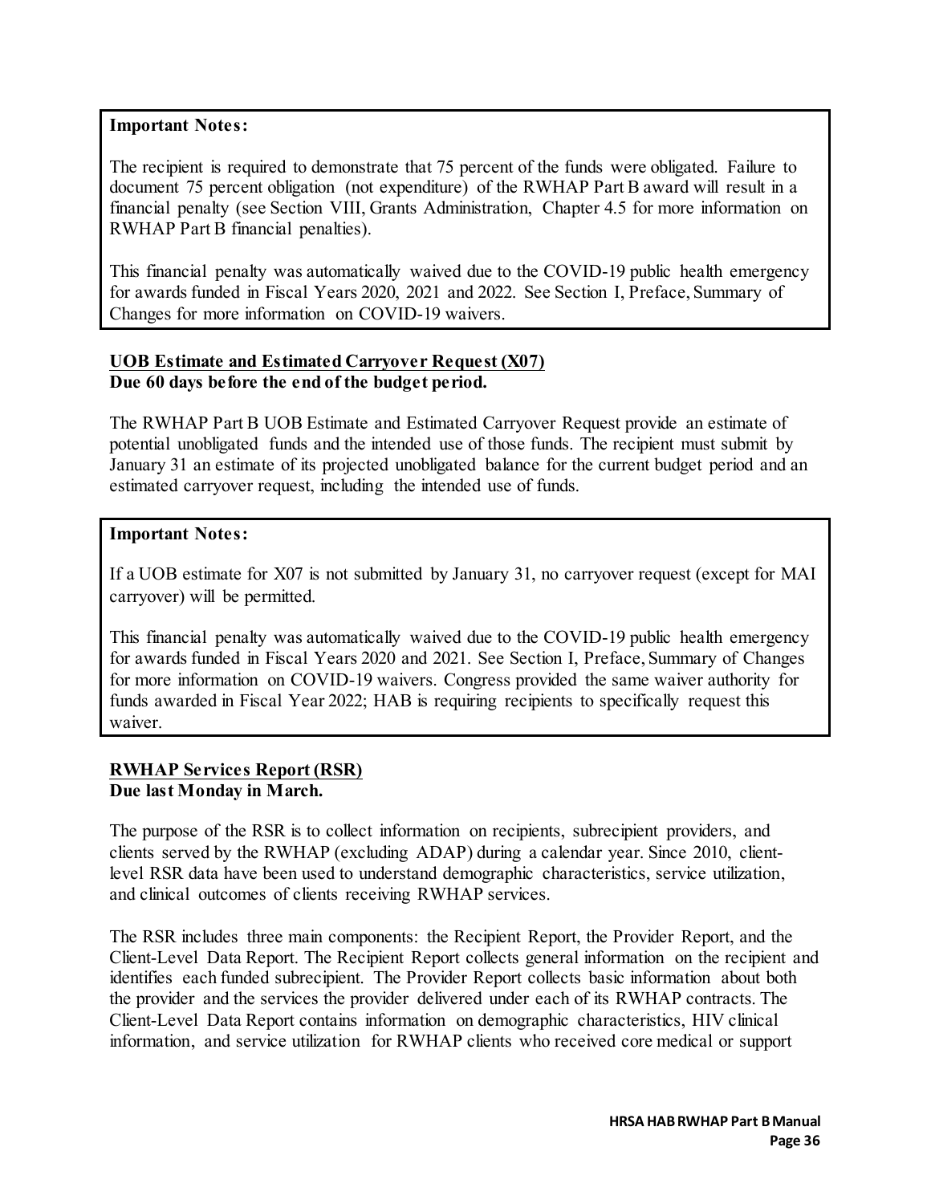**Important Notes:**

The recipient is required to demonstrate that 75 percent of the funds were obligated. Failure to document 75 percent obligation (not expenditure) of the RWHAP Part B award will result in a financial penalty (see Section VIII, Grants Administration, Chapter 4.5 for more information on RWHAP Part B financial penalties).

This financial penalty was automatically waived due to the COVID-19 public health emergency for awards funded in Fiscal Years 2020, 2021 and 2022. See Section I, Preface, Summary of Changes for more information on COVID-19 waivers.

**UOB Estimate and Estimated Carryover Request (X07)**
**Due 60 days before the end of the budget period.**

The RWHAP Part B UOB Estimate and Estimated Carryover Request provide an estimate of potential unobligated funds and the intended use of those funds. The recipient must submit by January 31 an estimate of its projected unobligated balance for the current budget period and an estimated carryover request, including the intended use of funds.

**Important Notes:**

If a UOB estimate for X07 is not submitted by January 31, no carryover request (except for MAI carryover) will be permitted.

This financial penalty was automatically waived due to the COVID-19 public health emergency for awards funded in Fiscal Years 2020 and 2021. See Section I, Preface, Summary of Changes for more information on COVID-19 waivers. Congress provided the same waiver authority for funds awarded in Fiscal Year 2022; HAB is requiring recipients to specifically request this waiver.

**RWHAP Services Report (RSR)**
**Due last Monday in March.**

The purpose of the RSR is to collect information on recipients, subrecipient providers, and clients served by the RWHAP (excluding ADAP) during a calendar year. Since 2010, client-level RSR data have been used to understand demographic characteristics, service utilization, and clinical outcomes of clients receiving RWHAP services.

The RSR includes three main components: the Recipient Report, the Provider Report, and the Client-Level Data Report. The Recipient Report collects general information on the recipient and identifies each funded subrecipient. The Provider Report collects basic information about both the provider and the services the provider delivered under each of its RWHAP contracts. The Client-Level Data Report contains information on demographic characteristics, HIV clinical information, and service utilization for RWHAP clients who received core medical or support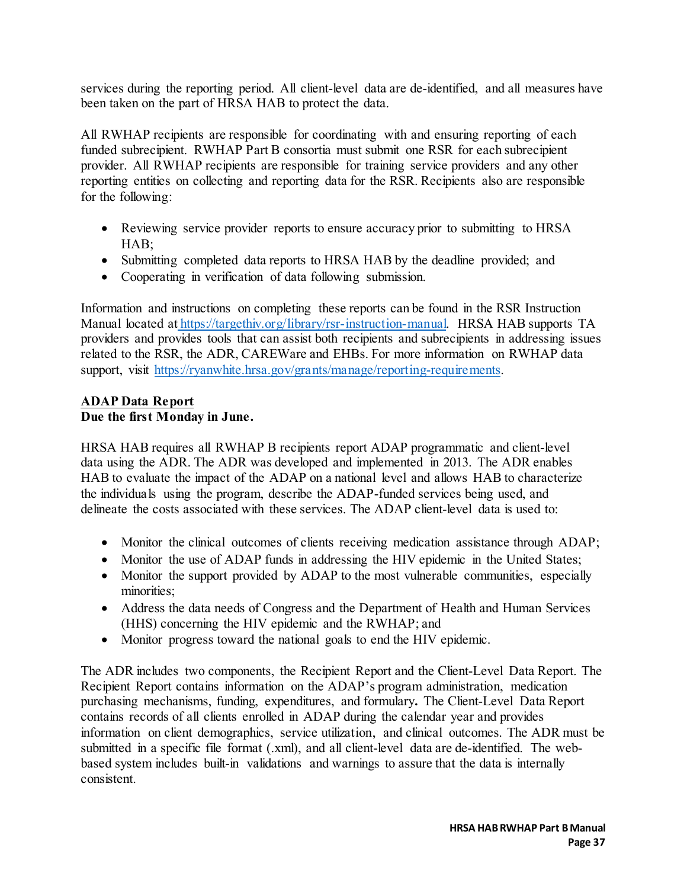services during the reporting period. All client-level data are de-identified, and all measures have been taken on the part of HRSA HAB to protect the data.

All RWHAP recipients are responsible for coordinating with and ensuring reporting of each funded subrecipient. RWHAP Part B consortia must submit one RSR for each subrecipient provider. All RWHAP recipients are responsible for training service providers and any other reporting entities on collecting and reporting data for the RSR. Recipients also are responsible for the following:

- Reviewing service provider reports to ensure accuracy prior to submitting to HRSA HAB;
- Submitting completed data reports to HRSA HAB by the deadline provided; and
- Cooperating in verification of data following submission.

Information and instructions on completing these reports can be found in the RSR Instruction Manual located at https://targethiv.org/library/rsr-instruction-manual. HRSA HAB supports TA providers and provides tools that can assist both recipients and subrecipients in addressing issues related to the RSR, the ADR, CAREWare and EHBs. For more information on RWHAP data support, visit https://ryanwhite.hrsa.gov/grants/manage/reporting-requirements.

## ADAP Data Report

**Due the first Monday in June.**

HRSA HAB requires all RWHAP B recipients report ADAP programmatic and client-level data using the ADR. The ADR was developed and implemented in 2013. The ADR enables HAB to evaluate the impact of the ADAP on a national level and allows HAB to characterize the individuals using the program, describe the ADAP-funded services being used, and delineate the costs associated with these services. The ADAP client-level data is used to:

- Monitor the clinical outcomes of clients receiving medication assistance through ADAP;
- Monitor the use of ADAP funds in addressing the HIV epidemic in the United States;
- Monitor the support provided by ADAP to the most vulnerable communities, especially minorities;
- Address the data needs of Congress and the Department of Health and Human Services (HHS) concerning the HIV epidemic and the RWHAP; and
- Monitor progress toward the national goals to end the HIV epidemic.

The ADR includes two components, the Recipient Report and the Client-Level Data Report. The Recipient Report contains information on the ADAP's program administration, medication purchasing mechanisms, funding, expenditures, and formulary**.** The Client-Level Data Report contains records of all clients enrolled in ADAP during the calendar year and provides information on client demographics, service utilization, and clinical outcomes. The ADR must be submitted in a specific file format (.xml), and all client-level data are de-identified. The web-based system includes built-in validations and warnings to assure that the data is internally consistent.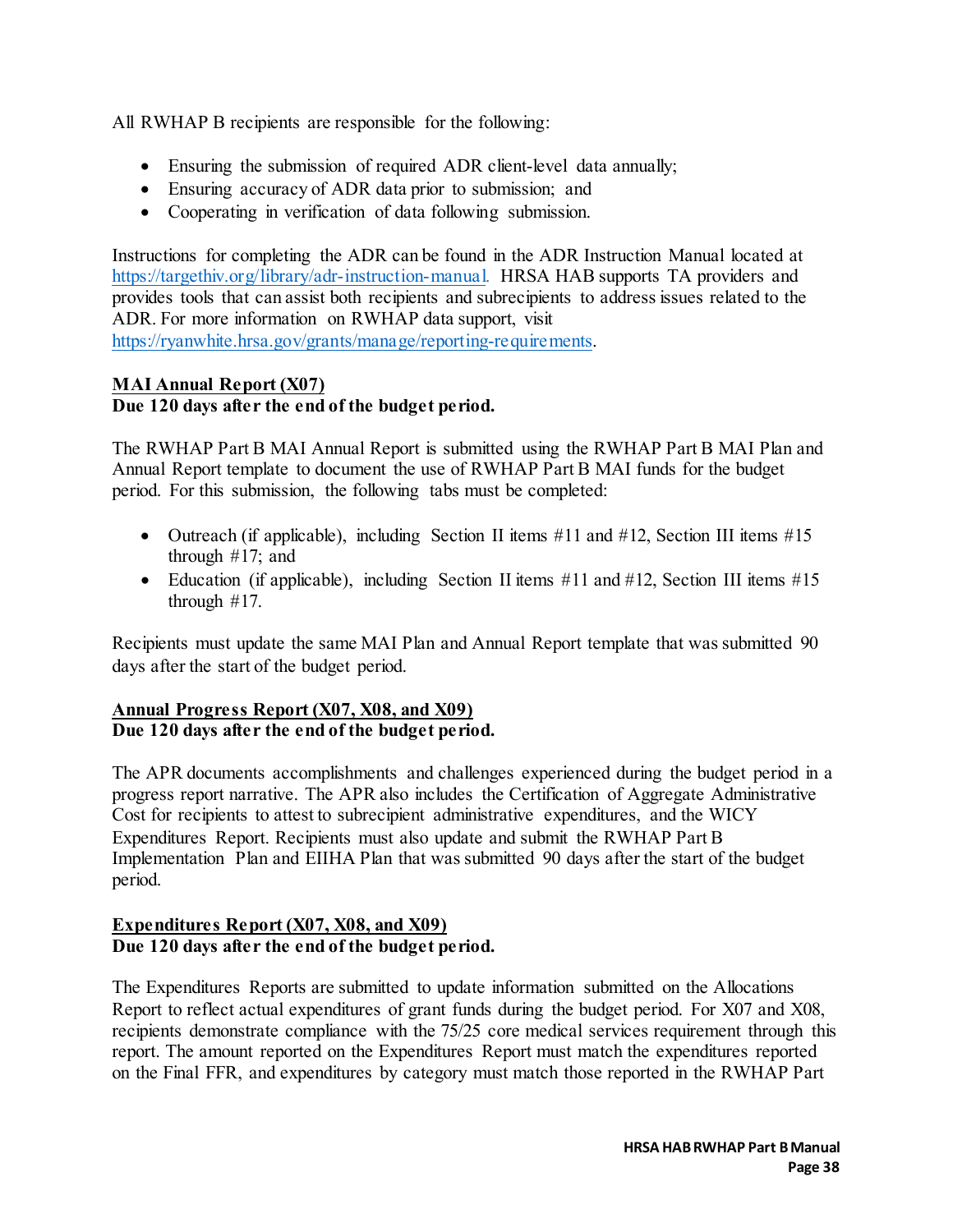All RWHAP B recipients are responsible for the following:

- Ensuring the submission of required ADR client-level data annually;
- Ensuring accuracy of ADR data prior to submission; and
- Cooperating in verification of data following submission.

Instructions for completing the ADR can be found in the ADR Instruction Manual located at https://targethiv.org/library/adr-instruction-manual. HRSA HAB supports TA providers and provides tools that can assist both recipients and subrecipients to address issues related to the ADR. For more information on RWHAP data support, visit https://ryanwhite.hrsa.gov/grants/manage/reporting-requirements.

**MAI Annual Report (X07)**
**Due 120 days after the end of the budget period.**

The RWHAP Part B MAI Annual Report is submitted using the RWHAP Part B MAI Plan and Annual Report template to document the use of RWHAP Part B MAI funds for the budget period. For this submission, the following tabs must be completed:

- Outreach (if applicable), including Section II items #11 and #12, Section III items #15 through #17; and
- Education (if applicable), including Section II items #11 and #12, Section III items #15 through #17.

Recipients must update the same MAI Plan and Annual Report template that was submitted 90 days after the start of the budget period.

**Annual Progress Report (X07, X08, and X09)**
**Due 120 days after the end of the budget period.**

The APR documents accomplishments and challenges experienced during the budget period in a progress report narrative. The APR also includes the Certification of Aggregate Administrative Cost for recipients to attest to subrecipient administrative expenditures, and the WICY Expenditures Report. Recipients must also update and submit the RWHAP Part B Implementation Plan and EIIHA Plan that was submitted 90 days after the start of the budget period.

**Expenditures Report (X07, X08, and X09)**
**Due 120 days after the end of the budget period.**

The Expenditures Reports are submitted to update information submitted on the Allocations Report to reflect actual expenditures of grant funds during the budget period. For X07 and X08, recipients demonstrate compliance with the 75/25 core medical services requirement through this report. The amount reported on the Expenditures Report must match the expenditures reported on the Final FFR, and expenditures by category must match those reported in the RWHAP Part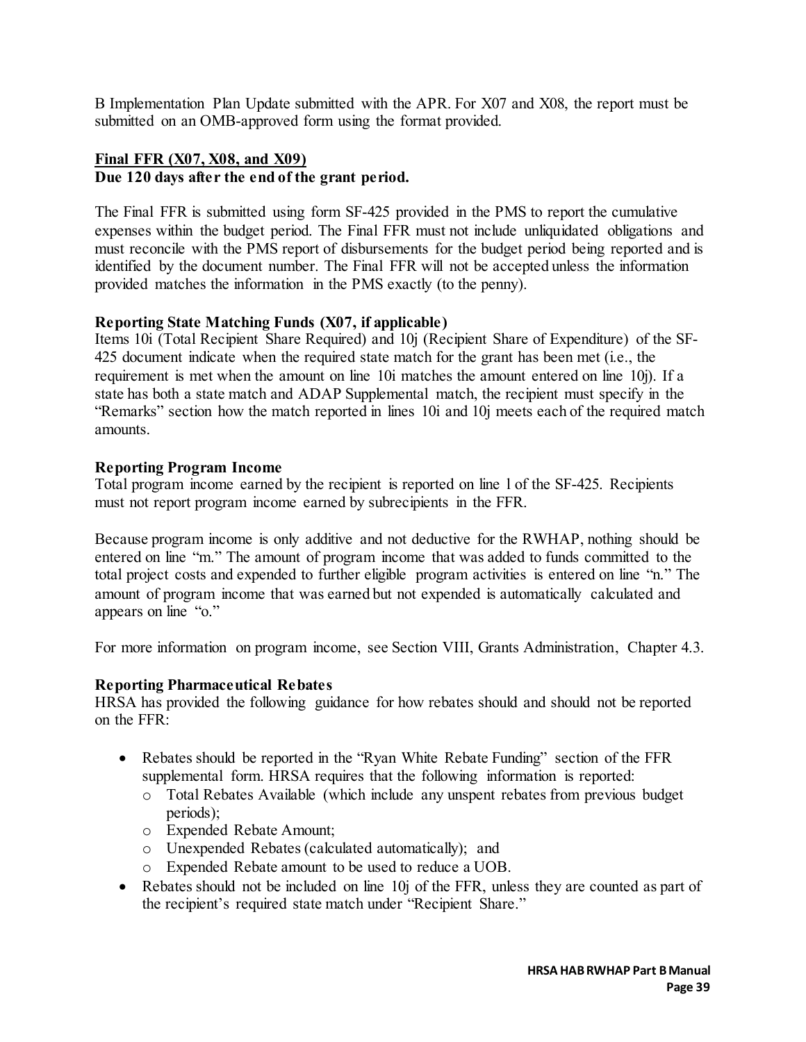B Implementation Plan Update submitted with the APR. For X07 and X08, the report must be submitted on an OMB-approved form using the format provided.

**Final FFR (X07, X08, and X09)**
**Due 120 days after the end of the grant period.**

The Final FFR is submitted using form SF-425 provided in the PMS to report the cumulative expenses within the budget period. The Final FFR must not include unliquidated obligations and must reconcile with the PMS report of disbursements for the budget period being reported and is identified by the document number. The Final FFR will not be accepted unless the information provided matches the information in the PMS exactly (to the penny).

**Reporting State Matching Funds (X07, if applicable)**
Items 10i (Total Recipient Share Required) and 10j (Recipient Share of Expenditure) of the SF-425 document indicate when the required state match for the grant has been met (i.e., the requirement is met when the amount on line 10i matches the amount entered on line 10j). If a state has both a state match and ADAP Supplemental match, the recipient must specify in the "Remarks" section how the match reported in lines 10i and 10j meets each of the required match amounts.

**Reporting Program Income**
Total program income earned by the recipient is reported on line l of the SF-425. Recipients must not report program income earned by subrecipients in the FFR.

Because program income is only additive and not deductive for the RWHAP, nothing should be entered on line "m." The amount of program income that was added to funds committed to the total project costs and expended to further eligible program activities is entered on line "n." The amount of program income that was earned but not expended is automatically calculated and appears on line "o."

For more information on program income, see Section VIII, Grants Administration, Chapter 4.3.

**Reporting Pharmaceutical Rebates**
HRSA has provided the following guidance for how rebates should and should not be reported on the FFR:

- Rebates should be reported in the "Ryan White Rebate Funding" section of the FFR supplemental form. HRSA requires that the following information is reported:
  - Total Rebates Available (which include any unspent rebates from previous budget periods);
  - Expended Rebate Amount;
  - Unexpended Rebates (calculated automatically); and
  - Expended Rebate amount to be used to reduce a UOB.
- Rebates should not be included on line 10j of the FFR, unless they are counted as part of the recipient's required state match under "Recipient Share."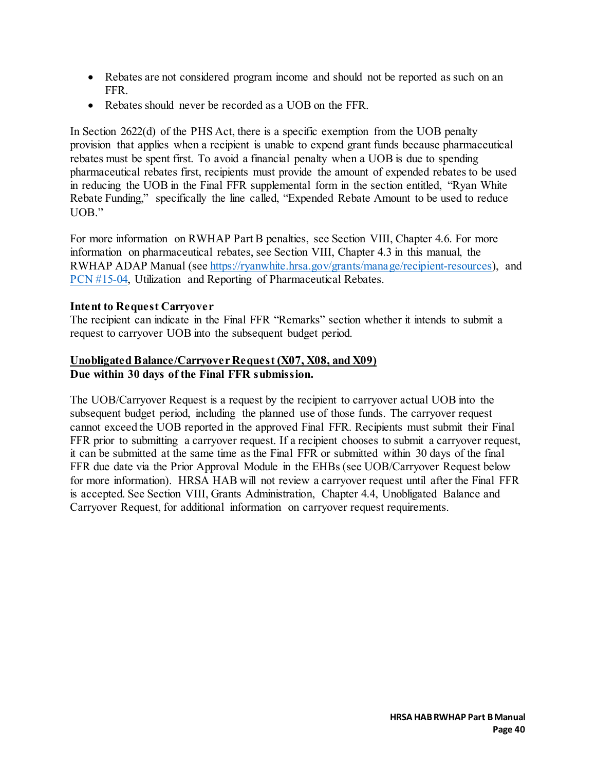- Rebates are not considered program income and should not be reported as such on an FFR.
- Rebates should never be recorded as a UOB on the FFR.

In Section 2622(d) of the PHS Act, there is a specific exemption from the UOB penalty provision that applies when a recipient is unable to expend grant funds because pharmaceutical rebates must be spent first. To avoid a financial penalty when a UOB is due to spending pharmaceutical rebates first, recipients must provide the amount of expended rebates to be used in reducing the UOB in the Final FFR supplemental form in the section entitled, "Ryan White Rebate Funding," specifically the line called, "Expended Rebate Amount to be used to reduce UOB."

For more information on RWHAP Part B penalties, see Section VIII, Chapter 4.6. For more information on pharmaceutical rebates, see Section VIII, Chapter 4.3 in this manual, the RWHAP ADAP Manual (see [https://ryanwhite.hrsa.gov/grants/manage/recipient-resources](https://ryanwhite.hrsa.gov/grants/manage/recipient-resources)), and PCN #15-04, Utilization and Reporting of Pharmaceutical Rebates.

**Intent to Request Carryover**
The recipient can indicate in the Final FFR "Remarks" section whether it intends to submit a request to carryover UOB into the subsequent budget period.

**<u>Unobligated Balance/Carryover Request (X07, X08, and X09)</u>**
**Due within 30 days of the Final FFR submission.**

The UOB/Carryover Request is a request by the recipient to carryover actual UOB into the subsequent budget period, including the planned use of those funds. The carryover request cannot exceed the UOB reported in the approved Final FFR. Recipients must submit their Final FFR prior to submitting a carryover request. If a recipient chooses to submit a carryover request, it can be submitted at the same time as the Final FFR or submitted within 30 days of the final FFR due date via the Prior Approval Module in the EHBs (see UOB/Carryover Request below for more information). HRSA HAB will not review a carryover request until after the Final FFR is accepted. See Section VIII, Grants Administration, Chapter 4.4, Unobligated Balance and Carryover Request, for additional information on carryover request requirements.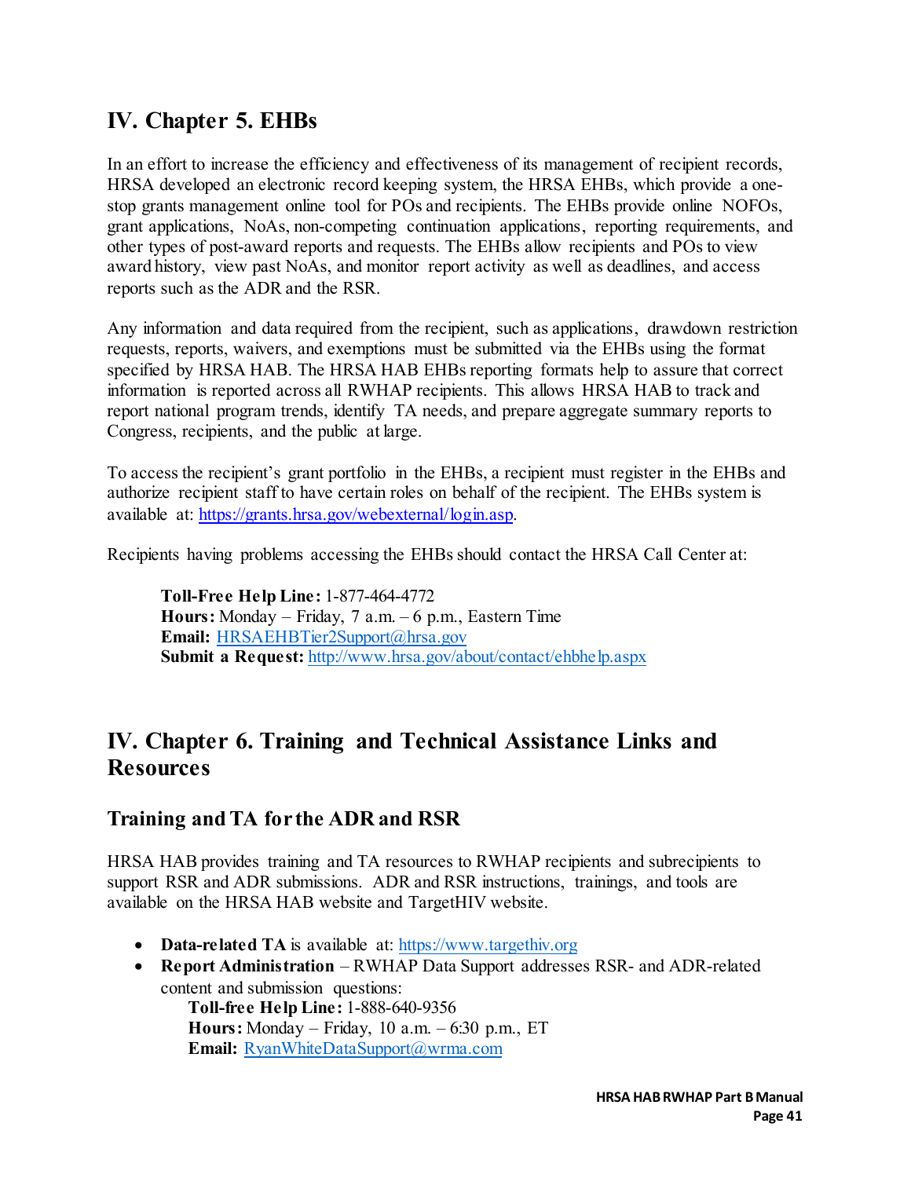## IV. Chapter 5. EHBs

In an effort to increase the efficiency and effectiveness of its management of recipient records, HRSA developed an electronic record keeping system, the HRSA EHBs, which provide a one-stop grants management online tool for POs and recipients. The EHBs provide online NOFOs, grant applications, NoAs, non-competing continuation applications, reporting requirements, and other types of post-award reports and requests. The EHBs allow recipients and POs to view award history, view past NoAs, and monitor report activity as well as deadlines, and access reports such as the ADR and the RSR.

Any information and data required from the recipient, such as applications, drawdown restriction requests, reports, waivers, and exemptions must be submitted via the EHBs using the format specified by HRSA HAB. The HRSA HAB EHBs reporting formats help to assure that correct information is reported across all RWHAP recipients. This allows HRSA HAB to track and report national program trends, identify TA needs, and prepare aggregate summary reports to Congress, recipients, and the public at large.

To access the recipient's grant portfolio in the EHBs, a recipient must register in the EHBs and authorize recipient staff to have certain roles on behalf of the recipient. The EHBs system is available at: https://grants.hrsa.gov/webexternal/login.asp.

Recipients having problems accessing the EHBs should contact the HRSA Call Center at:

> **Toll-Free Help Line:** 1-877-464-4772
> **Hours:** Monday – Friday, 7 a.m. – 6 p.m., Eastern Time
> **Email:** HRSAEHBTier2Support@hrsa.gov
> **Submit a Request:** http://www.hrsa.gov/about/contact/ehbhelp.aspx

## IV. Chapter 6. Training and Technical Assistance Links and Resources

### Training and TA for the ADR and RSR

HRSA HAB provides training and TA resources to RWHAP recipients and subrecipients to support RSR and ADR submissions. ADR and RSR instructions, trainings, and tools are available on the HRSA HAB website and TargetHIV website.

- **Data-related TA** is available at: https://www.targethiv.org
- **Report Administration** – RWHAP Data Support addresses RSR- and ADR-related content and submission questions:
  **Toll-free Help Line:** 1-888-640-9356
  **Hours:** Monday – Friday, 10 a.m. – 6:30 p.m., ET
  **Email:** RyanWhiteDataSupport@wrma.com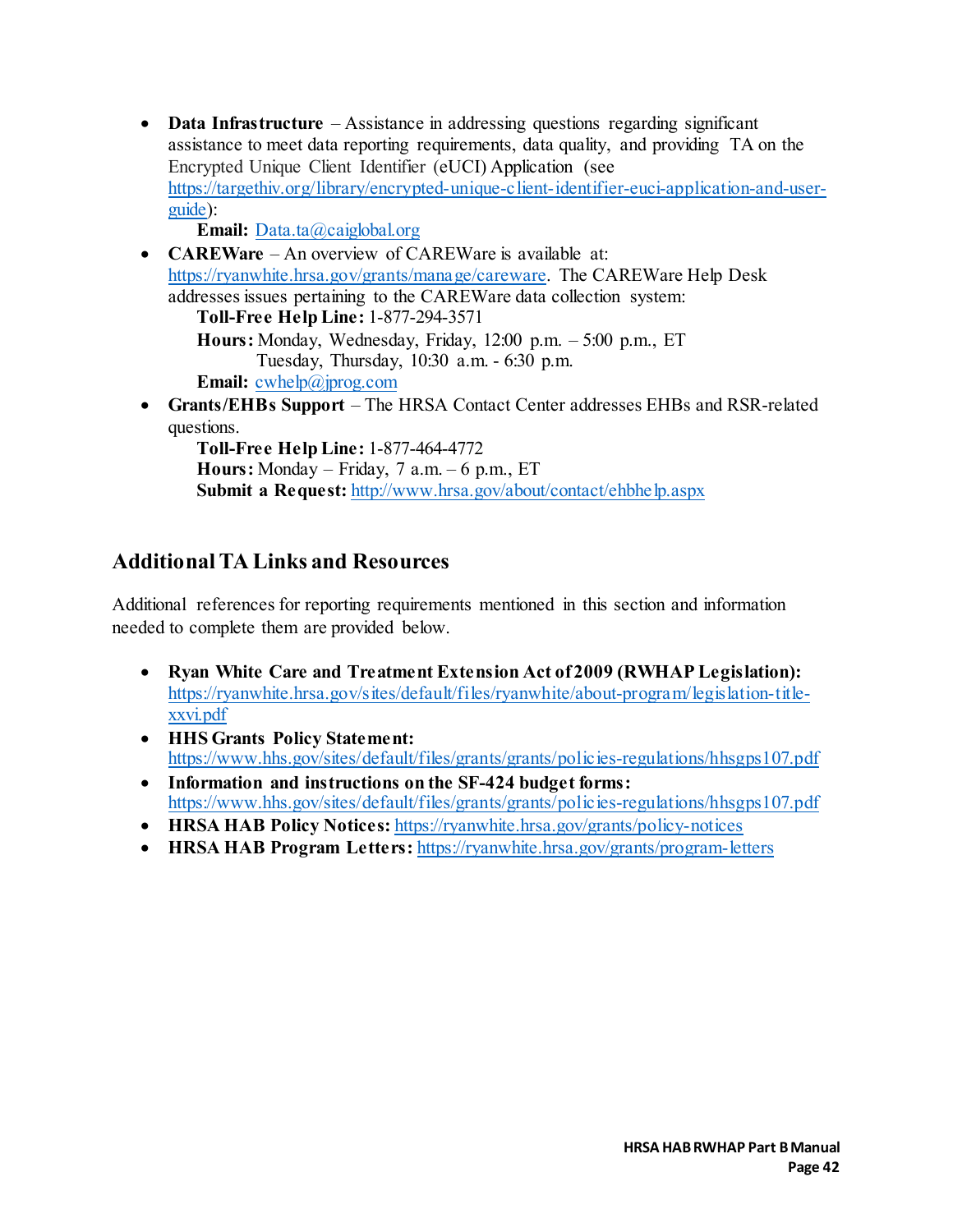- **Data Infrastructure** – Assistance in addressing questions regarding significant assistance to meet data reporting requirements, data quality, and providing TA on the Encrypted Unique Client Identifier (eUCI) Application (see https://targethiv.org/library/encrypted-unique-client-identifier-euci-application-and-user-guide):
  **Email:** Data.ta@caiglobal.org
- **CAREWare** – An overview of CAREWare is available at: https://ryanwhite.hrsa.gov/grants/manage/careware. The CAREWare Help Desk addresses issues pertaining to the CAREWare data collection system:
  **Toll-Free Help Line:** 1-877-294-3571
  **Hours:** Monday, Wednesday, Friday, 12:00 p.m. – 5:00 p.m., ET
  Tuesday, Thursday, 10:30 a.m. - 6:30 p.m.
  **Email:** cwhelp@jprog.com
- **Grants/EHBs Support** – The HRSA Contact Center addresses EHBs and RSR-related questions.
  **Toll-Free Help Line:** 1-877-464-4772
  **Hours:** Monday – Friday, 7 a.m. – 6 p.m., ET
  **Submit a Request:** http://www.hrsa.gov/about/contact/ehbhelp.aspx

## Additional TA Links and Resources

Additional references for reporting requirements mentioned in this section and information needed to complete them are provided below.

- **Ryan White Care and Treatment Extension Act of 2009 (RWHAP Legislation):** https://ryanwhite.hrsa.gov/sites/default/files/ryanwhite/about-program/legislation-title-xxvi.pdf
- **HHS Grants Policy Statement:** https://www.hhs.gov/sites/default/files/grants/grants/policies-regulations/hhsgps107.pdf
- **Information and instructions on the SF-424 budget forms:** https://www.hhs.gov/sites/default/files/grants/grants/policies-regulations/hhsgps107.pdf
- **HRSA HAB Policy Notices:** https://ryanwhite.hrsa.gov/grants/policy-notices
- **HRSA HAB Program Letters:** https://ryanwhite.hrsa.gov/grants/program-letters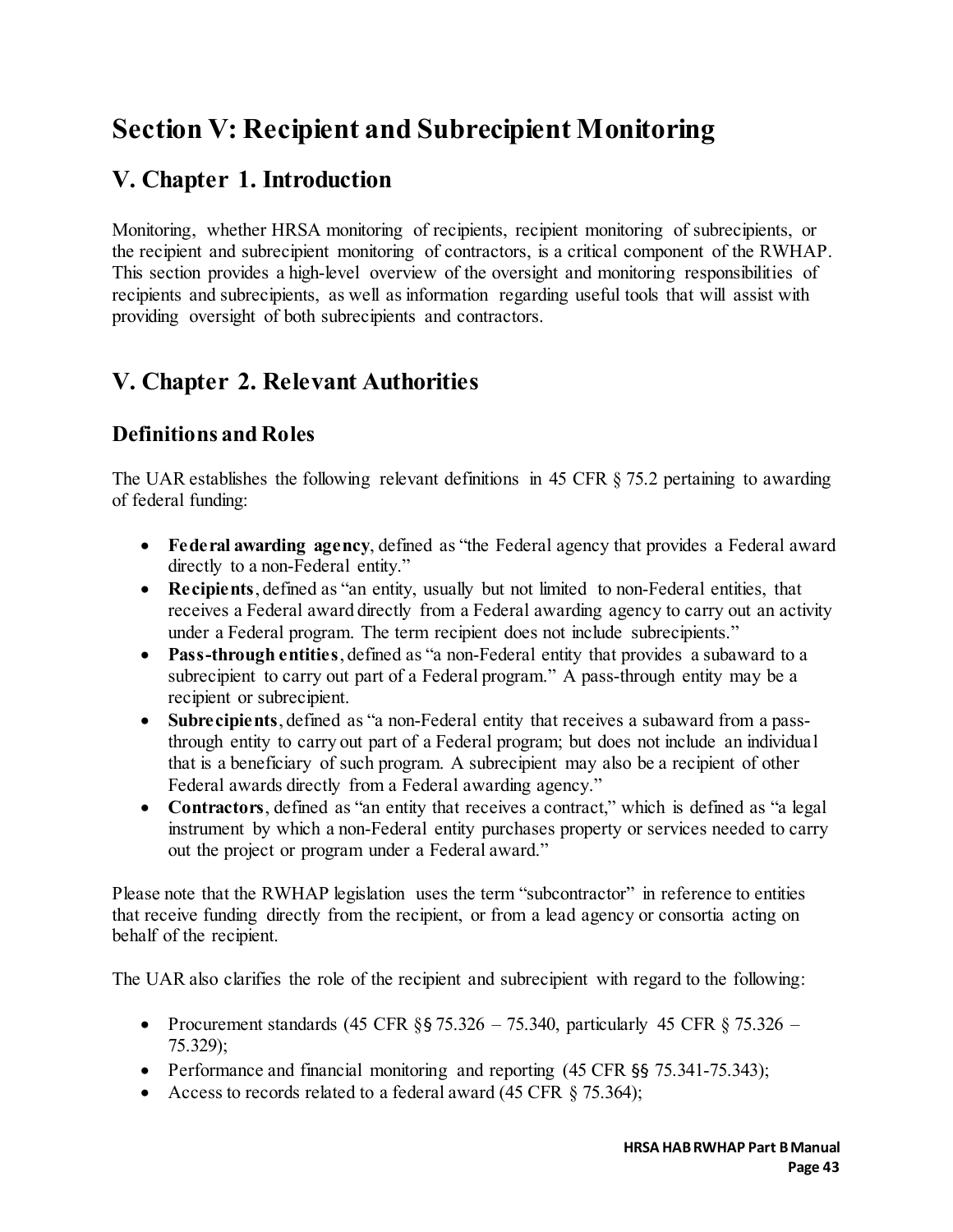# Section V: Recipient and Subrecipient Monitoring

## V. Chapter 1. Introduction

Monitoring, whether HRSA monitoring of recipients, recipient monitoring of subrecipients, or the recipient and subrecipient monitoring of contractors, is a critical component of the RWHAP. This section provides a high-level overview of the oversight and monitoring responsibilities of recipients and subrecipients, as well as information regarding useful tools that will assist with providing oversight of both subrecipients and contractors.

## V. Chapter 2. Relevant Authorities

### Definitions and Roles

The UAR establishes the following relevant definitions in 45 CFR § 75.2 pertaining to awarding of federal funding:

- **Federal awarding agency**, defined as "the Federal agency that provides a Federal award directly to a non-Federal entity."
- **Recipients**, defined as "an entity, usually but not limited to non-Federal entities, that receives a Federal award directly from a Federal awarding agency to carry out an activity under a Federal program. The term recipient does not include subrecipients."
- **Pass-through entities**, defined as "a non-Federal entity that provides a subaward to a subrecipient to carry out part of a Federal program." A pass-through entity may be a recipient or subrecipient.
- **Subrecipients**, defined as "a non-Federal entity that receives a subaward from a pass-through entity to carry out part of a Federal program; but does not include an individual that is a beneficiary of such program. A subrecipient may also be a recipient of other Federal awards directly from a Federal awarding agency."
- **Contractors**, defined as "an entity that receives a contract," which is defined as "a legal instrument by which a non-Federal entity purchases property or services needed to carry out the project or program under a Federal award."

Please note that the RWHAP legislation uses the term "subcontractor" in reference to entities that receive funding directly from the recipient, or from a lead agency or consortia acting on behalf of the recipient.

The UAR also clarifies the role of the recipient and subrecipient with regard to the following:

- Procurement standards (45 CFR §§ 75.326 – 75.340, particularly 45 CFR § 75.326 – 75.329);
- Performance and financial monitoring and reporting (45 CFR §§ 75.341-75.343);
- Access to records related to a federal award (45 CFR § 75.364);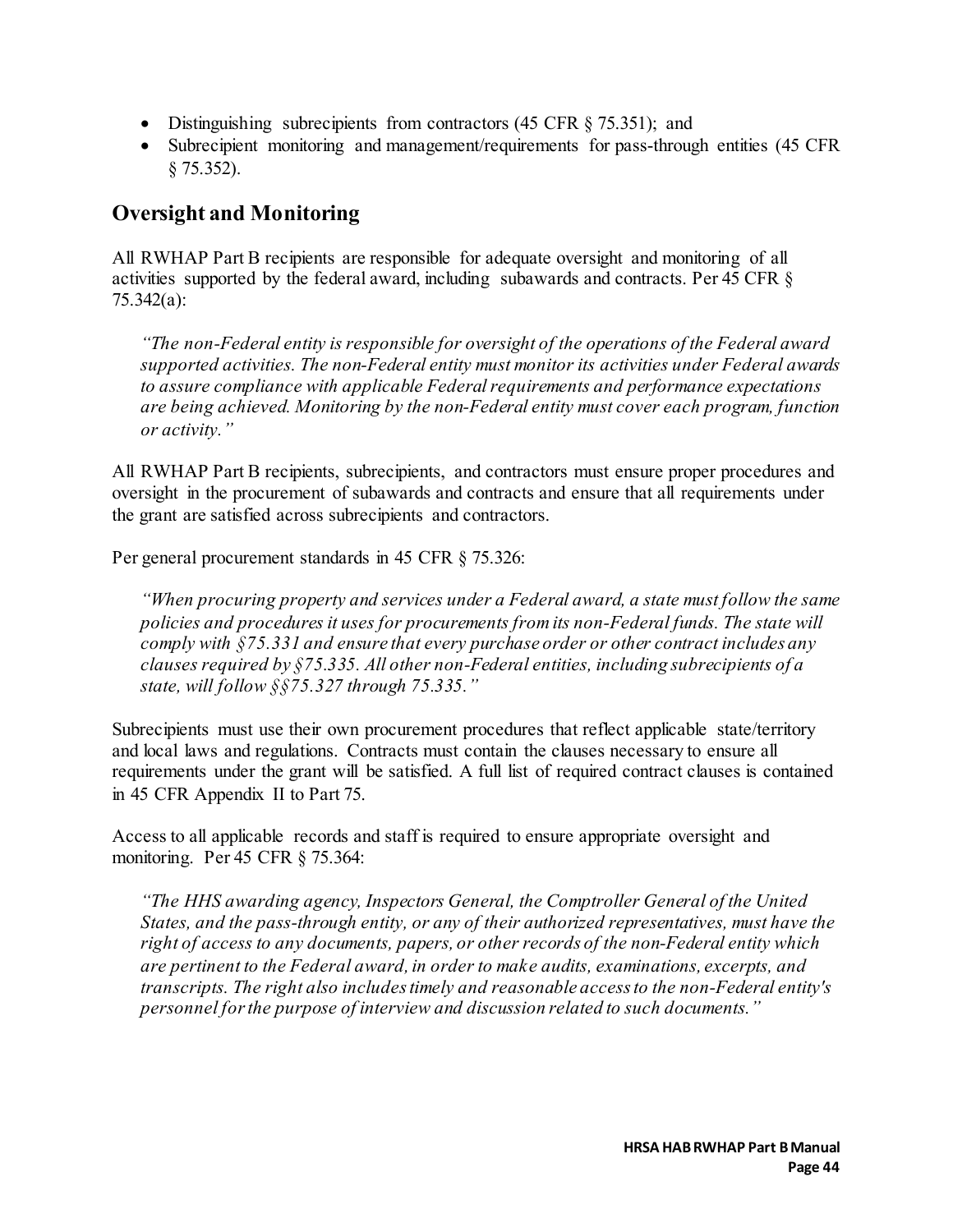- Distinguishing subrecipients from contractors (45 CFR § 75.351); and
- Subrecipient monitoring and management/requirements for pass-through entities (45 CFR § 75.352).

## Oversight and Monitoring

All RWHAP Part B recipients are responsible for adequate oversight and monitoring of all activities supported by the federal award, including subawards and contracts. Per 45 CFR § 75.342(a):

> *"The non-Federal entity is responsible for oversight of the operations of the Federal award supported activities. The non-Federal entity must monitor its activities under Federal awards to assure compliance with applicable Federal requirements and performance expectations are being achieved. Monitoring by the non-Federal entity must cover each program, function or activity."*

All RWHAP Part B recipients, subrecipients, and contractors must ensure proper procedures and oversight in the procurement of subawards and contracts and ensure that all requirements under the grant are satisfied across subrecipients and contractors.

Per general procurement standards in 45 CFR § 75.326:

> *"When procuring property and services under a Federal award, a state must follow the same policies and procedures it uses for procurements from its non-Federal funds. The state will comply with §75.331 and ensure that every purchase order or other contract includes any clauses required by §75.335. All other non-Federal entities, including subrecipients of a state, will follow §§75.327 through 75.335."*

Subrecipients must use their own procurement procedures that reflect applicable state/territory and local laws and regulations. Contracts must contain the clauses necessary to ensure all requirements under the grant will be satisfied. A full list of required contract clauses is contained in 45 CFR Appendix II to Part 75.

Access to all applicable records and staff is required to ensure appropriate oversight and monitoring. Per 45 CFR § 75.364:

> *"The HHS awarding agency, Inspectors General, the Comptroller General of the United States, and the pass-through entity, or any of their authorized representatives, must have the right of access to any documents, papers, or other records of the non-Federal entity which are pertinent to the Federal award, in order to make audits, examinations, excerpts, and transcripts. The right also includes timely and reasonable access to the non-Federal entity's personnel for the purpose of interview and discussion related to such documents."*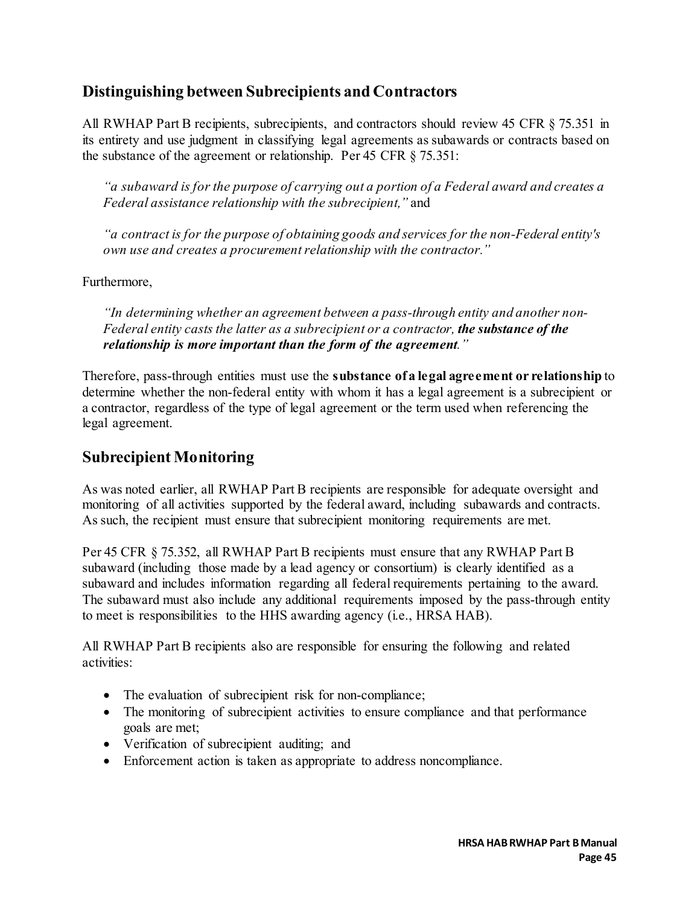## Distinguishing between Subrecipients and Contractors

All RWHAP Part B recipients, subrecipients, and contractors should review 45 CFR § 75.351 in its entirety and use judgment in classifying legal agreements as subawards or contracts based on the substance of the agreement or relationship. Per 45 CFR § 75.351:

> *"a subaward is for the purpose of carrying out a portion of a Federal award and creates a Federal assistance relationship with the subrecipient,"* and
>
> *"a contract is for the purpose of obtaining goods and services for the non-Federal entity's own use and creates a procurement relationship with the contractor."*

Furthermore,

> *"In determining whether an agreement between a pass-through entity and another non-Federal entity casts the latter as a subrecipient or a contractor, **the substance of the relationship is more important than the form of the agreement**."*

Therefore, pass-through entities must use the **substance of a legal agreement or relationship** to determine whether the non-federal entity with whom it has a legal agreement is a subrecipient or a contractor, regardless of the type of legal agreement or the term used when referencing the legal agreement.

## Subrecipient Monitoring

As was noted earlier, all RWHAP Part B recipients are responsible for adequate oversight and monitoring of all activities supported by the federal award, including subawards and contracts. As such, the recipient must ensure that subrecipient monitoring requirements are met.

Per 45 CFR § 75.352, all RWHAP Part B recipients must ensure that any RWHAP Part B subaward (including those made by a lead agency or consortium) is clearly identified as a subaward and includes information regarding all federal requirements pertaining to the award. The subaward must also include any additional requirements imposed by the pass-through entity to meet is responsibilities to the HHS awarding agency (i.e., HRSA HAB).

All RWHAP Part B recipients also are responsible for ensuring the following and related activities:

- The evaluation of subrecipient risk for non-compliance;
- The monitoring of subrecipient activities to ensure compliance and that performance goals are met;
- Verification of subrecipient auditing; and
- Enforcement action is taken as appropriate to address noncompliance.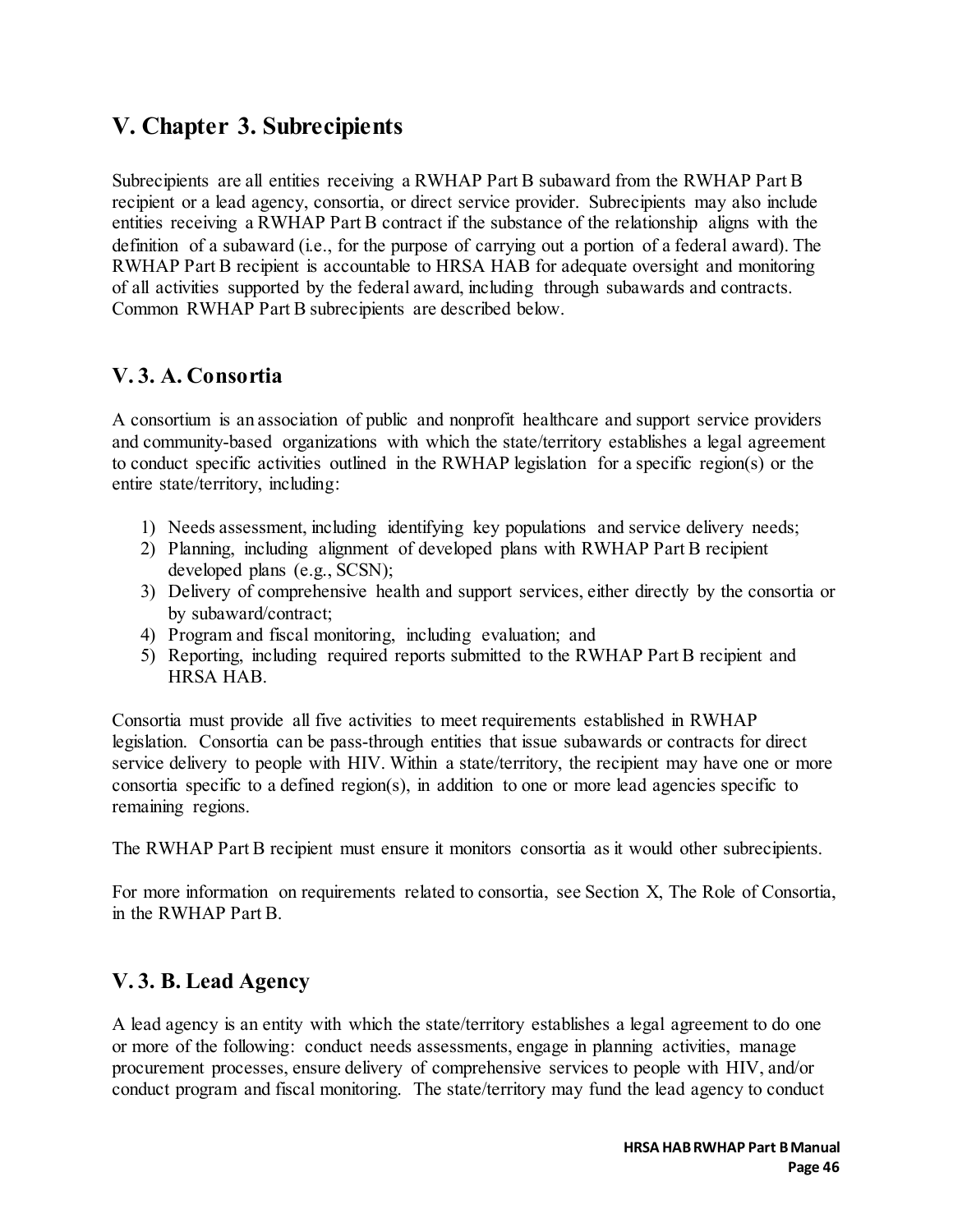# V. Chapter 3. Subrecipients

Subrecipients are all entities receiving a RWHAP Part B subaward from the RWHAP Part B recipient or a lead agency, consortia, or direct service provider. Subrecipients may also include entities receiving a RWHAP Part B contract if the substance of the relationship aligns with the definition of a subaward (i.e., for the purpose of carrying out a portion of a federal award). The RWHAP Part B recipient is accountable to HRSA HAB for adequate oversight and monitoring of all activities supported by the federal award, including through subawards and contracts. Common RWHAP Part B subrecipients are described below.

## V. 3. A. Consortia

A consortium is an association of public and nonprofit healthcare and support service providers and community-based organizations with which the state/territory establishes a legal agreement to conduct specific activities outlined in the RWHAP legislation for a specific region(s) or the entire state/territory, including:

1) Needs assessment, including identifying key populations and service delivery needs;
2) Planning, including alignment of developed plans with RWHAP Part B recipient developed plans (e.g., SCSN);
3) Delivery of comprehensive health and support services, either directly by the consortia or by subaward/contract;
4) Program and fiscal monitoring, including evaluation; and
5) Reporting, including required reports submitted to the RWHAP Part B recipient and HRSA HAB.

Consortia must provide all five activities to meet requirements established in RWHAP legislation. Consortia can be pass-through entities that issue subawards or contracts for direct service delivery to people with HIV. Within a state/territory, the recipient may have one or more consortia specific to a defined region(s), in addition to one or more lead agencies specific to remaining regions.

The RWHAP Part B recipient must ensure it monitors consortia as it would other subrecipients.

For more information on requirements related to consortia, see Section X, The Role of Consortia, in the RWHAP Part B.

## V. 3. B. Lead Agency

A lead agency is an entity with which the state/territory establishes a legal agreement to do one or more of the following: conduct needs assessments, engage in planning activities, manage procurement processes, ensure delivery of comprehensive services to people with HIV, and/or conduct program and fiscal monitoring. The state/territory may fund the lead agency to conduct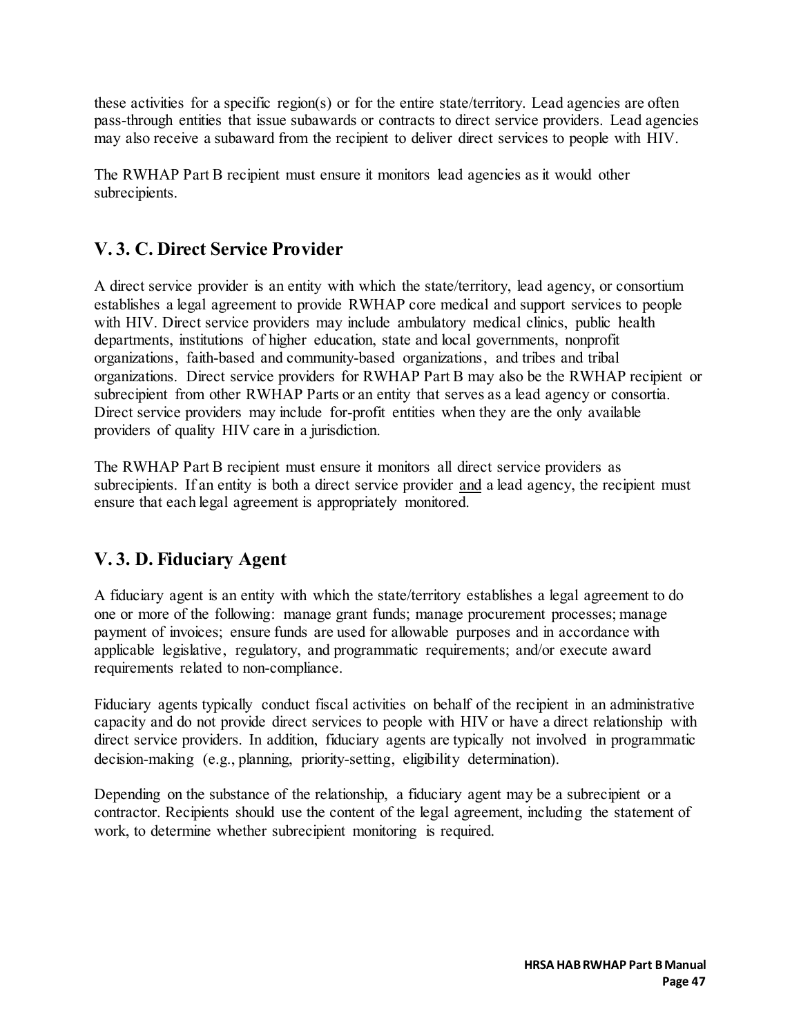these activities for a specific region(s) or for the entire state/territory. Lead agencies are often pass-through entities that issue subawards or contracts to direct service providers. Lead agencies may also receive a subaward from the recipient to deliver direct services to people with HIV.

The RWHAP Part B recipient must ensure it monitors lead agencies as it would other subrecipients.

## V. 3. C. Direct Service Provider

A direct service provider is an entity with which the state/territory, lead agency, or consortium establishes a legal agreement to provide RWHAP core medical and support services to people with HIV. Direct service providers may include ambulatory medical clinics, public health departments, institutions of higher education, state and local governments, nonprofit organizations, faith-based and community-based organizations, and tribes and tribal organizations. Direct service providers for RWHAP Part B may also be the RWHAP recipient or subrecipient from other RWHAP Parts or an entity that serves as a lead agency or consortia. Direct service providers may include for-profit entities when they are the only available providers of quality HIV care in a jurisdiction.

The RWHAP Part B recipient must ensure it monitors all direct service providers as subrecipients. If an entity is both a direct service provider <u>and</u> a lead agency, the recipient must ensure that each legal agreement is appropriately monitored.

## V. 3. D. Fiduciary Agent

A fiduciary agent is an entity with which the state/territory establishes a legal agreement to do one or more of the following: manage grant funds; manage procurement processes; manage payment of invoices; ensure funds are used for allowable purposes and in accordance with applicable legislative, regulatory, and programmatic requirements; and/or execute award requirements related to non-compliance.

Fiduciary agents typically conduct fiscal activities on behalf of the recipient in an administrative capacity and do not provide direct services to people with HIV or have a direct relationship with direct service providers. In addition, fiduciary agents are typically not involved in programmatic decision-making (e.g., planning, priority-setting, eligibility determination).

Depending on the substance of the relationship, a fiduciary agent may be a subrecipient or a contractor. Recipients should use the content of the legal agreement, including the statement of work, to determine whether subrecipient monitoring is required.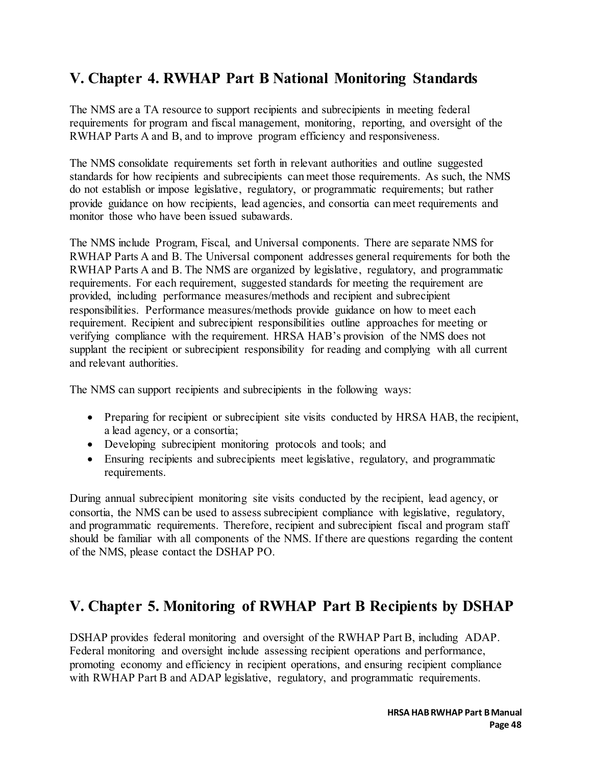## V. Chapter 4. RWHAP Part B National Monitoring Standards

The NMS are a TA resource to support recipients and subrecipients in meeting federal requirements for program and fiscal management, monitoring, reporting, and oversight of the RWHAP Parts A and B, and to improve program efficiency and responsiveness.

The NMS consolidate requirements set forth in relevant authorities and outline suggested standards for how recipients and subrecipients can meet those requirements. As such, the NMS do not establish or impose legislative, regulatory, or programmatic requirements; but rather provide guidance on how recipients, lead agencies, and consortia can meet requirements and monitor those who have been issued subawards.

The NMS include Program, Fiscal, and Universal components. There are separate NMS for RWHAP Parts A and B. The Universal component addresses general requirements for both the RWHAP Parts A and B. The NMS are organized by legislative, regulatory, and programmatic requirements. For each requirement, suggested standards for meeting the requirement are provided, including performance measures/methods and recipient and subrecipient responsibilities. Performance measures/methods provide guidance on how to meet each requirement. Recipient and subrecipient responsibilities outline approaches for meeting or verifying compliance with the requirement. HRSA HAB's provision of the NMS does not supplant the recipient or subrecipient responsibility for reading and complying with all current and relevant authorities.

The NMS can support recipients and subrecipients in the following ways:

- Preparing for recipient or subrecipient site visits conducted by HRSA HAB, the recipient, a lead agency, or a consortia;
- Developing subrecipient monitoring protocols and tools; and
- Ensuring recipients and subrecipients meet legislative, regulatory, and programmatic requirements.

During annual subrecipient monitoring site visits conducted by the recipient, lead agency, or consortia, the NMS can be used to assess subrecipient compliance with legislative, regulatory, and programmatic requirements. Therefore, recipient and subrecipient fiscal and program staff should be familiar with all components of the NMS. If there are questions regarding the content of the NMS, please contact the DSHAP PO.

## V. Chapter 5. Monitoring of RWHAP Part B Recipients by DSHAP

DSHAP provides federal monitoring and oversight of the RWHAP Part B, including ADAP. Federal monitoring and oversight include assessing recipient operations and performance, promoting economy and efficiency in recipient operations, and ensuring recipient compliance with RWHAP Part B and ADAP legislative, regulatory, and programmatic requirements.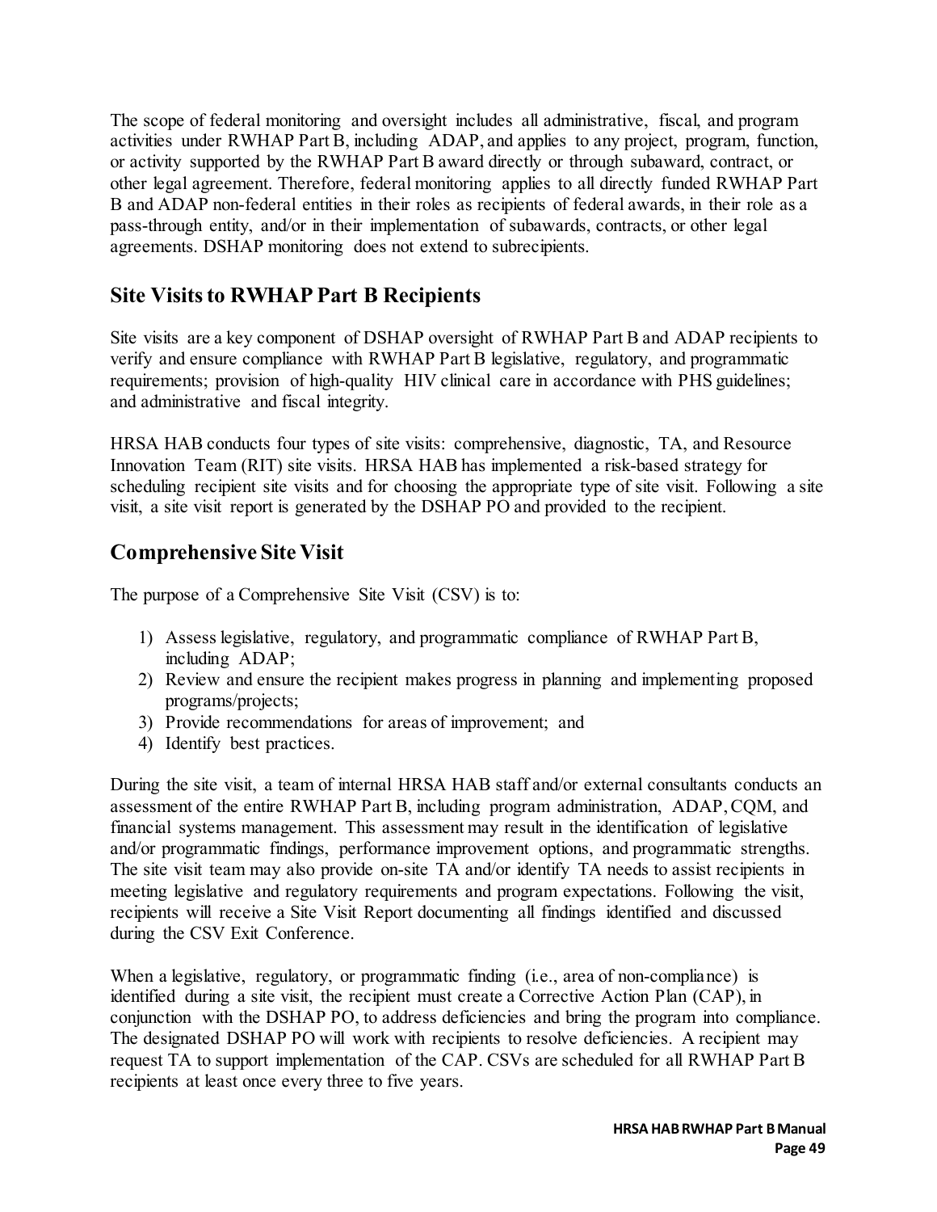The scope of federal monitoring and oversight includes all administrative, fiscal, and program activities under RWHAP Part B, including ADAP, and applies to any project, program, function, or activity supported by the RWHAP Part B award directly or through subaward, contract, or other legal agreement. Therefore, federal monitoring applies to all directly funded RWHAP Part B and ADAP non-federal entities in their roles as recipients of federal awards, in their role as a pass-through entity, and/or in their implementation of subawards, contracts, or other legal agreements. DSHAP monitoring does not extend to subrecipients.

## Site Visits to RWHAP Part B Recipients

Site visits are a key component of DSHAP oversight of RWHAP Part B and ADAP recipients to verify and ensure compliance with RWHAP Part B legislative, regulatory, and programmatic requirements; provision of high-quality HIV clinical care in accordance with PHS guidelines; and administrative and fiscal integrity.

HRSA HAB conducts four types of site visits: comprehensive, diagnostic, TA, and Resource Innovation Team (RIT) site visits. HRSA HAB has implemented a risk-based strategy for scheduling recipient site visits and for choosing the appropriate type of site visit. Following a site visit, a site visit report is generated by the DSHAP PO and provided to the recipient.

## Comprehensive Site Visit

The purpose of a Comprehensive Site Visit (CSV) is to:

1) Assess legislative, regulatory, and programmatic compliance of RWHAP Part B, including ADAP;
2) Review and ensure the recipient makes progress in planning and implementing proposed programs/projects;
3) Provide recommendations for areas of improvement; and
4) Identify best practices.

During the site visit, a team of internal HRSA HAB staff and/or external consultants conducts an assessment of the entire RWHAP Part B, including program administration, ADAP, CQM, and financial systems management. This assessment may result in the identification of legislative and/or programmatic findings, performance improvement options, and programmatic strengths. The site visit team may also provide on-site TA and/or identify TA needs to assist recipients in meeting legislative and regulatory requirements and program expectations. Following the visit, recipients will receive a Site Visit Report documenting all findings identified and discussed during the CSV Exit Conference.

When a legislative, regulatory, or programmatic finding (i.e., area of non-compliance) is identified during a site visit, the recipient must create a Corrective Action Plan (CAP), in conjunction with the DSHAP PO, to address deficiencies and bring the program into compliance. The designated DSHAP PO will work with recipients to resolve deficiencies. A recipient may request TA to support implementation of the CAP. CSVs are scheduled for all RWHAP Part B recipients at least once every three to five years.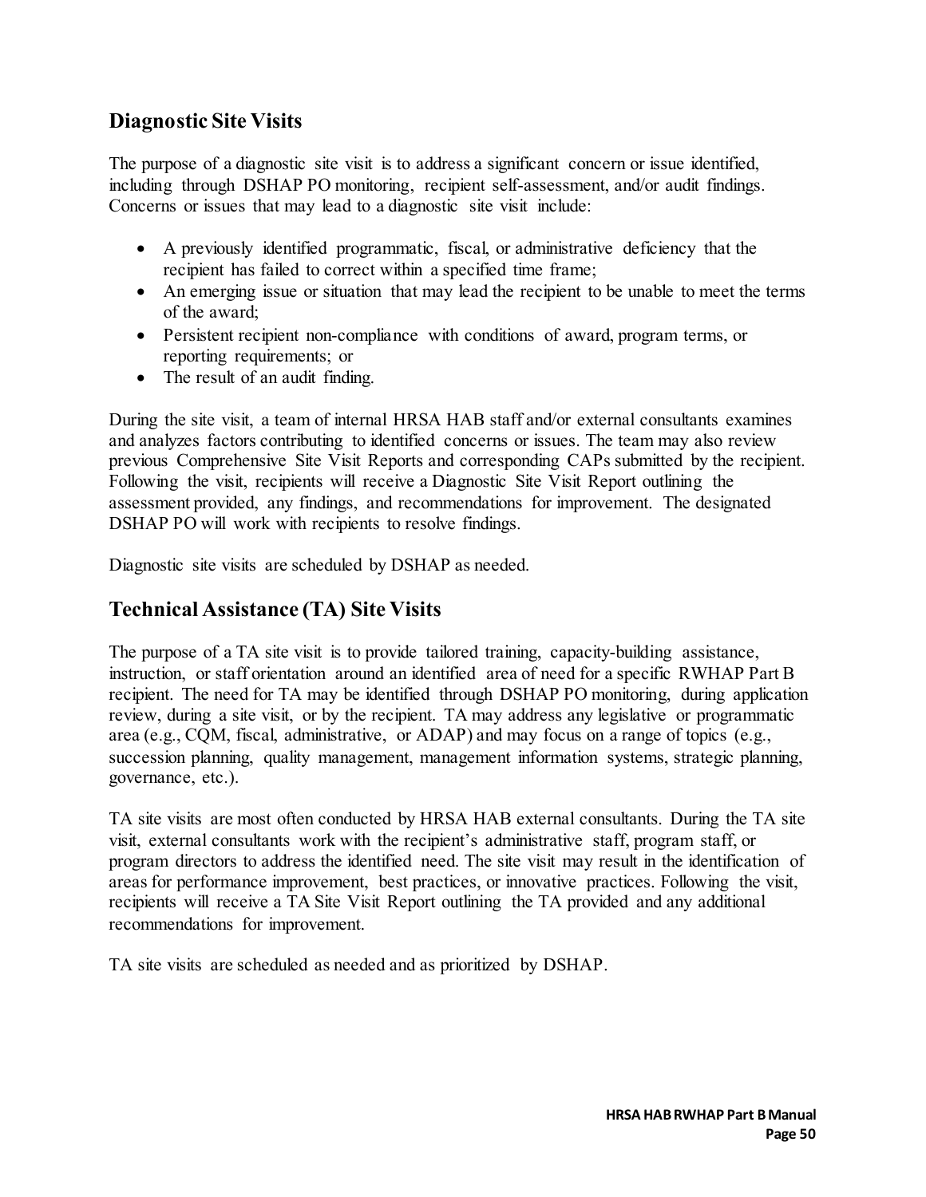## Diagnostic Site Visits

The purpose of a diagnostic site visit is to address a significant concern or issue identified, including through DSHAP PO monitoring, recipient self-assessment, and/or audit findings. Concerns or issues that may lead to a diagnostic site visit include:

- A previously identified programmatic, fiscal, or administrative deficiency that the recipient has failed to correct within a specified time frame;
- An emerging issue or situation that may lead the recipient to be unable to meet the terms of the award;
- Persistent recipient non-compliance with conditions of award, program terms, or reporting requirements; or
- The result of an audit finding.

During the site visit, a team of internal HRSA HAB staff and/or external consultants examines and analyzes factors contributing to identified concerns or issues. The team may also review previous Comprehensive Site Visit Reports and corresponding CAPs submitted by the recipient. Following the visit, recipients will receive a Diagnostic Site Visit Report outlining the assessment provided, any findings, and recommendations for improvement. The designated DSHAP PO will work with recipients to resolve findings.

Diagnostic site visits are scheduled by DSHAP as needed.

## Technical Assistance (TA) Site Visits

The purpose of a TA site visit is to provide tailored training, capacity-building assistance, instruction, or staff orientation around an identified area of need for a specific RWHAP Part B recipient. The need for TA may be identified through DSHAP PO monitoring, during application review, during a site visit, or by the recipient. TA may address any legislative or programmatic area (e.g., CQM, fiscal, administrative, or ADAP) and may focus on a range of topics (e.g., succession planning, quality management, management information systems, strategic planning, governance, etc.).

TA site visits are most often conducted by HRSA HAB external consultants. During the TA site visit, external consultants work with the recipient's administrative staff, program staff, or program directors to address the identified need. The site visit may result in the identification of areas for performance improvement, best practices, or innovative practices. Following the visit, recipients will receive a TA Site Visit Report outlining the TA provided and any additional recommendations for improvement.

TA site visits are scheduled as needed and as prioritized by DSHAP.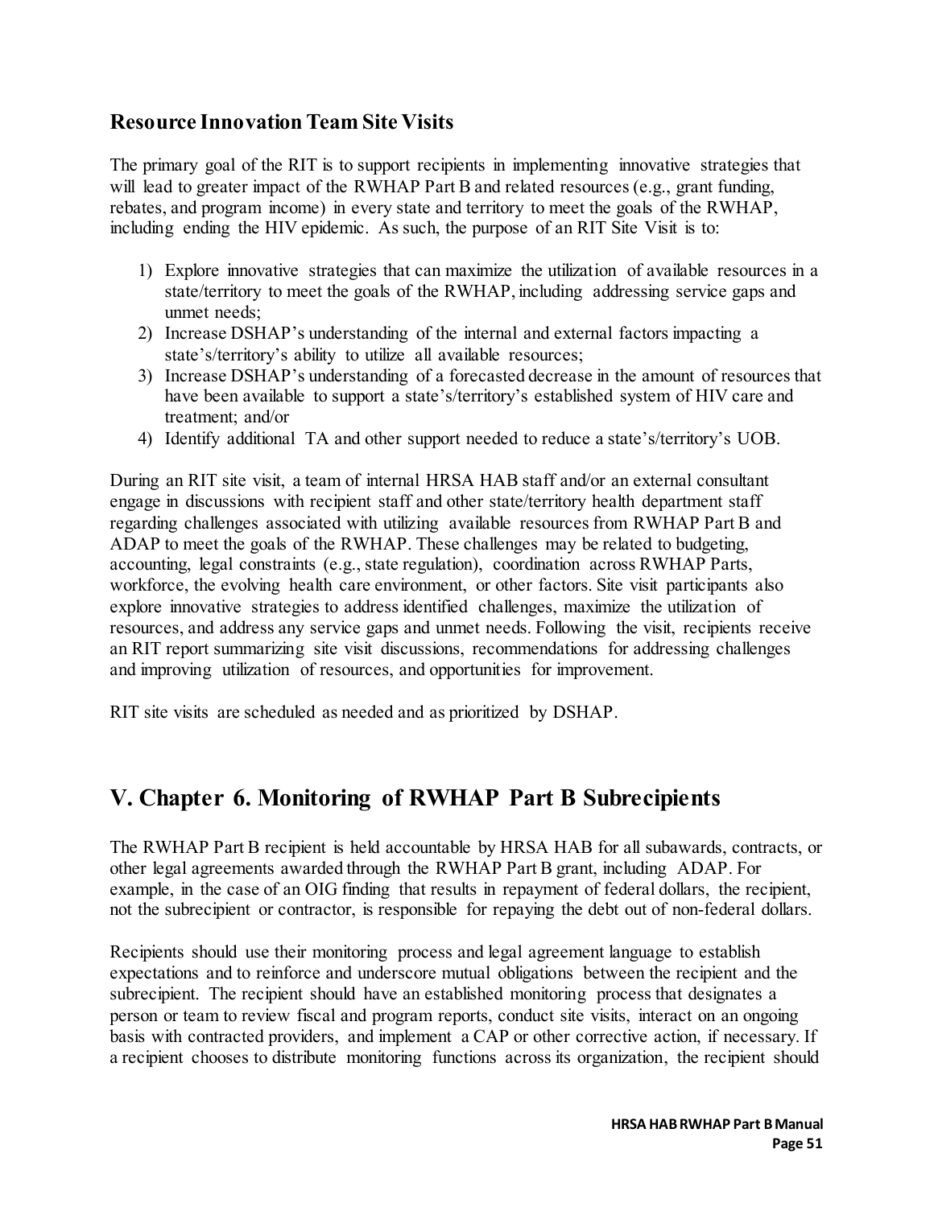### Resource Innovation Team Site Visits

The primary goal of the RIT is to support recipients in implementing innovative strategies that will lead to greater impact of the RWHAP Part B and related resources (e.g., grant funding, rebates, and program income) in every state and territory to meet the goals of the RWHAP, including ending the HIV epidemic. As such, the purpose of an RIT Site Visit is to:

1) Explore innovative strategies that can maximize the utilization of available resources in a state/territory to meet the goals of the RWHAP, including addressing service gaps and unmet needs;
2) Increase DSHAP's understanding of the internal and external factors impacting a state's/territory's ability to utilize all available resources;
3) Increase DSHAP's understanding of a forecasted decrease in the amount of resources that have been available to support a state's/territory's established system of HIV care and treatment; and/or
4) Identify additional TA and other support needed to reduce a state's/territory's UOB.

During an RIT site visit, a team of internal HRSA HAB staff and/or an external consultant engage in discussions with recipient staff and other state/territory health department staff regarding challenges associated with utilizing available resources from RWHAP Part B and ADAP to meet the goals of the RWHAP. These challenges may be related to budgeting, accounting, legal constraints (e.g., state regulation), coordination across RWHAP Parts, workforce, the evolving health care environment, or other factors. Site visit participants also explore innovative strategies to address identified challenges, maximize the utilization of resources, and address any service gaps and unmet needs. Following the visit, recipients receive an RIT report summarizing site visit discussions, recommendations for addressing challenges and improving utilization of resources, and opportunities for improvement.

RIT site visits are scheduled as needed and as prioritized by DSHAP.

## V. Chapter 6. Monitoring of RWHAP Part B Subrecipients

The RWHAP Part B recipient is held accountable by HRSA HAB for all subawards, contracts, or other legal agreements awarded through the RWHAP Part B grant, including ADAP. For example, in the case of an OIG finding that results in repayment of federal dollars, the recipient, not the subrecipient or contractor, is responsible for repaying the debt out of non-federal dollars.

Recipients should use their monitoring process and legal agreement language to establish expectations and to reinforce and underscore mutual obligations between the recipient and the subrecipient. The recipient should have an established monitoring process that designates a person or team to review fiscal and program reports, conduct site visits, interact on an ongoing basis with contracted providers, and implement a CAP or other corrective action, if necessary. If a recipient chooses to distribute monitoring functions across its organization, the recipient should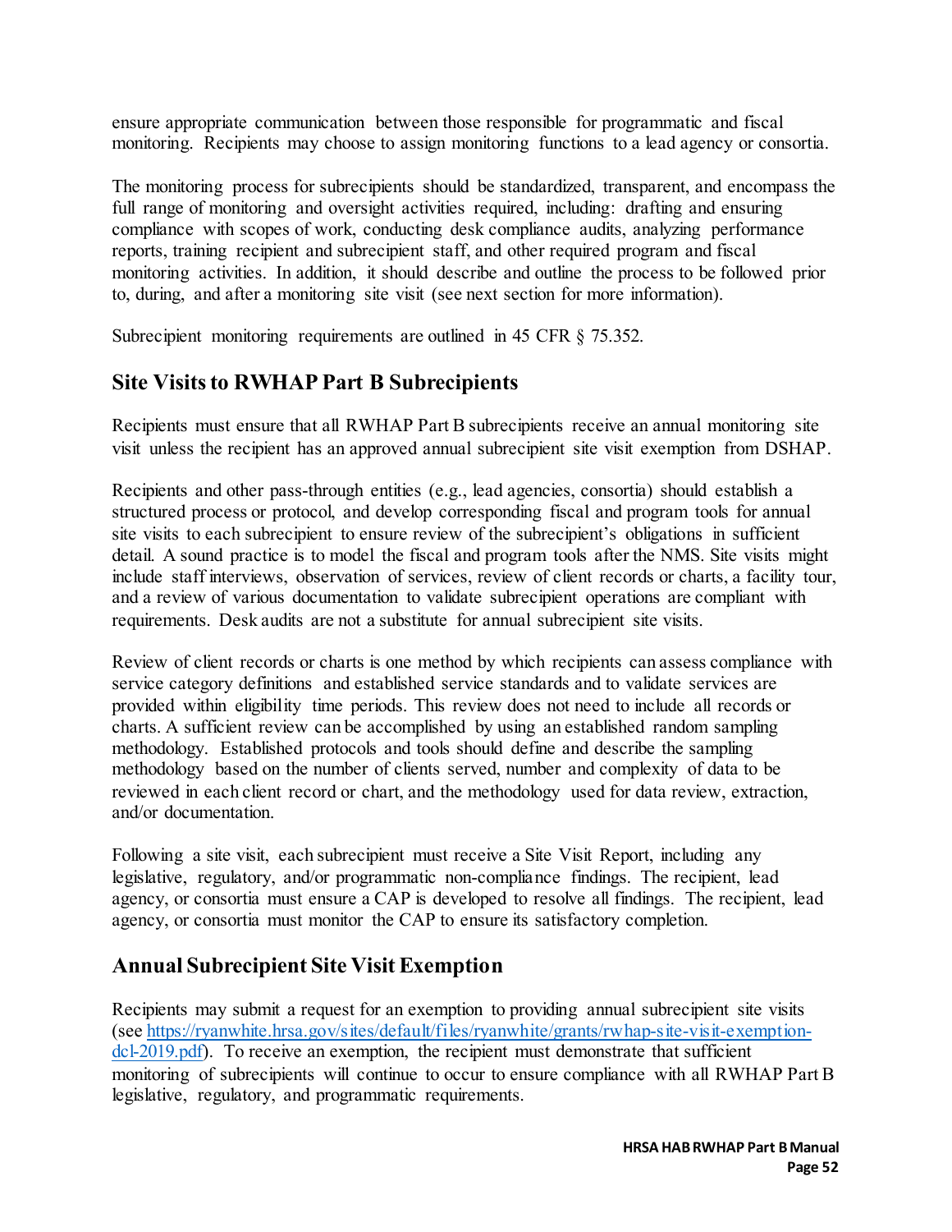ensure appropriate communication between those responsible for programmatic and fiscal monitoring. Recipients may choose to assign monitoring functions to a lead agency or consortia.

The monitoring process for subrecipients should be standardized, transparent, and encompass the full range of monitoring and oversight activities required, including: drafting and ensuring compliance with scopes of work, conducting desk compliance audits, analyzing performance reports, training recipient and subrecipient staff, and other required program and fiscal monitoring activities. In addition, it should describe and outline the process to be followed prior to, during, and after a monitoring site visit (see next section for more information).

Subrecipient monitoring requirements are outlined in 45 CFR § 75.352.

## Site Visits to RWHAP Part B Subrecipients

Recipients must ensure that all RWHAP Part B subrecipients receive an annual monitoring site visit unless the recipient has an approved annual subrecipient site visit exemption from DSHAP.

Recipients and other pass-through entities (e.g., lead agencies, consortia) should establish a structured process or protocol, and develop corresponding fiscal and program tools for annual site visits to each subrecipient to ensure review of the subrecipient's obligations in sufficient detail. A sound practice is to model the fiscal and program tools after the NMS. Site visits might include staff interviews, observation of services, review of client records or charts, a facility tour, and a review of various documentation to validate subrecipient operations are compliant with requirements. Desk audits are not a substitute for annual subrecipient site visits.

Review of client records or charts is one method by which recipients can assess compliance with service category definitions and established service standards and to validate services are provided within eligibility time periods. This review does not need to include all records or charts. A sufficient review can be accomplished by using an established random sampling methodology. Established protocols and tools should define and describe the sampling methodology based on the number of clients served, number and complexity of data to be reviewed in each client record or chart, and the methodology used for data review, extraction, and/or documentation.

Following a site visit, each subrecipient must receive a Site Visit Report, including any legislative, regulatory, and/or programmatic non-compliance findings. The recipient, lead agency, or consortia must ensure a CAP is developed to resolve all findings. The recipient, lead agency, or consortia must monitor the CAP to ensure its satisfactory completion.

## Annual Subrecipient Site Visit Exemption

Recipients may submit a request for an exemption to providing annual subrecipient site visits (see [https://ryanwhite.hrsa.gov/sites/default/files/ryanwhite/grants/rwhap-site-visit-exemption-dcl-2019.pdf](https://ryanwhite.hrsa.gov/sites/default/files/ryanwhite/grants/rwhap-site-visit-exemption-dcl-2019.pdf)). To receive an exemption, the recipient must demonstrate that sufficient monitoring of subrecipients will continue to occur to ensure compliance with all RWHAP Part B legislative, regulatory, and programmatic requirements.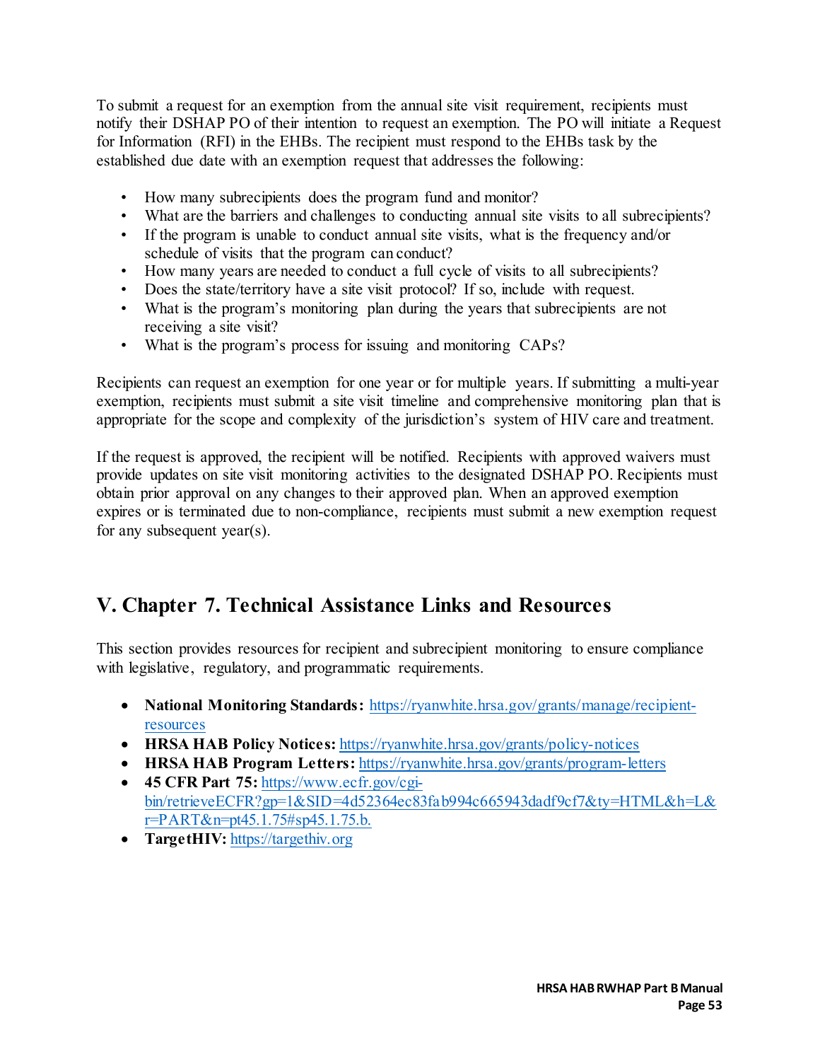To submit a request for an exemption from the annual site visit requirement, recipients must notify their DSHAP PO of their intention to request an exemption. The PO will initiate a Request for Information (RFI) in the EHBs. The recipient must respond to the EHBs task by the established due date with an exemption request that addresses the following:

- How many subrecipients does the program fund and monitor?
- What are the barriers and challenges to conducting annual site visits to all subrecipients?
- If the program is unable to conduct annual site visits, what is the frequency and/or schedule of visits that the program can conduct?
- How many years are needed to conduct a full cycle of visits to all subrecipients?
- Does the state/territory have a site visit protocol? If so, include with request.
- What is the program's monitoring plan during the years that subrecipients are not receiving a site visit?
- What is the program's process for issuing and monitoring CAPs?

Recipients can request an exemption for one year or for multiple years. If submitting a multi-year exemption, recipients must submit a site visit timeline and comprehensive monitoring plan that is appropriate for the scope and complexity of the jurisdiction's system of HIV care and treatment.

If the request is approved, the recipient will be notified. Recipients with approved waivers must provide updates on site visit monitoring activities to the designated DSHAP PO. Recipients must obtain prior approval on any changes to their approved plan. When an approved exemption expires or is terminated due to non-compliance, recipients must submit a new exemption request for any subsequent year(s).

## V. Chapter 7. Technical Assistance Links and Resources

This section provides resources for recipient and subrecipient monitoring to ensure compliance with legislative, regulatory, and programmatic requirements.

- **National Monitoring Standards:** https://ryanwhite.hrsa.gov/grants/manage/recipient-resources
- **HRSA HAB Policy Notices:** https://ryanwhite.hrsa.gov/grants/policy-notices
- **HRSA HAB Program Letters:** https://ryanwhite.hrsa.gov/grants/program-letters
- **45 CFR Part 75:** https://www.ecfr.gov/cgi-bin/retrieveECFR?gp=1&SID=4d52364ec83fab994c665943dadf9cf7&ty=HTML&h=L&r=PART&n=pt45.1.75#sp45.1.75.b.
- **TargetHIV:** https://targethiv.org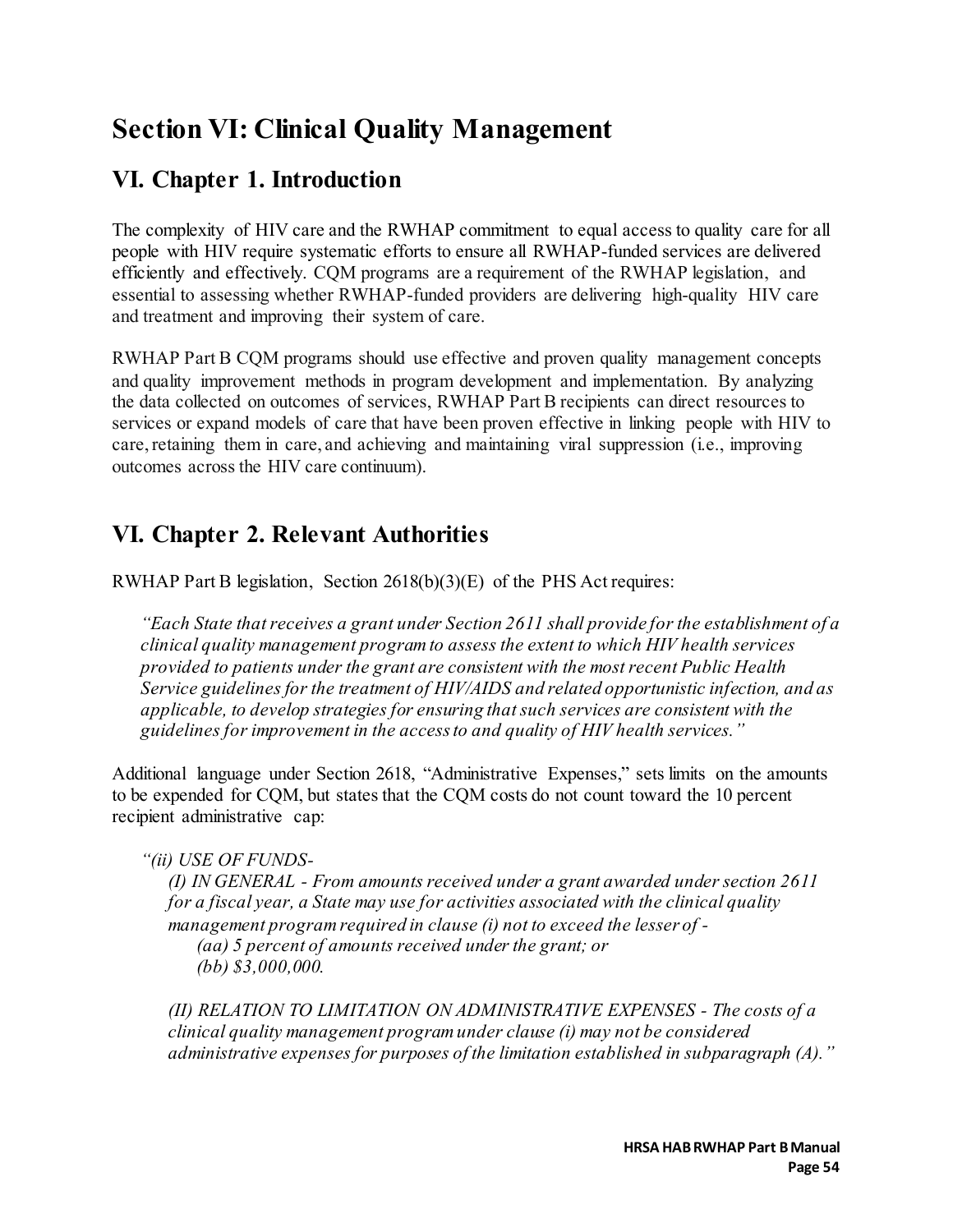# Section VI: Clinical Quality Management

## VI. Chapter 1. Introduction

The complexity of HIV care and the RWHAP commitment to equal access to quality care for all people with HIV require systematic efforts to ensure all RWHAP-funded services are delivered efficiently and effectively. CQM programs are a requirement of the RWHAP legislation, and essential to assessing whether RWHAP-funded providers are delivering high-quality HIV care and treatment and improving their system of care.

RWHAP Part B CQM programs should use effective and proven quality management concepts and quality improvement methods in program development and implementation. By analyzing the data collected on outcomes of services, RWHAP Part B recipients can direct resources to services or expand models of care that have been proven effective in linking people with HIV to care, retaining them in care, and achieving and maintaining viral suppression (i.e., improving outcomes across the HIV care continuum).

## VI. Chapter 2. Relevant Authorities

RWHAP Part B legislation, Section 2618(b)(3)(E) of the PHS Act requires:

> *"Each State that receives a grant under Section 2611 shall provide for the establishment of a clinical quality management program to assess the extent to which HIV health services provided to patients under the grant are consistent with the most recent Public Health Service guidelines for the treatment of HIV/AIDS and related opportunistic infection, and as applicable, to develop strategies for ensuring that such services are consistent with the guidelines for improvement in the access to and quality of HIV health services."*

Additional language under Section 2618, "Administrative Expenses," sets limits on the amounts to be expended for CQM, but states that the CQM costs do not count toward the 10 percent recipient administrative cap:

> *"(ii) USE OF FUNDS-*
>
> *(I) IN GENERAL - From amounts received under a grant awarded under section 2611 for a fiscal year, a State may use for activities associated with the clinical quality management program required in clause (i) not to exceed the lesser of -*
>
> *(aa) 5 percent of amounts received under the grant; or*
>
> *(bb) $3,000,000.*
>
> *(II) RELATION TO LIMITATION ON ADMINISTRATIVE EXPENSES - The costs of a clinical quality management program under clause (i) may not be considered administrative expenses for purposes of the limitation established in subparagraph (A)."*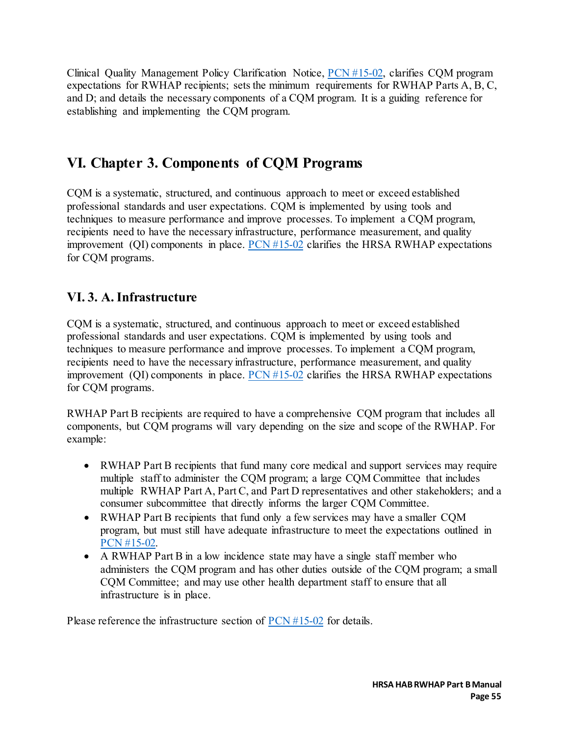Clinical Quality Management Policy Clarification Notice, PCN #15-02, clarifies CQM program expectations for RWHAP recipients; sets the minimum requirements for RWHAP Parts A, B, C, and D; and details the necessary components of a CQM program. It is a guiding reference for establishing and implementing the CQM program.

# VI. Chapter 3. Components of CQM Programs

CQM is a systematic, structured, and continuous approach to meet or exceed established professional standards and user expectations. CQM is implemented by using tools and techniques to measure performance and improve processes. To implement a CQM program, recipients need to have the necessary infrastructure, performance measurement, and quality improvement (QI) components in place. PCN #15-02 clarifies the HRSA RWHAP expectations for CQM programs.

## VI. 3. A. Infrastructure

CQM is a systematic, structured, and continuous approach to meet or exceed established professional standards and user expectations. CQM is implemented by using tools and techniques to measure performance and improve processes. To implement a CQM program, recipients need to have the necessary infrastructure, performance measurement, and quality improvement (QI) components in place. PCN #15-02 clarifies the HRSA RWHAP expectations for CQM programs.

RWHAP Part B recipients are required to have a comprehensive CQM program that includes all components, but CQM programs will vary depending on the size and scope of the RWHAP. For example:

- RWHAP Part B recipients that fund many core medical and support services may require multiple staff to administer the CQM program; a large CQM Committee that includes multiple RWHAP Part A, Part C, and Part D representatives and other stakeholders; and a consumer subcommittee that directly informs the larger CQM Committee.
- RWHAP Part B recipients that fund only a few services may have a smaller CQM program, but must still have adequate infrastructure to meet the expectations outlined in PCN #15-02.
- A RWHAP Part B in a low incidence state may have a single staff member who administers the CQM program and has other duties outside of the CQM program; a small CQM Committee; and may use other health department staff to ensure that all infrastructure is in place.

Please reference the infrastructure section of PCN #15-02 for details.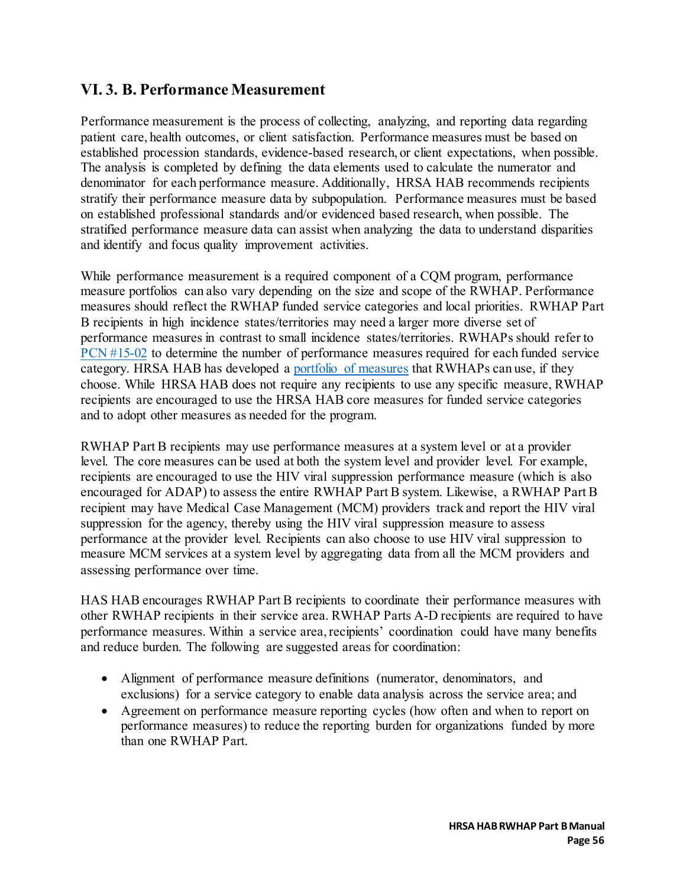## VI. 3. B. Performance Measurement

Performance measurement is the process of collecting, analyzing, and reporting data regarding patient care, health outcomes, or client satisfaction. Performance measures must be based on established procession standards, evidence-based research, or client expectations, when possible. The analysis is completed by defining the data elements used to calculate the numerator and denominator for each performance measure. Additionally, HRSA HAB recommends recipients stratify their performance measure data by subpopulation. Performance measures must be based on established professional standards and/or evidenced based research, when possible. The stratified performance measure data can assist when analyzing the data to understand disparities and identify and focus quality improvement activities.

While performance measurement is a required component of a CQM program, performance measure portfolios can also vary depending on the size and scope of the RWHAP. Performance measures should reflect the RWHAP funded service categories and local priorities. RWHAP Part B recipients in high incidence states/territories may need a larger more diverse set of performance measures in contrast to small incidence states/territories. RWHAPs should refer to PCN #15-02 to determine the number of performance measures required for each funded service category. HRSA HAB has developed a portfolio of measures that RWHAPs can use, if they choose. While HRSA HAB does not require any recipients to use any specific measure, RWHAP recipients are encouraged to use the HRSA HAB core measures for funded service categories and to adopt other measures as needed for the program.

RWHAP Part B recipients may use performance measures at a system level or at a provider level. The core measures can be used at both the system level and provider level. For example, recipients are encouraged to use the HIV viral suppression performance measure (which is also encouraged for ADAP) to assess the entire RWHAP Part B system. Likewise, a RWHAP Part B recipient may have Medical Case Management (MCM) providers track and report the HIV viral suppression for the agency, thereby using the HIV viral suppression measure to assess performance at the provider level. Recipients can also choose to use HIV viral suppression to measure MCM services at a system level by aggregating data from all the MCM providers and assessing performance over time.

HAS HAB encourages RWHAP Part B recipients to coordinate their performance measures with other RWHAP recipients in their service area. RWHAP Parts A-D recipients are required to have performance measures. Within a service area, recipients' coordination could have many benefits and reduce burden. The following are suggested areas for coordination:

- Alignment of performance measure definitions (numerator, denominators, and exclusions) for a service category to enable data analysis across the service area; and
- Agreement on performance measure reporting cycles (how often and when to report on performance measures) to reduce the reporting burden for organizations funded by more than one RWHAP Part.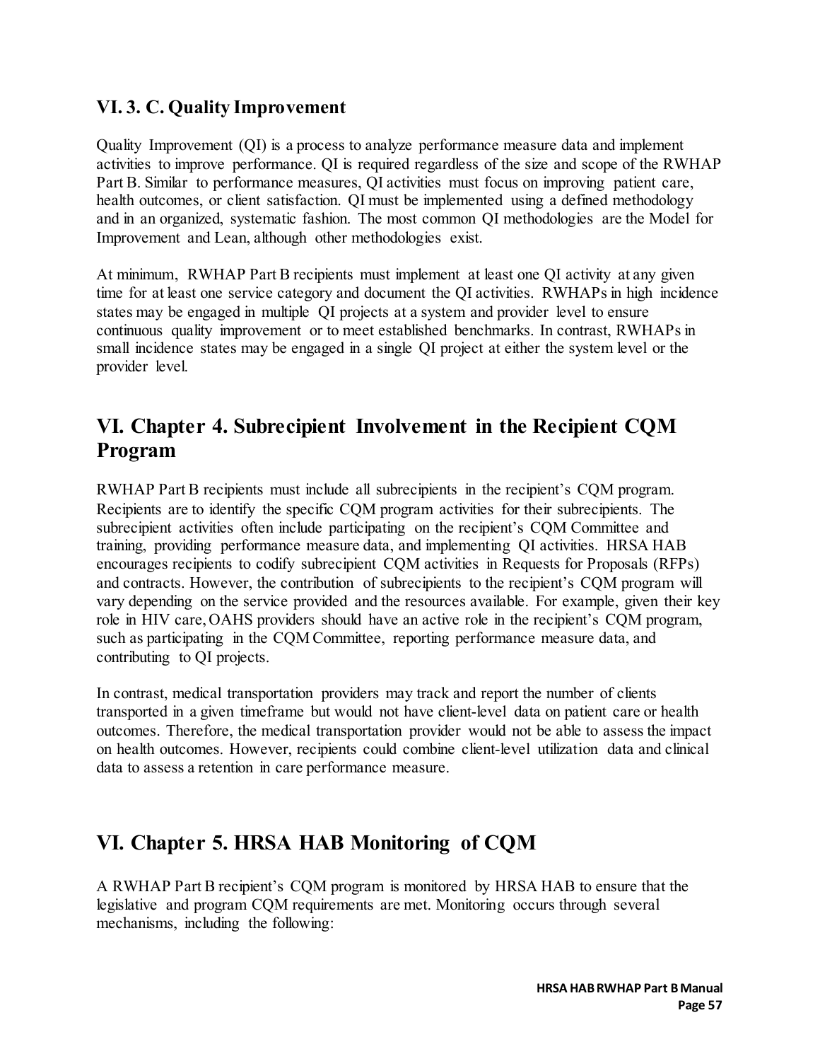### VI. 3. C. Quality Improvement

Quality Improvement (QI) is a process to analyze performance measure data and implement activities to improve performance. QI is required regardless of the size and scope of the RWHAP Part B. Similar to performance measures, QI activities must focus on improving patient care, health outcomes, or client satisfaction. QI must be implemented using a defined methodology and in an organized, systematic fashion. The most common QI methodologies are the Model for Improvement and Lean, although other methodologies exist.

At minimum, RWHAP Part B recipients must implement at least one QI activity at any given time for at least one service category and document the QI activities. RWHAPs in high incidence states may be engaged in multiple QI projects at a system and provider level to ensure continuous quality improvement or to meet established benchmarks. In contrast, RWHAPs in small incidence states may be engaged in a single QI project at either the system level or the provider level.

## VI. Chapter 4. Subrecipient Involvement in the Recipient CQM Program

RWHAP Part B recipients must include all subrecipients in the recipient's CQM program. Recipients are to identify the specific CQM program activities for their subrecipients. The subrecipient activities often include participating on the recipient's CQM Committee and training, providing performance measure data, and implementing QI activities. HRSA HAB encourages recipients to codify subrecipient CQM activities in Requests for Proposals (RFPs) and contracts. However, the contribution of subrecipients to the recipient's CQM program will vary depending on the service provided and the resources available. For example, given their key role in HIV care, OAHS providers should have an active role in the recipient's CQM program, such as participating in the CQM Committee, reporting performance measure data, and contributing to QI projects.

In contrast, medical transportation providers may track and report the number of clients transported in a given timeframe but would not have client-level data on patient care or health outcomes. Therefore, the medical transportation provider would not be able to assess the impact on health outcomes. However, recipients could combine client-level utilization data and clinical data to assess a retention in care performance measure.

## VI. Chapter 5. HRSA HAB Monitoring of CQM

A RWHAP Part B recipient's CQM program is monitored by HRSA HAB to ensure that the legislative and program CQM requirements are met. Monitoring occurs through several mechanisms, including the following: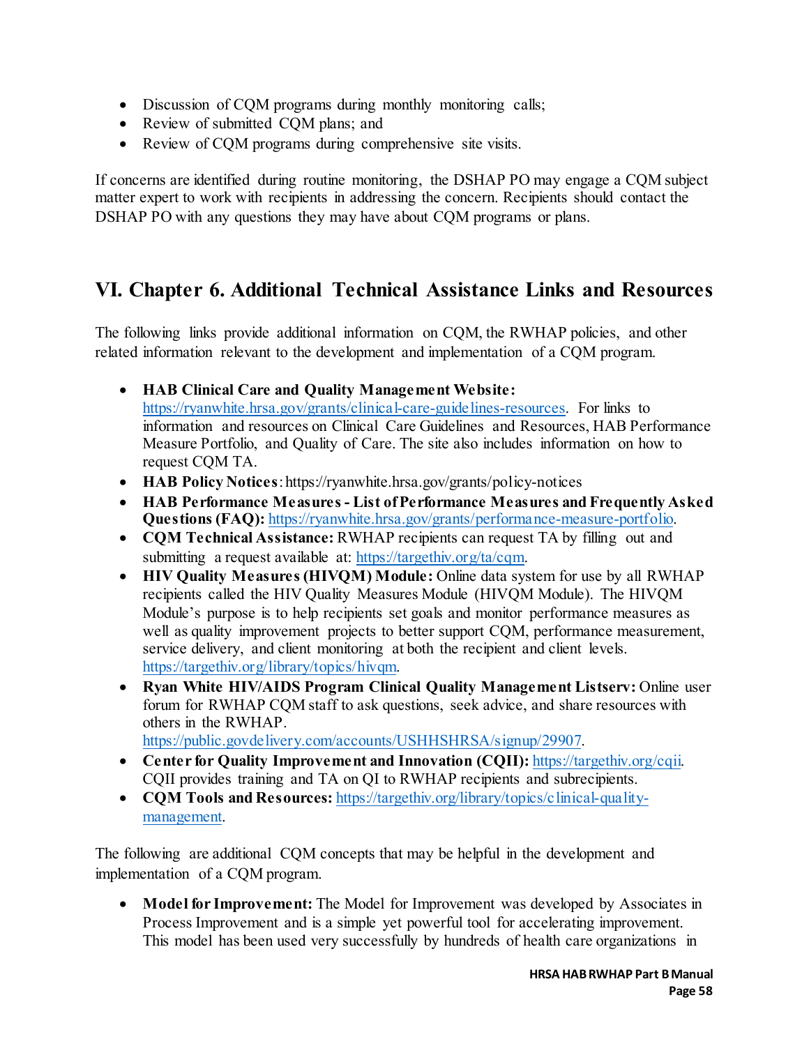- Discussion of CQM programs during monthly monitoring calls;
- Review of submitted CQM plans; and
- Review of CQM programs during comprehensive site visits.

If concerns are identified during routine monitoring, the DSHAP PO may engage a CQM subject matter expert to work with recipients in addressing the concern. Recipients should contact the DSHAP PO with any questions they may have about CQM programs or plans.

## VI. Chapter 6. Additional Technical Assistance Links and Resources

The following links provide additional information on CQM, the RWHAP policies, and other related information relevant to the development and implementation of a CQM program.

- **HAB Clinical Care and Quality Management Website:** https://ryanwhite.hrsa.gov/grants/clinical-care-guidelines-resources. For links to information and resources on Clinical Care Guidelines and Resources, HAB Performance Measure Portfolio, and Quality of Care. The site also includes information on how to request CQM TA.
- **HAB Policy Notices**: https://ryanwhite.hrsa.gov/grants/policy-notices
- **HAB Performance Measures - List of Performance Measures and Frequently Asked Questions (FAQ):** https://ryanwhite.hrsa.gov/grants/performance-measure-portfolio.
- **CQM Technical Assistance:** RWHAP recipients can request TA by filling out and submitting a request available at: https://targethiv.org/ta/cqm.
- **HIV Quality Measures (HIVQM) Module:** Online data system for use by all RWHAP recipients called the HIV Quality Measures Module (HIVQM Module). The HIVQM Module's purpose is to help recipients set goals and monitor performance measures as well as quality improvement projects to better support CQM, performance measurement, service delivery, and client monitoring at both the recipient and client levels. https://targethiv.org/library/topics/hivqm.
- **Ryan White HIV/AIDS Program Clinical Quality Management Listserv:** Online user forum for RWHAP CQM staff to ask questions, seek advice, and share resources with others in the RWHAP. https://public.govdelivery.com/accounts/USHHSHRSA/signup/29907.
- **Center for Quality Improvement and Innovation (CQII):** https://targethiv.org/cqii. CQII provides training and TA on QI to RWHAP recipients and subrecipients.
- **CQM Tools and Resources:** https://targethiv.org/library/topics/clinical-quality-management.

The following are additional CQM concepts that may be helpful in the development and implementation of a CQM program.

- **Model for Improvement:** The Model for Improvement was developed by Associates in Process Improvement and is a simple yet powerful tool for accelerating improvement. This model has been used very successfully by hundreds of health care organizations in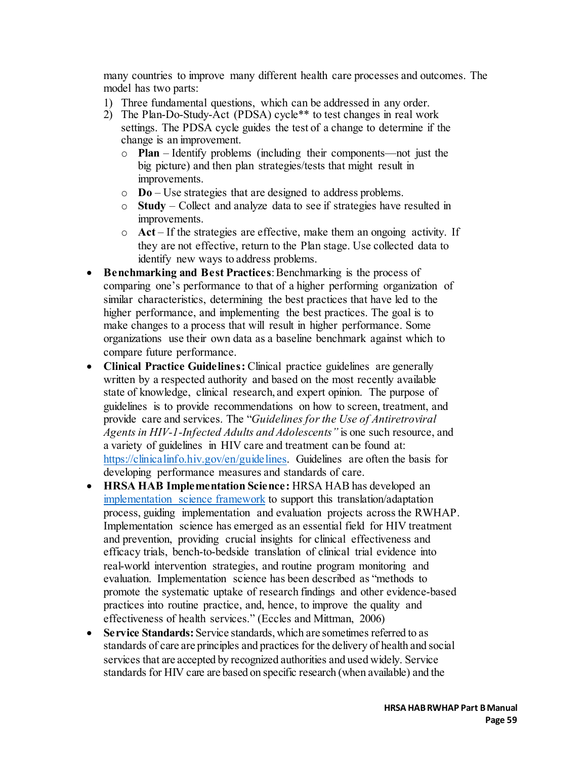many countries to improve many different health care processes and outcomes. The model has two parts:

1) Three fundamental questions, which can be addressed in any order.
2) The Plan-Do-Study-Act (PDSA) cycle** to test changes in real work settings. The PDSA cycle guides the test of a change to determine if the change is an improvement.
   - **Plan** – Identify problems (including their components—not just the big picture) and then plan strategies/tests that might result in improvements.
   - **Do** – Use strategies that are designed to address problems.
   - **Study** – Collect and analyze data to see if strategies have resulted in improvements.
   - **Act** – If the strategies are effective, make them an ongoing activity. If they are not effective, return to the Plan stage. Use collected data to identify new ways to address problems.

- **Benchmarking and Best Practices**: Benchmarking is the process of comparing one's performance to that of a higher performing organization of similar characteristics, determining the best practices that have led to the higher performance, and implementing the best practices. The goal is to make changes to a process that will result in higher performance. Some organizations use their own data as a baseline benchmark against which to compare future performance.
- **Clinical Practice Guidelines:** Clinical practice guidelines are generally written by a respected authority and based on the most recently available state of knowledge, clinical research, and expert opinion. The purpose of guidelines is to provide recommendations on how to screen, treatment, and provide care and services. The "*Guidelines for the Use of Antiretroviral Agents in HIV-1-Infected Adults and Adolescents"* is one such resource, and a variety of guidelines in HIV care and treatment can be found at: [https://clinicalinfo.hiv.gov/en/guidelines](https://clinicalinfo.hiv.gov/en/guidelines). Guidelines are often the basis for developing performance measures and standards of care.
- **HRSA HAB Implementation Science:** HRSA HAB has developed an [implementation science framework]() to support this translation/adaptation process, guiding implementation and evaluation projects across the RWHAP. Implementation science has emerged as an essential field for HIV treatment and prevention, providing crucial insights for clinical effectiveness and efficacy trials, bench-to-bedside translation of clinical trial evidence into real-world intervention strategies, and routine program monitoring and evaluation. Implementation science has been described as "methods to promote the systematic uptake of research findings and other evidence-based practices into routine practice, and, hence, to improve the quality and effectiveness of health services." (Eccles and Mittman, 2006)
- **Service Standards:** Service standards, which are sometimes referred to as standards of care are principles and practices for the delivery of health and social services that are accepted by recognized authorities and used widely. Service standards for HIV care are based on specific research (when available) and the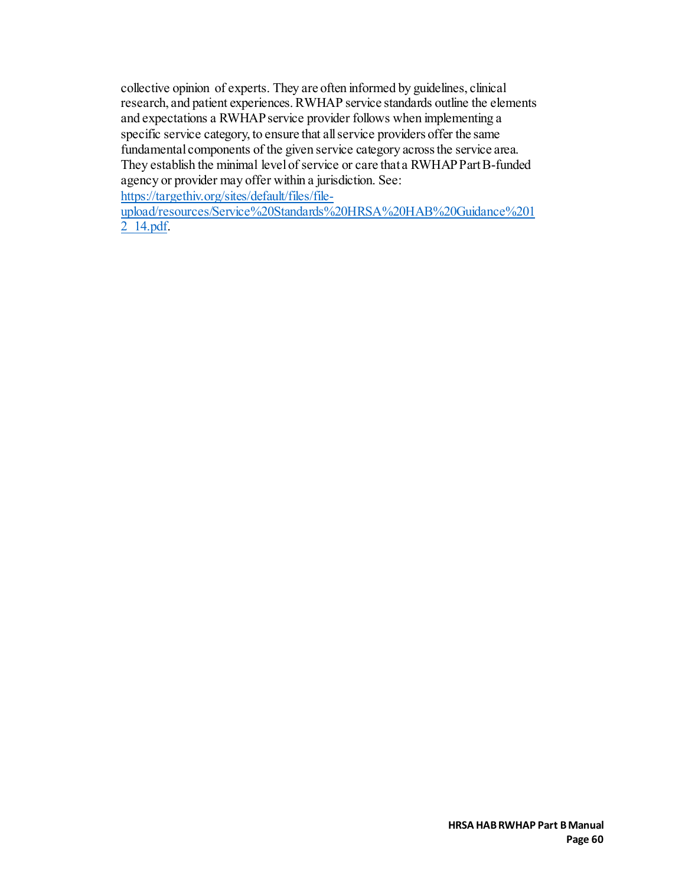collective opinion of experts. They are often informed by guidelines, clinical research, and patient experiences. RWHAP service standards outline the elements and expectations a RWHAP service provider follows when implementing a specific service category, to ensure that all service providers offer the same fundamental components of the given service category across the service area. They establish the minimal level of service or care that a RWHAP Part B-funded agency or provider may offer within a jurisdiction. See: [https://targethiv.org/sites/default/files/file-upload/resources/Service%20Standards%20HRSA%20HAB%20Guidance%2012_14.pdf](https://targethiv.org/sites/default/files/file-upload/resources/Service%20Standards%20HRSA%20HAB%20Guidance%2012_14.pdf).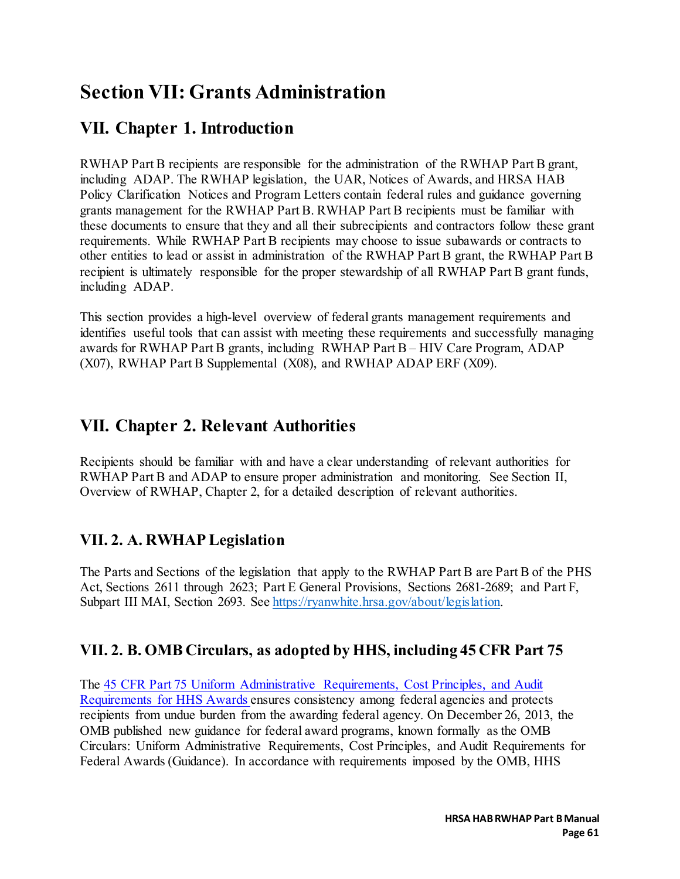# Section VII: Grants Administration

## VII. Chapter 1. Introduction

RWHAP Part B recipients are responsible for the administration of the RWHAP Part B grant, including ADAP. The RWHAP legislation, the UAR, Notices of Awards, and HRSA HAB Policy Clarification Notices and Program Letters contain federal rules and guidance governing grants management for the RWHAP Part B. RWHAP Part B recipients must be familiar with these documents to ensure that they and all their subrecipients and contractors follow these grant requirements. While RWHAP Part B recipients may choose to issue subawards or contracts to other entities to lead or assist in administration of the RWHAP Part B grant, the RWHAP Part B recipient is ultimately responsible for the proper stewardship of all RWHAP Part B grant funds, including ADAP.

This section provides a high-level overview of federal grants management requirements and identifies useful tools that can assist with meeting these requirements and successfully managing awards for RWHAP Part B grants, including RWHAP Part B – HIV Care Program, ADAP (X07), RWHAP Part B Supplemental (X08), and RWHAP ADAP ERF (X09).

## VII. Chapter 2. Relevant Authorities

Recipients should be familiar with and have a clear understanding of relevant authorities for RWHAP Part B and ADAP to ensure proper administration and monitoring. See Section II, Overview of RWHAP, Chapter 2, for a detailed description of relevant authorities.

### VII. 2. A. RWHAP Legislation

The Parts and Sections of the legislation that apply to the RWHAP Part B are Part B of the PHS Act, Sections 2611 through 2623; Part E General Provisions, Sections 2681-2689; and Part F, Subpart III MAI, Section 2693. See [https://ryanwhite.hrsa.gov/about/legislation](https://ryanwhite.hrsa.gov/about/legislation).

### VII. 2. B. OMB Circulars, as adopted by HHS, including 45 CFR Part 75

The [45 CFR Part 75 Uniform Administrative Requirements, Cost Principles, and Audit Requirements for HHS Awards](#) ensures consistency among federal agencies and protects recipients from undue burden from the awarding federal agency. On December 26, 2013, the OMB published new guidance for federal award programs, known formally as the OMB Circulars: Uniform Administrative Requirements, Cost Principles, and Audit Requirements for Federal Awards (Guidance). In accordance with requirements imposed by the OMB, HHS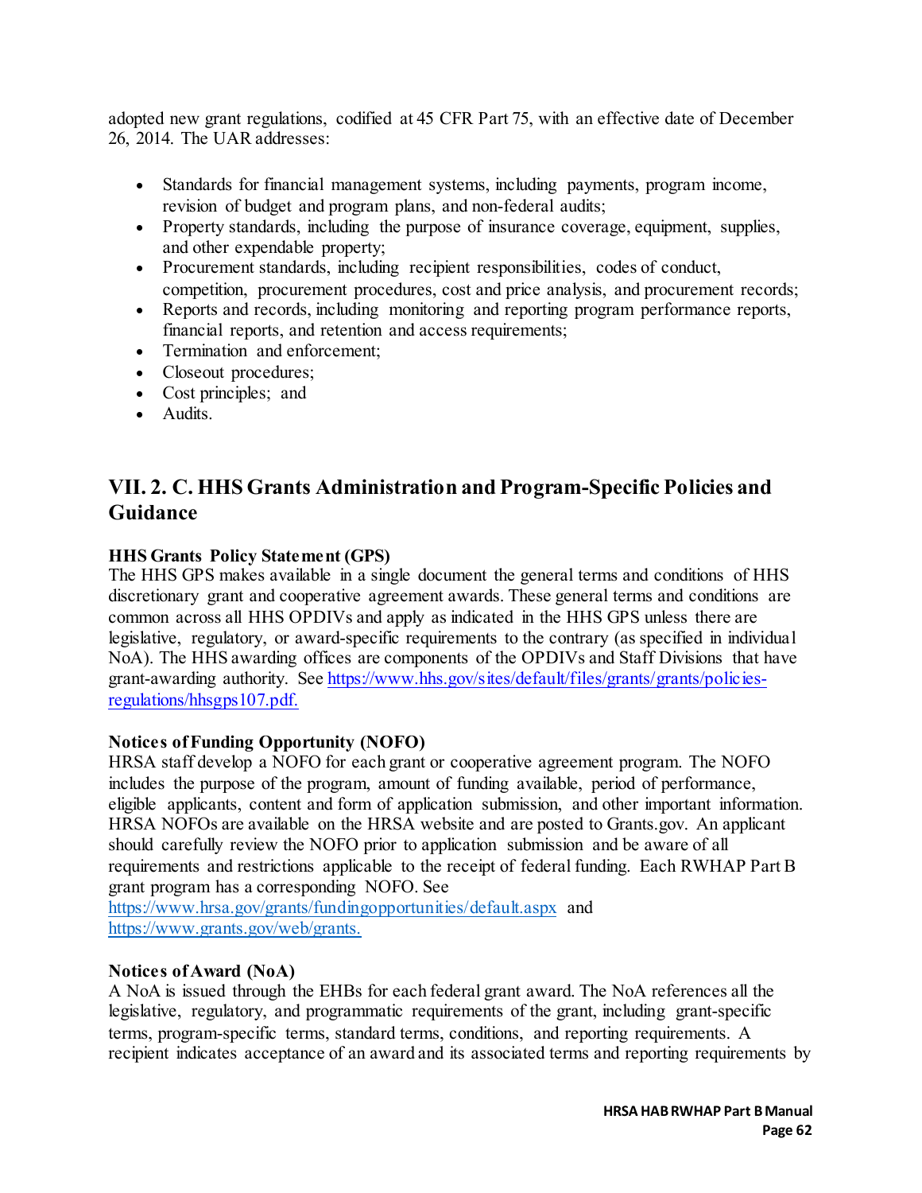adopted new grant regulations, codified at 45 CFR Part 75, with an effective date of December 26, 2014. The UAR addresses:

- Standards for financial management systems, including payments, program income, revision of budget and program plans, and non-federal audits;
- Property standards, including the purpose of insurance coverage, equipment, supplies, and other expendable property;
- Procurement standards, including recipient responsibilities, codes of conduct, competition, procurement procedures, cost and price analysis, and procurement records;
- Reports and records, including monitoring and reporting program performance reports, financial reports, and retention and access requirements;
- Termination and enforcement;
- Closeout procedures;
- Cost principles; and
- Audits.

## VII. 2. C. HHS Grants Administration and Program-Specific Policies and Guidance

**HHS Grants Policy Statement (GPS)**
The HHS GPS makes available in a single document the general terms and conditions of HHS discretionary grant and cooperative agreement awards. These general terms and conditions are common across all HHS OPDIVs and apply as indicated in the HHS GPS unless there are legislative, regulatory, or award-specific requirements to the contrary (as specified in individual NoA). The HHS awarding offices are components of the OPDIVs and Staff Divisions that have grant-awarding authority. See https://www.hhs.gov/sites/default/files/grants/grants/policies-regulations/hhsgps107.pdf.

**Notices of Funding Opportunity (NOFO)**
HRSA staff develop a NOFO for each grant or cooperative agreement program. The NOFO includes the purpose of the program, amount of funding available, period of performance, eligible applicants, content and form of application submission, and other important information. HRSA NOFOs are available on the HRSA website and are posted to Grants.gov. An applicant should carefully review the NOFO prior to application submission and be aware of all requirements and restrictions applicable to the receipt of federal funding. Each RWHAP Part B grant program has a corresponding NOFO. See https://www.hrsa.gov/grants/fundingopportunities/default.aspx and https://www.grants.gov/web/grants.

**Notices of Award (NoA)**
A NoA is issued through the EHBs for each federal grant award. The NoA references all the legislative, regulatory, and programmatic requirements of the grant, including grant-specific terms, program-specific terms, standard terms, conditions, and reporting requirements. A recipient indicates acceptance of an award and its associated terms and reporting requirements by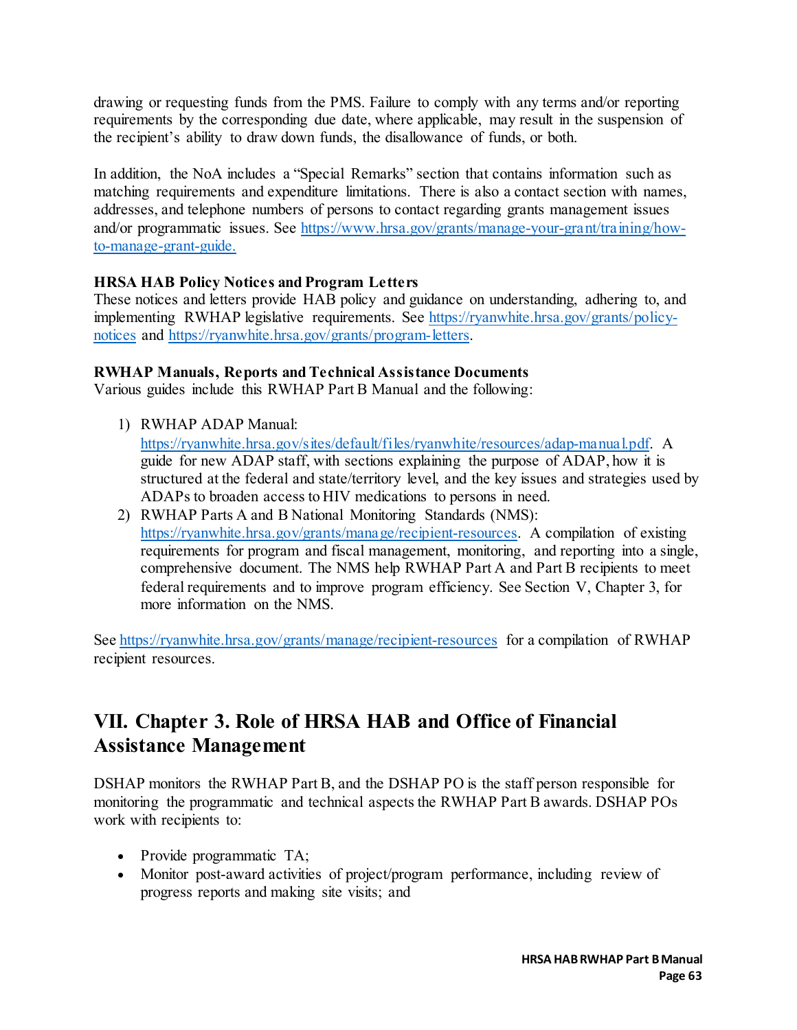drawing or requesting funds from the PMS. Failure to comply with any terms and/or reporting requirements by the corresponding due date, where applicable, may result in the suspension of the recipient's ability to draw down funds, the disallowance of funds, or both.

In addition, the NoA includes a "Special Remarks" section that contains information such as matching requirements and expenditure limitations. There is also a contact section with names, addresses, and telephone numbers of persons to contact regarding grants management issues and/or programmatic issues. See [https://www.hrsa.gov/grants/manage-your-grant/training/how-to-manage-grant-guide.](https://www.hrsa.gov/grants/manage-your-grant/training/how-to-manage-grant-guide)

**HRSA HAB Policy Notices and Program Letters**

These notices and letters provide HAB policy and guidance on understanding, adhering to, and implementing RWHAP legislative requirements. See [https://ryanwhite.hrsa.gov/grants/policy-notices](https://ryanwhite.hrsa.gov/grants/policy-notices) and [https://ryanwhite.hrsa.gov/grants/program-letters](https://ryanwhite.hrsa.gov/grants/program-letters).

**RWHAP Manuals, Reports and Technical Assistance Documents**

Various guides include this RWHAP Part B Manual and the following:

1) RWHAP ADAP Manual: [https://ryanwhite.hrsa.gov/sites/default/files/ryanwhite/resources/adap-manual.pdf](https://ryanwhite.hrsa.gov/sites/default/files/ryanwhite/resources/adap-manual.pdf). A guide for new ADAP staff, with sections explaining the purpose of ADAP, how it is structured at the federal and state/territory level, and the key issues and strategies used by ADAPs to broaden access to HIV medications to persons in need.
2) RWHAP Parts A and B National Monitoring Standards (NMS): [https://ryanwhite.hrsa.gov/grants/manage/recipient-resources](https://ryanwhite.hrsa.gov/grants/manage/recipient-resources). A compilation of existing requirements for program and fiscal management, monitoring, and reporting into a single, comprehensive document. The NMS help RWHAP Part A and Part B recipients to meet federal requirements and to improve program efficiency. See Section V, Chapter 3, for more information on the NMS.

See [https://ryanwhite.hrsa.gov/grants/manage/recipient-resources](https://ryanwhite.hrsa.gov/grants/manage/recipient-resources) for a compilation of RWHAP recipient resources.

## VII. Chapter 3. Role of HRSA HAB and Office of Financial Assistance Management

DSHAP monitors the RWHAP Part B, and the DSHAP PO is the staff person responsible for monitoring the programmatic and technical aspects the RWHAP Part B awards. DSHAP POs work with recipients to:

- Provide programmatic TA;
- Monitor post-award activities of project/program performance, including review of progress reports and making site visits; and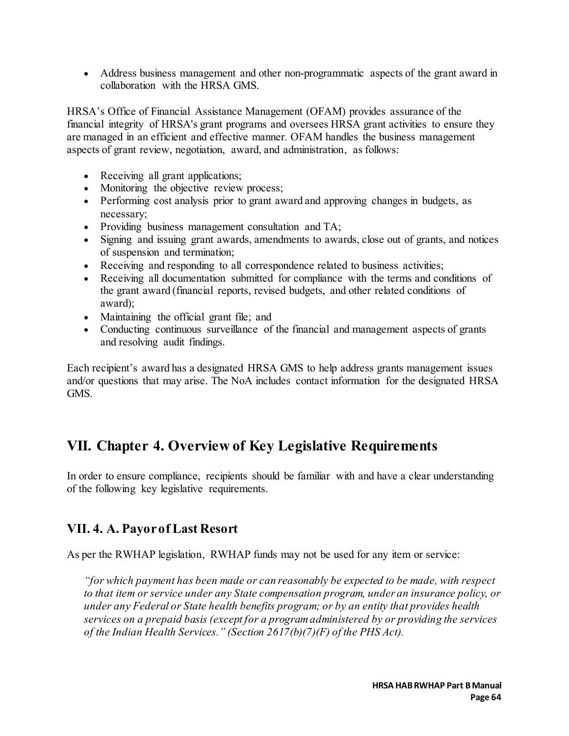- Address business management and other non-programmatic aspects of the grant award in collaboration with the HRSA GMS.

HRSA's Office of Financial Assistance Management (OFAM) provides assurance of the financial integrity of HRSA's grant programs and oversees HRSA grant activities to ensure they are managed in an efficient and effective manner. OFAM handles the business management aspects of grant review, negotiation, award, and administration, as follows:

- Receiving all grant applications;
- Monitoring the objective review process;
- Performing cost analysis prior to grant award and approving changes in budgets, as necessary;
- Providing business management consultation and TA;
- Signing and issuing grant awards, amendments to awards, close out of grants, and notices of suspension and termination;
- Receiving and responding to all correspondence related to business activities;
- Receiving all documentation submitted for compliance with the terms and conditions of the grant award (financial reports, revised budgets, and other related conditions of award);
- Maintaining the official grant file; and
- Conducting continuous surveillance of the financial and management aspects of grants and resolving audit findings.

Each recipient's award has a designated HRSA GMS to help address grants management issues and/or questions that may arise. The NoA includes contact information for the designated HRSA GMS.

# VII. Chapter 4. Overview of Key Legislative Requirements

In order to ensure compliance, recipients should be familiar with and have a clear understanding of the following key legislative requirements.

## VII. 4. A. Payor of Last Resort

As per the RWHAP legislation, RWHAP funds may not be used for any item or service:

> *"for which payment has been made or can reasonably be expected to be made, with respect to that item or service under any State compensation program, under an insurance policy, or under any Federal or State health benefits program; or by an entity that provides health services on a prepaid basis (except for a program administered by or providing the services of the Indian Health Services." (Section 2617(b)(7)(F) of the PHS Act).*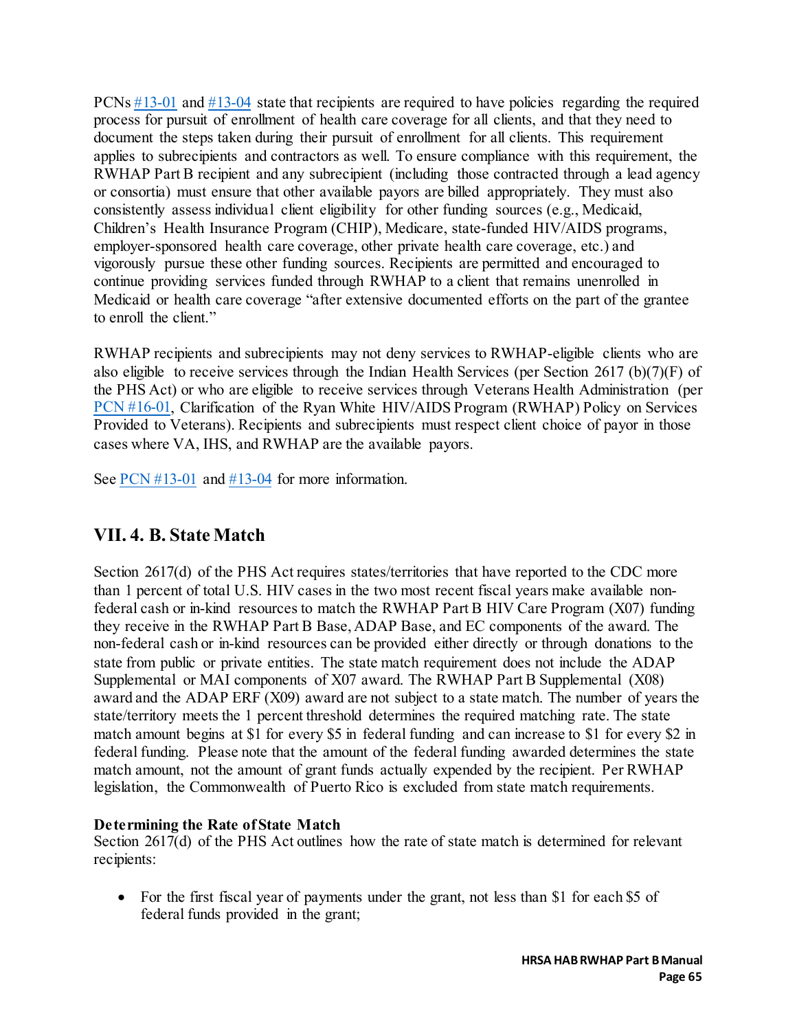PCNs [#13-01](#) and [#13-04](#) state that recipients are required to have policies regarding the required process for pursuit of enrollment of health care coverage for all clients, and that they need to document the steps taken during their pursuit of enrollment for all clients. This requirement applies to subrecipients and contractors as well. To ensure compliance with this requirement, the RWHAP Part B recipient and any subrecipient (including those contracted through a lead agency or consortia) must ensure that other available payors are billed appropriately. They must also consistently assess individual client eligibility for other funding sources (e.g., Medicaid, Children's Health Insurance Program (CHIP), Medicare, state-funded HIV/AIDS programs, employer-sponsored health care coverage, other private health care coverage, etc.) and vigorously pursue these other funding sources. Recipients are permitted and encouraged to continue providing services funded through RWHAP to a client that remains unenrolled in Medicaid or health care coverage "after extensive documented efforts on the part of the grantee to enroll the client."

RWHAP recipients and subrecipients may not deny services to RWHAP-eligible clients who are also eligible to receive services through the Indian Health Services (per Section 2617 (b)(7)(F) of the PHS Act) or who are eligible to receive services through Veterans Health Administration (per [PCN #16-01](#), Clarification of the Ryan White HIV/AIDS Program (RWHAP) Policy on Services Provided to Veterans). Recipients and subrecipients must respect client choice of payor in those cases where VA, IHS, and RWHAP are the available payors.

See [PCN #13-01](#) and [#13-04](#) for more information.

## VII. 4. B. State Match

Section 2617(d) of the PHS Act requires states/territories that have reported to the CDC more than 1 percent of total U.S. HIV cases in the two most recent fiscal years make available non-federal cash or in-kind resources to match the RWHAP Part B HIV Care Program (X07) funding they receive in the RWHAP Part B Base, ADAP Base, and EC components of the award. The non-federal cash or in-kind resources can be provided either directly or through donations to the state from public or private entities. The state match requirement does not include the ADAP Supplemental or MAI components of X07 award. The RWHAP Part B Supplemental (X08) award and the ADAP ERF (X09) award are not subject to a state match. The number of years the state/territory meets the 1 percent threshold determines the required matching rate. The state match amount begins at $1 for every $5 in federal funding and can increase to $1 for every $2 in federal funding. Please note that the amount of the federal funding awarded determines the state match amount, not the amount of grant funds actually expended by the recipient. Per RWHAP legislation, the Commonwealth of Puerto Rico is excluded from state match requirements.

**Determining the Rate of State Match**

Section 2617(d) of the PHS Act outlines how the rate of state match is determined for relevant recipients:

- For the first fiscal year of payments under the grant, not less than $1 for each $5 of federal funds provided in the grant;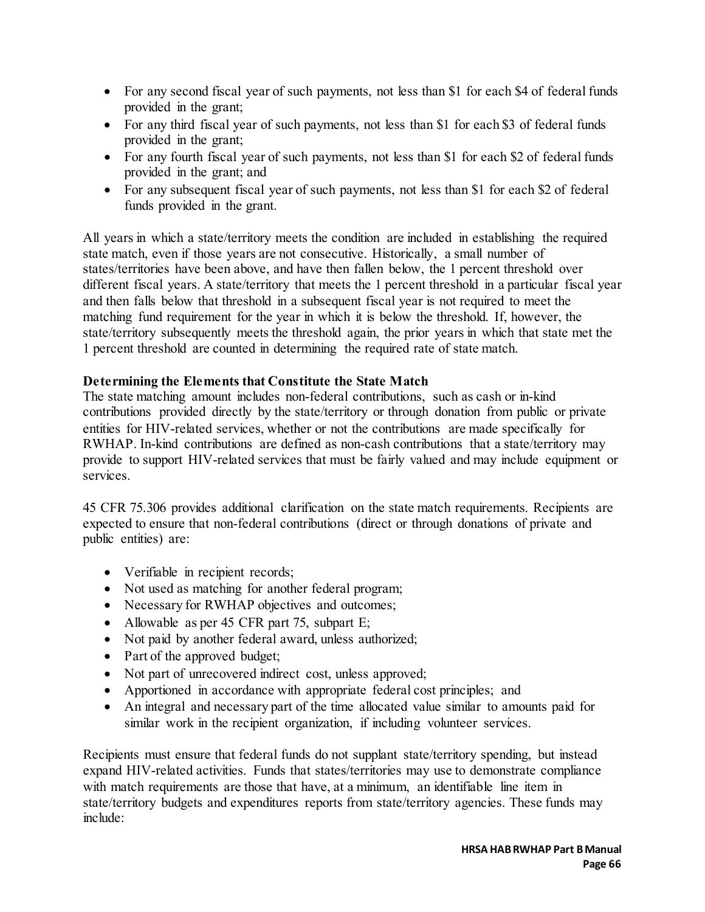- For any second fiscal year of such payments, not less than $1 for each $4 of federal funds provided in the grant;
- For any third fiscal year of such payments, not less than $1 for each $3 of federal funds provided in the grant;
- For any fourth fiscal year of such payments, not less than $1 for each $2 of federal funds provided in the grant; and
- For any subsequent fiscal year of such payments, not less than $1 for each $2 of federal funds provided in the grant.

All years in which a state/territory meets the condition are included in establishing the required state match, even if those years are not consecutive. Historically, a small number of states/territories have been above, and have then fallen below, the 1 percent threshold over different fiscal years. A state/territory that meets the 1 percent threshold in a particular fiscal year and then falls below that threshold in a subsequent fiscal year is not required to meet the matching fund requirement for the year in which it is below the threshold. If, however, the state/territory subsequently meets the threshold again, the prior years in which that state met the 1 percent threshold are counted in determining the required rate of state match.

**Determining the Elements that Constitute the State Match**

The state matching amount includes non-federal contributions, such as cash or in-kind contributions provided directly by the state/territory or through donation from public or private entities for HIV-related services, whether or not the contributions are made specifically for RWHAP. In-kind contributions are defined as non-cash contributions that a state/territory may provide to support HIV-related services that must be fairly valued and may include equipment or services.

45 CFR 75.306 provides additional clarification on the state match requirements. Recipients are expected to ensure that non-federal contributions (direct or through donations of private and public entities) are:

- Verifiable in recipient records;
- Not used as matching for another federal program;
- Necessary for RWHAP objectives and outcomes;
- Allowable as per 45 CFR part 75, subpart E;
- Not paid by another federal award, unless authorized;
- Part of the approved budget;
- Not part of unrecovered indirect cost, unless approved;
- Apportioned in accordance with appropriate federal cost principles; and
- An integral and necessary part of the time allocated value similar to amounts paid for similar work in the recipient organization, if including volunteer services.

Recipients must ensure that federal funds do not supplant state/territory spending, but instead expand HIV-related activities. Funds that states/territories may use to demonstrate compliance with match requirements are those that have, at a minimum, an identifiable line item in state/territory budgets and expenditures reports from state/territory agencies. These funds may include: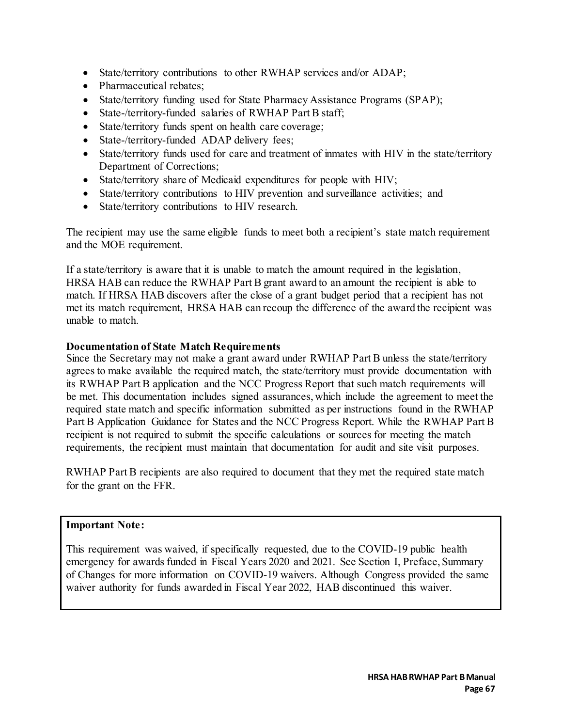- State/territory contributions to other RWHAP services and/or ADAP;
- Pharmaceutical rebates;
- State/territory funding used for State Pharmacy Assistance Programs (SPAP);
- State-/territory-funded salaries of RWHAP Part B staff;
- State/territory funds spent on health care coverage;
- State-/territory-funded ADAP delivery fees;
- State/territory funds used for care and treatment of inmates with HIV in the state/territory Department of Corrections;
- State/territory share of Medicaid expenditures for people with HIV;
- State/territory contributions to HIV prevention and surveillance activities; and
- State/territory contributions to HIV research.

The recipient may use the same eligible funds to meet both a recipient's state match requirement and the MOE requirement.

If a state/territory is aware that it is unable to match the amount required in the legislation, HRSA HAB can reduce the RWHAP Part B grant award to an amount the recipient is able to match. If HRSA HAB discovers after the close of a grant budget period that a recipient has not met its match requirement, HRSA HAB can recoup the difference of the award the recipient was unable to match.

**Documentation of State Match Requirements**

Since the Secretary may not make a grant award under RWHAP Part B unless the state/territory agrees to make available the required match, the state/territory must provide documentation with its RWHAP Part B application and the NCC Progress Report that such match requirements will be met. This documentation includes signed assurances, which include the agreement to meet the required state match and specific information submitted as per instructions found in the RWHAP Part B Application Guidance for States and the NCC Progress Report. While the RWHAP Part B recipient is not required to submit the specific calculations or sources for meeting the match requirements, the recipient must maintain that documentation for audit and site visit purposes.

RWHAP Part B recipients are also required to document that they met the required state match for the grant on the FFR.

**Important Note:**

This requirement was waived, if specifically requested, due to the COVID-19 public health emergency for awards funded in Fiscal Years 2020 and 2021. See Section I, Preface, Summary of Changes for more information on COVID-19 waivers. Although Congress provided the same waiver authority for funds awarded in Fiscal Year 2022, HAB discontinued this waiver.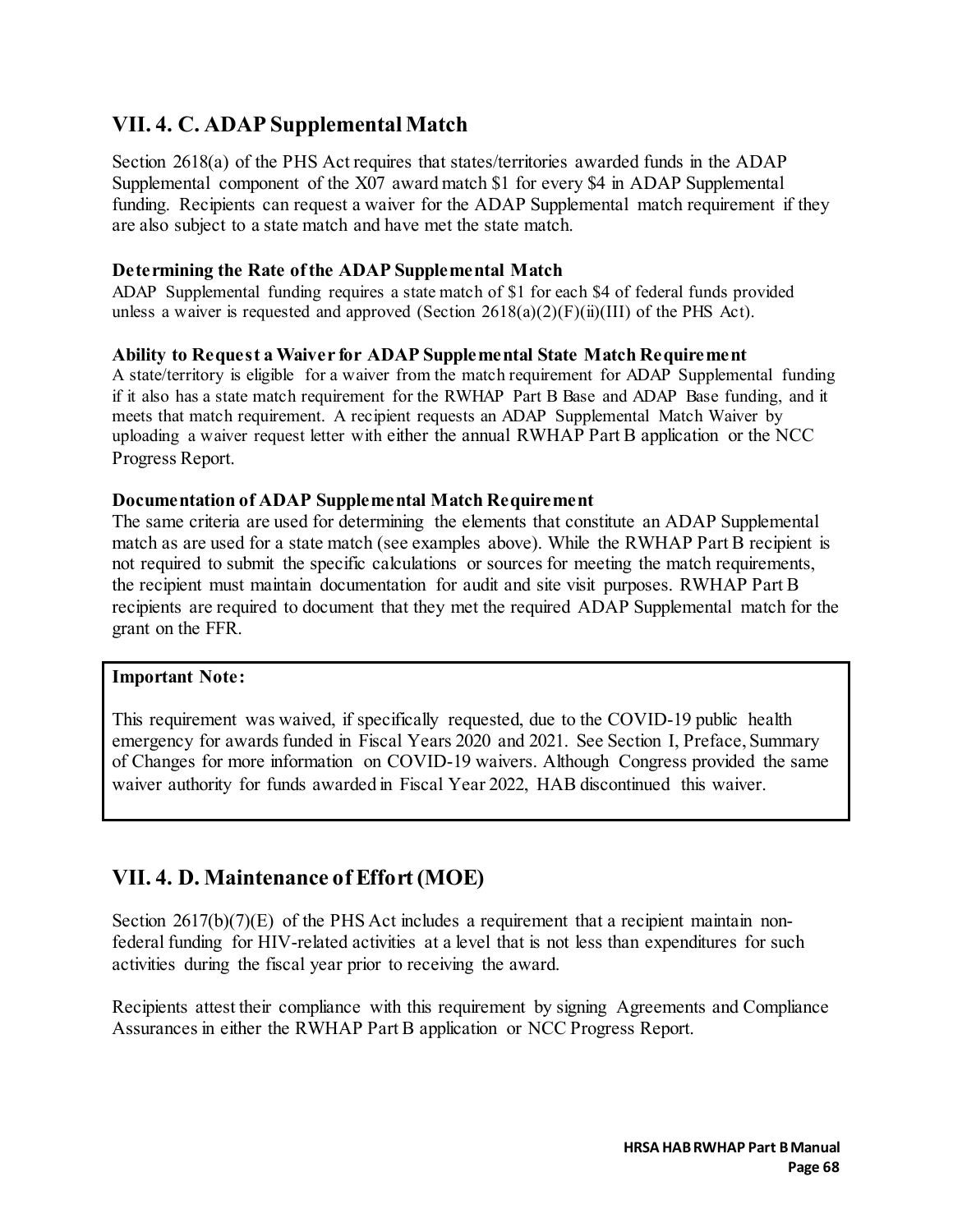## VII. 4. C. ADAP Supplemental Match

Section 2618(a) of the PHS Act requires that states/territories awarded funds in the ADAP Supplemental component of the X07 award match $1 for every $4 in ADAP Supplemental funding. Recipients can request a waiver for the ADAP Supplemental match requirement if they are also subject to a state match and have met the state match.

### Determining the Rate of the ADAP Supplemental Match

ADAP Supplemental funding requires a state match of $1 for each $4 of federal funds provided unless a waiver is requested and approved (Section 2618(a)(2)(F)(ii)(III) of the PHS Act).

### Ability to Request a Waiver for ADAP Supplemental State Match Requirement

A state/territory is eligible for a waiver from the match requirement for ADAP Supplemental funding if it also has a state match requirement for the RWHAP Part B Base and ADAP Base funding, and it meets that match requirement. A recipient requests an ADAP Supplemental Match Waiver by uploading a waiver request letter with either the annual RWHAP Part B application or the NCC Progress Report.

### Documentation of ADAP Supplemental Match Requirement

The same criteria are used for determining the elements that constitute an ADAP Supplemental match as are used for a state match (see examples above). While the RWHAP Part B recipient is not required to submit the specific calculations or sources for meeting the match requirements, the recipient must maintain documentation for audit and site visit purposes. RWHAP Part B recipients are required to document that they met the required ADAP Supplemental match for the grant on the FFR.

> **Important Note:**
>
> This requirement was waived, if specifically requested, due to the COVID-19 public health emergency for awards funded in Fiscal Years 2020 and 2021. See Section I, Preface, Summary of Changes for more information on COVID-19 waivers. Although Congress provided the same waiver authority for funds awarded in Fiscal Year 2022, HAB discontinued this waiver.

## VII. 4. D. Maintenance of Effort (MOE)

Section 2617(b)(7)(E) of the PHS Act includes a requirement that a recipient maintain non-federal funding for HIV-related activities at a level that is not less than expenditures for such activities during the fiscal year prior to receiving the award.

Recipients attest their compliance with this requirement by signing Agreements and Compliance Assurances in either the RWHAP Part B application or NCC Progress Report.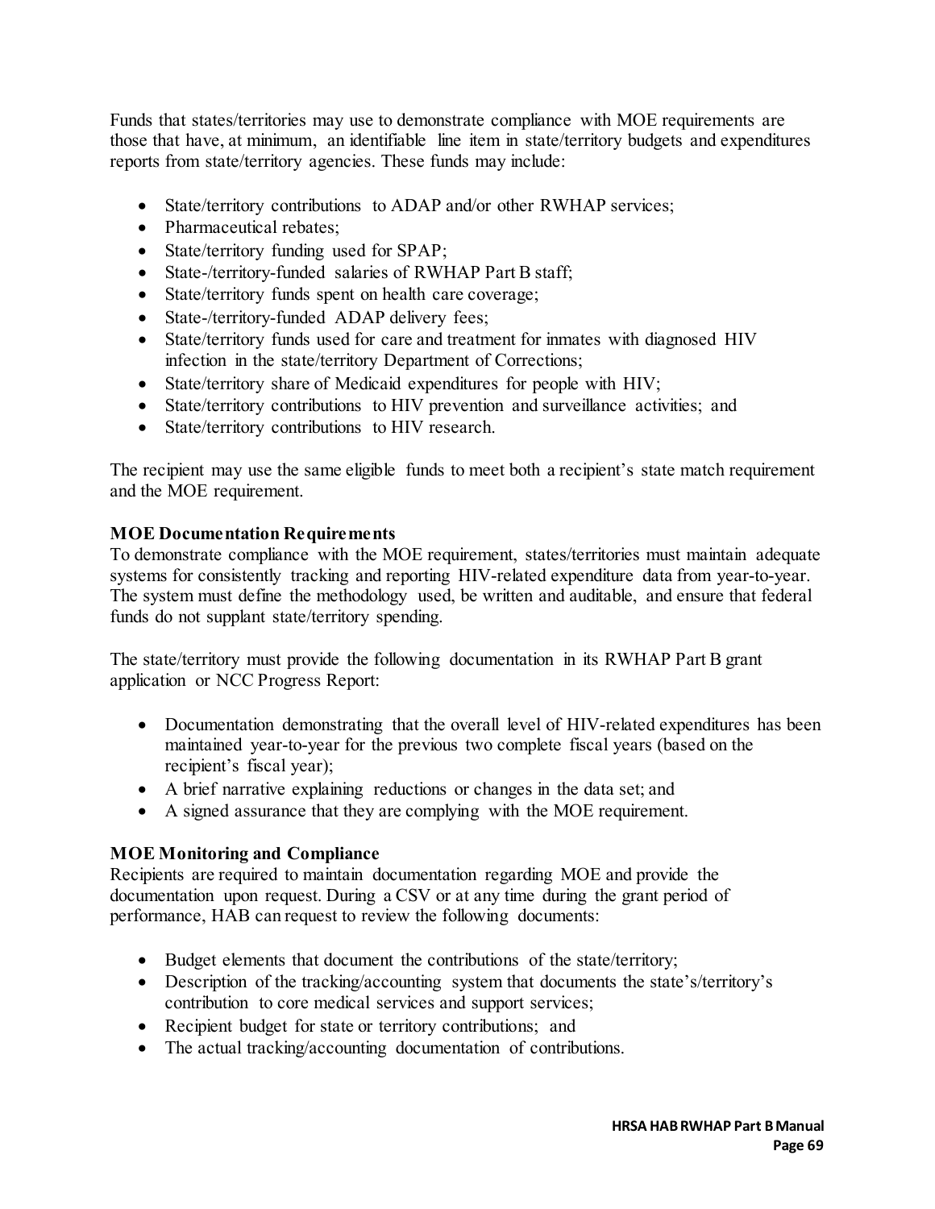Funds that states/territories may use to demonstrate compliance with MOE requirements are those that have, at minimum, an identifiable line item in state/territory budgets and expenditures reports from state/territory agencies. These funds may include:

- State/territory contributions to ADAP and/or other RWHAP services;
- Pharmaceutical rebates;
- State/territory funding used for SPAP;
- State-/territory-funded salaries of RWHAP Part B staff;
- State/territory funds spent on health care coverage;
- State-/territory-funded ADAP delivery fees;
- State/territory funds used for care and treatment for inmates with diagnosed HIV infection in the state/territory Department of Corrections;
- State/territory share of Medicaid expenditures for people with HIV;
- State/territory contributions to HIV prevention and surveillance activities; and
- State/territory contributions to HIV research.

The recipient may use the same eligible funds to meet both a recipient's state match requirement and the MOE requirement.

**MOE Documentation Requirements**
To demonstrate compliance with the MOE requirement, states/territories must maintain adequate systems for consistently tracking and reporting HIV-related expenditure data from year-to-year. The system must define the methodology used, be written and auditable, and ensure that federal funds do not supplant state/territory spending.

The state/territory must provide the following documentation in its RWHAP Part B grant application or NCC Progress Report:

- Documentation demonstrating that the overall level of HIV-related expenditures has been maintained year-to-year for the previous two complete fiscal years (based on the recipient's fiscal year);
- A brief narrative explaining reductions or changes in the data set; and
- A signed assurance that they are complying with the MOE requirement.

**MOE Monitoring and Compliance**
Recipients are required to maintain documentation regarding MOE and provide the documentation upon request. During a CSV or at any time during the grant period of performance, HAB can request to review the following documents:

- Budget elements that document the contributions of the state/territory;
- Description of the tracking/accounting system that documents the state's/territory's contribution to core medical services and support services;
- Recipient budget for state or territory contributions; and
- The actual tracking/accounting documentation of contributions.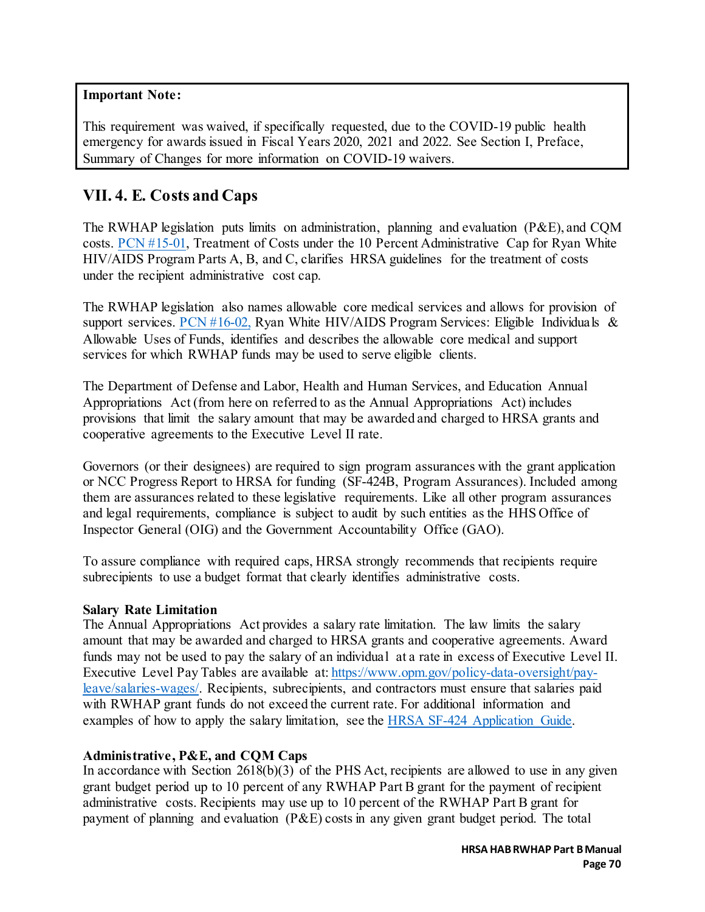**Important Note:**

This requirement was waived, if specifically requested, due to the COVID-19 public health emergency for awards issued in Fiscal Years 2020, 2021 and 2022. See Section I, Preface, Summary of Changes for more information on COVID-19 waivers.

## VII. 4. E. Costs and Caps

The RWHAP legislation puts limits on administration, planning and evaluation (P&E), and CQM costs. [PCN #15-01](), Treatment of Costs under the 10 Percent Administrative Cap for Ryan White HIV/AIDS Program Parts A, B, and C, clarifies HRSA guidelines for the treatment of costs under the recipient administrative cost cap.

The RWHAP legislation also names allowable core medical services and allows for provision of support services. [PCN #16-02,]() Ryan White HIV/AIDS Program Services: Eligible Individuals & Allowable Uses of Funds, identifies and describes the allowable core medical and support services for which RWHAP funds may be used to serve eligible clients.

The Department of Defense and Labor, Health and Human Services, and Education Annual Appropriations Act (from here on referred to as the Annual Appropriations Act) includes provisions that limit the salary amount that may be awarded and charged to HRSA grants and cooperative agreements to the Executive Level II rate.

Governors (or their designees) are required to sign program assurances with the grant application or NCC Progress Report to HRSA for funding (SF-424B, Program Assurances). Included among them are assurances related to these legislative requirements. Like all other program assurances and legal requirements, compliance is subject to audit by such entities as the HHS Office of Inspector General (OIG) and the Government Accountability Office (GAO).

To assure compliance with required caps, HRSA strongly recommends that recipients require subrecipients to use a budget format that clearly identifies administrative costs.

**Salary Rate Limitation**

The Annual Appropriations Act provides a salary rate limitation. The law limits the salary amount that may be awarded and charged to HRSA grants and cooperative agreements. Award funds may not be used to pay the salary of an individual at a rate in excess of Executive Level II. Executive Level Pay Tables are available at: [https://www.opm.gov/policy-data-oversight/pay-leave/salaries-wages/](https://www.opm.gov/policy-data-oversight/pay-leave/salaries-wages/). Recipients, subrecipients, and contractors must ensure that salaries paid with RWHAP grant funds do not exceed the current rate. For additional information and examples of how to apply the salary limitation, see the [HRSA SF-424 Application Guide]().

**Administrative, P&E, and CQM Caps**

In accordance with Section 2618(b)(3) of the PHS Act, recipients are allowed to use in any given grant budget period up to 10 percent of any RWHAP Part B grant for the payment of recipient administrative costs. Recipients may use up to 10 percent of the RWHAP Part B grant for payment of planning and evaluation (P&E) costs in any given grant budget period. The total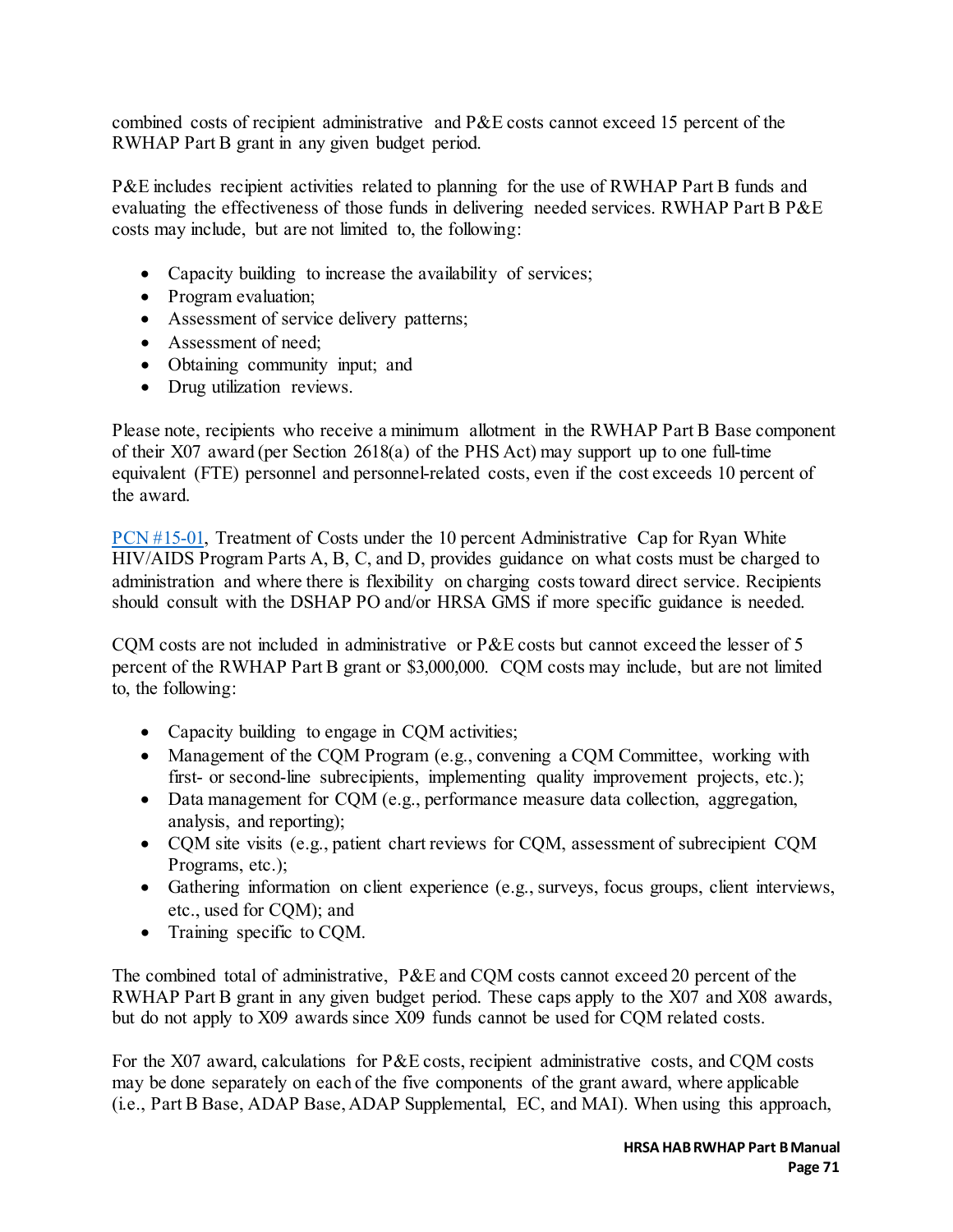combined costs of recipient administrative and P&E costs cannot exceed 15 percent of the RWHAP Part B grant in any given budget period.

P&E includes recipient activities related to planning for the use of RWHAP Part B funds and evaluating the effectiveness of those funds in delivering needed services. RWHAP Part B P&E costs may include, but are not limited to, the following:

- Capacity building to increase the availability of services;
- Program evaluation;
- Assessment of service delivery patterns;
- Assessment of need;
- Obtaining community input; and
- Drug utilization reviews.

Please note, recipients who receive a minimum allotment in the RWHAP Part B Base component of their X07 award (per Section 2618(a) of the PHS Act) may support up to one full-time equivalent (FTE) personnel and personnel-related costs, even if the cost exceeds 10 percent of the award.

PCN #15-01, Treatment of Costs under the 10 percent Administrative Cap for Ryan White HIV/AIDS Program Parts A, B, C, and D, provides guidance on what costs must be charged to administration and where there is flexibility on charging costs toward direct service. Recipients should consult with the DSHAP PO and/or HRSA GMS if more specific guidance is needed.

CQM costs are not included in administrative or P&E costs but cannot exceed the lesser of 5 percent of the RWHAP Part B grant or $3,000,000. CQM costs may include, but are not limited to, the following:

- Capacity building to engage in CQM activities;
- Management of the CQM Program (e.g., convening a CQM Committee, working with first- or second-line subrecipients, implementing quality improvement projects, etc.);
- Data management for CQM (e.g., performance measure data collection, aggregation, analysis, and reporting);
- CQM site visits (e.g., patient chart reviews for CQM, assessment of subrecipient CQM Programs, etc.);
- Gathering information on client experience (e.g., surveys, focus groups, client interviews, etc., used for CQM); and
- Training specific to CQM.

The combined total of administrative, P&E and CQM costs cannot exceed 20 percent of the RWHAP Part B grant in any given budget period. These caps apply to the X07 and X08 awards, but do not apply to X09 awards since X09 funds cannot be used for CQM related costs.

For the X07 award, calculations for P&E costs, recipient administrative costs, and CQM costs may be done separately on each of the five components of the grant award, where applicable (i.e., Part B Base, ADAP Base, ADAP Supplemental, EC, and MAI). When using this approach,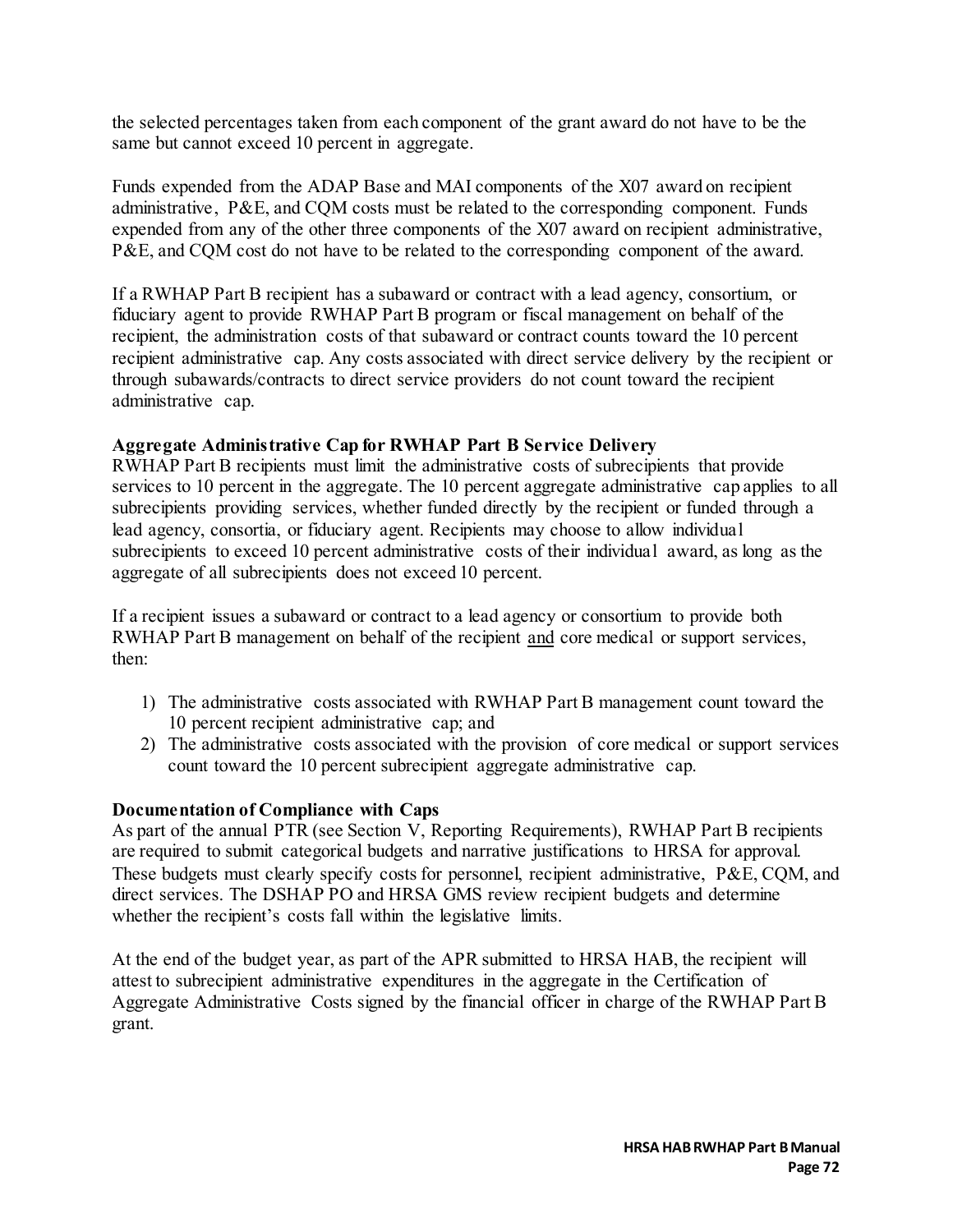the selected percentages taken from each component of the grant award do not have to be the same but cannot exceed 10 percent in aggregate.

Funds expended from the ADAP Base and MAI components of the X07 award on recipient administrative, P&E, and CQM costs must be related to the corresponding component. Funds expended from any of the other three components of the X07 award on recipient administrative, P&E, and CQM cost do not have to be related to the corresponding component of the award.

If a RWHAP Part B recipient has a subaward or contract with a lead agency, consortium, or fiduciary agent to provide RWHAP Part B program or fiscal management on behalf of the recipient, the administration costs of that subaward or contract counts toward the 10 percent recipient administrative cap. Any costs associated with direct service delivery by the recipient or through subawards/contracts to direct service providers do not count toward the recipient administrative cap.

**Aggregate Administrative Cap for RWHAP Part B Service Delivery**

RWHAP Part B recipients must limit the administrative costs of subrecipients that provide services to 10 percent in the aggregate. The 10 percent aggregate administrative cap applies to all subrecipients providing services, whether funded directly by the recipient or funded through a lead agency, consortia, or fiduciary agent. Recipients may choose to allow individual subrecipients to exceed 10 percent administrative costs of their individual award, as long as the aggregate of all subrecipients does not exceed 10 percent.

If a recipient issues a subaward or contract to a lead agency or consortium to provide both RWHAP Part B management on behalf of the recipient <u>and</u> core medical or support services, then:

1) The administrative costs associated with RWHAP Part B management count toward the 10 percent recipient administrative cap; and
2) The administrative costs associated with the provision of core medical or support services count toward the 10 percent subrecipient aggregate administrative cap.

**Documentation of Compliance with Caps**

As part of the annual PTR (see Section V, Reporting Requirements), RWHAP Part B recipients are required to submit categorical budgets and narrative justifications to HRSA for approval. These budgets must clearly specify costs for personnel, recipient administrative, P&E, CQM, and direct services. The DSHAP PO and HRSA GMS review recipient budgets and determine whether the recipient's costs fall within the legislative limits.

At the end of the budget year, as part of the APR submitted to HRSA HAB, the recipient will attest to subrecipient administrative expenditures in the aggregate in the Certification of Aggregate Administrative Costs signed by the financial officer in charge of the RWHAP Part B grant.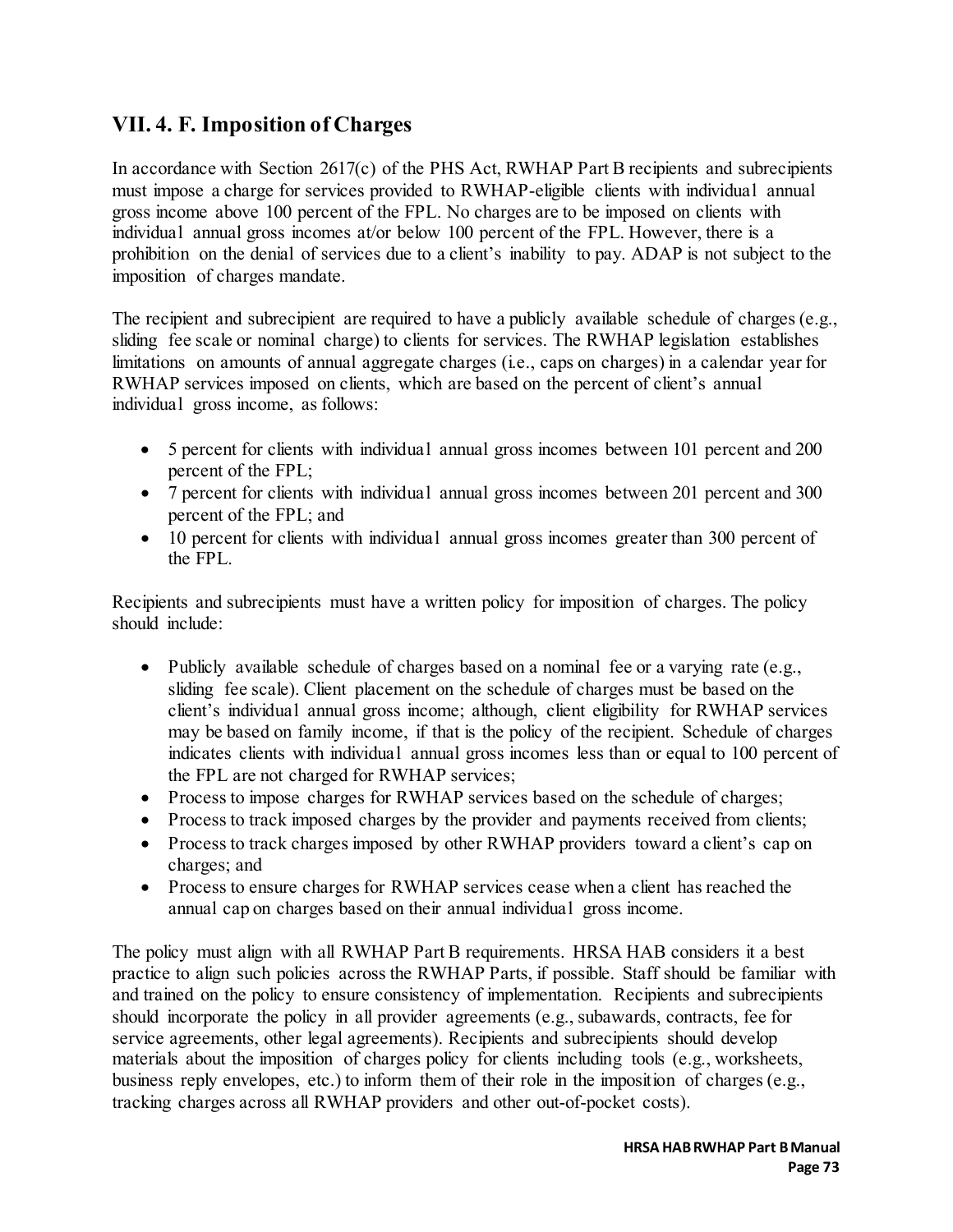## VII. 4. F. Imposition of Charges

In accordance with Section 2617(c) of the PHS Act, RWHAP Part B recipients and subrecipients must impose a charge for services provided to RWHAP-eligible clients with individual annual gross income above 100 percent of the FPL. No charges are to be imposed on clients with individual annual gross incomes at/or below 100 percent of the FPL. However, there is a prohibition on the denial of services due to a client's inability to pay. ADAP is not subject to the imposition of charges mandate.

The recipient and subrecipient are required to have a publicly available schedule of charges (e.g., sliding fee scale or nominal charge) to clients for services. The RWHAP legislation establishes limitations on amounts of annual aggregate charges (i.e., caps on charges) in a calendar year for RWHAP services imposed on clients, which are based on the percent of client's annual individual gross income, as follows:

- 5 percent for clients with individual annual gross incomes between 101 percent and 200 percent of the FPL;
- 7 percent for clients with individual annual gross incomes between 201 percent and 300 percent of the FPL; and
- 10 percent for clients with individual annual gross incomes greater than 300 percent of the FPL.

Recipients and subrecipients must have a written policy for imposition of charges. The policy should include:

- Publicly available schedule of charges based on a nominal fee or a varying rate (e.g., sliding fee scale). Client placement on the schedule of charges must be based on the client's individual annual gross income; although, client eligibility for RWHAP services may be based on family income, if that is the policy of the recipient. Schedule of charges indicates clients with individual annual gross incomes less than or equal to 100 percent of the FPL are not charged for RWHAP services;
- Process to impose charges for RWHAP services based on the schedule of charges;
- Process to track imposed charges by the provider and payments received from clients;
- Process to track charges imposed by other RWHAP providers toward a client's cap on charges; and
- Process to ensure charges for RWHAP services cease when a client has reached the annual cap on charges based on their annual individual gross income.

The policy must align with all RWHAP Part B requirements. HRSA HAB considers it a best practice to align such policies across the RWHAP Parts, if possible. Staff should be familiar with and trained on the policy to ensure consistency of implementation. Recipients and subrecipients should incorporate the policy in all provider agreements (e.g., subawards, contracts, fee for service agreements, other legal agreements). Recipients and subrecipients should develop materials about the imposition of charges policy for clients including tools (e.g., worksheets, business reply envelopes, etc.) to inform them of their role in the imposition of charges (e.g., tracking charges across all RWHAP providers and other out-of-pocket costs).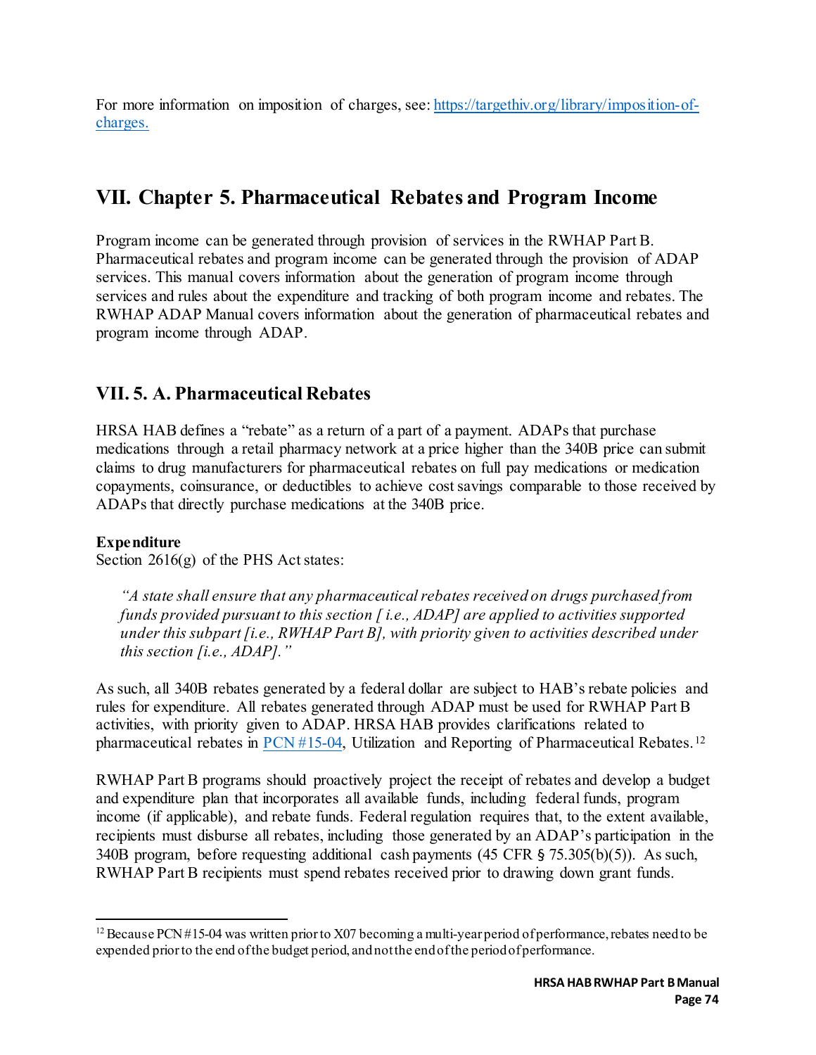For more information on imposition of charges, see: [https://targethiv.org/library/imposition-of-charges.](https://targethiv.org/library/imposition-of-charges)

# VII. Chapter 5. Pharmaceutical Rebates and Program Income

Program income can be generated through provision of services in the RWHAP Part B. Pharmaceutical rebates and program income can be generated through the provision of ADAP services. This manual covers information about the generation of program income through services and rules about the expenditure and tracking of both program income and rebates. The RWHAP ADAP Manual covers information about the generation of pharmaceutical rebates and program income through ADAP.

## VII. 5. A. Pharmaceutical Rebates

HRSA HAB defines a "rebate" as a return of a part of a payment. ADAPs that purchase medications through a retail pharmacy network at a price higher than the 340B price can submit claims to drug manufacturers for pharmaceutical rebates on full pay medications or medication copayments, coinsurance, or deductibles to achieve cost savings comparable to those received by ADAPs that directly purchase medications at the 340B price.

**Expenditure**
Section 2616(g) of the PHS Act states:

> *"A state shall ensure that any pharmaceutical rebates received on drugs purchased from funds provided pursuant to this section [ i.e., ADAP] are applied to activities supported under this subpart [i.e., RWHAP Part B], with priority given to activities described under this section [i.e., ADAP]."*

As such, all 340B rebates generated by a federal dollar are subject to HAB's rebate policies and rules for expenditure. All rebates generated through ADAP must be used for RWHAP Part B activities, with priority given to ADAP. HRSA HAB provides clarifications related to pharmaceutical rebates in PCN #15-04, Utilization and Reporting of Pharmaceutical Rebates.[12]

RWHAP Part B programs should proactively project the receipt of rebates and develop a budget and expenditure plan that incorporates all available funds, including federal funds, program income (if applicable), and rebate funds. Federal regulation requires that, to the extent available, recipients must disburse all rebates, including those generated by an ADAP's participation in the 340B program, before requesting additional cash payments (45 CFR § 75.305(b)(5)). As such, RWHAP Part B recipients must spend rebates received prior to drawing down grant funds.

---

[12] Because PCN #15-04 was written prior to X07 becoming a multi-year period of performance, rebates need to be expended prior to the end of the budget period, and not the end of the period of performance.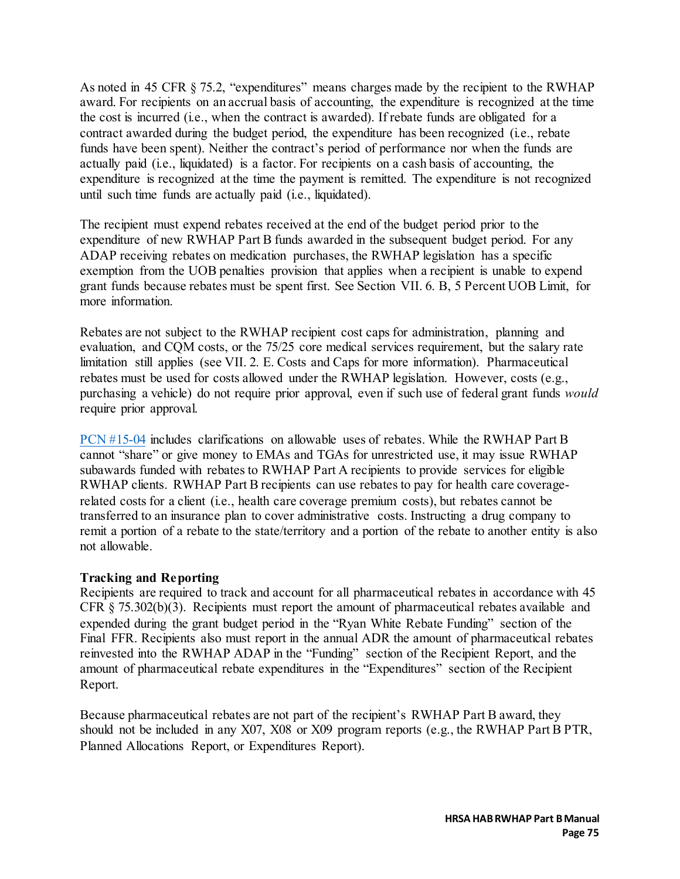As noted in 45 CFR § 75.2, "expenditures" means charges made by the recipient to the RWHAP award. For recipients on an accrual basis of accounting, the expenditure is recognized at the time the cost is incurred (i.e., when the contract is awarded). If rebate funds are obligated for a contract awarded during the budget period, the expenditure has been recognized (i.e., rebate funds have been spent). Neither the contract's period of performance nor when the funds are actually paid (i.e., liquidated) is a factor. For recipients on a cash basis of accounting, the expenditure is recognized at the time the payment is remitted. The expenditure is not recognized until such time funds are actually paid (i.e., liquidated).

The recipient must expend rebates received at the end of the budget period prior to the expenditure of new RWHAP Part B funds awarded in the subsequent budget period. For any ADAP receiving rebates on medication purchases, the RWHAP legislation has a specific exemption from the UOB penalties provision that applies when a recipient is unable to expend grant funds because rebates must be spent first. See Section VII. 6. B, 5 Percent UOB Limit, for more information.

Rebates are not subject to the RWHAP recipient cost caps for administration, planning and evaluation, and CQM costs, or the 75/25 core medical services requirement, but the salary rate limitation still applies (see VII. 2. E. Costs and Caps for more information). Pharmaceutical rebates must be used for costs allowed under the RWHAP legislation. However, costs (e.g., purchasing a vehicle) do not require prior approval, even if such use of federal grant funds *would* require prior approval.

PCN #15-04 includes clarifications on allowable uses of rebates. While the RWHAP Part B cannot "share" or give money to EMAs and TGAs for unrestricted use, it may issue RWHAP subawards funded with rebates to RWHAP Part A recipients to provide services for eligible RWHAP clients. RWHAP Part B recipients can use rebates to pay for health care coverage-related costs for a client (i.e., health care coverage premium costs), but rebates cannot be transferred to an insurance plan to cover administrative costs. Instructing a drug company to remit a portion of a rebate to the state/territory and a portion of the rebate to another entity is also not allowable.

**Tracking and Reporting**

Recipients are required to track and account for all pharmaceutical rebates in accordance with 45 CFR § 75.302(b)(3). Recipients must report the amount of pharmaceutical rebates available and expended during the grant budget period in the "Ryan White Rebate Funding" section of the Final FFR. Recipients also must report in the annual ADR the amount of pharmaceutical rebates reinvested into the RWHAP ADAP in the "Funding" section of the Recipient Report, and the amount of pharmaceutical rebate expenditures in the "Expenditures" section of the Recipient Report.

Because pharmaceutical rebates are not part of the recipient's RWHAP Part B award, they should not be included in any X07, X08 or X09 program reports (e.g., the RWHAP Part B PTR, Planned Allocations Report, or Expenditures Report).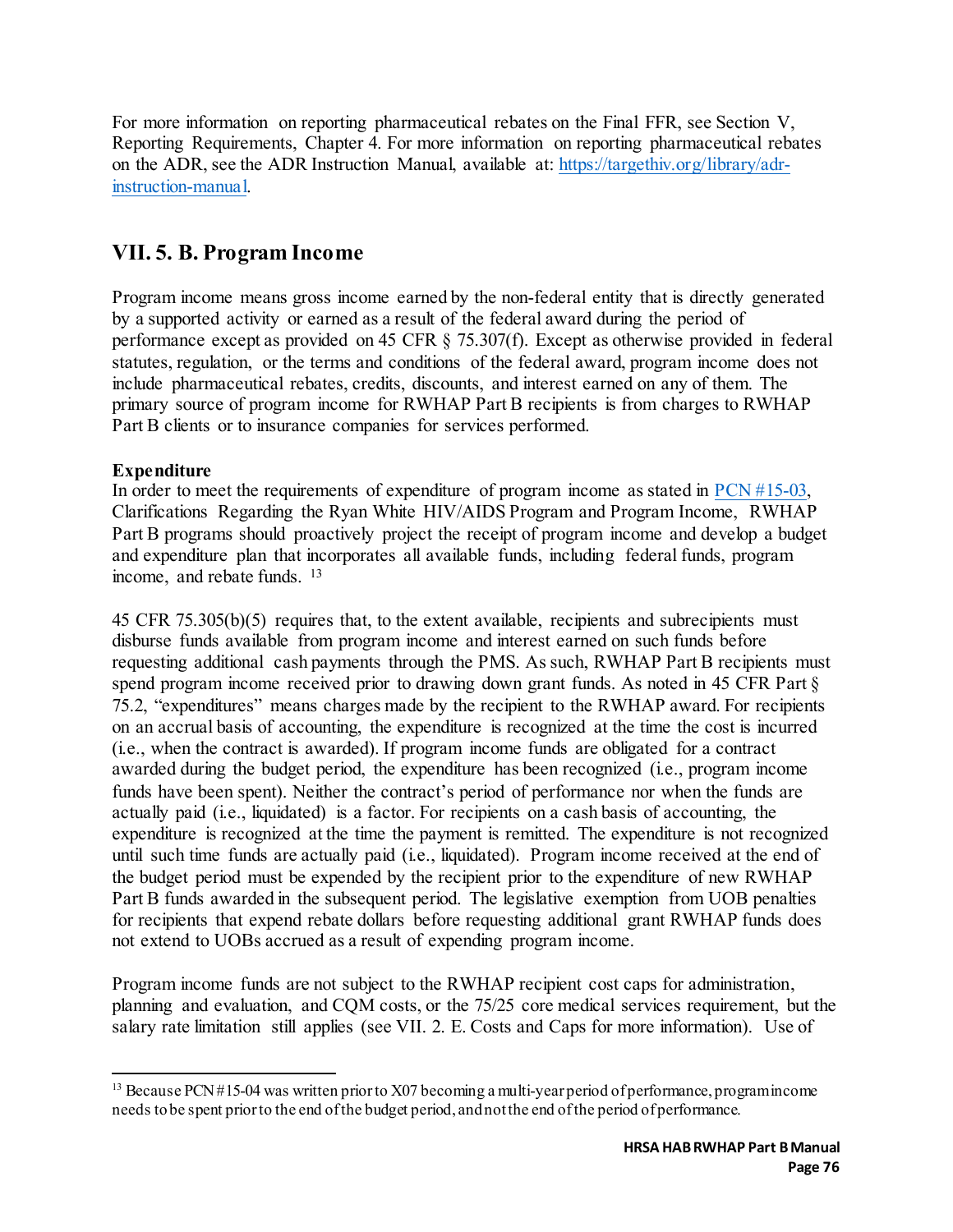For more information on reporting pharmaceutical rebates on the Final FFR, see Section V, Reporting Requirements, Chapter 4. For more information on reporting pharmaceutical rebates on the ADR, see the ADR Instruction Manual, available at: [https://targethiv.org/library/adr-instruction-manual](https://targethiv.org/library/adr-instruction-manual).

## VII. 5. B. Program Income

Program income means gross income earned by the non-federal entity that is directly generated by a supported activity or earned as a result of the federal award during the period of performance except as provided on 45 CFR § 75.307(f). Except as otherwise provided in federal statutes, regulation, or the terms and conditions of the federal award, program income does not include pharmaceutical rebates, credits, discounts, and interest earned on any of them. The primary source of program income for RWHAP Part B recipients is from charges to RWHAP Part B clients or to insurance companies for services performed.

**Expenditure**
In order to meet the requirements of expenditure of program income as stated in PCN #15-03, Clarifications Regarding the Ryan White HIV/AIDS Program and Program Income, RWHAP Part B programs should proactively project the receipt of program income and develop a budget and expenditure plan that incorporates all available funds, including federal funds, program income, and rebate funds. [13]

45 CFR 75.305(b)(5) requires that, to the extent available, recipients and subrecipients must disburse funds available from program income and interest earned on such funds before requesting additional cash payments through the PMS. As such, RWHAP Part B recipients must spend program income received prior to drawing down grant funds. As noted in 45 CFR Part § 75.2, "expenditures" means charges made by the recipient to the RWHAP award. For recipients on an accrual basis of accounting, the expenditure is recognized at the time the cost is incurred (i.e., when the contract is awarded). If program income funds are obligated for a contract awarded during the budget period, the expenditure has been recognized (i.e., program income funds have been spent). Neither the contract's period of performance nor when the funds are actually paid (i.e., liquidated) is a factor. For recipients on a cash basis of accounting, the expenditure is recognized at the time the payment is remitted. The expenditure is not recognized until such time funds are actually paid (i.e., liquidated). Program income received at the end of the budget period must be expended by the recipient prior to the expenditure of new RWHAP Part B funds awarded in the subsequent period. The legislative exemption from UOB penalties for recipients that expend rebate dollars before requesting additional grant RWHAP funds does not extend to UOBs accrued as a result of expending program income.

Program income funds are not subject to the RWHAP recipient cost caps for administration, planning and evaluation, and CQM costs, or the 75/25 core medical services requirement, but the salary rate limitation still applies (see VII. 2. E. Costs and Caps for more information). Use of

[13] Because PCN #15-04 was written prior to X07 becoming a multi-year period of performance, program income needs to be spent prior to the end of the budget period, and not the end of the period of performance.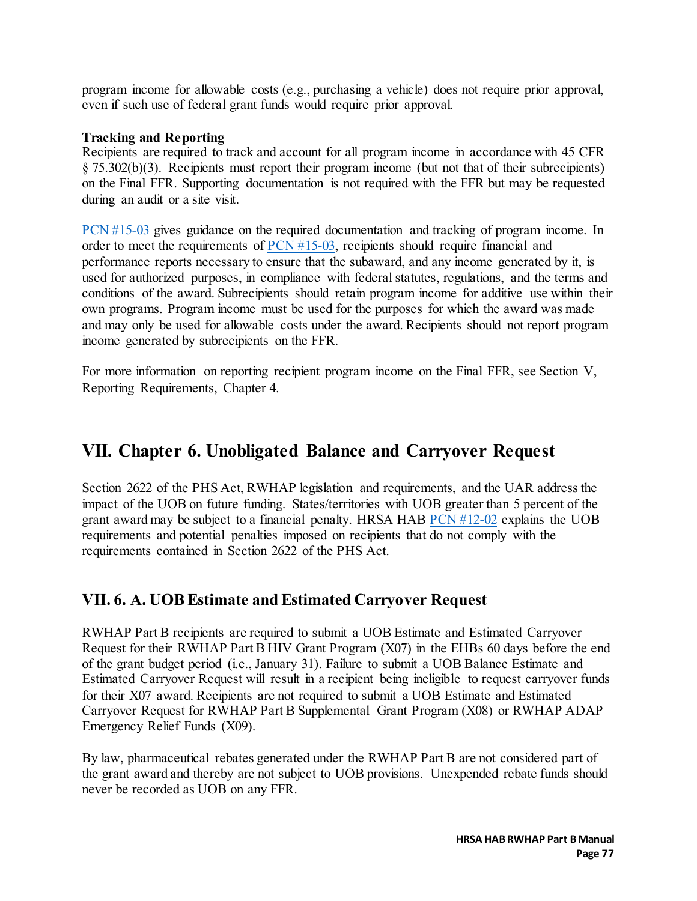program income for allowable costs (e.g., purchasing a vehicle) does not require prior approval, even if such use of federal grant funds would require prior approval.

**Tracking and Reporting**

Recipients are required to track and account for all program income in accordance with 45 CFR § 75.302(b)(3). Recipients must report their program income (but not that of their subrecipients) on the Final FFR. Supporting documentation is not required with the FFR but may be requested during an audit or a site visit.

PCN #15-03 gives guidance on the required documentation and tracking of program income. In order to meet the requirements of PCN #15-03, recipients should require financial and performance reports necessary to ensure that the subaward, and any income generated by it, is used for authorized purposes, in compliance with federal statutes, regulations, and the terms and conditions of the award. Subrecipients should retain program income for additive use within their own programs. Program income must be used for the purposes for which the award was made and may only be used for allowable costs under the award. Recipients should not report program income generated by subrecipients on the FFR.

For more information on reporting recipient program income on the Final FFR, see Section V, Reporting Requirements, Chapter 4.

## VII. Chapter 6. Unobligated Balance and Carryover Request

Section 2622 of the PHS Act, RWHAP legislation and requirements, and the UAR address the impact of the UOB on future funding. States/territories with UOB greater than 5 percent of the grant award may be subject to a financial penalty. HRSA HAB PCN #12-02 explains the UOB requirements and potential penalties imposed on recipients that do not comply with the requirements contained in Section 2622 of the PHS Act.

### VII. 6. A. UOB Estimate and Estimated Carryover Request

RWHAP Part B recipients are required to submit a UOB Estimate and Estimated Carryover Request for their RWHAP Part B HIV Grant Program (X07) in the EHBs 60 days before the end of the grant budget period (i.e., January 31). Failure to submit a UOB Balance Estimate and Estimated Carryover Request will result in a recipient being ineligible to request carryover funds for their X07 award. Recipients are not required to submit a UOB Estimate and Estimated Carryover Request for RWHAP Part B Supplemental Grant Program (X08) or RWHAP ADAP Emergency Relief Funds (X09).

By law, pharmaceutical rebates generated under the RWHAP Part B are not considered part of the grant award and thereby are not subject to UOB provisions. Unexpended rebate funds should never be recorded as UOB on any FFR.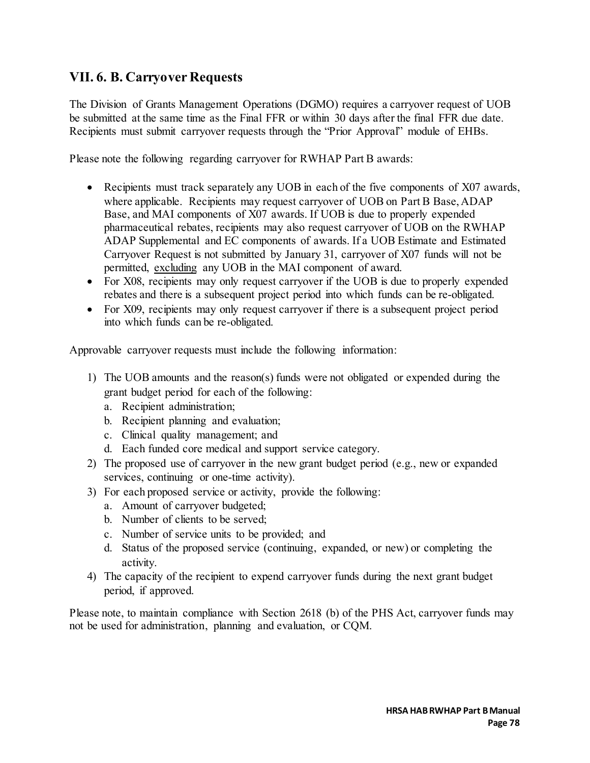## VII. 6. B. Carryover Requests

The Division of Grants Management Operations (DGMO) requires a carryover request of UOB be submitted at the same time as the Final FFR or within 30 days after the final FFR due date. Recipients must submit carryover requests through the "Prior Approval" module of EHBs.

Please note the following regarding carryover for RWHAP Part B awards:

- Recipients must track separately any UOB in each of the five components of X07 awards, where applicable. Recipients may request carryover of UOB on Part B Base, ADAP Base, and MAI components of X07 awards. If UOB is due to properly expended pharmaceutical rebates, recipients may also request carryover of UOB on the RWHAP ADAP Supplemental and EC components of awards. If a UOB Estimate and Estimated Carryover Request is not submitted by January 31, carryover of X07 funds will not be permitted, <u>excluding</u> any UOB in the MAI component of award.
- For X08, recipients may only request carryover if the UOB is due to properly expended rebates and there is a subsequent project period into which funds can be re-obligated.
- For X09, recipients may only request carryover if there is a subsequent project period into which funds can be re-obligated.

Approvable carryover requests must include the following information:

1) The UOB amounts and the reason(s) funds were not obligated or expended during the grant budget period for each of the following:
   a. Recipient administration;
   b. Recipient planning and evaluation;
   c. Clinical quality management; and
   d. Each funded core medical and support service category.
2) The proposed use of carryover in the new grant budget period (e.g., new or expanded services, continuing or one-time activity).
3) For each proposed service or activity, provide the following:
   a. Amount of carryover budgeted;
   b. Number of clients to be served;
   c. Number of service units to be provided; and
   d. Status of the proposed service (continuing, expanded, or new) or completing the activity.
4) The capacity of the recipient to expend carryover funds during the next grant budget period, if approved.

Please note, to maintain compliance with Section 2618 (b) of the PHS Act, carryover funds may not be used for administration, planning and evaluation, or CQM.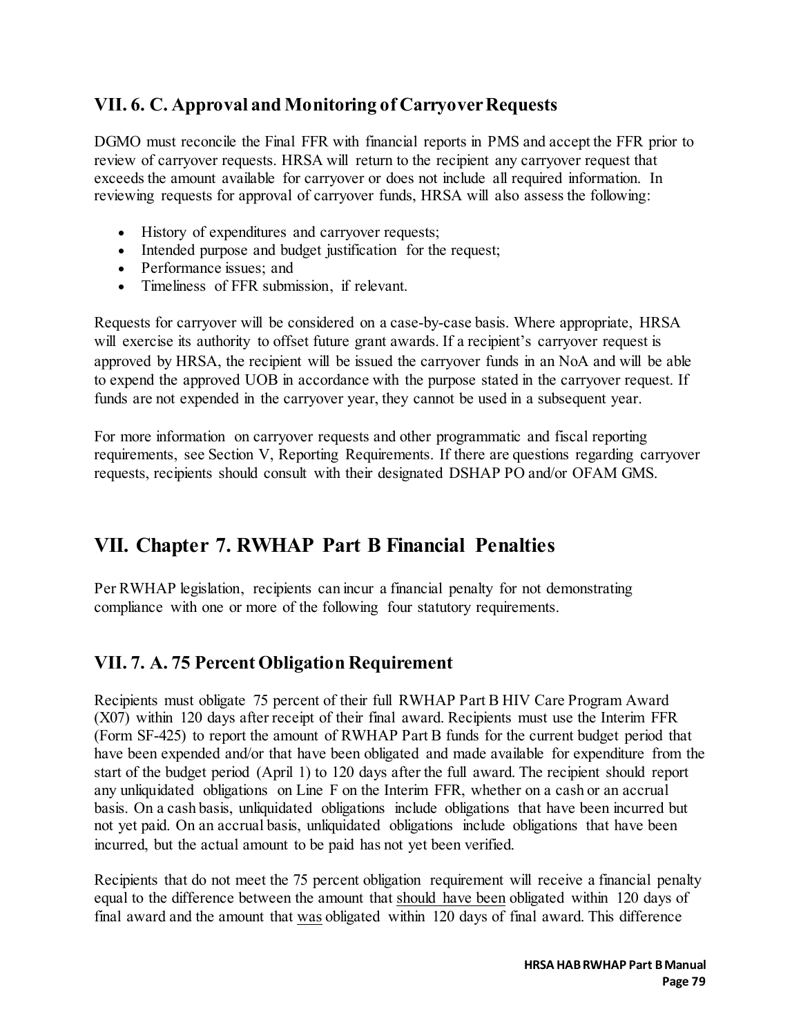### VII. 6. C. Approval and Monitoring of Carryover Requests

DGMO must reconcile the Final FFR with financial reports in PMS and accept the FFR prior to review of carryover requests. HRSA will return to the recipient any carryover request that exceeds the amount available for carryover or does not include all required information. In reviewing requests for approval of carryover funds, HRSA will also assess the following:

- History of expenditures and carryover requests;
- Intended purpose and budget justification for the request;
- Performance issues; and
- Timeliness of FFR submission, if relevant.

Requests for carryover will be considered on a case-by-case basis. Where appropriate, HRSA will exercise its authority to offset future grant awards. If a recipient's carryover request is approved by HRSA, the recipient will be issued the carryover funds in an NoA and will be able to expend the approved UOB in accordance with the purpose stated in the carryover request. If funds are not expended in the carryover year, they cannot be used in a subsequent year.

For more information on carryover requests and other programmatic and fiscal reporting requirements, see Section V, Reporting Requirements. If there are questions regarding carryover requests, recipients should consult with their designated DSHAP PO and/or OFAM GMS.

## VII. Chapter 7. RWHAP Part B Financial Penalties

Per RWHAP legislation, recipients can incur a financial penalty for not demonstrating compliance with one or more of the following four statutory requirements.

### VII. 7. A. 75 Percent Obligation Requirement

Recipients must obligate 75 percent of their full RWHAP Part B HIV Care Program Award (X07) within 120 days after receipt of their final award. Recipients must use the Interim FFR (Form SF-425) to report the amount of RWHAP Part B funds for the current budget period that have been expended and/or that have been obligated and made available for expenditure from the start of the budget period (April 1) to 120 days after the full award. The recipient should report any unliquidated obligations on Line F on the Interim FFR, whether on a cash or an accrual basis. On a cash basis, unliquidated obligations include obligations that have been incurred but not yet paid. On an accrual basis, unliquidated obligations include obligations that have been incurred, but the actual amount to be paid has not yet been verified.

Recipients that do not meet the 75 percent obligation requirement will receive a financial penalty equal to the difference between the amount that <u>should have been</u> obligated within 120 days of final award and the amount that <u>was</u> obligated within 120 days of final award. This difference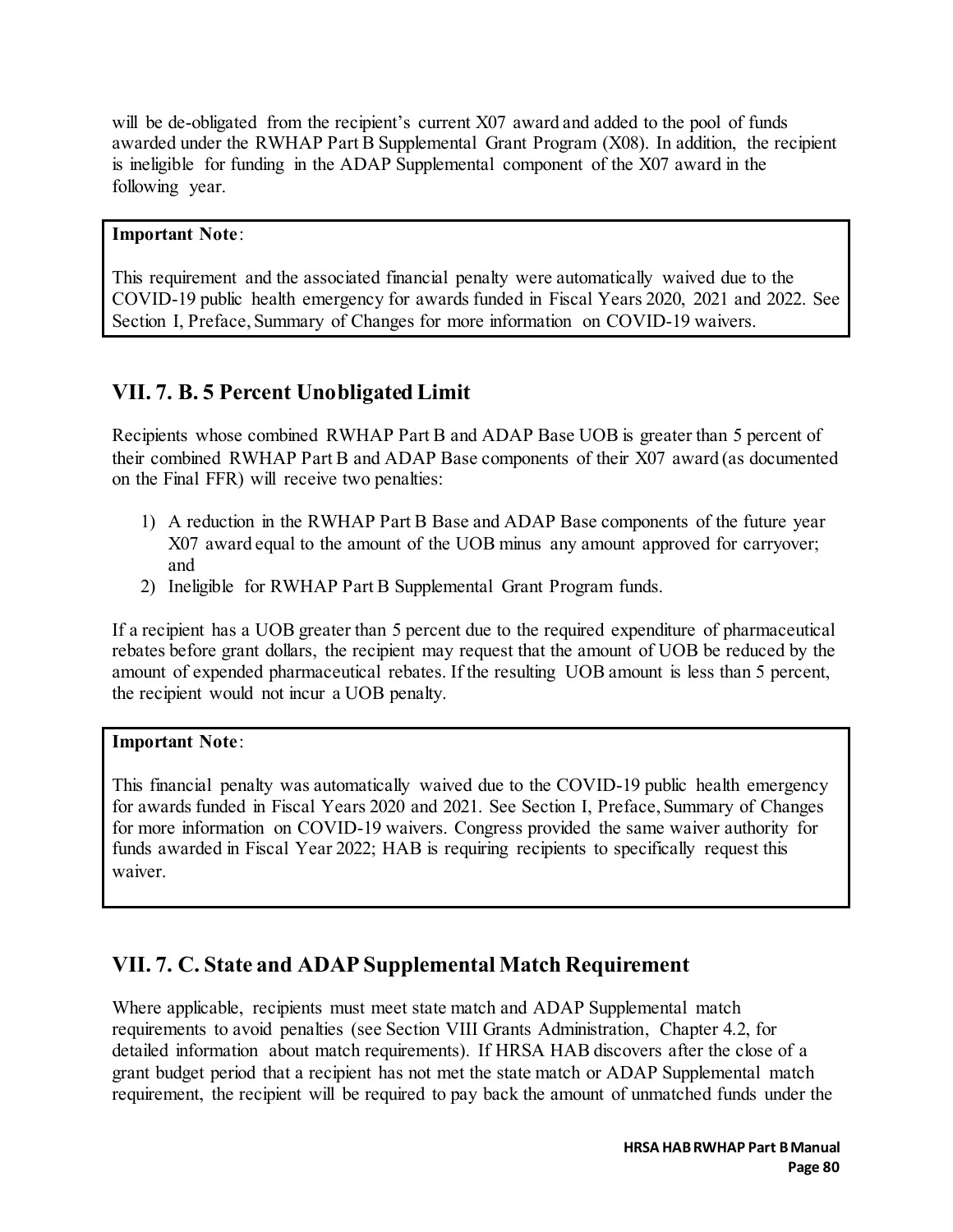will be de-obligated from the recipient's current X07 award and added to the pool of funds awarded under the RWHAP Part B Supplemental Grant Program (X08). In addition, the recipient is ineligible for funding in the ADAP Supplemental component of the X07 award in the following year.

> **Important Note**:
>
> This requirement and the associated financial penalty were automatically waived due to the COVID-19 public health emergency for awards funded in Fiscal Years 2020, 2021 and 2022. See Section I, Preface, Summary of Changes for more information on COVID-19 waivers.

## VII. 7. B. 5 Percent Unobligated Limit

Recipients whose combined RWHAP Part B and ADAP Base UOB is greater than 5 percent of their combined RWHAP Part B and ADAP Base components of their X07 award (as documented on the Final FFR) will receive two penalties:

1) A reduction in the RWHAP Part B Base and ADAP Base components of the future year X07 award equal to the amount of the UOB minus any amount approved for carryover; and
2) Ineligible for RWHAP Part B Supplemental Grant Program funds.

If a recipient has a UOB greater than 5 percent due to the required expenditure of pharmaceutical rebates before grant dollars, the recipient may request that the amount of UOB be reduced by the amount of expended pharmaceutical rebates. If the resulting UOB amount is less than 5 percent, the recipient would not incur a UOB penalty.

> **Important Note**:
>
> This financial penalty was automatically waived due to the COVID-19 public health emergency for awards funded in Fiscal Years 2020 and 2021. See Section I, Preface, Summary of Changes for more information on COVID-19 waivers. Congress provided the same waiver authority for funds awarded in Fiscal Year 2022; HAB is requiring recipients to specifically request this waiver.

## VII. 7. C. State and ADAP Supplemental Match Requirement

Where applicable, recipients must meet state match and ADAP Supplemental match requirements to avoid penalties (see Section VIII Grants Administration, Chapter 4.2, for detailed information about match requirements). If HRSA HAB discovers after the close of a grant budget period that a recipient has not met the state match or ADAP Supplemental match requirement, the recipient will be required to pay back the amount of unmatched funds under the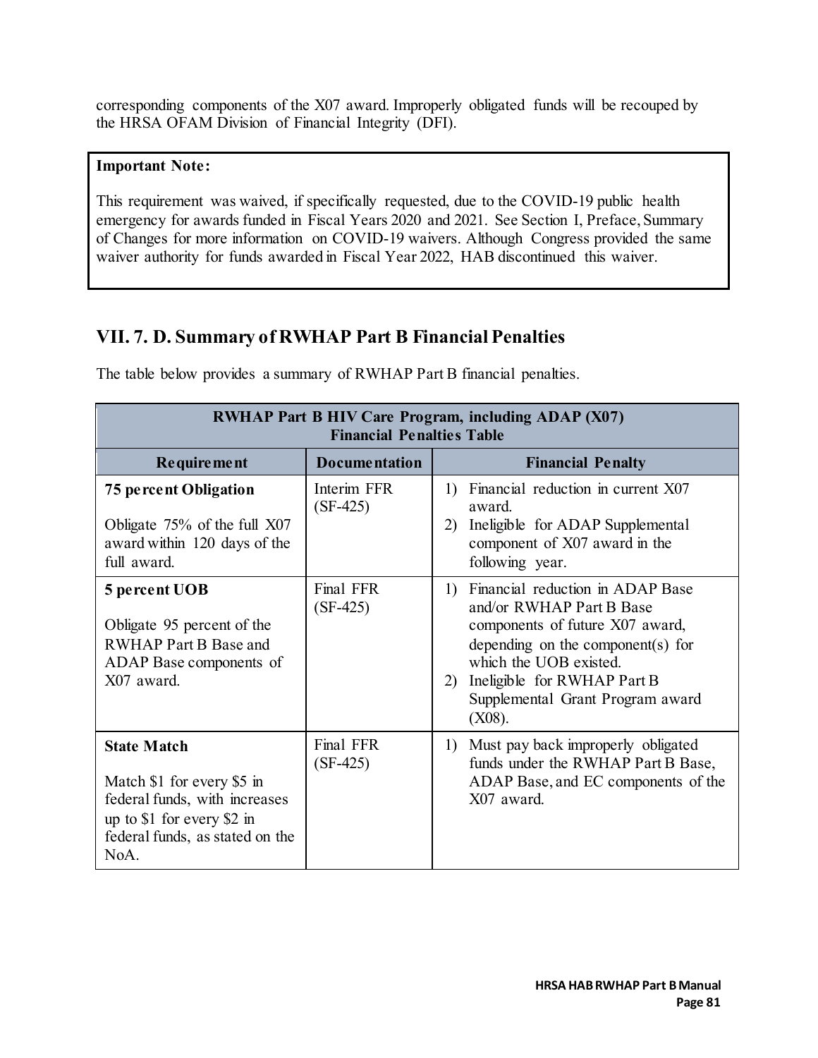corresponding components of the X07 award. Improperly obligated funds will be recouped by the HRSA OFAM Division of Financial Integrity (DFI).

**Important Note:**

This requirement was waived, if specifically requested, due to the COVID-19 public health emergency for awards funded in Fiscal Years 2020 and 2021. See Section I, Preface, Summary of Changes for more information on COVID-19 waivers. Although Congress provided the same waiver authority for funds awarded in Fiscal Year 2022, HAB discontinued this waiver.

## VII. 7. D. Summary of RWHAP Part B Financial Penalties

The table below provides a summary of RWHAP Part B financial penalties.

| RWHAP Part B HIV Care Program, including ADAP (X07) Financial Penalties Table | | |
|---|---|---|
| **Requirement** | **Documentation** | **Financial Penalty** |
| **75 percent Obligation**<br><br>Obligate 75% of the full X07 award within 120 days of the full award. | Interim FFR (SF-425) | 1) Financial reduction in current X07 award.<br>2) Ineligible for ADAP Supplemental component of X07 award in the following year. |
| **5 percent UOB**<br><br>Obligate 95 percent of the RWHAP Part B Base and ADAP Base components of X07 award. | Final FFR (SF-425) | 1) Financial reduction in ADAP Base and/or RWHAP Part B Base components of future X07 award, depending on the component(s) for which the UOB existed.<br>2) Ineligible for RWHAP Part B Supplemental Grant Program award (X08). |
| **State Match**<br><br>Match $1 for every $5 in federal funds, with increases up to $1 for every $2 in federal funds, as stated on the NoA. | Final FFR (SF-425) | 1) Must pay back improperly obligated funds under the RWHAP Part B Base, ADAP Base, and EC components of the X07 award. |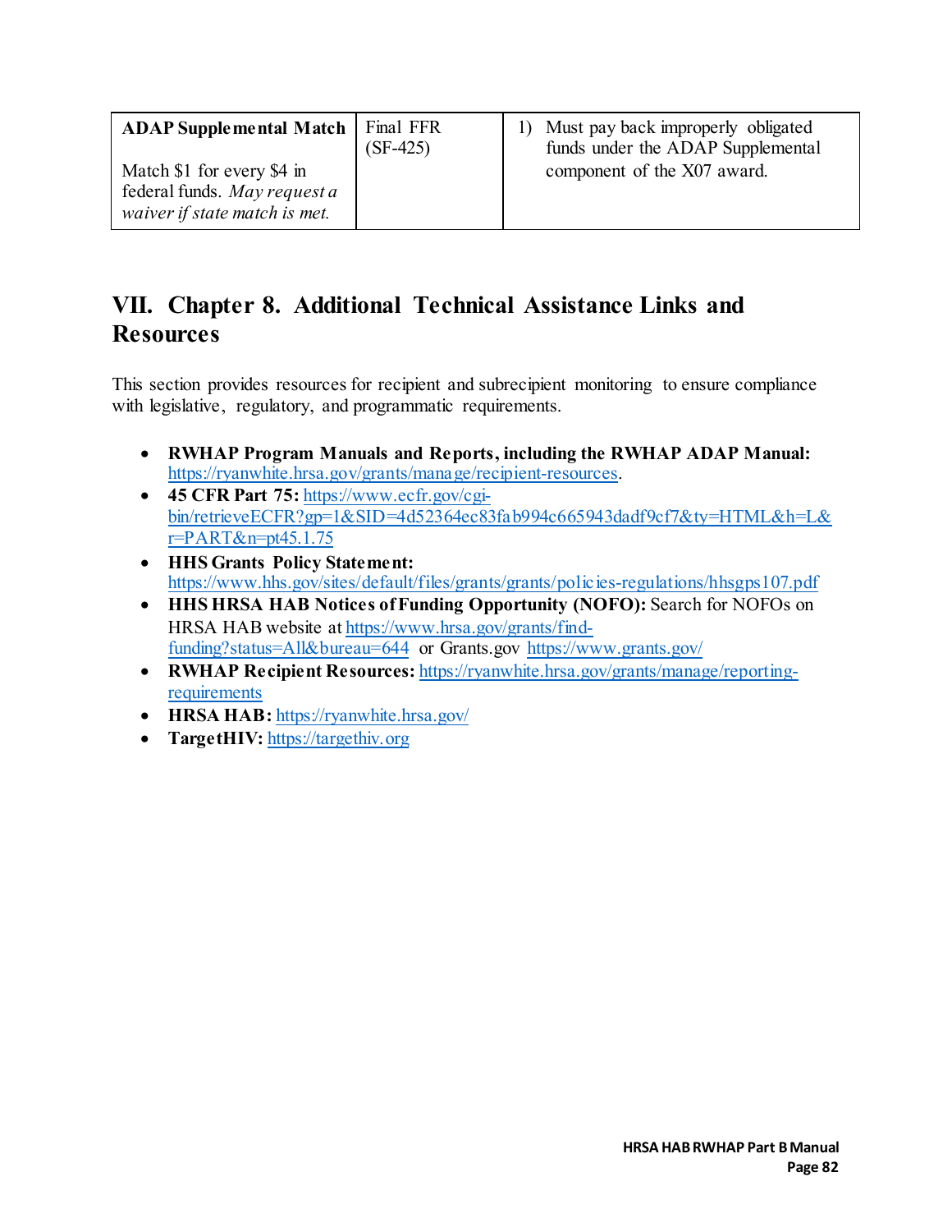| **ADAP Supplemental Match**<br><br>Match $1 for every $4 in federal funds. *May request a waiver if state match is met.* | Final FFR (SF-425) | 1) Must pay back improperly obligated funds under the ADAP Supplemental component of the X07 award. |
|---|---|---|

# VII. Chapter 8. Additional Technical Assistance Links and Resources

This section provides resources for recipient and subrecipient monitoring to ensure compliance with legislative, regulatory, and programmatic requirements.

- **RWHAP Program Manuals and Reports, including the RWHAP ADAP Manual:** https://ryanwhite.hrsa.gov/grants/manage/recipient-resources.
- **45 CFR Part 75:** https://www.ecfr.gov/cgi-bin/retrieveECFR?gp=1&SID=4d52364ec83fab994c665943dadf9cf7&ty=HTML&h=L&r=PART&n=pt45.1.75
- **HHS Grants Policy Statement:** https://www.hhs.gov/sites/default/files/grants/grants/policies-regulations/hhsgps107.pdf
- **HHS HRSA HAB Notices of Funding Opportunity (NOFO):** Search for NOFOs on HRSA HAB website at https://www.hrsa.gov/grants/find-funding?status=All&bureau=644 or Grants.gov https://www.grants.gov/
- **RWHAP Recipient Resources:** https://ryanwhite.hrsa.gov/grants/manage/reporting-requirements
- **HRSA HAB:** https://ryanwhite.hrsa.gov/
- **TargetHIV:** https://targethiv.org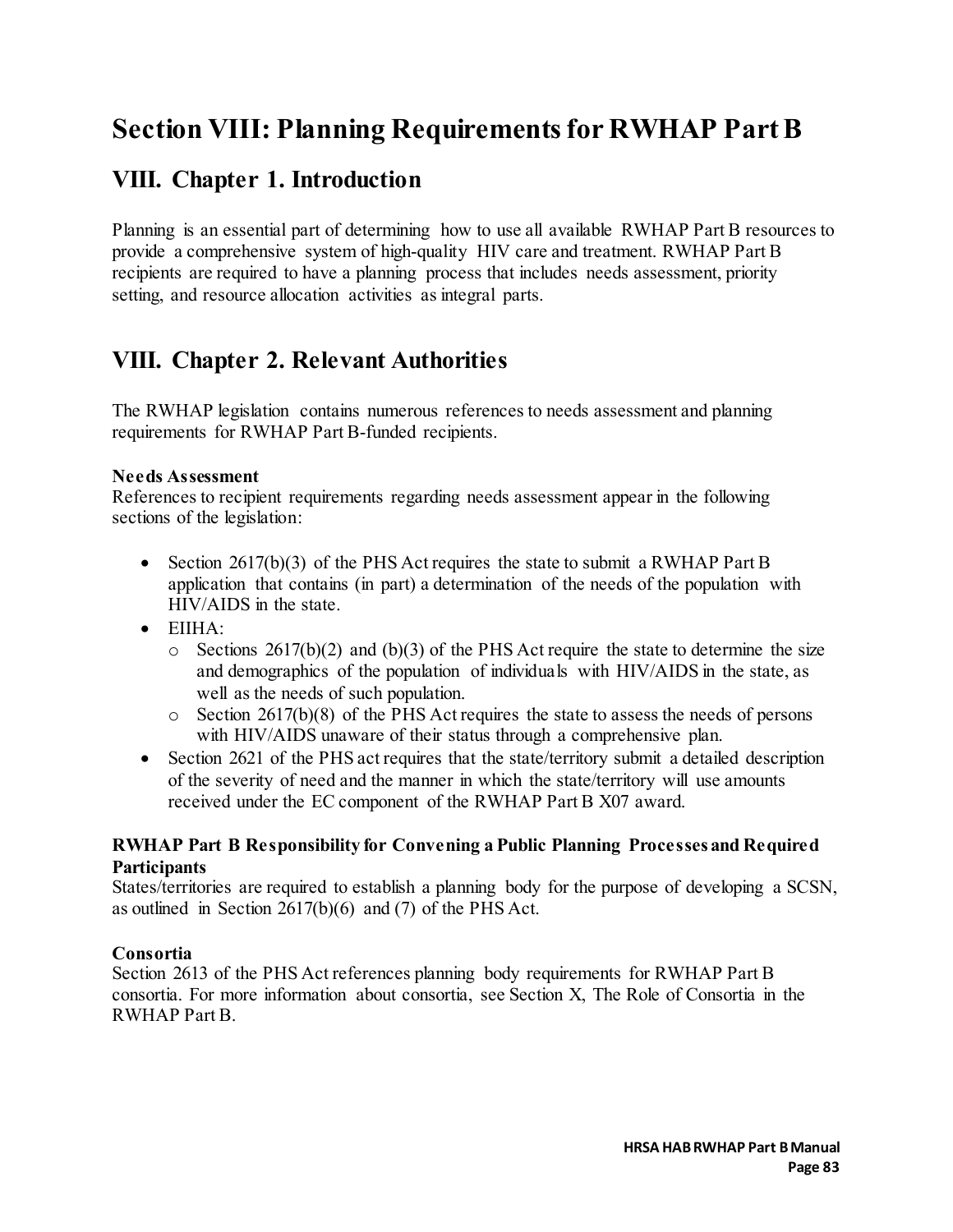# Section VIII: Planning Requirements for RWHAP Part B

## VIII. Chapter 1. Introduction

Planning is an essential part of determining how to use all available RWHAP Part B resources to provide a comprehensive system of high-quality HIV care and treatment. RWHAP Part B recipients are required to have a planning process that includes needs assessment, priority setting, and resource allocation activities as integral parts.

## VIII. Chapter 2. Relevant Authorities

The RWHAP legislation contains numerous references to needs assessment and planning requirements for RWHAP Part B-funded recipients.

**Needs Assessment**
References to recipient requirements regarding needs assessment appear in the following sections of the legislation:

- Section 2617(b)(3) of the PHS Act requires the state to submit a RWHAP Part B application that contains (in part) a determination of the needs of the population with HIV/AIDS in the state.
- EIIHA:
  - Sections 2617(b)(2) and (b)(3) of the PHS Act require the state to determine the size and demographics of the population of individuals with HIV/AIDS in the state, as well as the needs of such population.
  - Section 2617(b)(8) of the PHS Act requires the state to assess the needs of persons with HIV/AIDS unaware of their status through a comprehensive plan.
- Section 2621 of the PHS act requires that the state/territory submit a detailed description of the severity of need and the manner in which the state/territory will use amounts received under the EC component of the RWHAP Part B X07 award.

**RWHAP Part B Responsibility for Convening a Public Planning Processes and Required Participants**
States/territories are required to establish a planning body for the purpose of developing a SCSN, as outlined in Section 2617(b)(6) and (7) of the PHS Act.

**Consortia**
Section 2613 of the PHS Act references planning body requirements for RWHAP Part B consortia. For more information about consortia, see Section X, The Role of Consortia in the RWHAP Part B.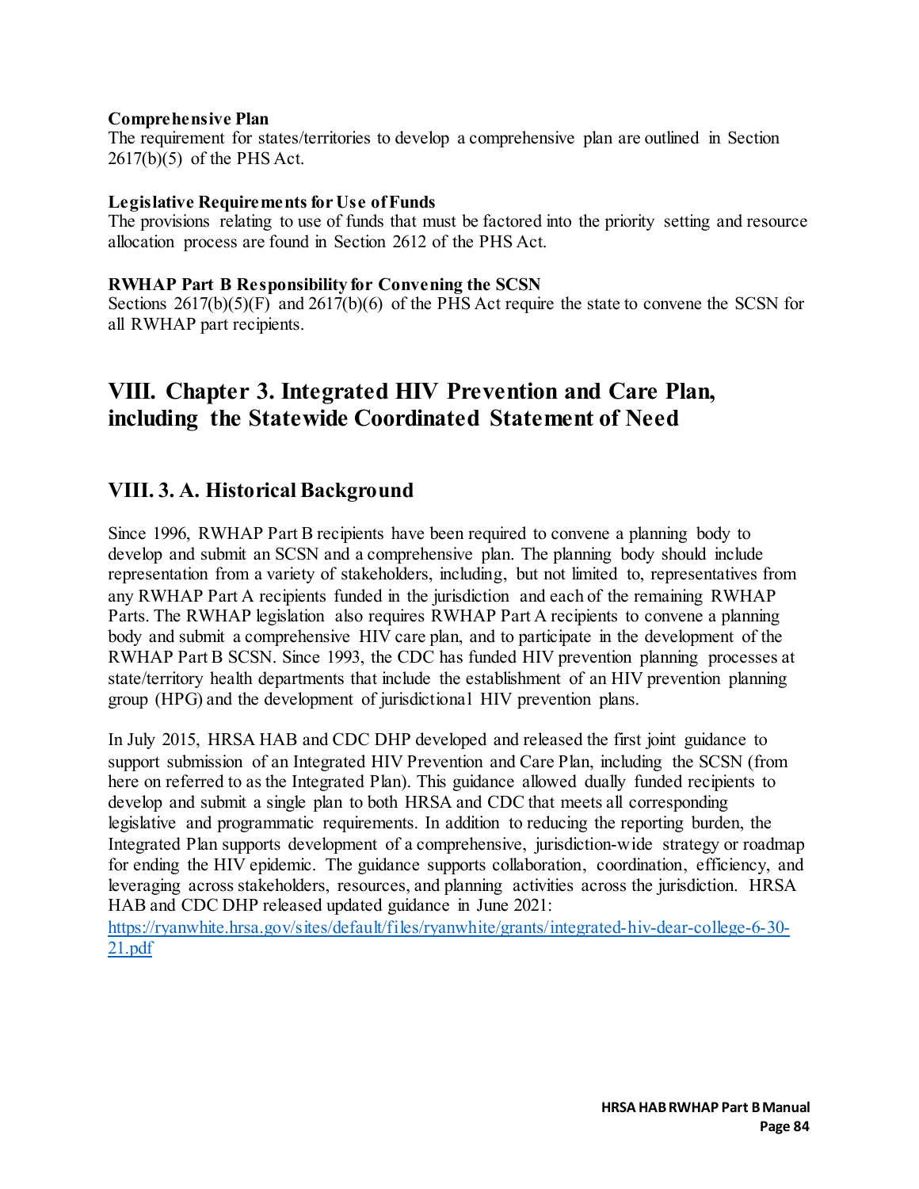**Comprehensive Plan**

The requirement for states/territories to develop a comprehensive plan are outlined in Section 2617(b)(5) of the PHS Act.

**Legislative Requirements for Use of Funds**

The provisions relating to use of funds that must be factored into the priority setting and resource allocation process are found in Section 2612 of the PHS Act.

**RWHAP Part B Responsibility for Convening the SCSN**

Sections 2617(b)(5)(F) and 2617(b)(6) of the PHS Act require the state to convene the SCSN for all RWHAP part recipients.

# VIII. Chapter 3. Integrated HIV Prevention and Care Plan, including the Statewide Coordinated Statement of Need

## VIII. 3. A. Historical Background

Since 1996, RWHAP Part B recipients have been required to convene a planning body to develop and submit an SCSN and a comprehensive plan. The planning body should include representation from a variety of stakeholders, including, but not limited to, representatives from any RWHAP Part A recipients funded in the jurisdiction and each of the remaining RWHAP Parts. The RWHAP legislation also requires RWHAP Part A recipients to convene a planning body and submit a comprehensive HIV care plan, and to participate in the development of the RWHAP Part B SCSN. Since 1993, the CDC has funded HIV prevention planning processes at state/territory health departments that include the establishment of an HIV prevention planning group (HPG) and the development of jurisdictional HIV prevention plans.

In July 2015, HRSA HAB and CDC DHP developed and released the first joint guidance to support submission of an Integrated HIV Prevention and Care Plan, including the SCSN (from here on referred to as the Integrated Plan). This guidance allowed dually funded recipients to develop and submit a single plan to both HRSA and CDC that meets all corresponding legislative and programmatic requirements. In addition to reducing the reporting burden, the Integrated Plan supports development of a comprehensive, jurisdiction-wide strategy or roadmap for ending the HIV epidemic. The guidance supports collaboration, coordination, efficiency, and leveraging across stakeholders, resources, and planning activities across the jurisdiction. HRSA HAB and CDC DHP released updated guidance in June 2021: https://ryanwhite.hrsa.gov/sites/default/files/ryanwhite/grants/integrated-hiv-dear-college-6-30-21.pdf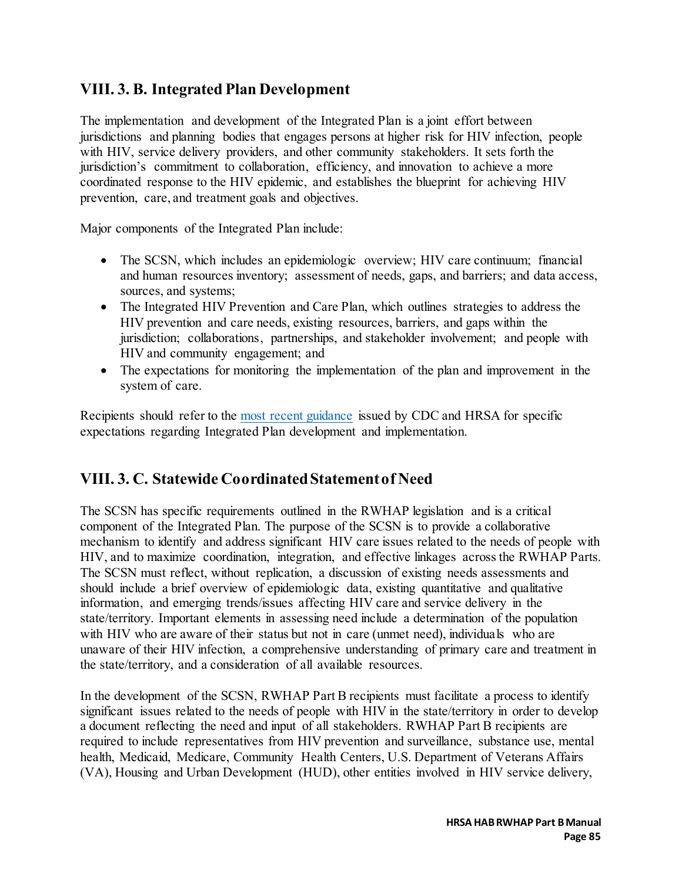## VIII. 3. B. Integrated Plan Development

The implementation and development of the Integrated Plan is a joint effort between jurisdictions and planning bodies that engages persons at higher risk for HIV infection, people with HIV, service delivery providers, and other community stakeholders. It sets forth the jurisdiction's commitment to collaboration, efficiency, and innovation to achieve a more coordinated response to the HIV epidemic, and establishes the blueprint for achieving HIV prevention, care, and treatment goals and objectives.

Major components of the Integrated Plan include:

- The SCSN, which includes an epidemiologic overview; HIV care continuum; financial and human resources inventory; assessment of needs, gaps, and barriers; and data access, sources, and systems;
- The Integrated HIV Prevention and Care Plan, which outlines strategies to address the HIV prevention and care needs, existing resources, barriers, and gaps within the jurisdiction; collaborations, partnerships, and stakeholder involvement; and people with HIV and community engagement; and
- The expectations for monitoring the implementation of the plan and improvement in the system of care.

Recipients should refer to the most recent guidance issued by CDC and HRSA for specific expectations regarding Integrated Plan development and implementation.

## VIII. 3. C. Statewide Coordinated Statement of Need

The SCSN has specific requirements outlined in the RWHAP legislation and is a critical component of the Integrated Plan. The purpose of the SCSN is to provide a collaborative mechanism to identify and address significant HIV care issues related to the needs of people with HIV, and to maximize coordination, integration, and effective linkages across the RWHAP Parts. The SCSN must reflect, without replication, a discussion of existing needs assessments and should include a brief overview of epidemiologic data, existing quantitative and qualitative information, and emerging trends/issues affecting HIV care and service delivery in the state/territory. Important elements in assessing need include a determination of the population with HIV who are aware of their status but not in care (unmet need), individuals who are unaware of their HIV infection, a comprehensive understanding of primary care and treatment in the state/territory, and a consideration of all available resources.

In the development of the SCSN, RWHAP Part B recipients must facilitate a process to identify significant issues related to the needs of people with HIV in the state/territory in order to develop a document reflecting the need and input of all stakeholders. RWHAP Part B recipients are required to include representatives from HIV prevention and surveillance, substance use, mental health, Medicaid, Medicare, Community Health Centers, U.S. Department of Veterans Affairs (VA), Housing and Urban Development (HUD), other entities involved in HIV service delivery,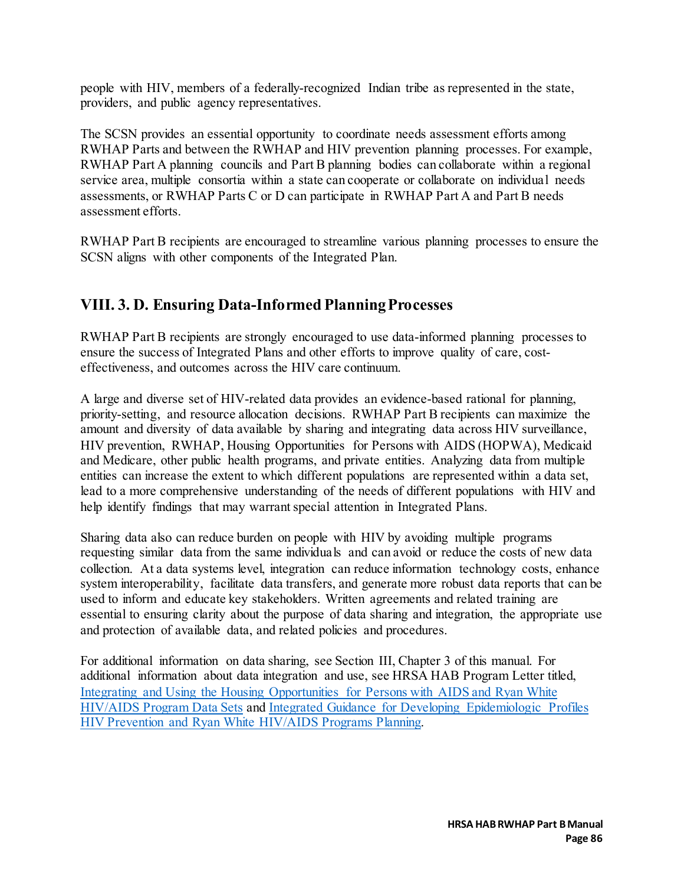people with HIV, members of a federally-recognized Indian tribe as represented in the state, providers, and public agency representatives.

The SCSN provides an essential opportunity to coordinate needs assessment efforts among RWHAP Parts and between the RWHAP and HIV prevention planning processes. For example, RWHAP Part A planning councils and Part B planning bodies can collaborate within a regional service area, multiple consortia within a state can cooperate or collaborate on individual needs assessments, or RWHAP Parts C or D can participate in RWHAP Part A and Part B needs assessment efforts.

RWHAP Part B recipients are encouraged to streamline various planning processes to ensure the SCSN aligns with other components of the Integrated Plan.

## VIII. 3. D. Ensuring Data-Informed Planning Processes

RWHAP Part B recipients are strongly encouraged to use data-informed planning processes to ensure the success of Integrated Plans and other efforts to improve quality of care, cost-effectiveness, and outcomes across the HIV care continuum.

A large and diverse set of HIV-related data provides an evidence-based rational for planning, priority-setting, and resource allocation decisions. RWHAP Part B recipients can maximize the amount and diversity of data available by sharing and integrating data across HIV surveillance, HIV prevention, RWHAP, Housing Opportunities for Persons with AIDS (HOPWA), Medicaid and Medicare, other public health programs, and private entities. Analyzing data from multiple entities can increase the extent to which different populations are represented within a data set, lead to a more comprehensive understanding of the needs of different populations with HIV and help identify findings that may warrant special attention in Integrated Plans.

Sharing data also can reduce burden on people with HIV by avoiding multiple programs requesting similar data from the same individuals and can avoid or reduce the costs of new data collection. At a data systems level, integration can reduce information technology costs, enhance system interoperability, facilitate data transfers, and generate more robust data reports that can be used to inform and educate key stakeholders. Written agreements and related training are essential to ensuring clarity about the purpose of data sharing and integration, the appropriate use and protection of available data, and related policies and procedures.

For additional information on data sharing, see Section III, Chapter 3 of this manual. For additional information about data integration and use, see HRSA HAB Program Letter titled, Integrating and Using the Housing Opportunities for Persons with AIDS and Ryan White HIV/AIDS Program Data Sets and Integrated Guidance for Developing Epidemiologic Profiles HIV Prevention and Ryan White HIV/AIDS Programs Planning.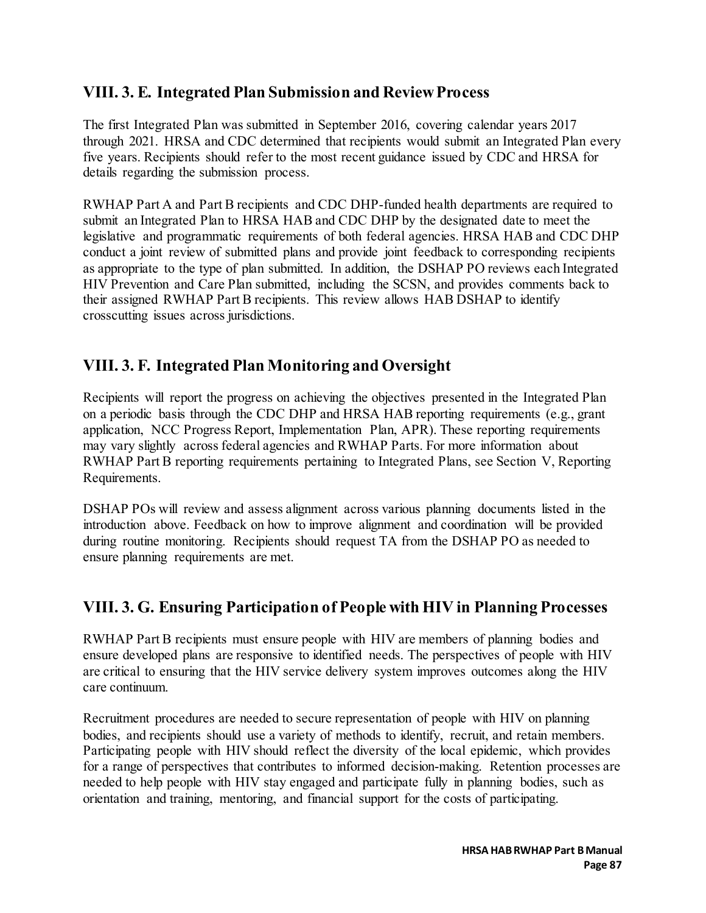## VIII. 3. E. Integrated Plan Submission and Review Process

The first Integrated Plan was submitted in September 2016, covering calendar years 2017 through 2021. HRSA and CDC determined that recipients would submit an Integrated Plan every five years. Recipients should refer to the most recent guidance issued by CDC and HRSA for details regarding the submission process.

RWHAP Part A and Part B recipients and CDC DHP-funded health departments are required to submit an Integrated Plan to HRSA HAB and CDC DHP by the designated date to meet the legislative and programmatic requirements of both federal agencies. HRSA HAB and CDC DHP conduct a joint review of submitted plans and provide joint feedback to corresponding recipients as appropriate to the type of plan submitted. In addition, the DSHAP PO reviews each Integrated HIV Prevention and Care Plan submitted, including the SCSN, and provides comments back to their assigned RWHAP Part B recipients. This review allows HAB DSHAP to identify crosscutting issues across jurisdictions.

## VIII. 3. F. Integrated Plan Monitoring and Oversight

Recipients will report the progress on achieving the objectives presented in the Integrated Plan on a periodic basis through the CDC DHP and HRSA HAB reporting requirements (e.g., grant application, NCC Progress Report, Implementation Plan, APR). These reporting requirements may vary slightly across federal agencies and RWHAP Parts. For more information about RWHAP Part B reporting requirements pertaining to Integrated Plans, see Section V, Reporting Requirements.

DSHAP POs will review and assess alignment across various planning documents listed in the introduction above. Feedback on how to improve alignment and coordination will be provided during routine monitoring. Recipients should request TA from the DSHAP PO as needed to ensure planning requirements are met.

## VIII. 3. G. Ensuring Participation of People with HIV in Planning Processes

RWHAP Part B recipients must ensure people with HIV are members of planning bodies and ensure developed plans are responsive to identified needs. The perspectives of people with HIV are critical to ensuring that the HIV service delivery system improves outcomes along the HIV care continuum.

Recruitment procedures are needed to secure representation of people with HIV on planning bodies, and recipients should use a variety of methods to identify, recruit, and retain members. Participating people with HIV should reflect the diversity of the local epidemic, which provides for a range of perspectives that contributes to informed decision-making. Retention processes are needed to help people with HIV stay engaged and participate fully in planning bodies, such as orientation and training, mentoring, and financial support for the costs of participating.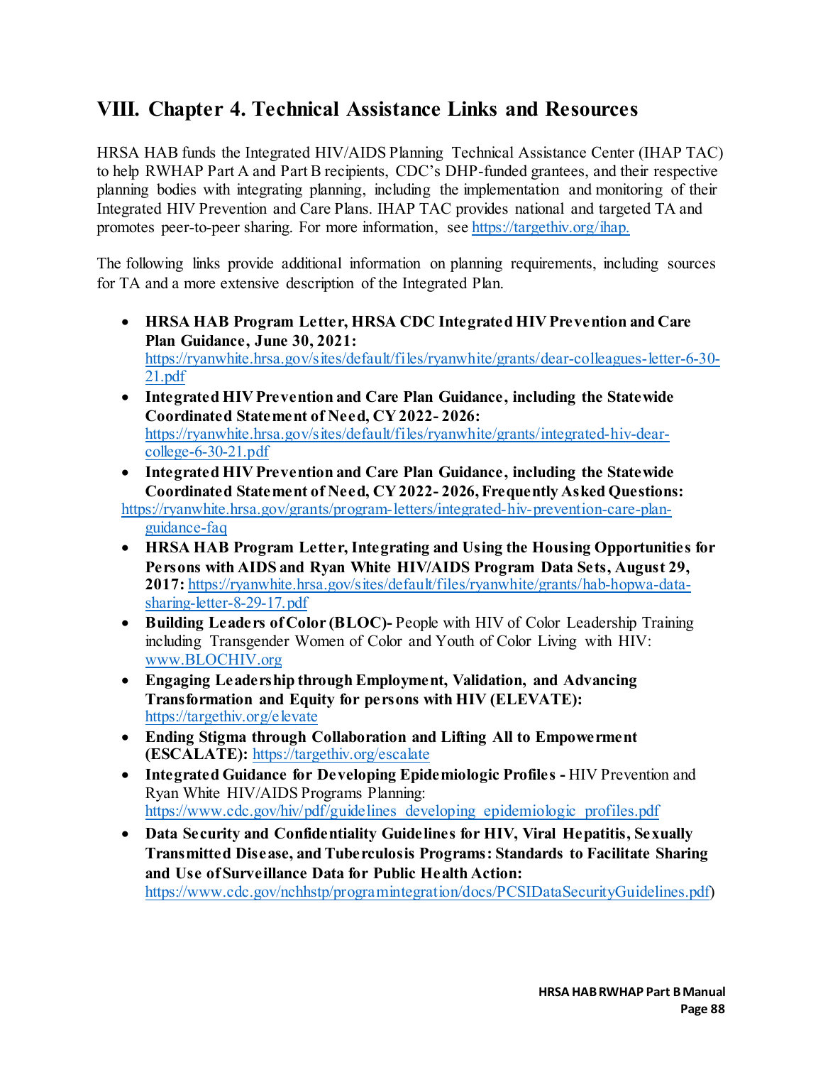# VIII. Chapter 4. Technical Assistance Links and Resources

HRSA HAB funds the Integrated HIV/AIDS Planning Technical Assistance Center (IHAP TAC) to help RWHAP Part A and Part B recipients, CDC's DHP-funded grantees, and their respective planning bodies with integrating planning, including the implementation and monitoring of their Integrated HIV Prevention and Care Plans. IHAP TAC provides national and targeted TA and promotes peer-to-peer sharing. For more information, see https://targethiv.org/ihap.

The following links provide additional information on planning requirements, including sources for TA and a more extensive description of the Integrated Plan.

- **HRSA HAB Program Letter, HRSA CDC Integrated HIV Prevention and Care Plan Guidance, June 30, 2021:** https://ryanwhite.hrsa.gov/sites/default/files/ryanwhite/grants/dear-colleagues-letter-6-30-21.pdf
- **Integrated HIV Prevention and Care Plan Guidance, including the Statewide Coordinated Statement of Need, CY 2022- 2026:** https://ryanwhite.hrsa.gov/sites/default/files/ryanwhite/grants/integrated-hiv-dear-college-6-30-21.pdf
- **Integrated HIV Prevention and Care Plan Guidance, including the Statewide Coordinated Statement of Need, CY 2022- 2026, Frequently Asked Questions:** https://ryanwhite.hrsa.gov/grants/program-letters/integrated-hiv-prevention-care-plan-guidance-faq
- **HRSA HAB Program Letter, Integrating and Using the Housing Opportunities for Persons with AIDS and Ryan White HIV/AIDS Program Data Sets, August 29, 2017:** https://ryanwhite.hrsa.gov/sites/default/files/ryanwhite/grants/hab-hopwa-data-sharing-letter-8-29-17.pdf
- **Building Leaders of Color (BLOC)-** People with HIV of Color Leadership Training including Transgender Women of Color and Youth of Color Living with HIV: www.BLOCHIV.org
- **Engaging Leadership through Employment, Validation, and Advancing Transformation and Equity for persons with HIV (ELEVATE):** https://targethiv.org/elevate
- **Ending Stigma through Collaboration and Lifting All to Empowerment (ESCALATE):** https://targethiv.org/escalate
- **Integrated Guidance for Developing Epidemiologic Profiles -** HIV Prevention and Ryan White HIV/AIDS Programs Planning: https://www.cdc.gov/hiv/pdf/guidelines_developing_epidemiologic_profiles.pdf
- **Data Security and Confidentiality Guidelines for HIV, Viral Hepatitis, Sexually Transmitted Disease, and Tuberculosis Programs: Standards to Facilitate Sharing and Use of Surveillance Data for Public Health Action:** https://www.cdc.gov/nchhstp/programintegration/docs/PCSIDataSecurityGuidelines.pdf)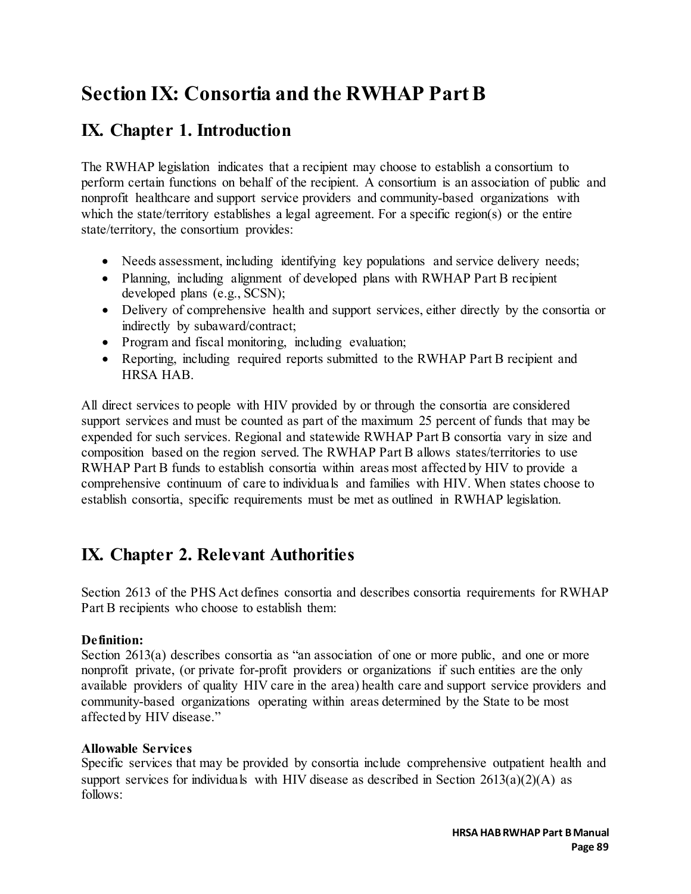# Section IX: Consortia and the RWHAP Part B

## IX. Chapter 1. Introduction

The RWHAP legislation indicates that a recipient may choose to establish a consortium to perform certain functions on behalf of the recipient. A consortium is an association of public and nonprofit healthcare and support service providers and community-based organizations with which the state/territory establishes a legal agreement. For a specific region(s) or the entire state/territory, the consortium provides:

- Needs assessment, including identifying key populations and service delivery needs;
- Planning, including alignment of developed plans with RWHAP Part B recipient developed plans (e.g., SCSN);
- Delivery of comprehensive health and support services, either directly by the consortia or indirectly by subaward/contract;
- Program and fiscal monitoring, including evaluation;
- Reporting, including required reports submitted to the RWHAP Part B recipient and HRSA HAB.

All direct services to people with HIV provided by or through the consortia are considered support services and must be counted as part of the maximum 25 percent of funds that may be expended for such services. Regional and statewide RWHAP Part B consortia vary in size and composition based on the region served. The RWHAP Part B allows states/territories to use RWHAP Part B funds to establish consortia within areas most affected by HIV to provide a comprehensive continuum of care to individuals and families with HIV. When states choose to establish consortia, specific requirements must be met as outlined in RWHAP legislation.

## IX. Chapter 2. Relevant Authorities

Section 2613 of the PHS Act defines consortia and describes consortia requirements for RWHAP Part B recipients who choose to establish them:

**Definition:**
Section 2613(a) describes consortia as "an association of one or more public, and one or more nonprofit private, (or private for-profit providers or organizations if such entities are the only available providers of quality HIV care in the area) health care and support service providers and community-based organizations operating within areas determined by the State to be most affected by HIV disease."

**Allowable Services**
Specific services that may be provided by consortia include comprehensive outpatient health and support services for individuals with HIV disease as described in Section 2613(a)(2)(A) as follows: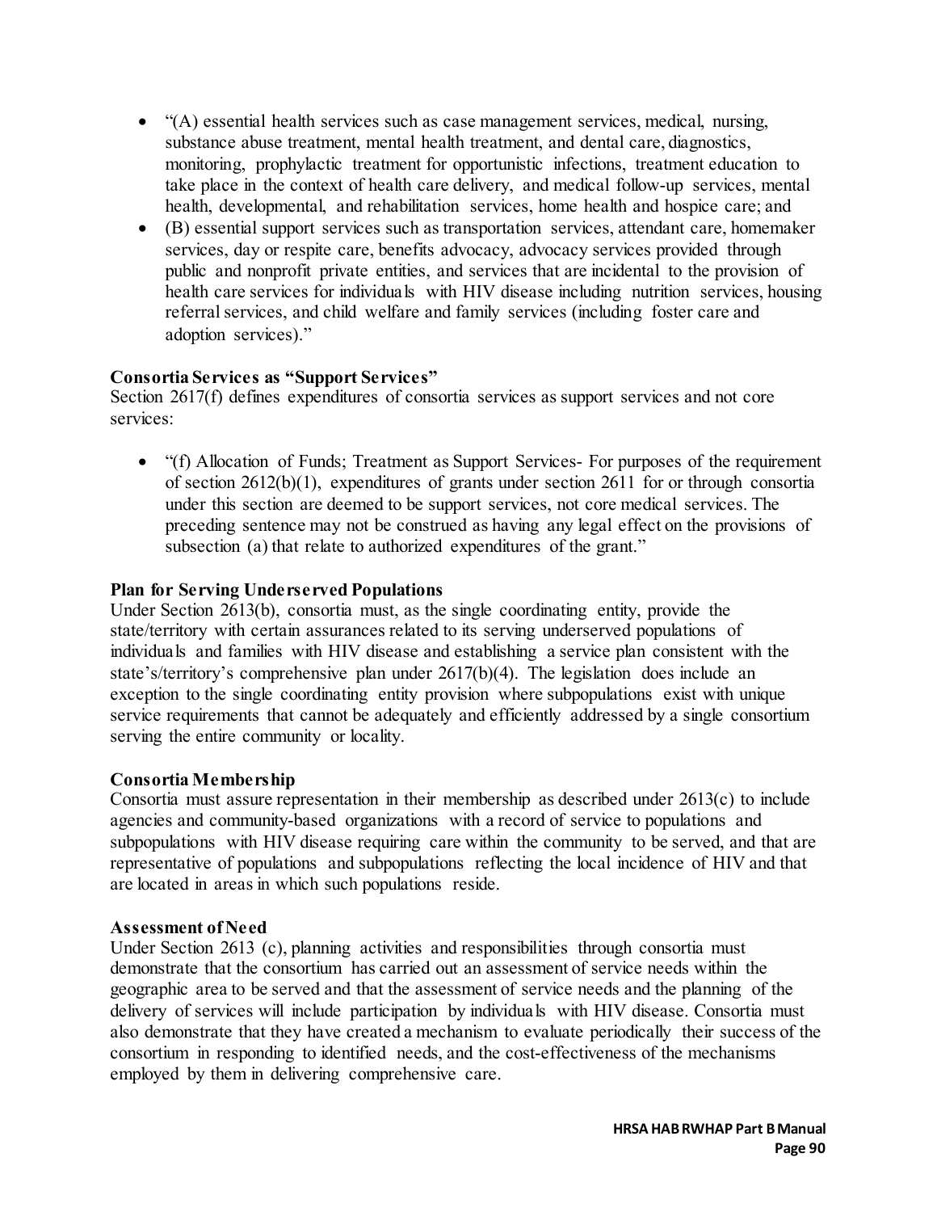- "(A) essential health services such as case management services, medical, nursing, substance abuse treatment, mental health treatment, and dental care, diagnostics, monitoring, prophylactic treatment for opportunistic infections, treatment education to take place in the context of health care delivery, and medical follow-up services, mental health, developmental, and rehabilitation services, home health and hospice care; and
- (B) essential support services such as transportation services, attendant care, homemaker services, day or respite care, benefits advocacy, advocacy services provided through public and nonprofit private entities, and services that are incidental to the provision of health care services for individuals with HIV disease including nutrition services, housing referral services, and child welfare and family services (including foster care and adoption services)."

**Consortia Services as "Support Services"**

Section 2617(f) defines expenditures of consortia services as support services and not core services:

- "(f) Allocation of Funds; Treatment as Support Services- For purposes of the requirement of section 2612(b)(1), expenditures of grants under section 2611 for or through consortia under this section are deemed to be support services, not core medical services. The preceding sentence may not be construed as having any legal effect on the provisions of subsection (a) that relate to authorized expenditures of the grant."

**Plan for Serving Underserved Populations**

Under Section 2613(b), consortia must, as the single coordinating entity, provide the state/territory with certain assurances related to its serving underserved populations of individuals and families with HIV disease and establishing a service plan consistent with the state's/territory's comprehensive plan under 2617(b)(4). The legislation does include an exception to the single coordinating entity provision where subpopulations exist with unique service requirements that cannot be adequately and efficiently addressed by a single consortium serving the entire community or locality.

**Consortia Membership**

Consortia must assure representation in their membership as described under 2613(c) to include agencies and community-based organizations with a record of service to populations and subpopulations with HIV disease requiring care within the community to be served, and that are representative of populations and subpopulations reflecting the local incidence of HIV and that are located in areas in which such populations reside.

**Assessment of Need**

Under Section 2613 (c), planning activities and responsibilities through consortia must demonstrate that the consortium has carried out an assessment of service needs within the geographic area to be served and that the assessment of service needs and the planning of the delivery of services will include participation by individuals with HIV disease. Consortia must also demonstrate that they have created a mechanism to evaluate periodically their success of the consortium in responding to identified needs, and the cost-effectiveness of the mechanisms employed by them in delivering comprehensive care.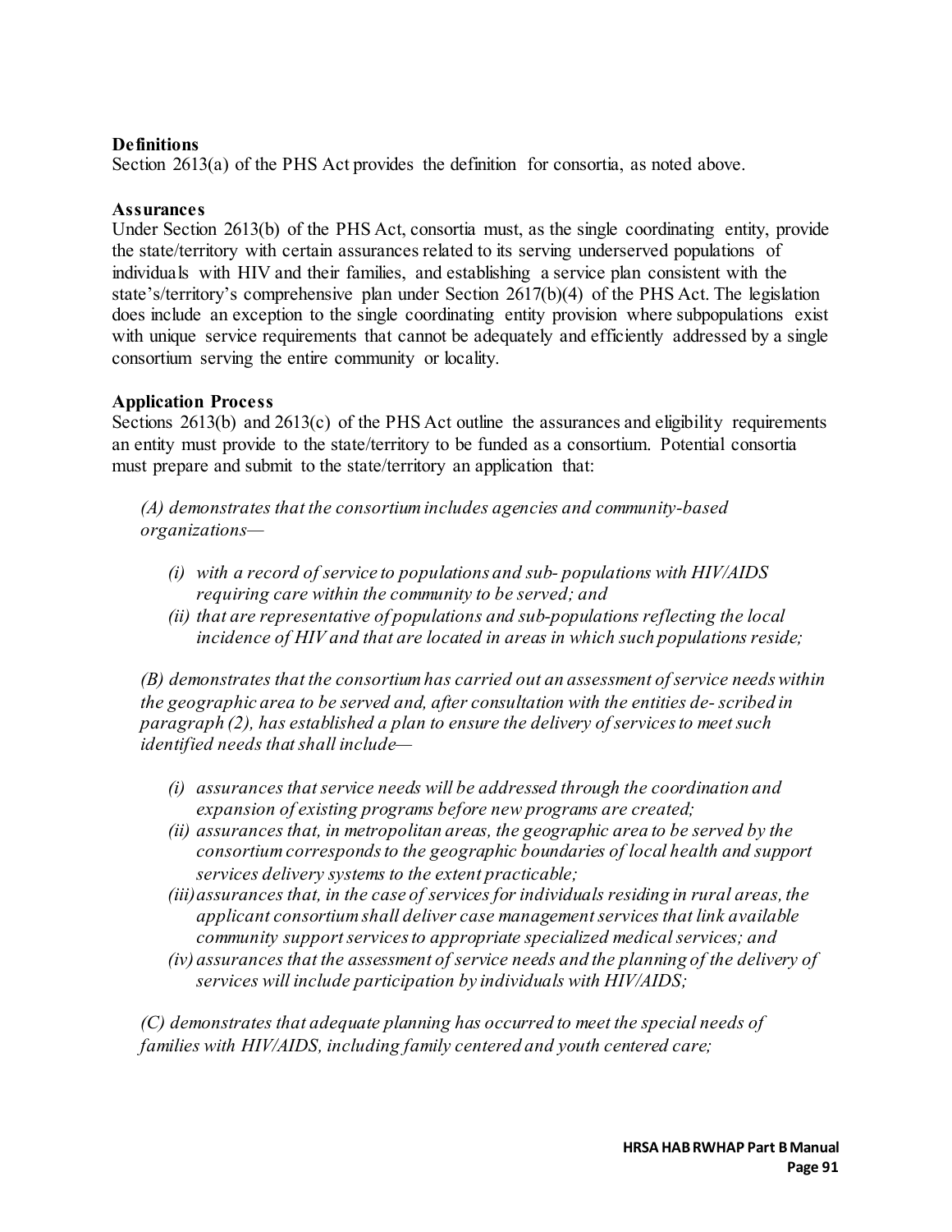**Definitions**

Section 2613(a) of the PHS Act provides the definition for consortia, as noted above.

**Assurances**

Under Section 2613(b) of the PHS Act, consortia must, as the single coordinating entity, provide the state/territory with certain assurances related to its serving underserved populations of individuals with HIV and their families, and establishing a service plan consistent with the state's/territory's comprehensive plan under Section 2617(b)(4) of the PHS Act. The legislation does include an exception to the single coordinating entity provision where subpopulations exist with unique service requirements that cannot be adequately and efficiently addressed by a single consortium serving the entire community or locality.

**Application Process**

Sections 2613(b) and 2613(c) of the PHS Act outline the assurances and eligibility requirements an entity must provide to the state/territory to be funded as a consortium. Potential consortia must prepare and submit to the state/territory an application that:

*(A) demonstrates that the consortium includes agencies and community-based organizations—*

- *(i) with a record of service to populations and sub- populations with HIV/AIDS requiring care within the community to be served; and*
- *(ii) that are representative of populations and sub-populations reflecting the local incidence of HIV and that are located in areas in which such populations reside;*

*(B) demonstrates that the consortium has carried out an assessment of service needs within the geographic area to be served and, after consultation with the entities de- scribed in paragraph (2), has established a plan to ensure the delivery of services to meet such identified needs that shall include—*

- *(i) assurances that service needs will be addressed through the coordination and expansion of existing programs before new programs are created;*
- *(ii) assurances that, in metropolitan areas, the geographic area to be served by the consortium corresponds to the geographic boundaries of local health and support services delivery systems to the extent practicable;*
- *(iii) assurances that, in the case of services for individuals residing in rural areas, the applicant consortium shall deliver case management services that link available community support services to appropriate specialized medical services; and*
- *(iv) assurances that the assessment of service needs and the planning of the delivery of services will include participation by individuals with HIV/AIDS;*

*(C) demonstrates that adequate planning has occurred to meet the special needs of families with HIV/AIDS, including family centered and youth centered care;*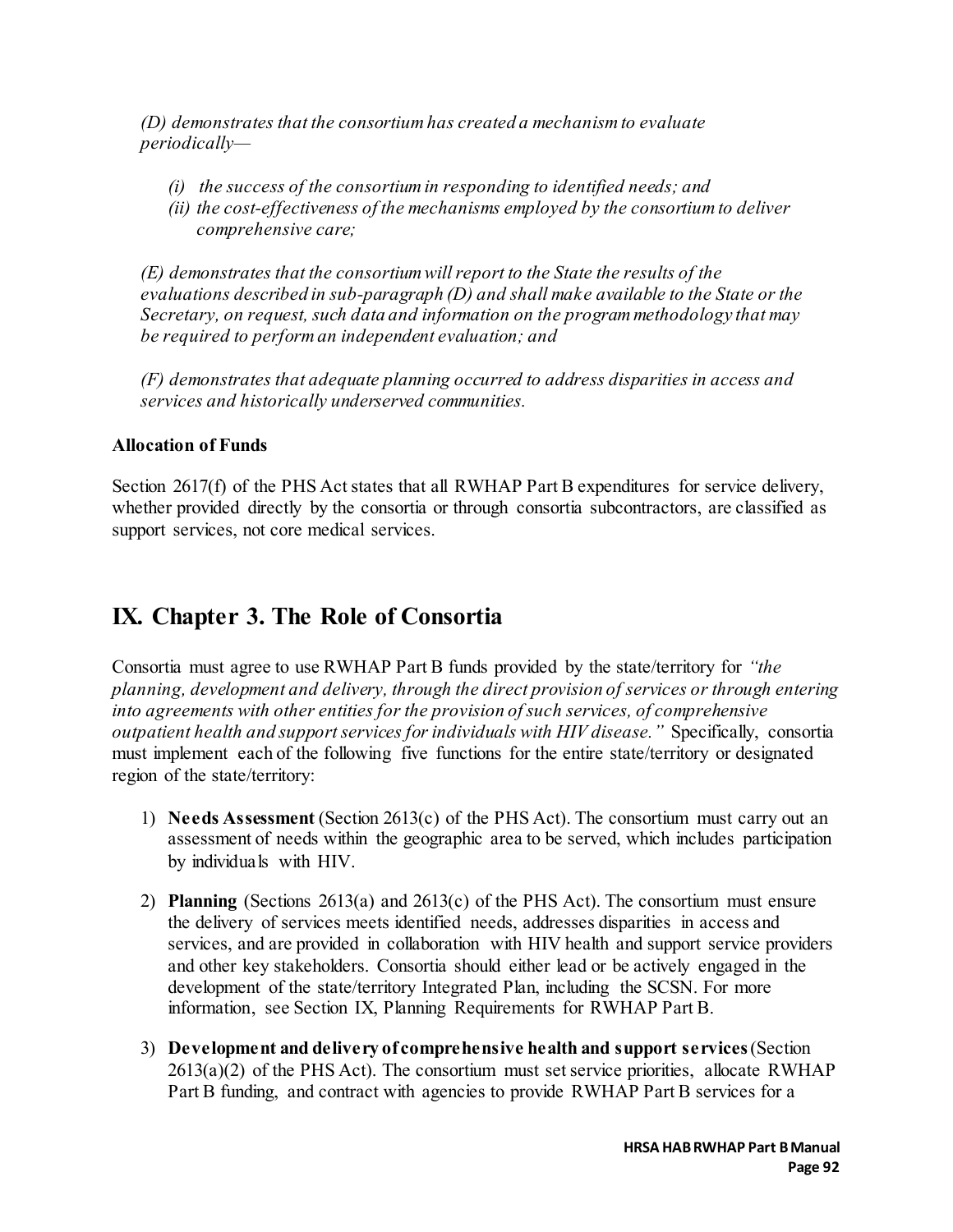*(D) demonstrates that the consortium has created a mechanism to evaluate periodically—*

- *(i) the success of the consortium in responding to identified needs; and*
- *(ii) the cost-effectiveness of the mechanisms employed by the consortium to deliver comprehensive care;*

*(E) demonstrates that the consortium will report to the State the results of the evaluations described in sub-paragraph (D) and shall make available to the State or the Secretary, on request, such data and information on the program methodology that may be required to perform an independent evaluation; and*

*(F) demonstrates that adequate planning occurred to address disparities in access and services and historically underserved communities.*

**Allocation of Funds**

Section 2617(f) of the PHS Act states that all RWHAP Part B expenditures for service delivery, whether provided directly by the consortia or through consortia subcontractors, are classified as support services, not core medical services.

## IX. Chapter 3. The Role of Consortia

Consortia must agree to use RWHAP Part B funds provided by the state/territory for *"the planning, development and delivery, through the direct provision of services or through entering into agreements with other entities for the provision of such services, of comprehensive outpatient health and support services for individuals with HIV disease."* Specifically, consortia must implement each of the following five functions for the entire state/territory or designated region of the state/territory:

1) **Needs Assessment** (Section 2613(c) of the PHS Act). The consortium must carry out an assessment of needs within the geographic area to be served, which includes participation by individuals with HIV.

2) **Planning** (Sections 2613(a) and 2613(c) of the PHS Act). The consortium must ensure the delivery of services meets identified needs, addresses disparities in access and services, and are provided in collaboration with HIV health and support service providers and other key stakeholders. Consortia should either lead or be actively engaged in the development of the state/territory Integrated Plan, including the SCSN. For more information, see Section IX, Planning Requirements for RWHAP Part B.

3) **Development and delivery of comprehensive health and support services** (Section 2613(a)(2) of the PHS Act). The consortium must set service priorities, allocate RWHAP Part B funding, and contract with agencies to provide RWHAP Part B services for a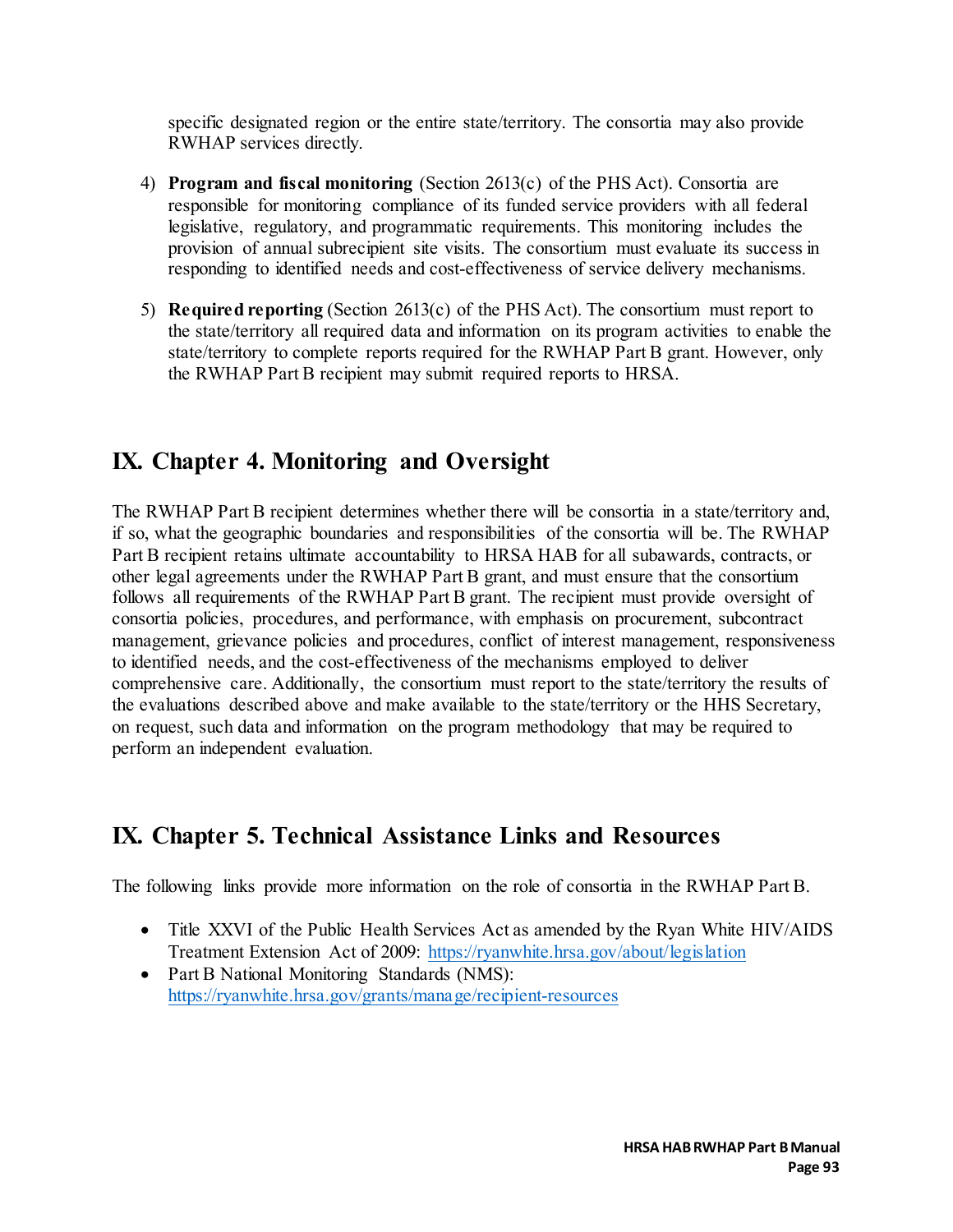specific designated region or the entire state/territory. The consortia may also provide RWHAP services directly.

4) **Program and fiscal monitoring** (Section 2613(c) of the PHS Act). Consortia are responsible for monitoring compliance of its funded service providers with all federal legislative, regulatory, and programmatic requirements. This monitoring includes the provision of annual subrecipient site visits. The consortium must evaluate its success in responding to identified needs and cost-effectiveness of service delivery mechanisms.

5) **Required reporting** (Section 2613(c) of the PHS Act). The consortium must report to the state/territory all required data and information on its program activities to enable the state/territory to complete reports required for the RWHAP Part B grant. However, only the RWHAP Part B recipient may submit required reports to HRSA.

## IX. Chapter 4. Monitoring and Oversight

The RWHAP Part B recipient determines whether there will be consortia in a state/territory and, if so, what the geographic boundaries and responsibilities of the consortia will be. The RWHAP Part B recipient retains ultimate accountability to HRSA HAB for all subawards, contracts, or other legal agreements under the RWHAP Part B grant, and must ensure that the consortium follows all requirements of the RWHAP Part B grant. The recipient must provide oversight of consortia policies, procedures, and performance, with emphasis on procurement, subcontract management, grievance policies and procedures, conflict of interest management, responsiveness to identified needs, and the cost-effectiveness of the mechanisms employed to deliver comprehensive care. Additionally, the consortium must report to the state/territory the results of the evaluations described above and make available to the state/territory or the HHS Secretary, on request, such data and information on the program methodology that may be required to perform an independent evaluation.

## IX. Chapter 5. Technical Assistance Links and Resources

The following links provide more information on the role of consortia in the RWHAP Part B.

- Title XXVI of the Public Health Services Act as amended by the Ryan White HIV/AIDS Treatment Extension Act of 2009: https://ryanwhite.hrsa.gov/about/legislation
- Part B National Monitoring Standards (NMS): https://ryanwhite.hrsa.gov/grants/manage/recipient-resources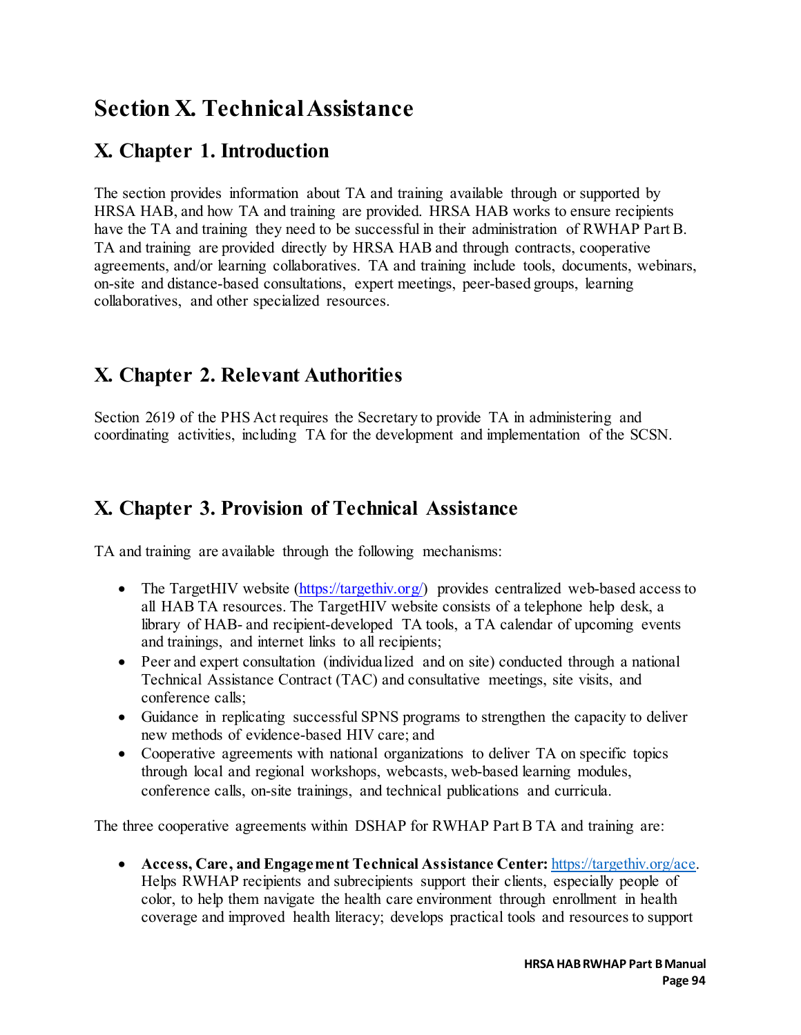# Section X. Technical Assistance

## X. Chapter 1. Introduction

The section provides information about TA and training available through or supported by HRSA HAB, and how TA and training are provided. HRSA HAB works to ensure recipients have the TA and training they need to be successful in their administration of RWHAP Part B. TA and training are provided directly by HRSA HAB and through contracts, cooperative agreements, and/or learning collaboratives. TA and training include tools, documents, webinars, on-site and distance-based consultations, expert meetings, peer-based groups, learning collaboratives, and other specialized resources.

## X. Chapter 2. Relevant Authorities

Section 2619 of the PHS Act requires the Secretary to provide TA in administering and coordinating activities, including TA for the development and implementation of the SCSN.

## X. Chapter 3. Provision of Technical Assistance

TA and training are available through the following mechanisms:

- The TargetHIV website (https://targethiv.org/) provides centralized web-based access to all HAB TA resources. The TargetHIV website consists of a telephone help desk, a library of HAB- and recipient-developed TA tools, a TA calendar of upcoming events and trainings, and internet links to all recipients;
- Peer and expert consultation (individualized and on site) conducted through a national Technical Assistance Contract (TAC) and consultative meetings, site visits, and conference calls;
- Guidance in replicating successful SPNS programs to strengthen the capacity to deliver new methods of evidence-based HIV care; and
- Cooperative agreements with national organizations to deliver TA on specific topics through local and regional workshops, webcasts, web-based learning modules, conference calls, on-site trainings, and technical publications and curricula.

The three cooperative agreements within DSHAP for RWHAP Part B TA and training are:

- **Access, Care, and Engagement Technical Assistance Center:** https://targethiv.org/ace. Helps RWHAP recipients and subrecipients support their clients, especially people of color, to help them navigate the health care environment through enrollment in health coverage and improved health literacy; develops practical tools and resources to support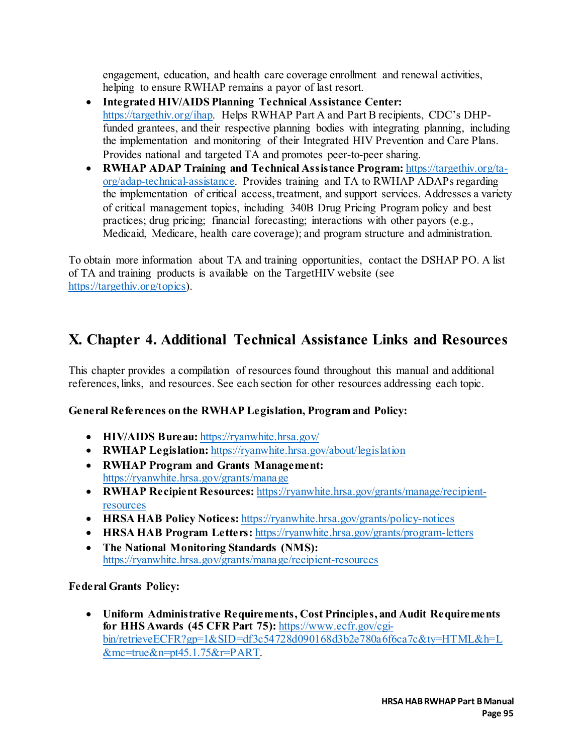engagement, education, and health care coverage enrollment and renewal activities, helping to ensure RWHAP remains a payor of last resort.

- **Integrated HIV/AIDS Planning Technical Assistance Center:** https://targethiv.org/ihap. Helps RWHAP Part A and Part B recipients, CDC's DHP-funded grantees, and their respective planning bodies with integrating planning, including the implementation and monitoring of their Integrated HIV Prevention and Care Plans. Provides national and targeted TA and promotes peer-to-peer sharing.
- **RWHAP ADAP Training and Technical Assistance Program:** https://targethiv.org/ta-org/adap-technical-assistance. Provides training and TA to RWHAP ADAPs regarding the implementation of critical access, treatment, and support services. Addresses a variety of critical management topics, including 340B Drug Pricing Program policy and best practices; drug pricing; financial forecasting; interactions with other payors (e.g., Medicaid, Medicare, health care coverage); and program structure and administration.

To obtain more information about TA and training opportunities, contact the DSHAP PO. A list of TA and training products is available on the TargetHIV website (see https://targethiv.org/topics).

# X. Chapter 4. Additional Technical Assistance Links and Resources

This chapter provides a compilation of resources found throughout this manual and additional references, links, and resources. See each section for other resources addressing each topic.

**General References on the RWHAP Legislation, Program and Policy:**

- **HIV/AIDS Bureau:** https://ryanwhite.hrsa.gov/
- **RWHAP Legislation:** https://ryanwhite.hrsa.gov/about/legislation
- **RWHAP Program and Grants Management:** https://ryanwhite.hrsa.gov/grants/manage
- **RWHAP Recipient Resources:** https://ryanwhite.hrsa.gov/grants/manage/recipient-resources
- **HRSA HAB Policy Notices:** https://ryanwhite.hrsa.gov/grants/policy-notices
- **HRSA HAB Program Letters:** https://ryanwhite.hrsa.gov/grants/program-letters
- **The National Monitoring Standards (NMS):** https://ryanwhite.hrsa.gov/grants/manage/recipient-resources

**Federal Grants Policy:**

- **Uniform Administrative Requirements, Cost Principles, and Audit Requirements for HHS Awards (45 CFR Part 75):** https://www.ecfr.gov/cgi-bin/retrieveECFR?gp=1&SID=df3c54728d090168d3b2e780a6f6ca7c&ty=HTML&h=L&mc=true&n=pt45.1.75&r=PART.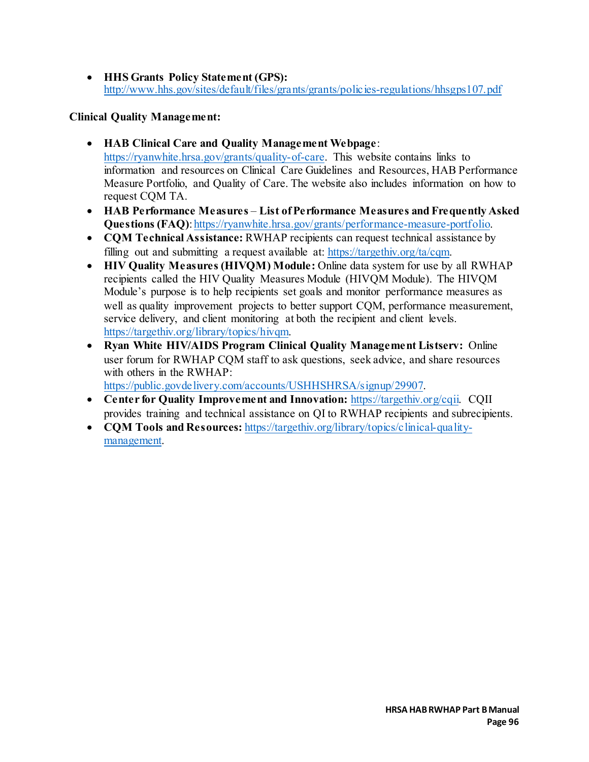- **HHS Grants Policy Statement (GPS):** http://www.hhs.gov/sites/default/files/grants/grants/policies-regulations/hhsgps107.pdf

**Clinical Quality Management:**

- **HAB Clinical Care and Quality Management Webpage**: https://ryanwhite.hrsa.gov/grants/quality-of-care. This website contains links to information and resources on Clinical Care Guidelines and Resources, HAB Performance Measure Portfolio, and Quality of Care. The website also includes information on how to request CQM TA.
- **HAB Performance Measures – List of Performance Measures and Frequently Asked Questions (FAQ)**: https://ryanwhite.hrsa.gov/grants/performance-measure-portfolio.
- **CQM Technical Assistance:** RWHAP recipients can request technical assistance by filling out and submitting a request available at: https://targethiv.org/ta/cqm.
- **HIV Quality Measures (HIVQM) Module:** Online data system for use by all RWHAP recipients called the HIV Quality Measures Module (HIVQM Module). The HIVQM Module's purpose is to help recipients set goals and monitor performance measures as well as quality improvement projects to better support CQM, performance measurement, service delivery, and client monitoring at both the recipient and client levels. https://targethiv.org/library/topics/hivqm.
- **Ryan White HIV/AIDS Program Clinical Quality Management Listserv:** Online user forum for RWHAP CQM staff to ask questions, seek advice, and share resources with others in the RWHAP: https://public.govdelivery.com/accounts/USHHSHRSA/signup/29907.
- **Center for Quality Improvement and Innovation:** https://targethiv.org/cqii. CQII provides training and technical assistance on QI to RWHAP recipients and subrecipients.
- **CQM Tools and Resources:** https://targethiv.org/library/topics/clinical-quality-management.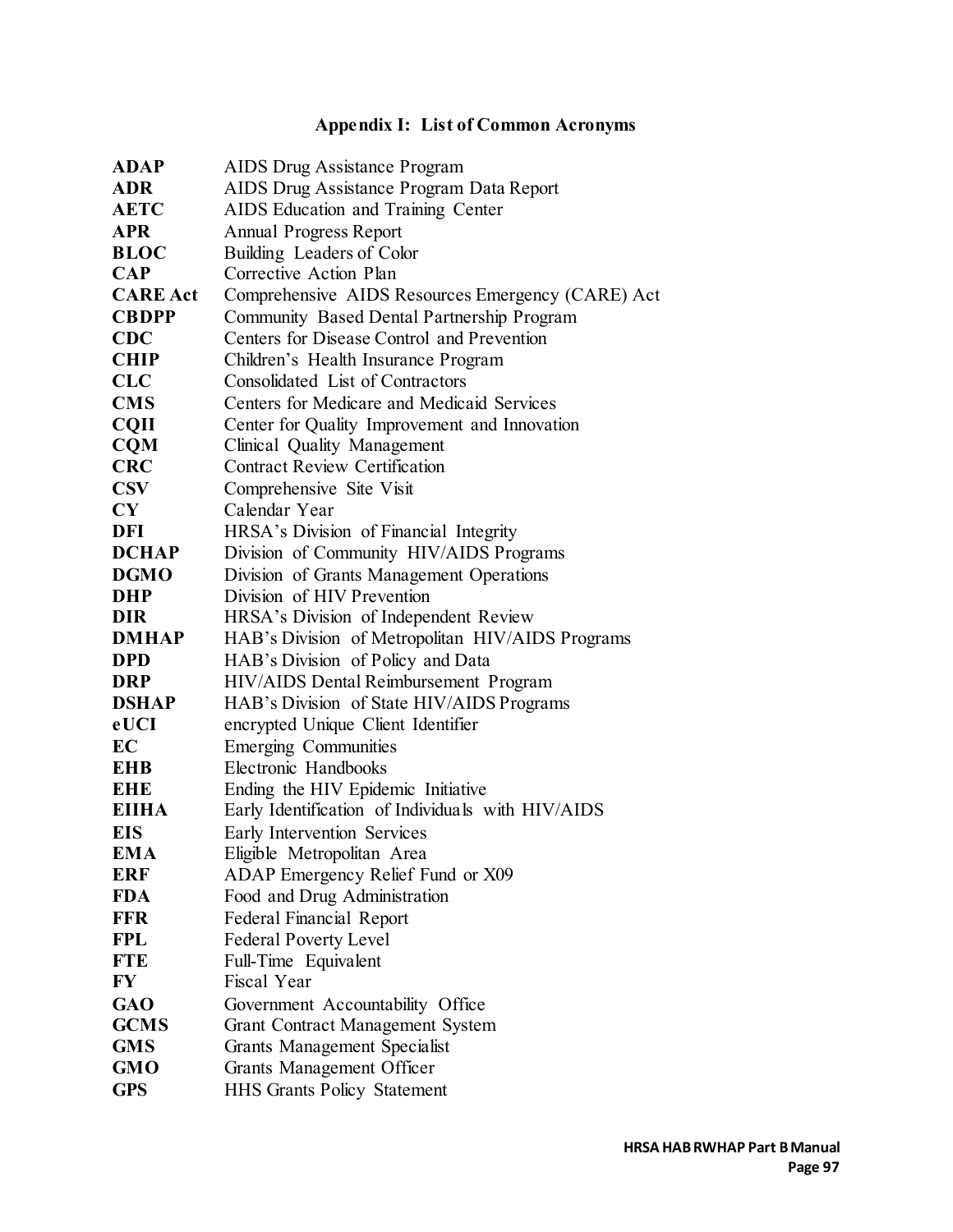## Appendix I: List of Common Acronyms

| | |
|---|---|
| **ADAP** | AIDS Drug Assistance Program |
| **ADR** | AIDS Drug Assistance Program Data Report |
| **AETC** | AIDS Education and Training Center |
| **APR** | Annual Progress Report |
| **BLOC** | Building Leaders of Color |
| **CAP** | Corrective Action Plan |
| **CARE Act** | Comprehensive AIDS Resources Emergency (CARE) Act |
| **CBDPP** | Community Based Dental Partnership Program |
| **CDC** | Centers for Disease Control and Prevention |
| **CHIP** | Children's Health Insurance Program |
| **CLC** | Consolidated List of Contractors |
| **CMS** | Centers for Medicare and Medicaid Services |
| **CQII** | Center for Quality Improvement and Innovation |
| **CQM** | Clinical Quality Management |
| **CRC** | Contract Review Certification |
| **CSV** | Comprehensive Site Visit |
| **CY** | Calendar Year |
| **DFI** | HRSA's Division of Financial Integrity |
| **DCHAP** | Division of Community HIV/AIDS Programs |
| **DGMO** | Division of Grants Management Operations |
| **DHP** | Division of HIV Prevention |
| **DIR** | HRSA's Division of Independent Review |
| **DMHAP** | HAB's Division of Metropolitan HIV/AIDS Programs |
| **DPD** | HAB's Division of Policy and Data |
| **DRP** | HIV/AIDS Dental Reimbursement Program |
| **DSHAP** | HAB's Division of State HIV/AIDS Programs |
| **eUCI** | encrypted Unique Client Identifier |
| **EC** | Emerging Communities |
| **EHB** | Electronic Handbooks |
| **EHE** | Ending the HIV Epidemic Initiative |
| **EIIHA** | Early Identification of Individuals with HIV/AIDS |
| **EIS** | Early Intervention Services |
| **EMA** | Eligible Metropolitan Area |
| **ERF** | ADAP Emergency Relief Fund or X09 |
| **FDA** | Food and Drug Administration |
| **FFR** | Federal Financial Report |
| **FPL** | Federal Poverty Level |
| **FTE** | Full-Time Equivalent |
| **FY** | Fiscal Year |
| **GAO** | Government Accountability Office |
| **GCMS** | Grant Contract Management System |
| **GMS** | Grants Management Specialist |
| **GMO** | Grants Management Officer |
| **GPS** | HHS Grants Policy Statement |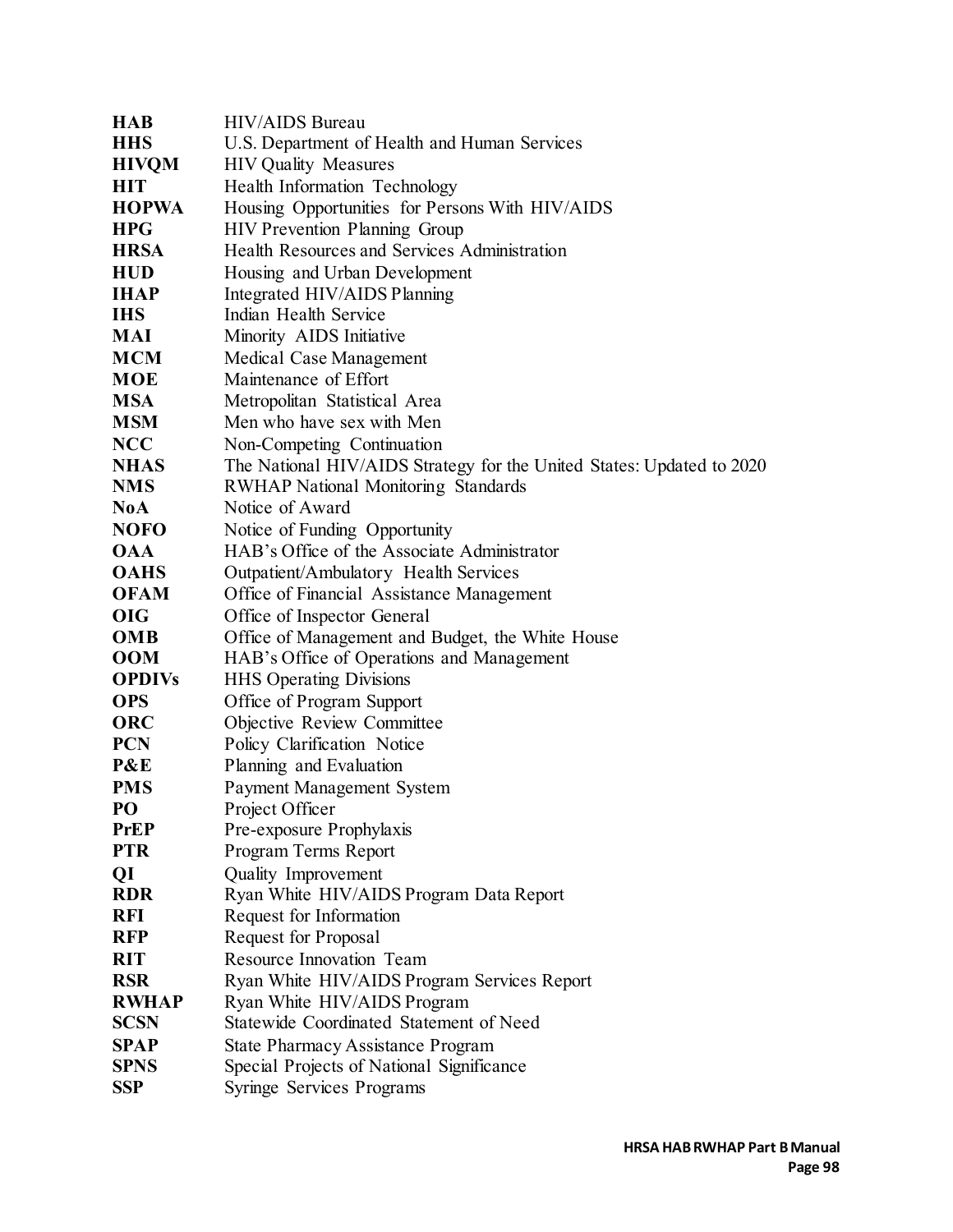| | |
|---|---|
| **HAB** | HIV/AIDS Bureau |
| **HHS** | U.S. Department of Health and Human Services |
| **HIVQM** | HIV Quality Measures |
| **HIT** | Health Information Technology |
| **HOPWA** | Housing Opportunities for Persons With HIV/AIDS |
| **HPG** | HIV Prevention Planning Group |
| **HRSA** | Health Resources and Services Administration |
| **HUD** | Housing and Urban Development |
| **IHAP** | Integrated HIV/AIDS Planning |
| **IHS** | Indian Health Service |
| **MAI** | Minority AIDS Initiative |
| **MCM** | Medical Case Management |
| **MOE** | Maintenance of Effort |
| **MSA** | Metropolitan Statistical Area |
| **MSM** | Men who have sex with Men |
| **NCC** | Non-Competing Continuation |
| **NHAS** | The National HIV/AIDS Strategy for the United States: Updated to 2020 |
| **NMS** | RWHAP National Monitoring Standards |
| **NoA** | Notice of Award |
| **NOFO** | Notice of Funding Opportunity |
| **OAA** | HAB's Office of the Associate Administrator |
| **OAHS** | Outpatient/Ambulatory Health Services |
| **OFAM** | Office of Financial Assistance Management |
| **OIG** | Office of Inspector General |
| **OMB** | Office of Management and Budget, the White House |
| **OOM** | HAB's Office of Operations and Management |
| **OPDIVs** | HHS Operating Divisions |
| **OPS** | Office of Program Support |
| **ORC** | Objective Review Committee |
| **PCN** | Policy Clarification Notice |
| **P&E** | Planning and Evaluation |
| **PMS** | Payment Management System |
| **PO** | Project Officer |
| **PrEP** | Pre-exposure Prophylaxis |
| **PTR** | Program Terms Report |
| **QI** | Quality Improvement |
| **RDR** | Ryan White HIV/AIDS Program Data Report |
| **RFI** | Request for Information |
| **RFP** | Request for Proposal |
| **RIT** | Resource Innovation Team |
| **RSR** | Ryan White HIV/AIDS Program Services Report |
| **RWHAP** | Ryan White HIV/AIDS Program |
| **SCSN** | Statewide Coordinated Statement of Need |
| **SPAP** | State Pharmacy Assistance Program |
| **SPNS** | Special Projects of National Significance |
| **SSP** | Syringe Services Programs |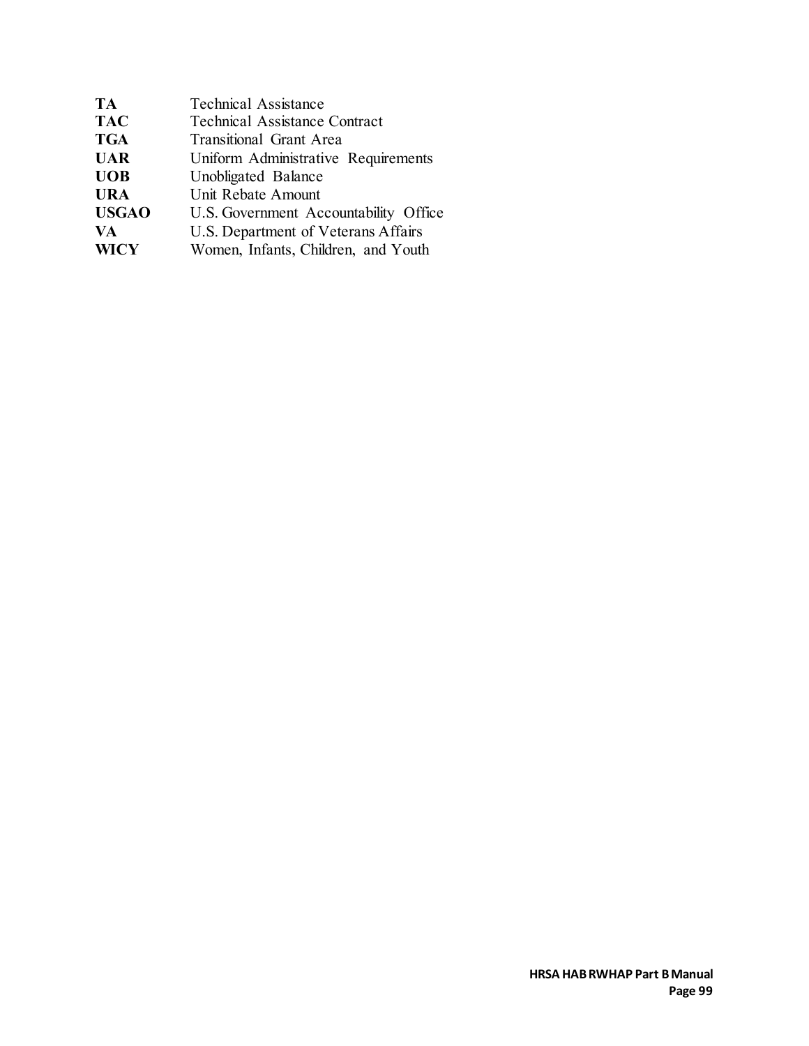| | |
|---|---|
| **TA** | Technical Assistance |
| **TAC** | Technical Assistance Contract |
| **TGA** | Transitional Grant Area |
| **UAR** | Uniform Administrative Requirements |
| **UOB** | Unobligated Balance |
| **URA** | Unit Rebate Amount |
| **USGAO** | U.S. Government Accountability Office |
| **VA** | U.S. Department of Veterans Affairs |
| **WICY** | Women, Infants, Children, and Youth |